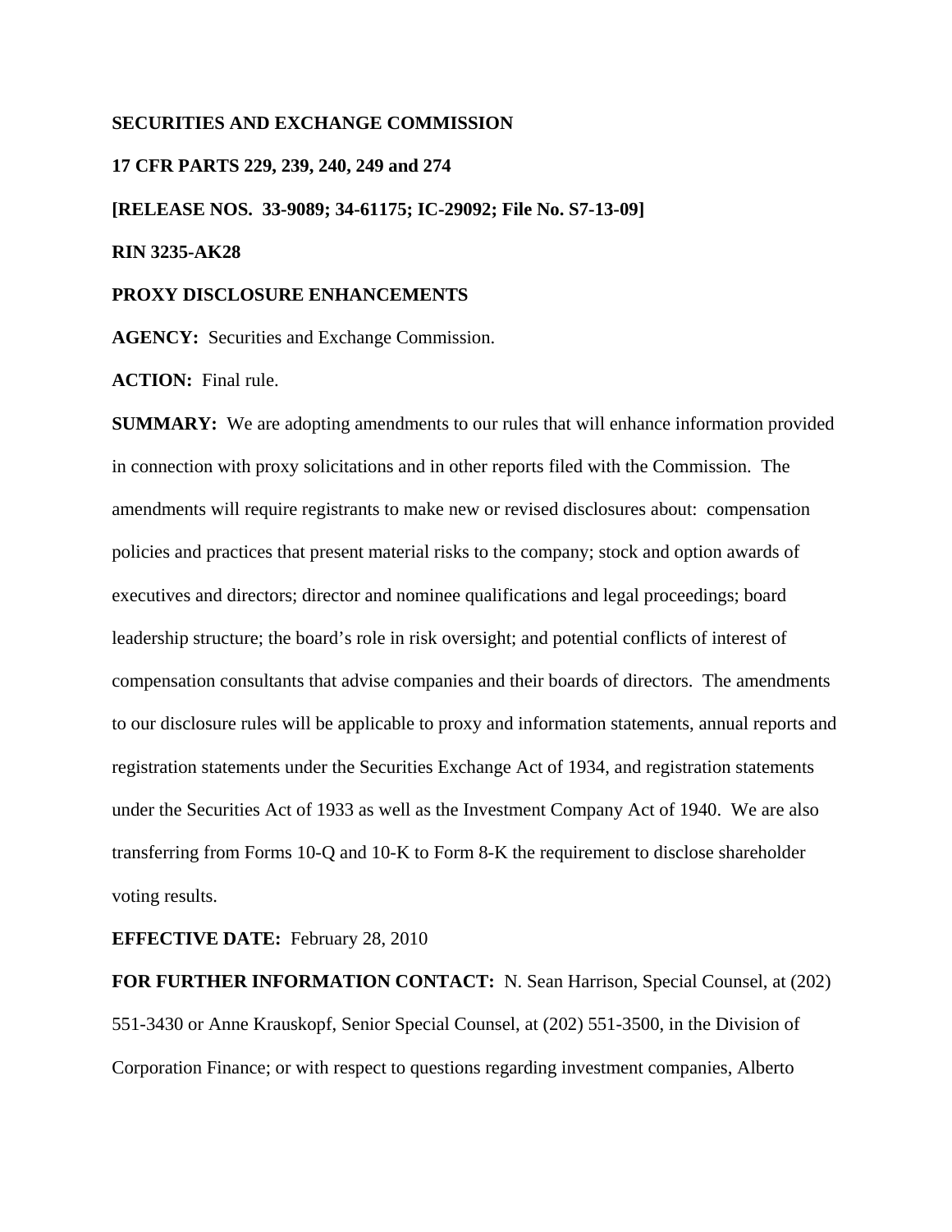**SECURITIES AND EXCHANGE COMMISSION**

**17 CFR PARTS 229, 239, 240, 249 and 274**

**[RELEASE NOS. 33-9089; 34-61175; IC-29092; File No. S7-13-09]**

**RIN 3235-AK28**

**PROXY DISCLOSURE ENHANCEMENTS**

**AGENCY:** Securities and Exchange Commission.

**ACTION:** Final rule.

**SUMMARY:** We are adopting amendments to our rules that will enhance information provided in connection with proxy solicitations and in other reports filed with the Commission. The amendments will require registrants to make new or revised disclosures about: compensation policies and practices that present material risks to the company; stock and option awards of executives and directors; director and nominee qualifications and legal proceedings; board leadership structure; the board's role in risk oversight; and potential conflicts of interest of compensation consultants that advise companies and their boards of directors. The amendments to our disclosure rules will be applicable to proxy and information statements, annual reports and registration statements under the Securities Exchange Act of 1934, and registration statements under the Securities Act of 1933 as well as the Investment Company Act of 1940. We are also transferring from Forms 10-Q and 10-K to Form 8-K the requirement to disclose shareholder voting results.

**EFFECTIVE DATE:** February 28, 2010

**FOR FURTHER INFORMATION CONTACT:** N. Sean Harrison, Special Counsel, at (202) 551-3430 or Anne Krauskopf, Senior Special Counsel, at (202) 551-3500, in the Division of Corporation Finance; or with respect to questions regarding investment companies, Alberto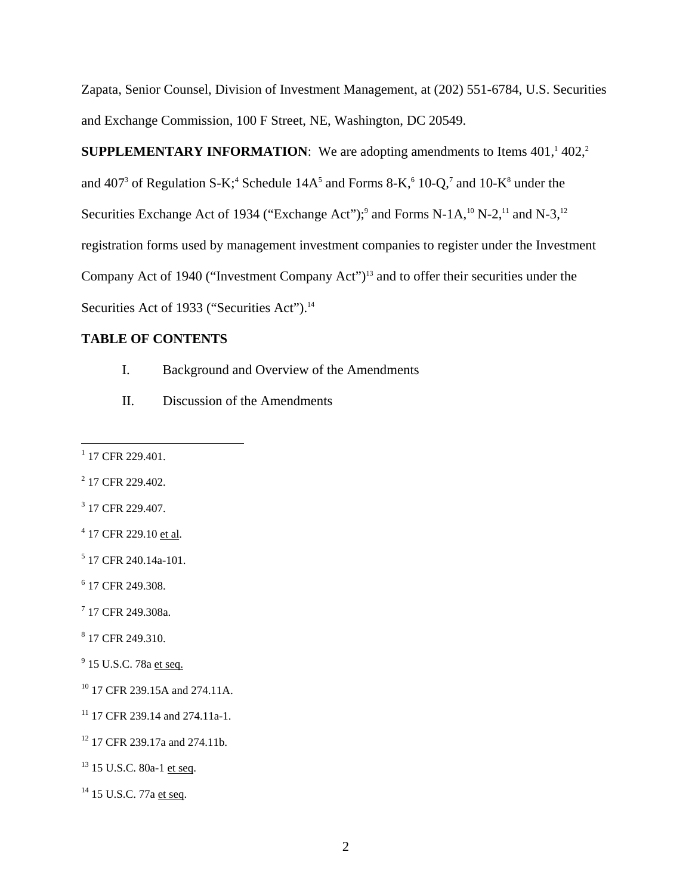Zapata, Senior Counsel, Division of Investment Management, at (202) 551-6784, U.S. Securities and Exchange Commission, 100 F Street, NE, Washington, DC 20549.

**SUPPLEMENTARY INFORMATION**: We are adopting amendments to Items 401,[1] 402,[2] and 407[3] of Regulation S-K;[4] Schedule 14A[5] and Forms 8-K,[6] 10-Q,[7] and 10-K[8] under the Securities Exchange Act of 1934 ("Exchange Act");[9] and Forms N-1A,[10] N-2,[11] and N-3,[12] registration forms used by management investment companies to register under the Investment Company Act of 1940 ("Investment Company Act")[13] and to offer their securities under the Securities Act of 1933 ("Securities Act").[14]

**TABLE OF CONTENTS**

I. Background and Overview of the Amendments

II. Discussion of the Amendments

---

[1] 17 CFR 229.401.

[2] 17 CFR 229.402.

[3] 17 CFR 229.407.

[4] 17 CFR 229.10 et al.

[5] 17 CFR 240.14a-101.

[6] 17 CFR 249.308.

[7] 17 CFR 249.308a.

[8] 17 CFR 249.310.

[9] 15 U.S.C. 78a et seq.

[10] 17 CFR 239.15A and 274.11A.

[11] 17 CFR 239.14 and 274.11a-1.

[12] 17 CFR 239.17a and 274.11b.

[13] 15 U.S.C. 80a-1 et seq.

[14] 15 U.S.C. 77a et seq.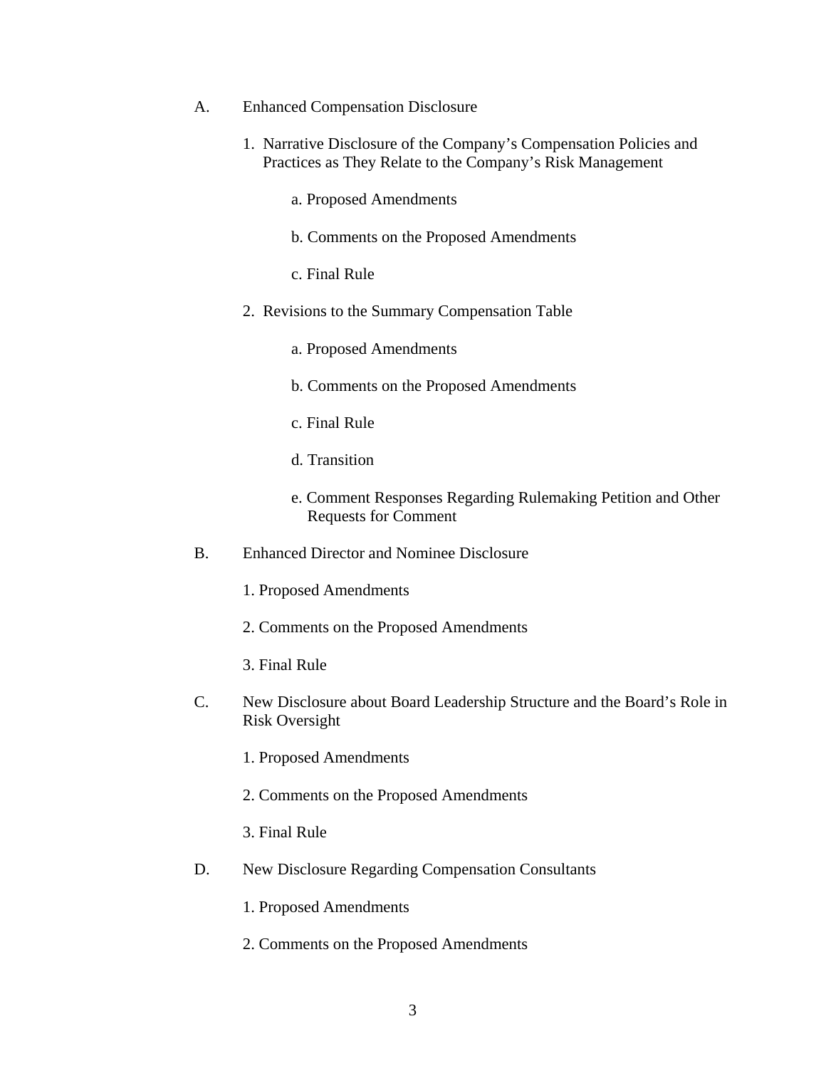A. Enhanced Compensation Disclosure

1. Narrative Disclosure of the Company’s Compensation Policies and Practices as They Relate to the Company’s Risk Management

    a. Proposed Amendments

    b. Comments on the Proposed Amendments

    c. Final Rule

2. Revisions to the Summary Compensation Table

    a. Proposed Amendments

    b. Comments on the Proposed Amendments

    c. Final Rule

    d. Transition

    e. Comment Responses Regarding Rulemaking Petition and Other Requests for Comment

B. Enhanced Director and Nominee Disclosure

1. Proposed Amendments

2. Comments on the Proposed Amendments

3. Final Rule

C. New Disclosure about Board Leadership Structure and the Board’s Role in Risk Oversight

1. Proposed Amendments

2. Comments on the Proposed Amendments

3. Final Rule

D. New Disclosure Regarding Compensation Consultants

1. Proposed Amendments

2. Comments on the Proposed Amendments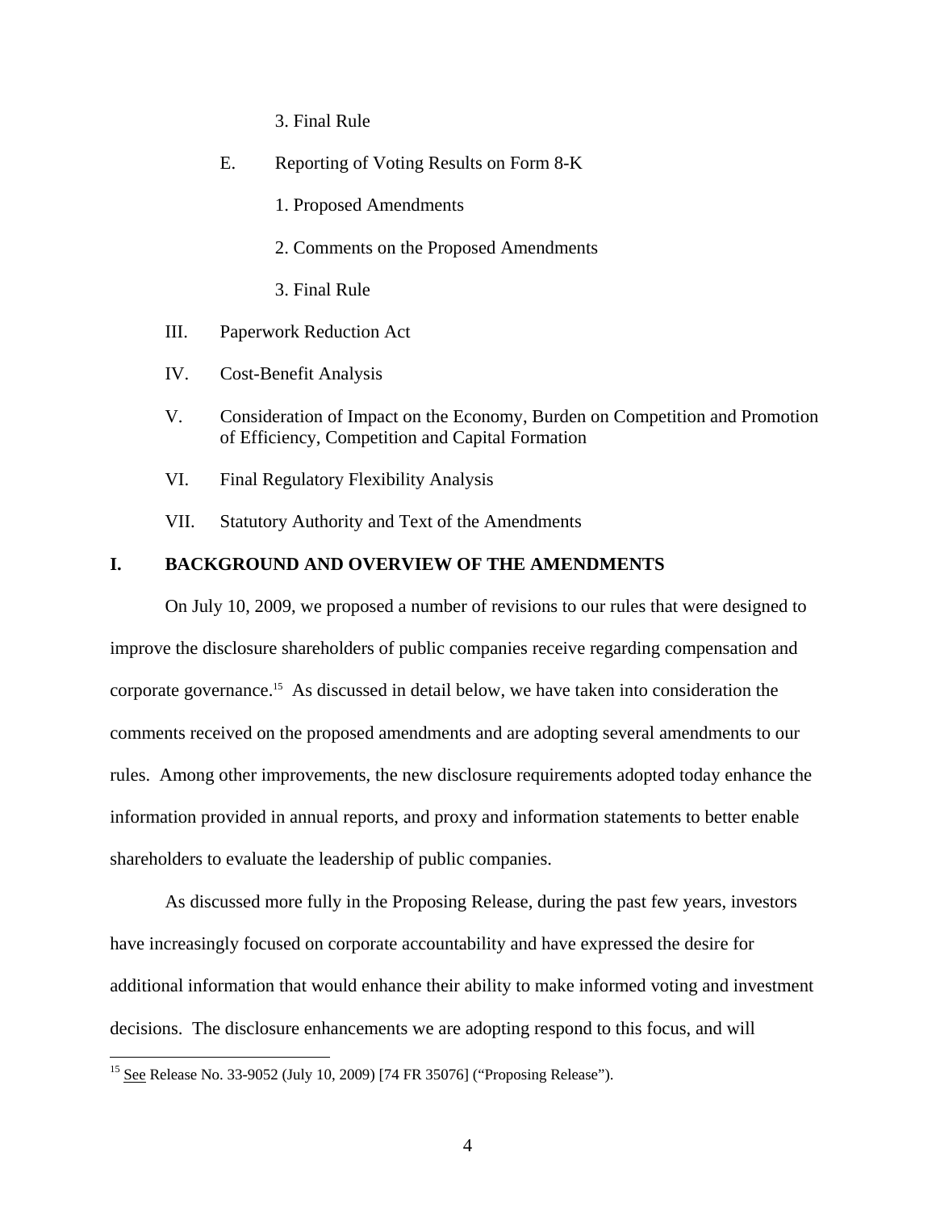3. Final Rule

E. Reporting of Voting Results on Form 8-K

1. Proposed Amendments

2. Comments on the Proposed Amendments

3. Final Rule

III. Paperwork Reduction Act

IV. Cost-Benefit Analysis

V. Consideration of Impact on the Economy, Burden on Competition and Promotion of Efficiency, Competition and Capital Formation

VI. Final Regulatory Flexibility Analysis

VII. Statutory Authority and Text of the Amendments

## I. BACKGROUND AND OVERVIEW OF THE AMENDMENTS

On July 10, 2009, we proposed a number of revisions to our rules that were designed to improve the disclosure shareholders of public companies receive regarding compensation and corporate governance.[15] As discussed in detail below, we have taken into consideration the comments received on the proposed amendments and are adopting several amendments to our rules. Among other improvements, the new disclosure requirements adopted today enhance the information provided in annual reports, and proxy and information statements to better enable shareholders to evaluate the leadership of public companies.

As discussed more fully in the Proposing Release, during the past few years, investors have increasingly focused on corporate accountability and have expressed the desire for additional information that would enhance their ability to make informed voting and investment decisions. The disclosure enhancements we are adopting respond to this focus, and will

---

[15] See Release No. 33-9052 (July 10, 2009) [74 FR 35076] ("Proposing Release").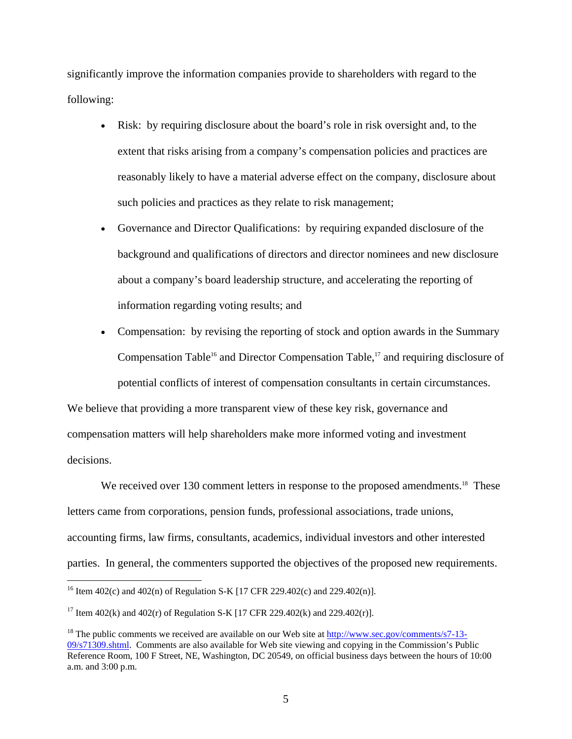significantly improve the information companies provide to shareholders with regard to the following:

- Risk: by requiring disclosure about the board's role in risk oversight and, to the extent that risks arising from a company's compensation policies and practices are reasonably likely to have a material adverse effect on the company, disclosure about such policies and practices as they relate to risk management;
- Governance and Director Qualifications: by requiring expanded disclosure of the background and qualifications of directors and director nominees and new disclosure about a company's board leadership structure, and accelerating the reporting of information regarding voting results; and
- Compensation: by revising the reporting of stock and option awards in the Summary Compensation Table[16] and Director Compensation Table,[17] and requiring disclosure of potential conflicts of interest of compensation consultants in certain circumstances.

We believe that providing a more transparent view of these key risk, governance and compensation matters will help shareholders make more informed voting and investment decisions.

We received over 130 comment letters in response to the proposed amendments.[18] These letters came from corporations, pension funds, professional associations, trade unions, accounting firms, law firms, consultants, academics, individual investors and other interested parties. In general, the commenters supported the objectives of the proposed new requirements.

---

[16] Item 402(c) and 402(n) of Regulation S-K [17 CFR 229.402(c) and 229.402(n)].

[17] Item 402(k) and 402(r) of Regulation S-K [17 CFR 229.402(k) and 229.402(r)].

[18] The public comments we received are available on our Web site at http://www.sec.gov/comments/s7-13-09/s71309.shtml. Comments are also available for Web site viewing and copying in the Commission's Public Reference Room, 100 F Street, NE, Washington, DC 20549, on official business days between the hours of 10:00 a.m. and 3:00 p.m.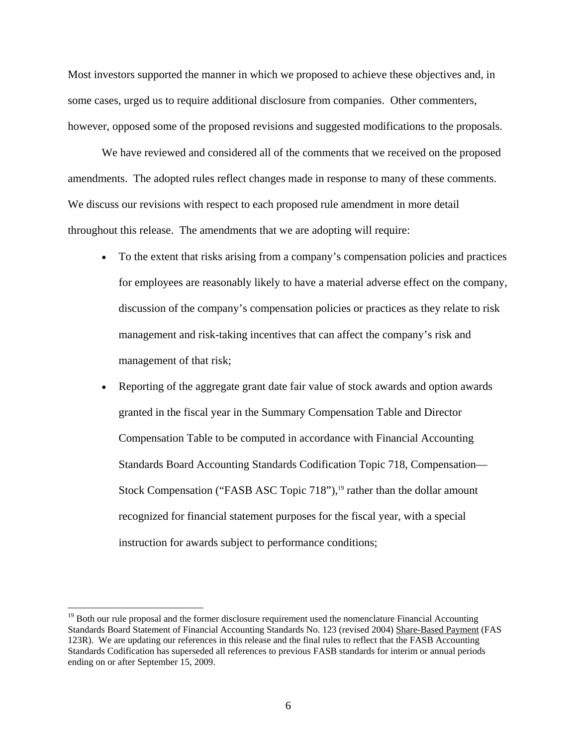Most investors supported the manner in which we proposed to achieve these objectives and, in some cases, urged us to require additional disclosure from companies. Other commenters, however, opposed some of the proposed revisions and suggested modifications to the proposals.

We have reviewed and considered all of the comments that we received on the proposed amendments. The adopted rules reflect changes made in response to many of these comments. We discuss our revisions with respect to each proposed rule amendment in more detail throughout this release. The amendments that we are adopting will require:

- To the extent that risks arising from a company's compensation policies and practices for employees are reasonably likely to have a material adverse effect on the company, discussion of the company's compensation policies or practices as they relate to risk management and risk-taking incentives that can affect the company's risk and management of that risk;
- Reporting of the aggregate grant date fair value of stock awards and option awards granted in the fiscal year in the Summary Compensation Table and Director Compensation Table to be computed in accordance with Financial Accounting Standards Board Accounting Standards Codification Topic 718, Compensation—Stock Compensation ("FASB ASC Topic 718"),[19] rather than the dollar amount recognized for financial statement purposes for the fiscal year, with a special instruction for awards subject to performance conditions;

---

[19] Both our rule proposal and the former disclosure requirement used the nomenclature Financial Accounting Standards Board Statement of Financial Accounting Standards No. 123 (revised 2004) Share-Based Payment (FAS 123R). We are updating our references in this release and the final rules to reflect that the FASB Accounting Standards Codification has superseded all references to previous FASB standards for interim or annual periods ending on or after September 15, 2009.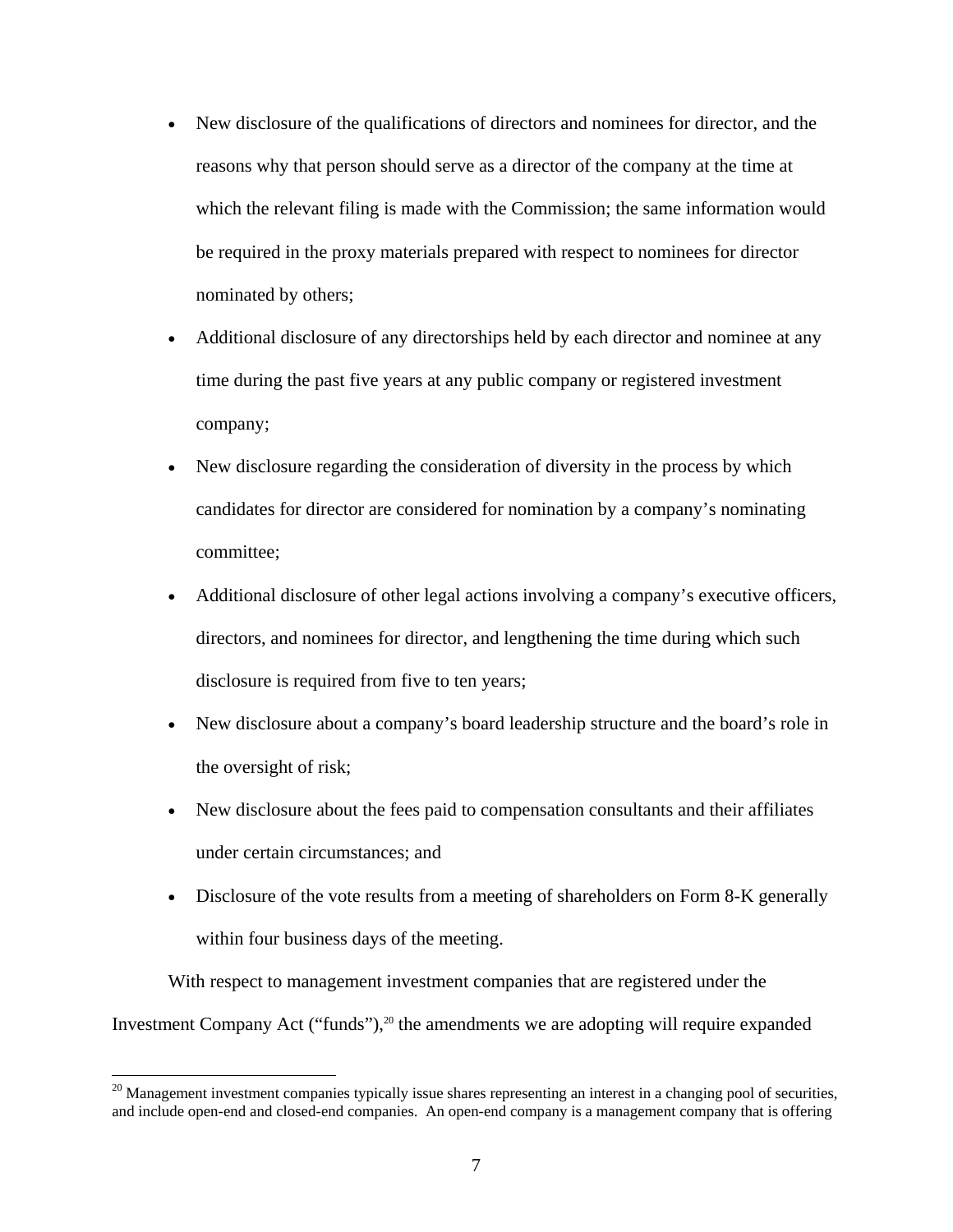- New disclosure of the qualifications of directors and nominees for director, and the reasons why that person should serve as a director of the company at the time at which the relevant filing is made with the Commission; the same information would be required in the proxy materials prepared with respect to nominees for director nominated by others;
- Additional disclosure of any directorships held by each director and nominee at any time during the past five years at any public company or registered investment company;
- New disclosure regarding the consideration of diversity in the process by which candidates for director are considered for nomination by a company's nominating committee;
- Additional disclosure of other legal actions involving a company's executive officers, directors, and nominees for director, and lengthening the time during which such disclosure is required from five to ten years;
- New disclosure about a company's board leadership structure and the board's role in the oversight of risk;
- New disclosure about the fees paid to compensation consultants and their affiliates under certain circumstances; and
- Disclosure of the vote results from a meeting of shareholders on Form 8-K generally within four business days of the meeting.

With respect to management investment companies that are registered under the Investment Company Act ("funds"),[20] the amendments we are adopting will require expanded

[20] Management investment companies typically issue shares representing an interest in a changing pool of securities, and include open-end and closed-end companies. An open-end company is a management company that is offering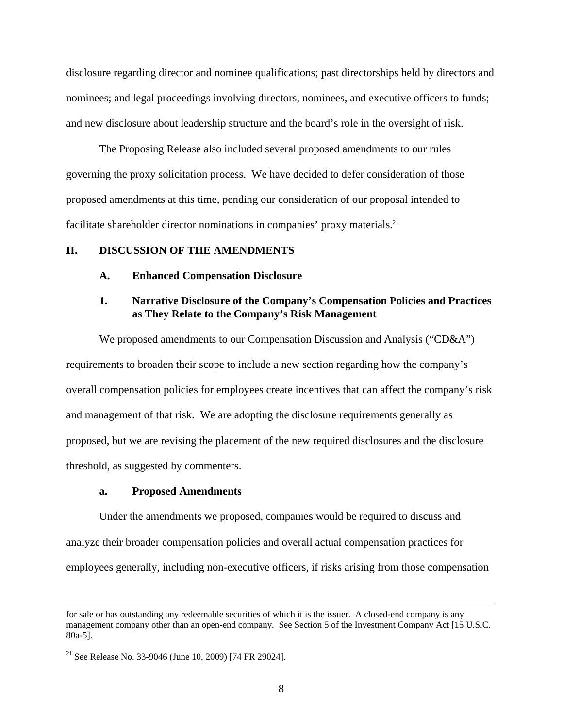disclosure regarding director and nominee qualifications; past directorships held by directors and nominees; and legal proceedings involving directors, nominees, and executive officers to funds; and new disclosure about leadership structure and the board's role in the oversight of risk.

The Proposing Release also included several proposed amendments to our rules governing the proxy solicitation process. We have decided to defer consideration of those proposed amendments at this time, pending our consideration of our proposal intended to facilitate shareholder director nominations in companies' proxy materials.[21]

## II. DISCUSSION OF THE AMENDMENTS

### A. Enhanced Compensation Disclosure

#### 1. Narrative Disclosure of the Company's Compensation Policies and Practices as They Relate to the Company's Risk Management

We proposed amendments to our Compensation Discussion and Analysis ("CD&A") requirements to broaden their scope to include a new section regarding how the company's overall compensation policies for employees create incentives that can affect the company's risk and management of that risk. We are adopting the disclosure requirements generally as proposed, but we are revising the placement of the new required disclosures and the disclosure threshold, as suggested by commenters.

##### a. Proposed Amendments

Under the amendments we proposed, companies would be required to discuss and analyze their broader compensation policies and overall actual compensation practices for employees generally, including non-executive officers, if risks arising from those compensation

---

for sale or has outstanding any redeemable securities of which it is the issuer. A closed-end company is any management company other than an open-end company. See Section 5 of the Investment Company Act [15 U.S.C. 80a-5].

[21] See Release No. 33-9046 (June 10, 2009) [74 FR 29024].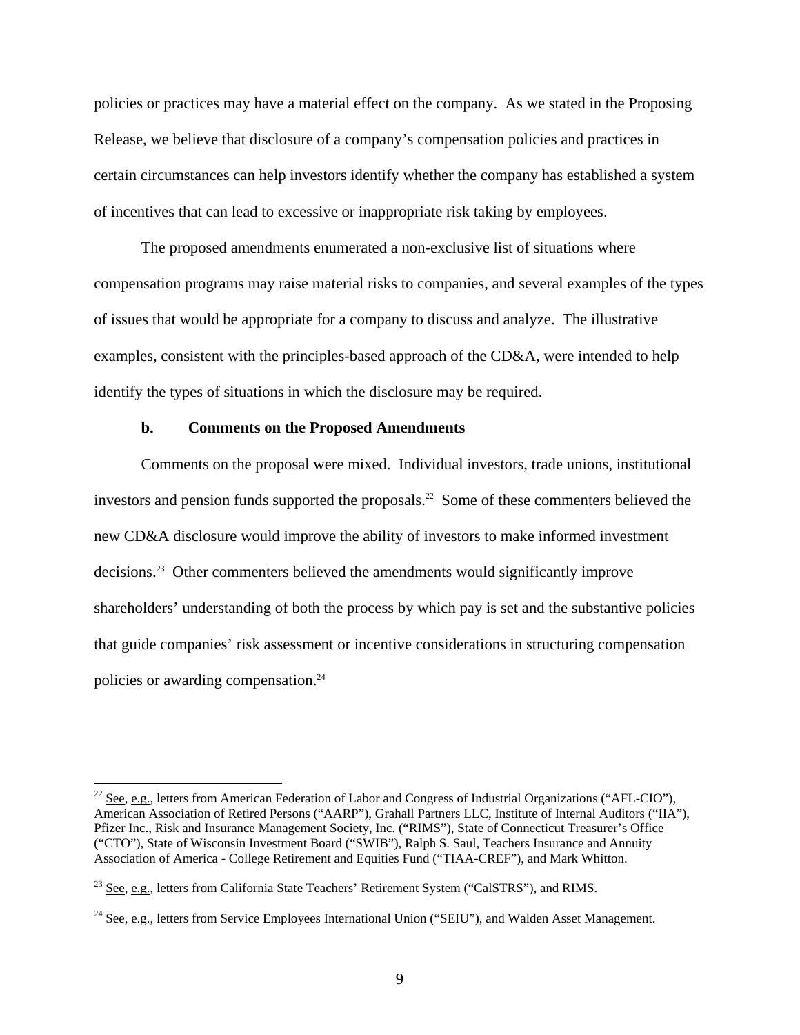policies or practices may have a material effect on the company. As we stated in the Proposing Release, we believe that disclosure of a company's compensation policies and practices in certain circumstances can help investors identify whether the company has established a system of incentives that can lead to excessive or inappropriate risk taking by employees.

The proposed amendments enumerated a non-exclusive list of situations where compensation programs may raise material risks to companies, and several examples of the types of issues that would be appropriate for a company to discuss and analyze. The illustrative examples, consistent with the principles-based approach of the CD&A, were intended to help identify the types of situations in which the disclosure may be required.

**b. Comments on the Proposed Amendments**

Comments on the proposal were mixed. Individual investors, trade unions, institutional investors and pension funds supported the proposals.[22] Some of these commenters believed the new CD&A disclosure would improve the ability of investors to make informed investment decisions.[23] Other commenters believed the amendments would significantly improve shareholders' understanding of both the process by which pay is set and the substantive policies that guide companies' risk assessment or incentive considerations in structuring compensation policies or awarding compensation.[24]

---

[22] See, e.g., letters from American Federation of Labor and Congress of Industrial Organizations ("AFL-CIO"), American Association of Retired Persons ("AARP"), Grahall Partners LLC, Institute of Internal Auditors ("IIA"), Pfizer Inc., Risk and Insurance Management Society, Inc. ("RIMS"), State of Connecticut Treasurer's Office ("CTO"), State of Wisconsin Investment Board ("SWIB"), Ralph S. Saul, Teachers Insurance and Annuity Association of America - College Retirement and Equities Fund ("TIAA-CREF"), and Mark Whitton.

[23] See, e.g., letters from California State Teachers' Retirement System ("CalSTRS"), and RIMS.

[24] See, e.g., letters from Service Employees International Union ("SEIU"), and Walden Asset Management.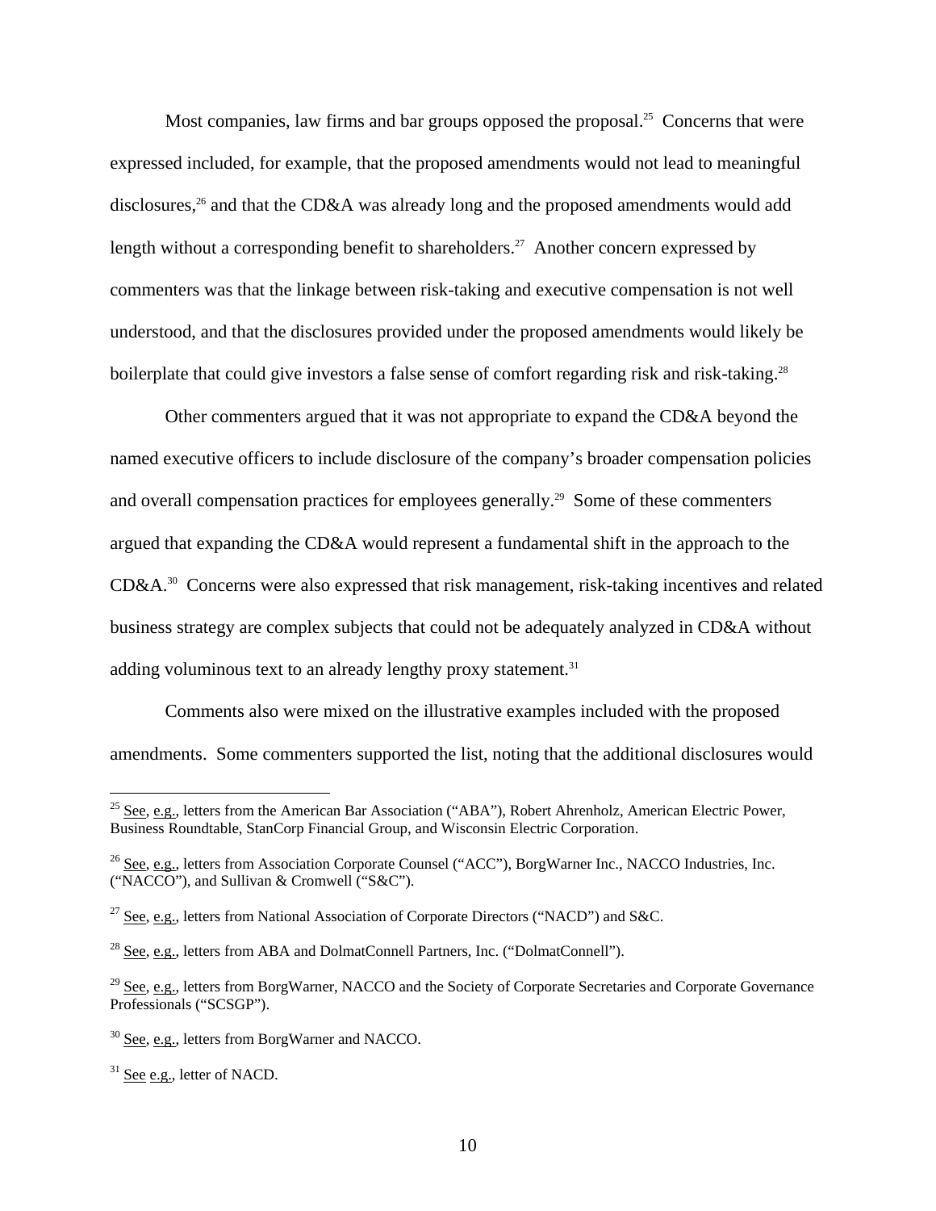Most companies, law firms and bar groups opposed the proposal.[25] Concerns that were expressed included, for example, that the proposed amendments would not lead to meaningful disclosures,[26] and that the CD&A was already long and the proposed amendments would add length without a corresponding benefit to shareholders.[27] Another concern expressed by commenters was that the linkage between risk-taking and executive compensation is not well understood, and that the disclosures provided under the proposed amendments would likely be boilerplate that could give investors a false sense of comfort regarding risk and risk-taking.[28]

Other commenters argued that it was not appropriate to expand the CD&A beyond the named executive officers to include disclosure of the company's broader compensation policies and overall compensation practices for employees generally.[29] Some of these commenters argued that expanding the CD&A would represent a fundamental shift in the approach to the CD&A.[30] Concerns were also expressed that risk management, risk-taking incentives and related business strategy are complex subjects that could not be adequately analyzed in CD&A without adding voluminous text to an already lengthy proxy statement.[31]

Comments also were mixed on the illustrative examples included with the proposed amendments. Some commenters supported the list, noting that the additional disclosures would

---

[25] See, e.g., letters from the American Bar Association ("ABA"), Robert Ahrenholz, American Electric Power, Business Roundtable, StanCorp Financial Group, and Wisconsin Electric Corporation.

[26] See, e.g., letters from Association Corporate Counsel ("ACC"), BorgWarner Inc., NACCO Industries, Inc. ("NACCO"), and Sullivan & Cromwell ("S&C").

[27] See, e.g., letters from National Association of Corporate Directors ("NACD") and S&C.

[28] See, e.g., letters from ABA and DolmatConnell Partners, Inc. ("DolmatConnell").

[29] See, e.g., letters from BorgWarner, NACCO and the Society of Corporate Secretaries and Corporate Governance Professionals ("SCSGP").

[30] See, e.g., letters from BorgWarner and NACCO.

[31] See e.g., letter of NACD.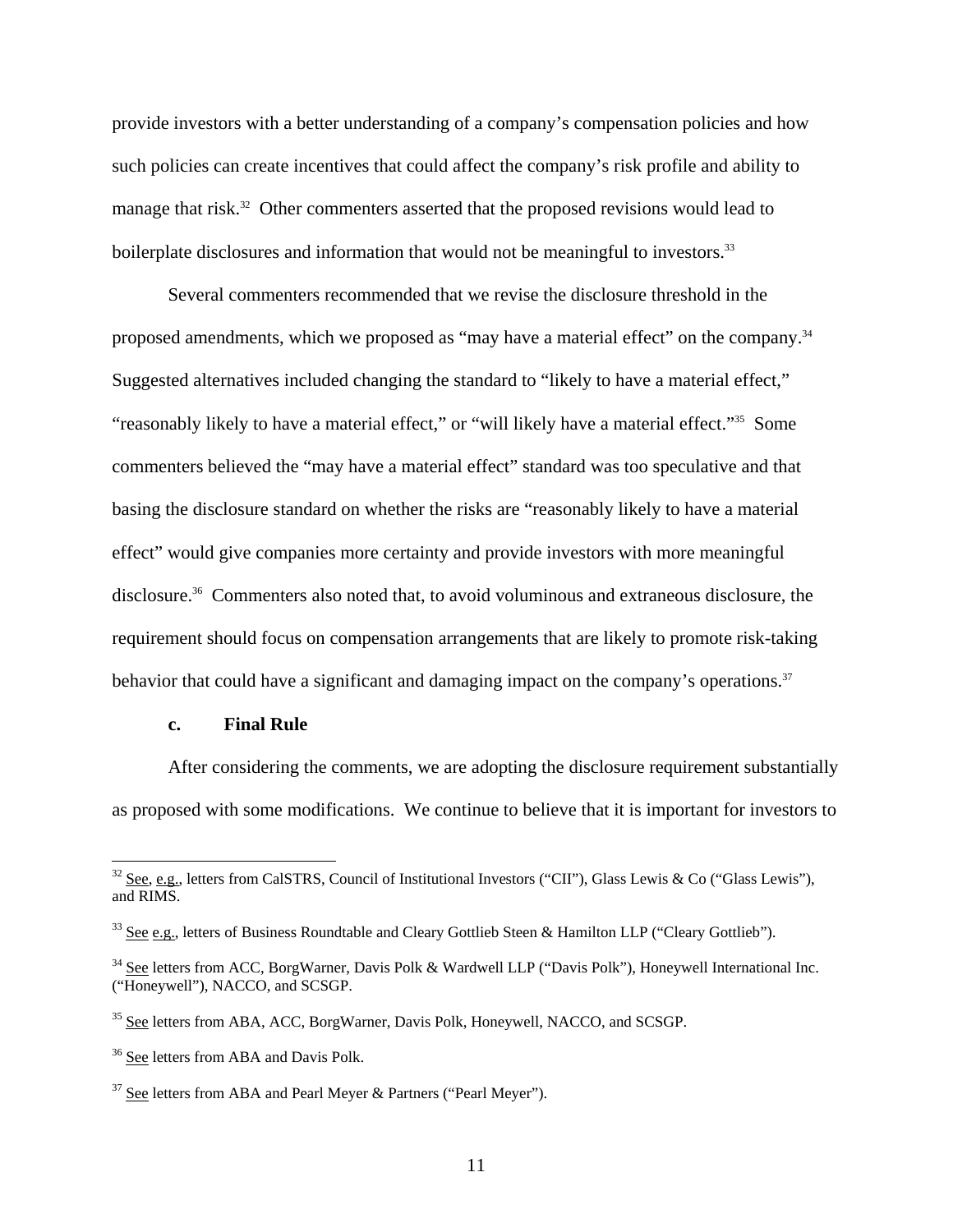provide investors with a better understanding of a company's compensation policies and how such policies can create incentives that could affect the company's risk profile and ability to manage that risk.[32] Other commenters asserted that the proposed revisions would lead to boilerplate disclosures and information that would not be meaningful to investors.[33]

Several commenters recommended that we revise the disclosure threshold in the proposed amendments, which we proposed as "may have a material effect" on the company.[34] Suggested alternatives included changing the standard to "likely to have a material effect," "reasonably likely to have a material effect," or "will likely have a material effect."[35] Some commenters believed the "may have a material effect" standard was too speculative and that basing the disclosure standard on whether the risks are "reasonably likely to have a material effect" would give companies more certainty and provide investors with more meaningful disclosure.[36] Commenters also noted that, to avoid voluminous and extraneous disclosure, the requirement should focus on compensation arrangements that are likely to promote risk-taking behavior that could have a significant and damaging impact on the company's operations.[37]

#### c. Final Rule

After considering the comments, we are adopting the disclosure requirement substantially as proposed with some modifications. We continue to believe that it is important for investors to

---

[32] See, e.g., letters from CalSTRS, Council of Institutional Investors ("CII"), Glass Lewis & Co ("Glass Lewis"), and RIMS.

[33] See e.g., letters of Business Roundtable and Cleary Gottlieb Steen & Hamilton LLP ("Cleary Gottlieb").

[34] See letters from ACC, BorgWarner, Davis Polk & Wardwell LLP ("Davis Polk"), Honeywell International Inc. ("Honeywell"), NACCO, and SCSGP.

[35] See letters from ABA, ACC, BorgWarner, Davis Polk, Honeywell, NACCO, and SCSGP.

[36] See letters from ABA and Davis Polk.

[37] See letters from ABA and Pearl Meyer & Partners ("Pearl Meyer").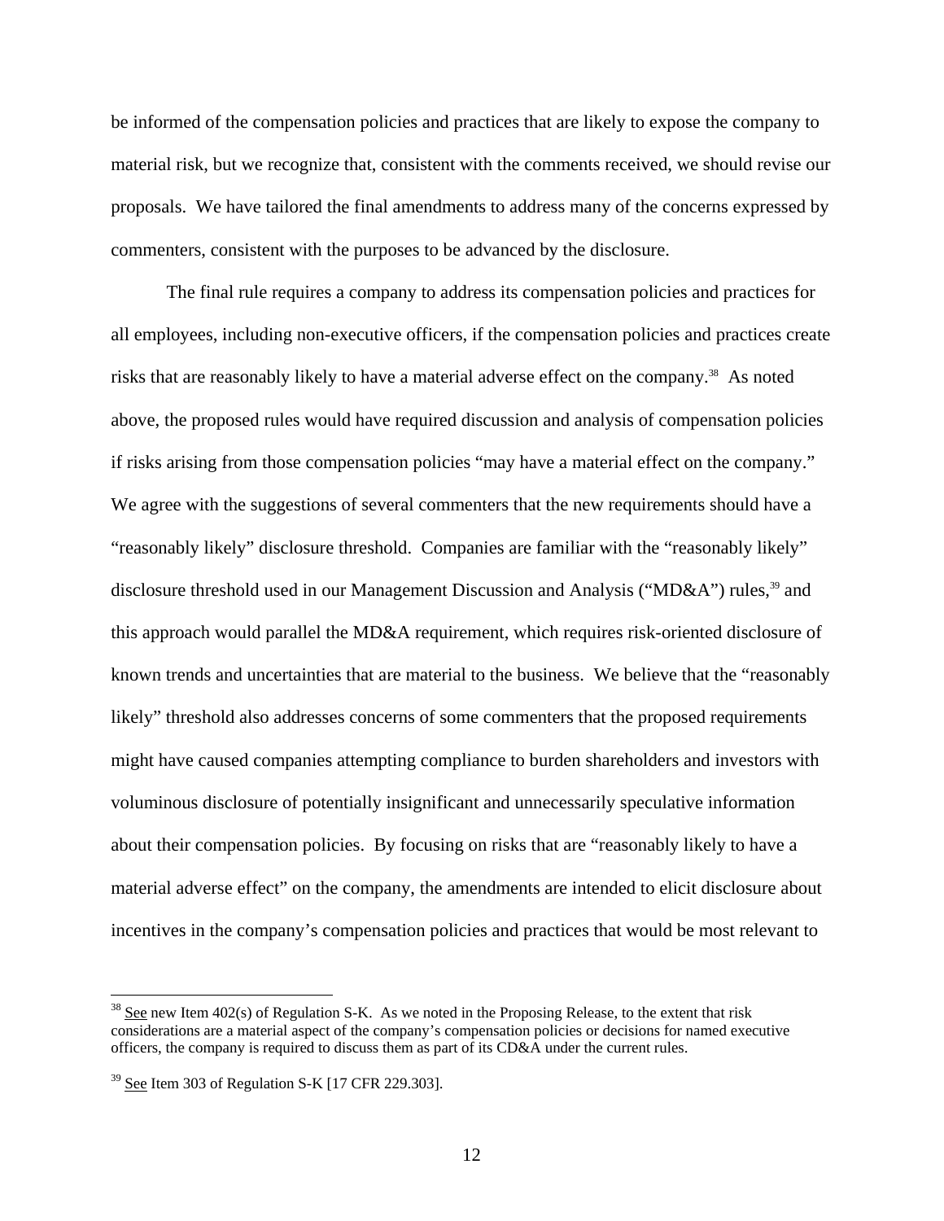be informed of the compensation policies and practices that are likely to expose the company to material risk, but we recognize that, consistent with the comments received, we should revise our proposals. We have tailored the final amendments to address many of the concerns expressed by commenters, consistent with the purposes to be advanced by the disclosure.

The final rule requires a company to address its compensation policies and practices for all employees, including non-executive officers, if the compensation policies and practices create risks that are reasonably likely to have a material adverse effect on the company.[38] As noted above, the proposed rules would have required discussion and analysis of compensation policies if risks arising from those compensation policies "may have a material effect on the company." We agree with the suggestions of several commenters that the new requirements should have a "reasonably likely" disclosure threshold. Companies are familiar with the "reasonably likely" disclosure threshold used in our Management Discussion and Analysis ("MD&A") rules,[39] and this approach would parallel the MD&A requirement, which requires risk-oriented disclosure of known trends and uncertainties that are material to the business. We believe that the "reasonably likely" threshold also addresses concerns of some commenters that the proposed requirements might have caused companies attempting compliance to burden shareholders and investors with voluminous disclosure of potentially insignificant and unnecessarily speculative information about their compensation policies. By focusing on risks that are "reasonably likely to have a material adverse effect" on the company, the amendments are intended to elicit disclosure about incentives in the company's compensation policies and practices that would be most relevant to

---

[38] See new Item 402(s) of Regulation S-K. As we noted in the Proposing Release, to the extent that risk considerations are a material aspect of the company's compensation policies or decisions for named executive officers, the company is required to discuss them as part of its CD&A under the current rules.

[39] See Item 303 of Regulation S-K [17 CFR 229.303].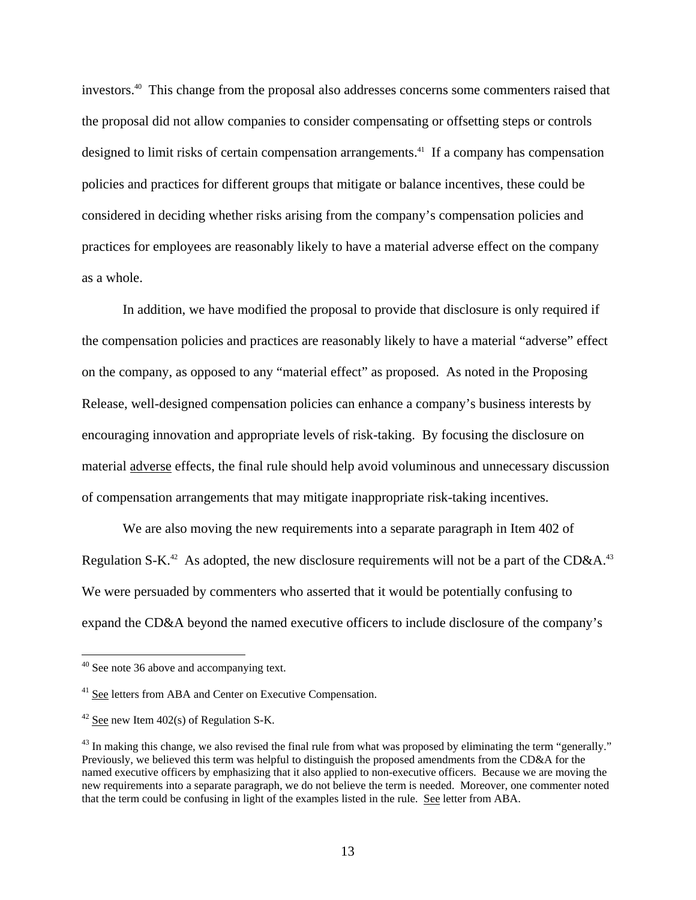investors.[40] This change from the proposal also addresses concerns some commenters raised that the proposal did not allow companies to consider compensating or offsetting steps or controls designed to limit risks of certain compensation arrangements.[41] If a company has compensation policies and practices for different groups that mitigate or balance incentives, these could be considered in deciding whether risks arising from the company's compensation policies and practices for employees are reasonably likely to have a material adverse effect on the company as a whole.

In addition, we have modified the proposal to provide that disclosure is only required if the compensation policies and practices are reasonably likely to have a material "adverse" effect on the company, as opposed to any "material effect" as proposed. As noted in the Proposing Release, well-designed compensation policies can enhance a company's business interests by encouraging innovation and appropriate levels of risk-taking. By focusing the disclosure on material adverse effects, the final rule should help avoid voluminous and unnecessary discussion of compensation arrangements that may mitigate inappropriate risk-taking incentives.

We are also moving the new requirements into a separate paragraph in Item 402 of Regulation S-K.[42] As adopted, the new disclosure requirements will not be a part of the CD&A.[43] We were persuaded by commenters who asserted that it would be potentially confusing to expand the CD&A beyond the named executive officers to include disclosure of the company's

---

[40] See note 36 above and accompanying text.

[41] See letters from ABA and Center on Executive Compensation.

[42] See new Item 402(s) of Regulation S-K.

[43] In making this change, we also revised the final rule from what was proposed by eliminating the term "generally." Previously, we believed this term was helpful to distinguish the proposed amendments from the CD&A for the named executive officers by emphasizing that it also applied to non-executive officers. Because we are moving the new requirements into a separate paragraph, we do not believe the term is needed. Moreover, one commenter noted that the term could be confusing in light of the examples listed in the rule. See letter from ABA.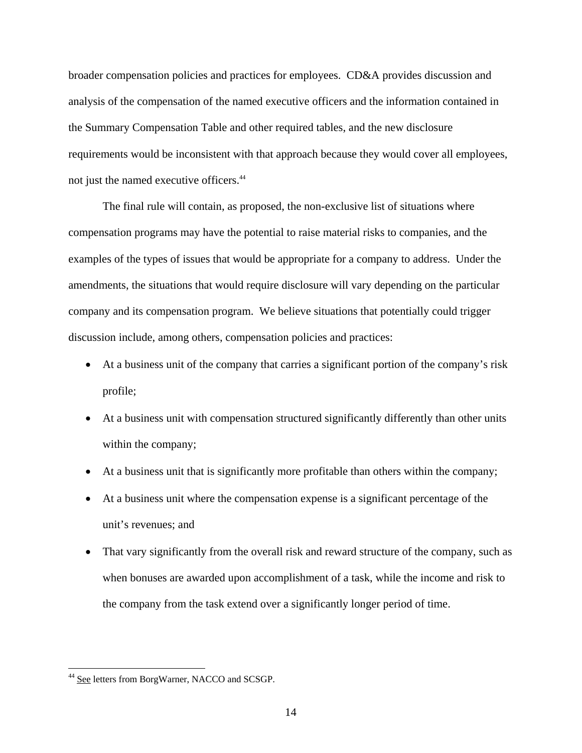broader compensation policies and practices for employees. CD&A provides discussion and analysis of the compensation of the named executive officers and the information contained in the Summary Compensation Table and other required tables, and the new disclosure requirements would be inconsistent with that approach because they would cover all employees, not just the named executive officers.[44]

The final rule will contain, as proposed, the non-exclusive list of situations where compensation programs may have the potential to raise material risks to companies, and the examples of the types of issues that would be appropriate for a company to address. Under the amendments, the situations that would require disclosure will vary depending on the particular company and its compensation program. We believe situations that potentially could trigger discussion include, among others, compensation policies and practices:

- At a business unit of the company that carries a significant portion of the company's risk profile;
- At a business unit with compensation structured significantly differently than other units within the company;
- At a business unit that is significantly more profitable than others within the company;
- At a business unit where the compensation expense is a significant percentage of the unit's revenues; and
- That vary significantly from the overall risk and reward structure of the company, such as when bonuses are awarded upon accomplishment of a task, while the income and risk to the company from the task extend over a significantly longer period of time.

---

[44] See letters from BorgWarner, NACCO and SCSGP.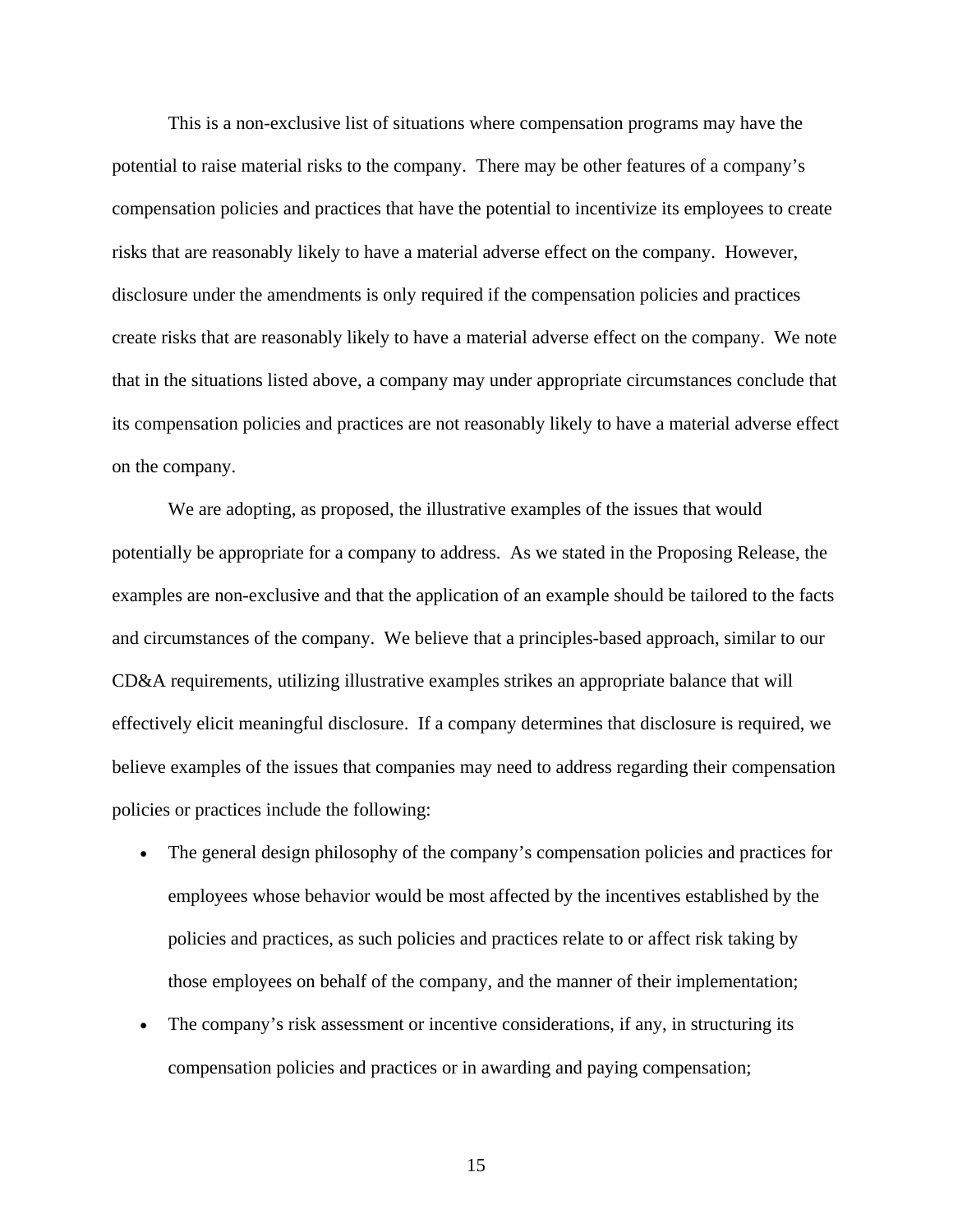This is a non-exclusive list of situations where compensation programs may have the potential to raise material risks to the company. There may be other features of a company's compensation policies and practices that have the potential to incentivize its employees to create risks that are reasonably likely to have a material adverse effect on the company. However, disclosure under the amendments is only required if the compensation policies and practices create risks that are reasonably likely to have a material adverse effect on the company. We note that in the situations listed above, a company may under appropriate circumstances conclude that its compensation policies and practices are not reasonably likely to have a material adverse effect on the company.

We are adopting, as proposed, the illustrative examples of the issues that would potentially be appropriate for a company to address. As we stated in the Proposing Release, the examples are non-exclusive and that the application of an example should be tailored to the facts and circumstances of the company. We believe that a principles-based approach, similar to our CD&A requirements, utilizing illustrative examples strikes an appropriate balance that will effectively elicit meaningful disclosure. If a company determines that disclosure is required, we believe examples of the issues that companies may need to address regarding their compensation policies or practices include the following:

- The general design philosophy of the company's compensation policies and practices for employees whose behavior would be most affected by the incentives established by the policies and practices, as such policies and practices relate to or affect risk taking by those employees on behalf of the company, and the manner of their implementation;
- The company's risk assessment or incentive considerations, if any, in structuring its compensation policies and practices or in awarding and paying compensation;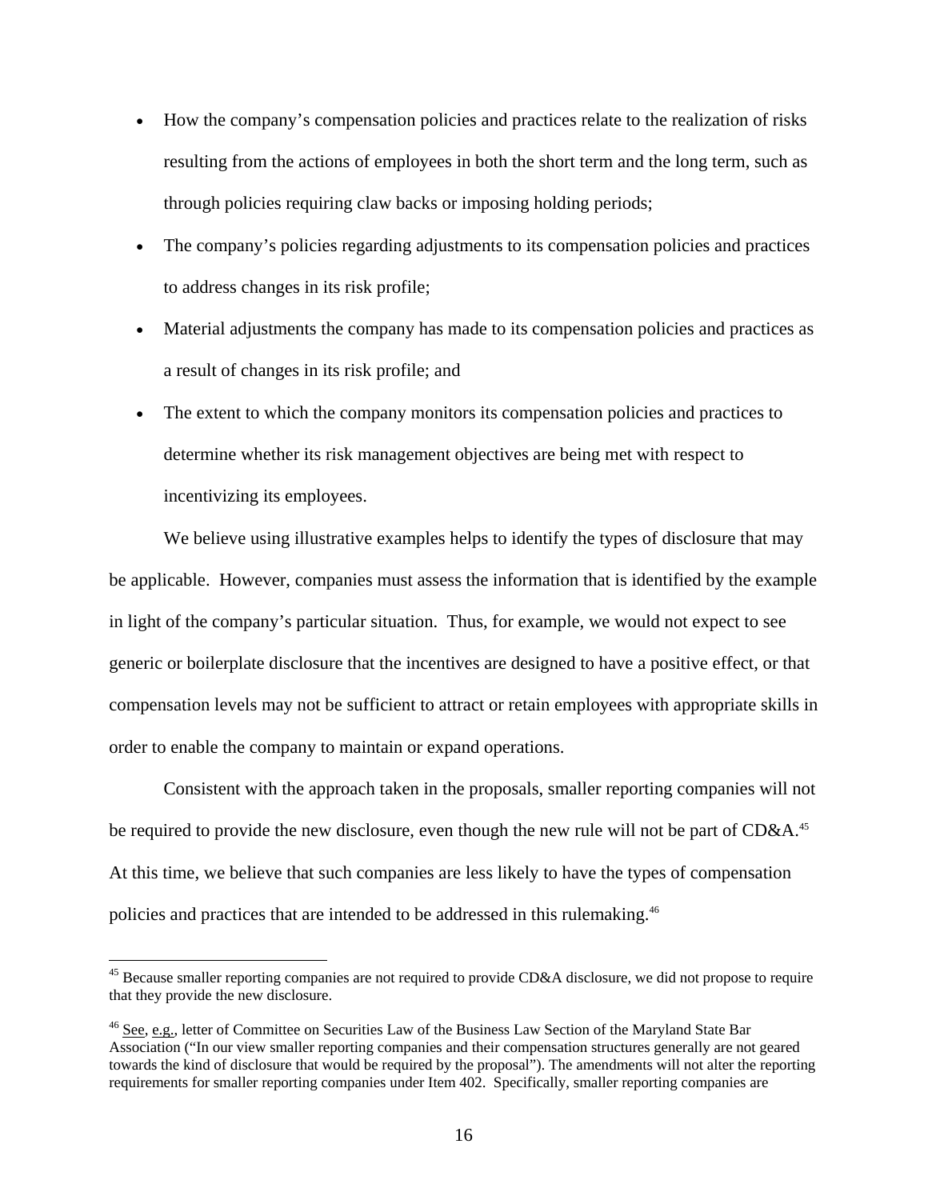- How the company's compensation policies and practices relate to the realization of risks resulting from the actions of employees in both the short term and the long term, such as through policies requiring claw backs or imposing holding periods;
- The company's policies regarding adjustments to its compensation policies and practices to address changes in its risk profile;
- Material adjustments the company has made to its compensation policies and practices as a result of changes in its risk profile; and
- The extent to which the company monitors its compensation policies and practices to determine whether its risk management objectives are being met with respect to incentivizing its employees.

We believe using illustrative examples helps to identify the types of disclosure that may be applicable. However, companies must assess the information that is identified by the example in light of the company's particular situation. Thus, for example, we would not expect to see generic or boilerplate disclosure that the incentives are designed to have a positive effect, or that compensation levels may not be sufficient to attract or retain employees with appropriate skills in order to enable the company to maintain or expand operations.

Consistent with the approach taken in the proposals, smaller reporting companies will not be required to provide the new disclosure, even though the new rule will not be part of CD&A.[45] At this time, we believe that such companies are less likely to have the types of compensation policies and practices that are intended to be addressed in this rulemaking.[46]

---

[45] Because smaller reporting companies are not required to provide CD&A disclosure, we did not propose to require that they provide the new disclosure.

[46] See, e.g., letter of Committee on Securities Law of the Business Law Section of the Maryland State Bar Association ("In our view smaller reporting companies and their compensation structures generally are not geared towards the kind of disclosure that would be required by the proposal"). The amendments will not alter the reporting requirements for smaller reporting companies under Item 402. Specifically, smaller reporting companies are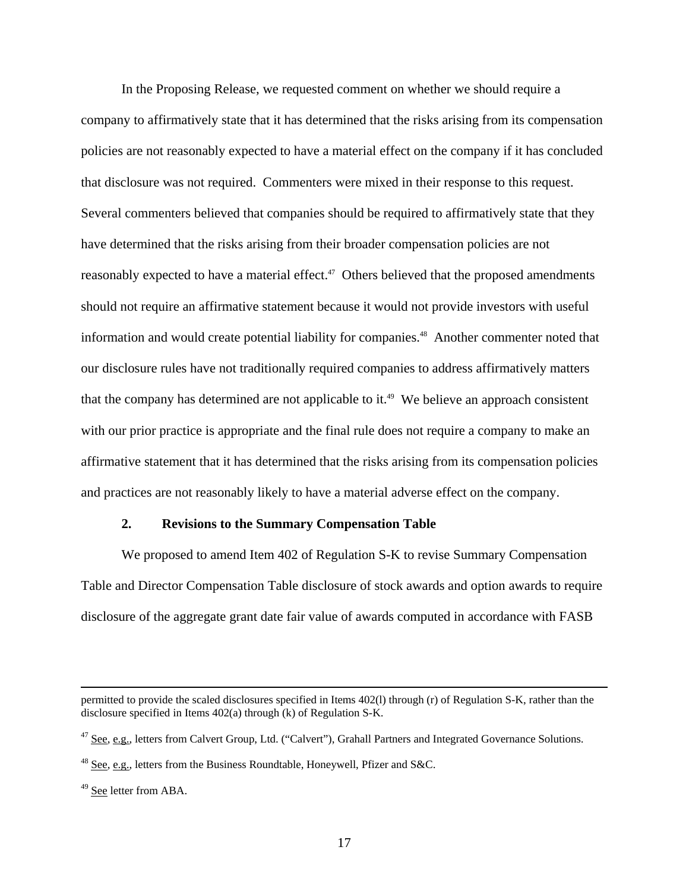In the Proposing Release, we requested comment on whether we should require a company to affirmatively state that it has determined that the risks arising from its compensation policies are not reasonably expected to have a material effect on the company if it has concluded that disclosure was not required. Commenters were mixed in their response to this request. Several commenters believed that companies should be required to affirmatively state that they have determined that the risks arising from their broader compensation policies are not reasonably expected to have a material effect.[47] Others believed that the proposed amendments should not require an affirmative statement because it would not provide investors with useful information and would create potential liability for companies.[48] Another commenter noted that our disclosure rules have not traditionally required companies to address affirmatively matters that the company has determined are not applicable to it.[49] We believe an approach consistent with our prior practice is appropriate and the final rule does not require a company to make an affirmative statement that it has determined that the risks arising from its compensation policies and practices are not reasonably likely to have a material adverse effect on the company.

### 2. Revisions to the Summary Compensation Table

We proposed to amend Item 402 of Regulation S-K to revise Summary Compensation Table and Director Compensation Table disclosure of stock awards and option awards to require disclosure of the aggregate grant date fair value of awards computed in accordance with FASB

---

permitted to provide the scaled disclosures specified in Items 402(l) through (r) of Regulation S-K, rather than the disclosure specified in Items 402(a) through (k) of Regulation S-K.

[47] See, e.g., letters from Calvert Group, Ltd. ("Calvert"), Grahall Partners and Integrated Governance Solutions.

[48] See, e.g., letters from the Business Roundtable, Honeywell, Pfizer and S&C.

[49] See letter from ABA.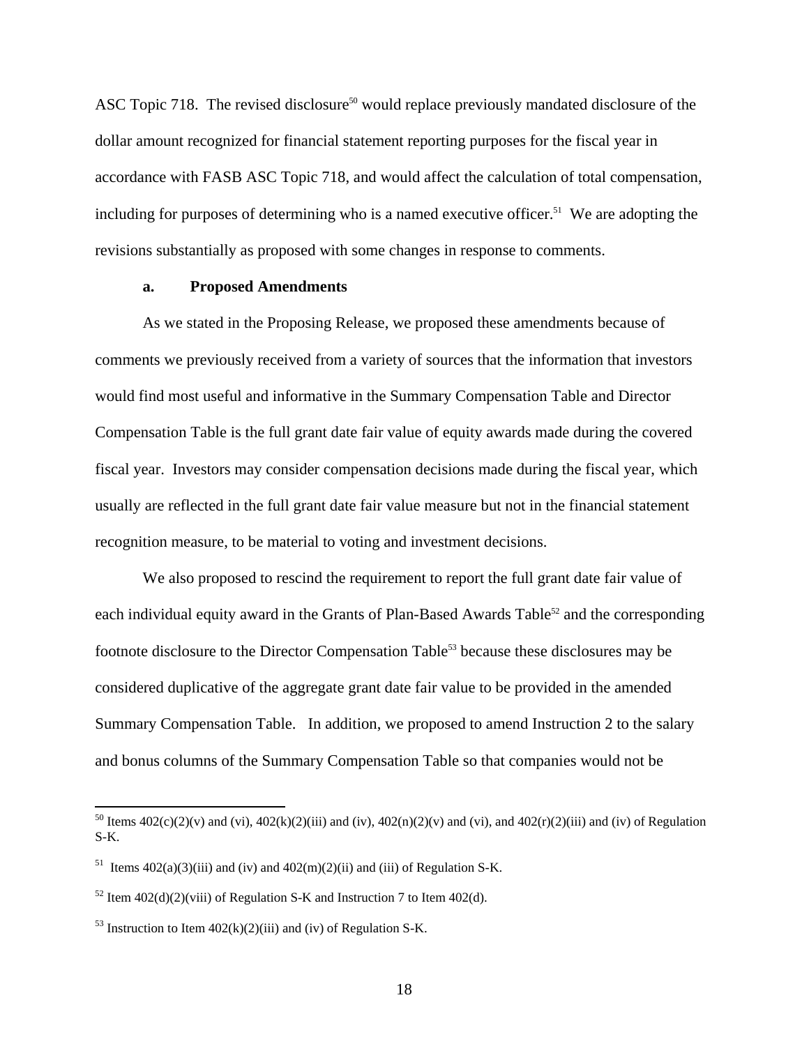ASC Topic 718. The revised disclosure[50] would replace previously mandated disclosure of the dollar amount recognized for financial statement reporting purposes for the fiscal year in accordance with FASB ASC Topic 718, and would affect the calculation of total compensation, including for purposes of determining who is a named executive officer.[51] We are adopting the revisions substantially as proposed with some changes in response to comments.

#### a. Proposed Amendments

As we stated in the Proposing Release, we proposed these amendments because of comments we previously received from a variety of sources that the information that investors would find most useful and informative in the Summary Compensation Table and Director Compensation Table is the full grant date fair value of equity awards made during the covered fiscal year. Investors may consider compensation decisions made during the fiscal year, which usually are reflected in the full grant date fair value measure but not in the financial statement recognition measure, to be material to voting and investment decisions.

We also proposed to rescind the requirement to report the full grant date fair value of each individual equity award in the Grants of Plan-Based Awards Table[52] and the corresponding footnote disclosure to the Director Compensation Table[53] because these disclosures may be considered duplicative of the aggregate grant date fair value to be provided in the amended Summary Compensation Table. In addition, we proposed to amend Instruction 2 to the salary and bonus columns of the Summary Compensation Table so that companies would not be

---

[50] Items 402(c)(2)(v) and (vi), 402(k)(2)(iii) and (iv), 402(n)(2)(v) and (vi), and 402(r)(2)(iii) and (iv) of Regulation S-K.

[51] Items 402(a)(3)(iii) and (iv) and 402(m)(2)(ii) and (iii) of Regulation S-K.

[52] Item 402(d)(2)(viii) of Regulation S-K and Instruction 7 to Item 402(d).

[53] Instruction to Item 402(k)(2)(iii) and (iv) of Regulation S-K.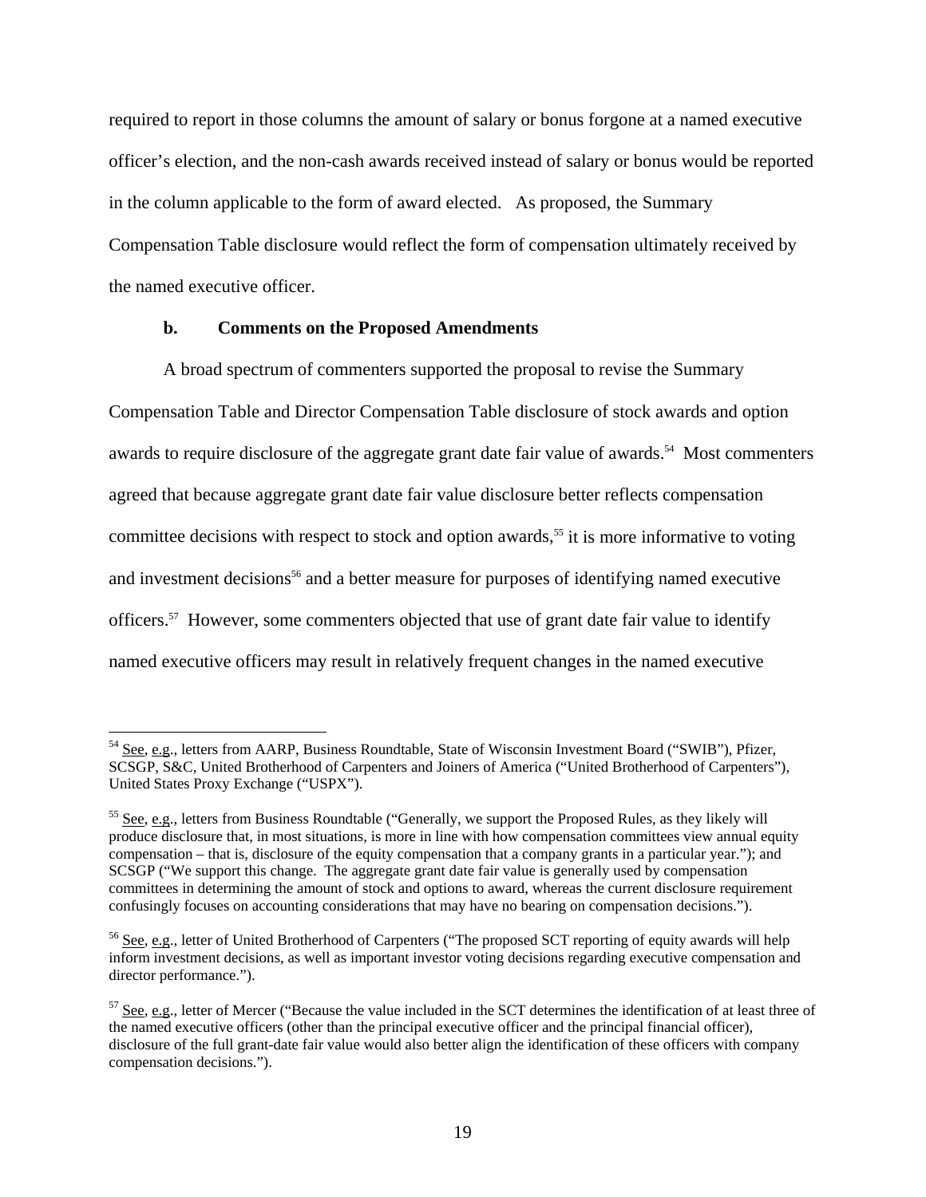required to report in those columns the amount of salary or bonus forgone at a named executive officer's election, and the non-cash awards received instead of salary or bonus would be reported in the column applicable to the form of award elected. As proposed, the Summary Compensation Table disclosure would reflect the form of compensation ultimately received by the named executive officer.

### b. Comments on the Proposed Amendments

A broad spectrum of commenters supported the proposal to revise the Summary Compensation Table and Director Compensation Table disclosure of stock awards and option awards to require disclosure of the aggregate grant date fair value of awards.[54] Most commenters agreed that because aggregate grant date fair value disclosure better reflects compensation committee decisions with respect to stock and option awards,[55] it is more informative to voting and investment decisions[56] and a better measure for purposes of identifying named executive officers.[57] However, some commenters objected that use of grant date fair value to identify named executive officers may result in relatively frequent changes in the named executive

---

[54] See, e.g., letters from AARP, Business Roundtable, State of Wisconsin Investment Board ("SWIB"), Pfizer, SCSGP, S&C, United Brotherhood of Carpenters and Joiners of America ("United Brotherhood of Carpenters"), United States Proxy Exchange ("USPX").

[55] See, e.g., letters from Business Roundtable ("Generally, we support the Proposed Rules, as they likely will produce disclosure that, in most situations, is more in line with how compensation committees view annual equity compensation – that is, disclosure of the equity compensation that a company grants in a particular year."); and SCSGP ("We support this change. The aggregate grant date fair value is generally used by compensation committees in determining the amount of stock and options to award, whereas the current disclosure requirement confusingly focuses on accounting considerations that may have no bearing on compensation decisions.").

[56] See, e.g., letter of United Brotherhood of Carpenters ("The proposed SCT reporting of equity awards will help inform investment decisions, as well as important investor voting decisions regarding executive compensation and director performance.").

[57] See, e.g., letter of Mercer ("Because the value included in the SCT determines the identification of at least three of the named executive officers (other than the principal executive officer and the principal financial officer), disclosure of the full grant-date fair value would also better align the identification of these officers with company compensation decisions.").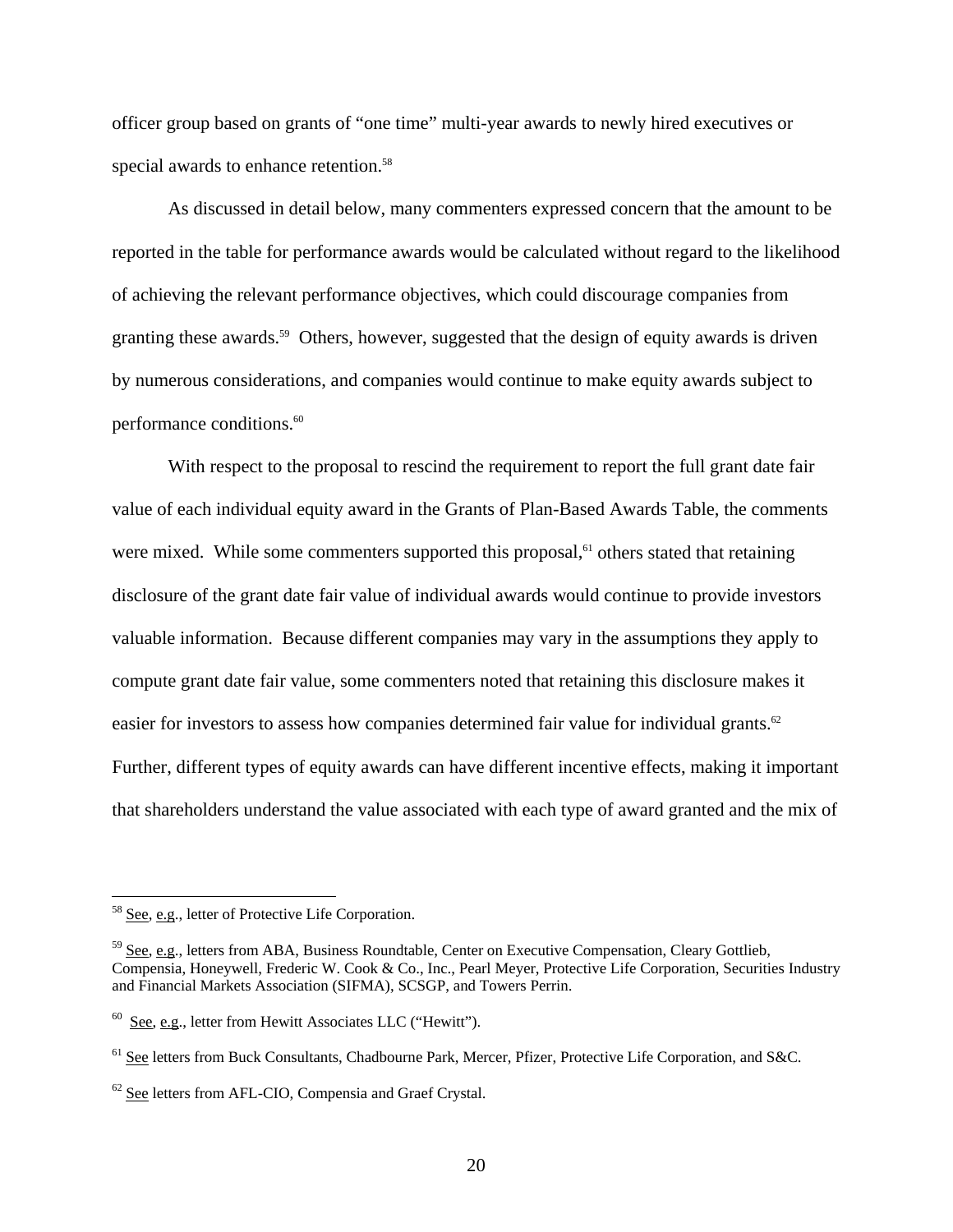officer group based on grants of "one time" multi-year awards to newly hired executives or special awards to enhance retention.[58]

As discussed in detail below, many commenters expressed concern that the amount to be reported in the table for performance awards would be calculated without regard to the likelihood of achieving the relevant performance objectives, which could discourage companies from granting these awards.[59] Others, however, suggested that the design of equity awards is driven by numerous considerations, and companies would continue to make equity awards subject to performance conditions.[60]

With respect to the proposal to rescind the requirement to report the full grant date fair value of each individual equity award in the Grants of Plan-Based Awards Table, the comments were mixed. While some commenters supported this proposal,[61] others stated that retaining disclosure of the grant date fair value of individual awards would continue to provide investors valuable information. Because different companies may vary in the assumptions they apply to compute grant date fair value, some commenters noted that retaining this disclosure makes it easier for investors to assess how companies determined fair value for individual grants.[62] Further, different types of equity awards can have different incentive effects, making it important that shareholders understand the value associated with each type of award granted and the mix of

---

[58] See, e.g., letter of Protective Life Corporation.

[59] See, e.g., letters from ABA, Business Roundtable, Center on Executive Compensation, Cleary Gottlieb, Compensia, Honeywell, Frederic W. Cook & Co., Inc., Pearl Meyer, Protective Life Corporation, Securities Industry and Financial Markets Association (SIFMA), SCSGP, and Towers Perrin.

[60] See, e.g., letter from Hewitt Associates LLC ("Hewitt").

[61] See letters from Buck Consultants, Chadbourne Park, Mercer, Pfizer, Protective Life Corporation, and S&C.

[62] See letters from AFL-CIO, Compensia and Graef Crystal.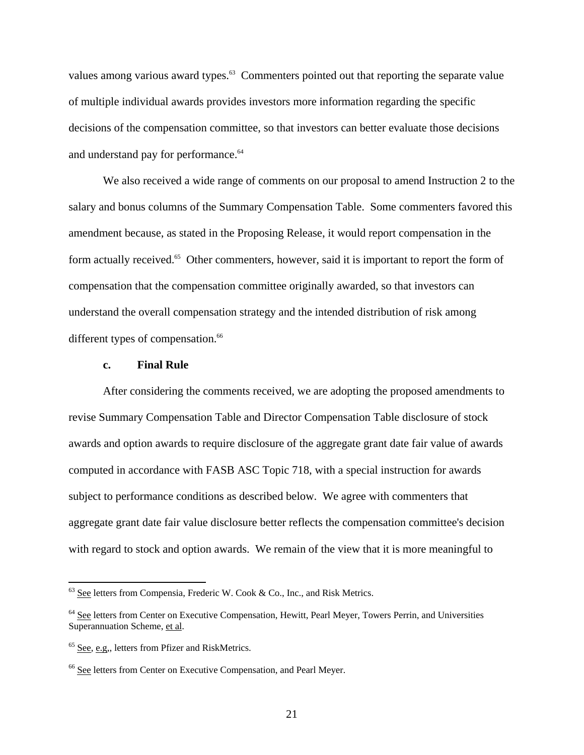values among various award types.[63] Commenters pointed out that reporting the separate value of multiple individual awards provides investors more information regarding the specific decisions of the compensation committee, so that investors can better evaluate those decisions and understand pay for performance.[64]

We also received a wide range of comments on our proposal to amend Instruction 2 to the salary and bonus columns of the Summary Compensation Table. Some commenters favored this amendment because, as stated in the Proposing Release, it would report compensation in the form actually received.[65] Other commenters, however, said it is important to report the form of compensation that the compensation committee originally awarded, so that investors can understand the overall compensation strategy and the intended distribution of risk among different types of compensation.[66]

#### c. Final Rule

After considering the comments received, we are adopting the proposed amendments to revise Summary Compensation Table and Director Compensation Table disclosure of stock awards and option awards to require disclosure of the aggregate grant date fair value of awards computed in accordance with FASB ASC Topic 718, with a special instruction for awards subject to performance conditions as described below. We agree with commenters that aggregate grant date fair value disclosure better reflects the compensation committee's decision with regard to stock and option awards. We remain of the view that it is more meaningful to

---

[63] See letters from Compensia, Frederic W. Cook & Co., Inc., and Risk Metrics.

[64] See letters from Center on Executive Compensation, Hewitt, Pearl Meyer, Towers Perrin, and Universities Superannuation Scheme, et al.

[65] See, e.g,, letters from Pfizer and RiskMetrics.

[66] See letters from Center on Executive Compensation, and Pearl Meyer.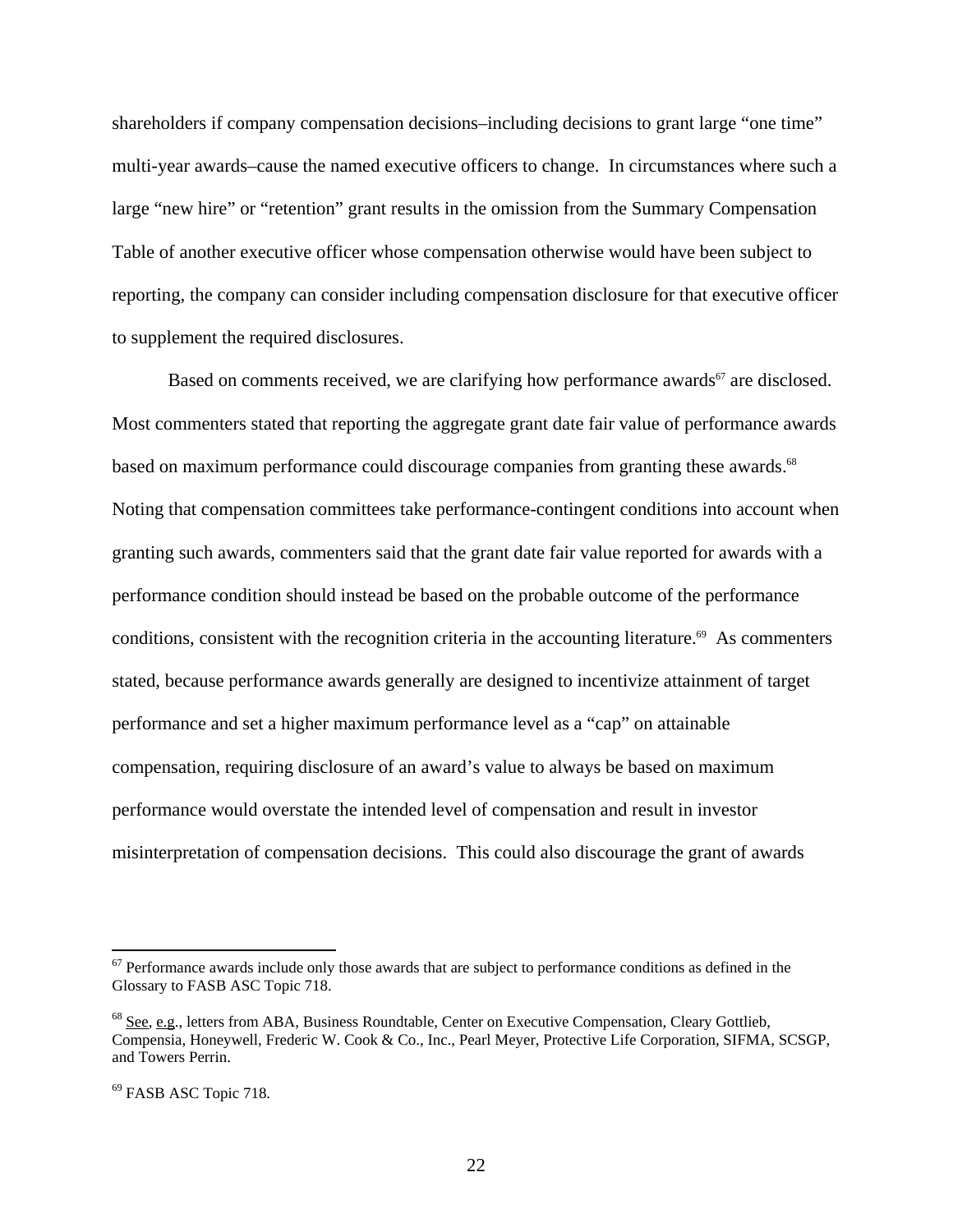shareholders if company compensation decisions–including decisions to grant large "one time" multi-year awards–cause the named executive officers to change. In circumstances where such a large "new hire" or "retention" grant results in the omission from the Summary Compensation Table of another executive officer whose compensation otherwise would have been subject to reporting, the company can consider including compensation disclosure for that executive officer to supplement the required disclosures.

Based on comments received, we are clarifying how performance awards[67] are disclosed. Most commenters stated that reporting the aggregate grant date fair value of performance awards based on maximum performance could discourage companies from granting these awards.[68] Noting that compensation committees take performance-contingent conditions into account when granting such awards, commenters said that the grant date fair value reported for awards with a performance condition should instead be based on the probable outcome of the performance conditions, consistent with the recognition criteria in the accounting literature.[69] As commenters stated, because performance awards generally are designed to incentivize attainment of target performance and set a higher maximum performance level as a "cap" on attainable compensation, requiring disclosure of an award's value to always be based on maximum performance would overstate the intended level of compensation and result in investor misinterpretation of compensation decisions. This could also discourage the grant of awards

---

[67] Performance awards include only those awards that are subject to performance conditions as defined in the Glossary to FASB ASC Topic 718.

[68] See, e.g., letters from ABA, Business Roundtable, Center on Executive Compensation, Cleary Gottlieb, Compensia, Honeywell, Frederic W. Cook & Co., Inc., Pearl Meyer, Protective Life Corporation, SIFMA, SCSGP, and Towers Perrin.

[69] FASB ASC Topic 718.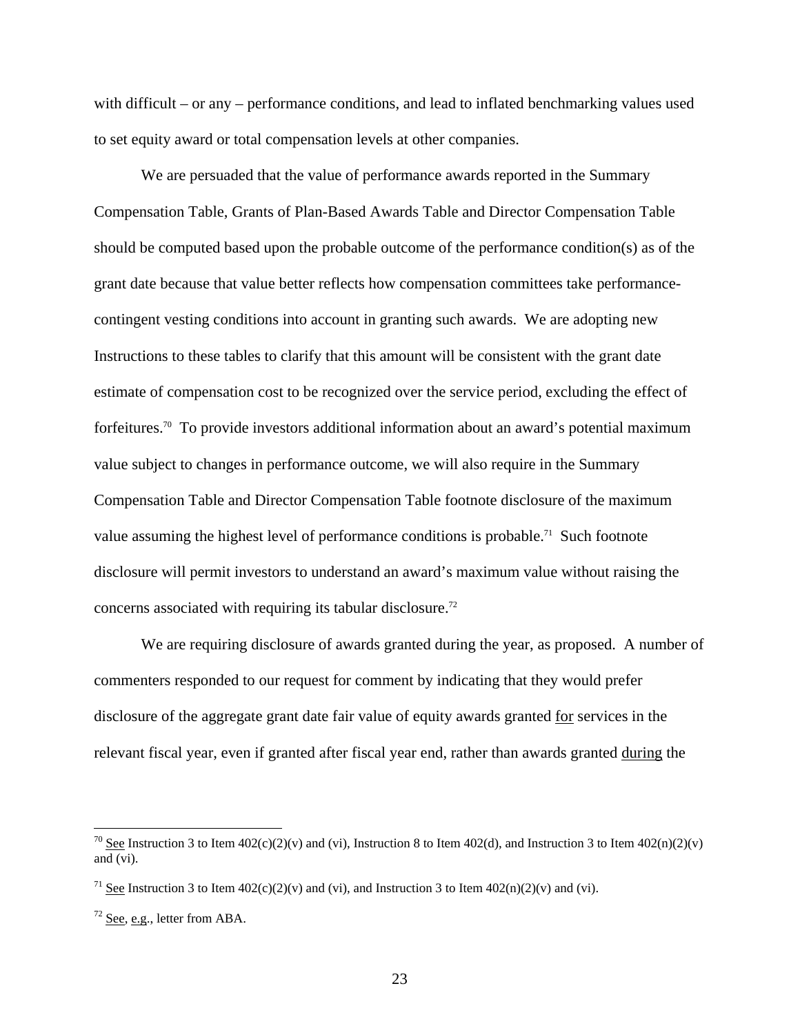with difficult – or any – performance conditions, and lead to inflated benchmarking values used to set equity award or total compensation levels at other companies.

We are persuaded that the value of performance awards reported in the Summary Compensation Table, Grants of Plan-Based Awards Table and Director Compensation Table should be computed based upon the probable outcome of the performance condition(s) as of the grant date because that value better reflects how compensation committees take performance-contingent vesting conditions into account in granting such awards. We are adopting new Instructions to these tables to clarify that this amount will be consistent with the grant date estimate of compensation cost to be recognized over the service period, excluding the effect of forfeitures.[70] To provide investors additional information about an award's potential maximum value subject to changes in performance outcome, we will also require in the Summary Compensation Table and Director Compensation Table footnote disclosure of the maximum value assuming the highest level of performance conditions is probable.[71] Such footnote disclosure will permit investors to understand an award's maximum value without raising the concerns associated with requiring its tabular disclosure.[72]

We are requiring disclosure of awards granted during the year, as proposed. A number of commenters responded to our request for comment by indicating that they would prefer disclosure of the aggregate grant date fair value of equity awards granted for services in the relevant fiscal year, even if granted after fiscal year end, rather than awards granted during the

---

[70] See Instruction 3 to Item 402(c)(2)(v) and (vi), Instruction 8 to Item 402(d), and Instruction 3 to Item 402(n)(2)(v) and (vi).

[71] See Instruction 3 to Item 402(c)(2)(v) and (vi), and Instruction 3 to Item 402(n)(2)(v) and (vi).

[72] See, e.g., letter from ABA.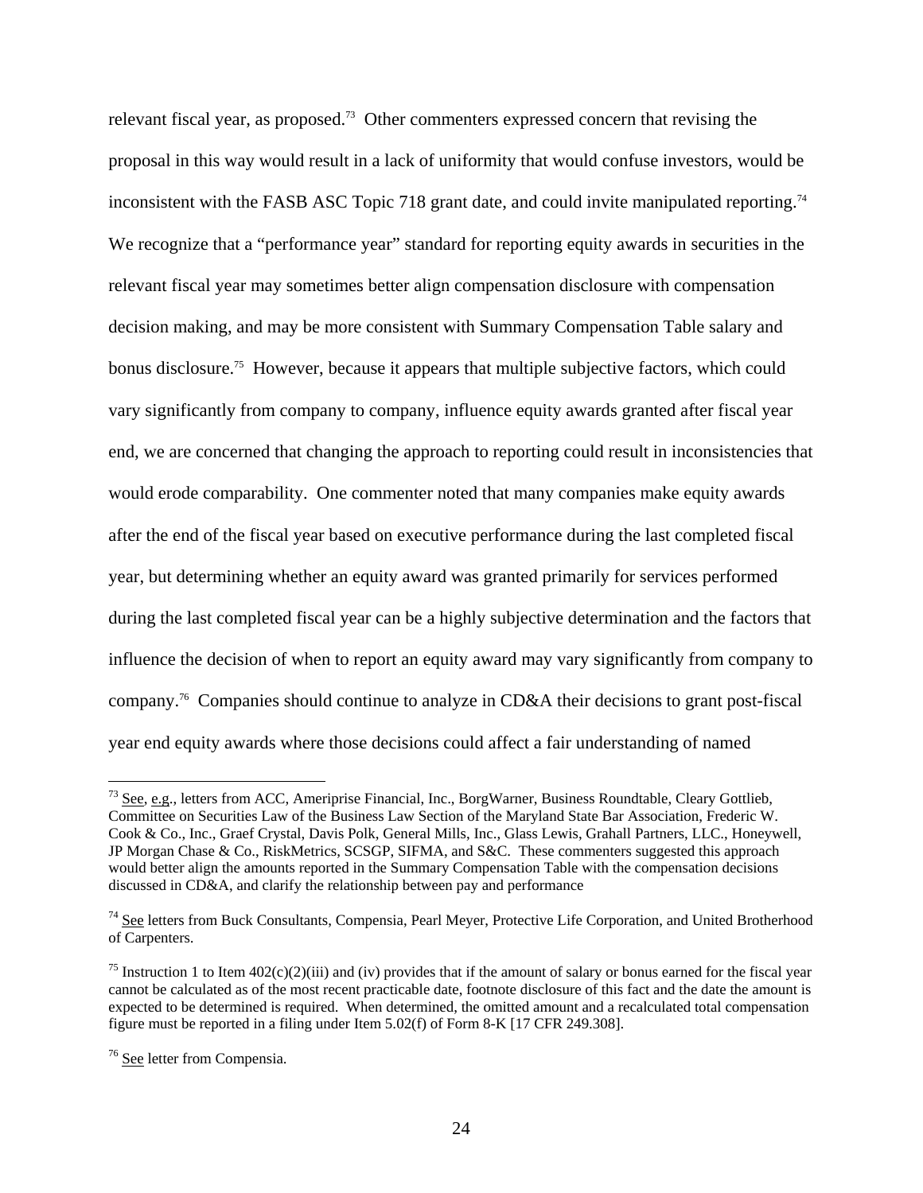relevant fiscal year, as proposed.[73] Other commenters expressed concern that revising the proposal in this way would result in a lack of uniformity that would confuse investors, would be inconsistent with the FASB ASC Topic 718 grant date, and could invite manipulated reporting.[74] We recognize that a "performance year" standard for reporting equity awards in securities in the relevant fiscal year may sometimes better align compensation disclosure with compensation decision making, and may be more consistent with Summary Compensation Table salary and bonus disclosure.[75] However, because it appears that multiple subjective factors, which could vary significantly from company to company, influence equity awards granted after fiscal year end, we are concerned that changing the approach to reporting could result in inconsistencies that would erode comparability. One commenter noted that many companies make equity awards after the end of the fiscal year based on executive performance during the last completed fiscal year, but determining whether an equity award was granted primarily for services performed during the last completed fiscal year can be a highly subjective determination and the factors that influence the decision of when to report an equity award may vary significantly from company to company.[76] Companies should continue to analyze in CD&A their decisions to grant post-fiscal year end equity awards where those decisions could affect a fair understanding of named

---

[73] See, e.g., letters from ACC, Ameriprise Financial, Inc., BorgWarner, Business Roundtable, Cleary Gottlieb, Committee on Securities Law of the Business Law Section of the Maryland State Bar Association, Frederic W. Cook & Co., Inc., Graef Crystal, Davis Polk, General Mills, Inc., Glass Lewis, Grahall Partners, LLC., Honeywell, JP Morgan Chase & Co., RiskMetrics, SCSGP, SIFMA, and S&C. These commenters suggested this approach would better align the amounts reported in the Summary Compensation Table with the compensation decisions discussed in CD&A, and clarify the relationship between pay and performance

[74] See letters from Buck Consultants, Compensia, Pearl Meyer, Protective Life Corporation, and United Brotherhood of Carpenters.

[75] Instruction 1 to Item 402(c)(2)(iii) and (iv) provides that if the amount of salary or bonus earned for the fiscal year cannot be calculated as of the most recent practicable date, footnote disclosure of this fact and the date the amount is expected to be determined is required. When determined, the omitted amount and a recalculated total compensation figure must be reported in a filing under Item 5.02(f) of Form 8-K [17 CFR 249.308].

[76] See letter from Compensia.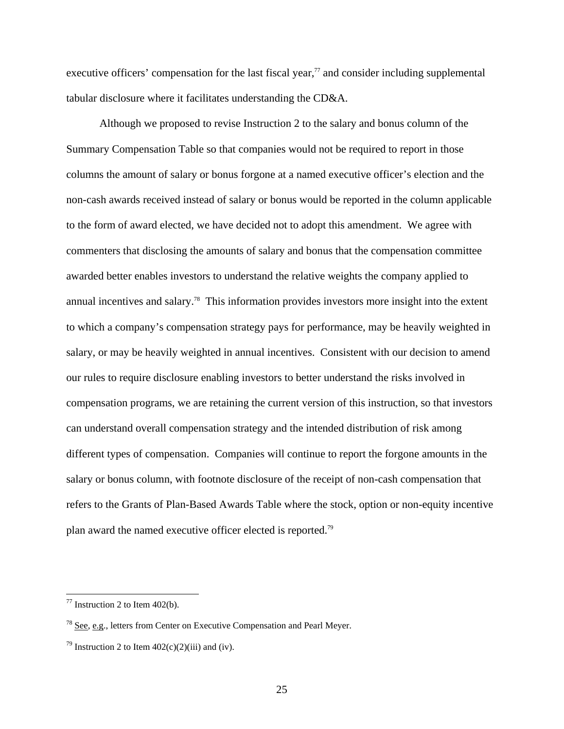executive officers' compensation for the last fiscal year,[77] and consider including supplemental tabular disclosure where it facilitates understanding the CD&A.

Although we proposed to revise Instruction 2 to the salary and bonus column of the Summary Compensation Table so that companies would not be required to report in those columns the amount of salary or bonus forgone at a named executive officer's election and the non-cash awards received instead of salary or bonus would be reported in the column applicable to the form of award elected, we have decided not to adopt this amendment. We agree with commenters that disclosing the amounts of salary and bonus that the compensation committee awarded better enables investors to understand the relative weights the company applied to annual incentives and salary.[78] This information provides investors more insight into the extent to which a company's compensation strategy pays for performance, may be heavily weighted in salary, or may be heavily weighted in annual incentives. Consistent with our decision to amend our rules to require disclosure enabling investors to better understand the risks involved in compensation programs, we are retaining the current version of this instruction, so that investors can understand overall compensation strategy and the intended distribution of risk among different types of compensation. Companies will continue to report the forgone amounts in the salary or bonus column, with footnote disclosure of the receipt of non-cash compensation that refers to the Grants of Plan-Based Awards Table where the stock, option or non-equity incentive plan award the named executive officer elected is reported.[79]

---

[77] Instruction 2 to Item 402(b).

[78] See, e.g., letters from Center on Executive Compensation and Pearl Meyer.

[79] Instruction 2 to Item 402(c)(2)(iii) and (iv).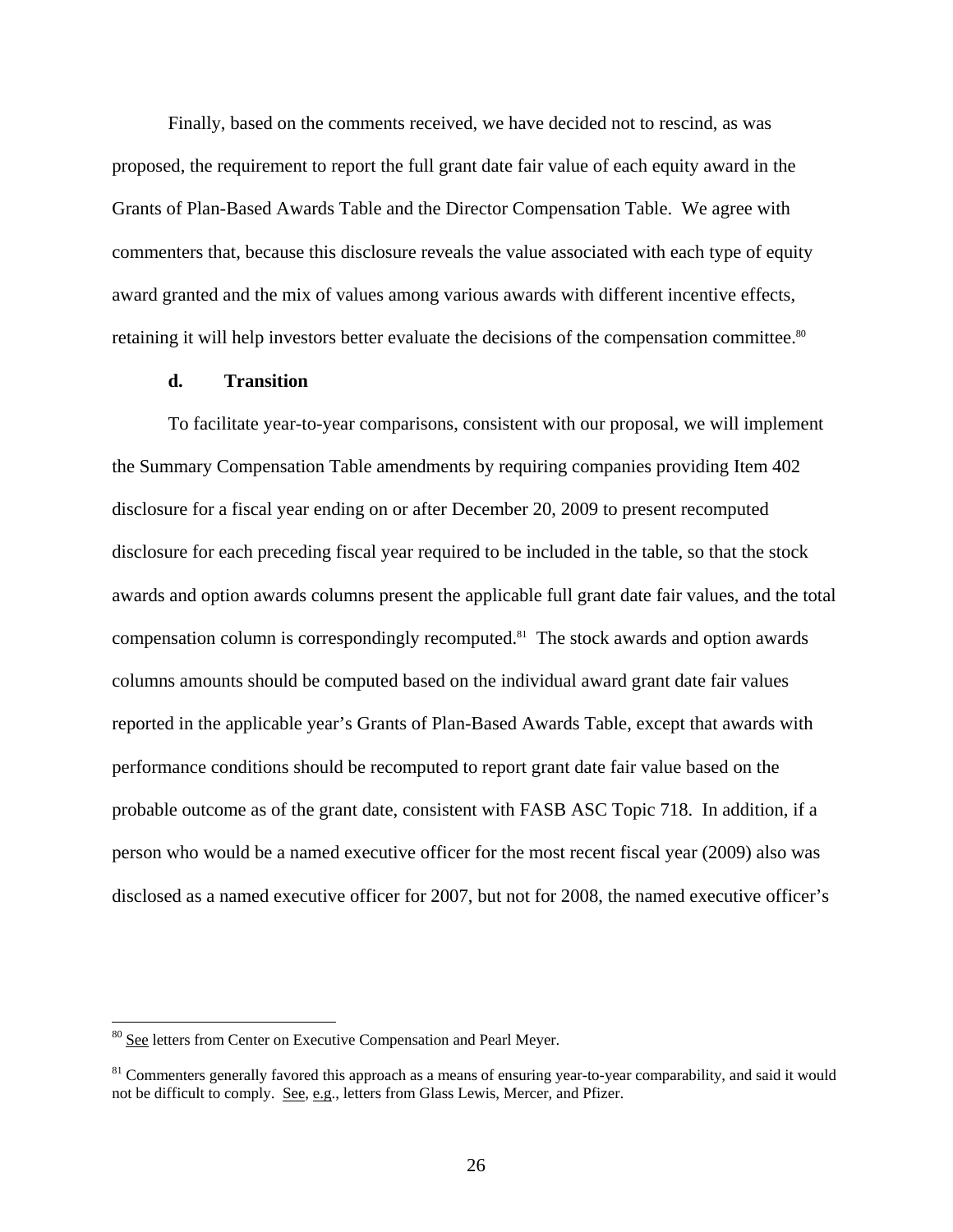Finally, based on the comments received, we have decided not to rescind, as was proposed, the requirement to report the full grant date fair value of each equity award in the Grants of Plan-Based Awards Table and the Director Compensation Table. We agree with commenters that, because this disclosure reveals the value associated with each type of equity award granted and the mix of values among various awards with different incentive effects, retaining it will help investors better evaluate the decisions of the compensation committee.[80]

**d. Transition**

To facilitate year-to-year comparisons, consistent with our proposal, we will implement the Summary Compensation Table amendments by requiring companies providing Item 402 disclosure for a fiscal year ending on or after December 20, 2009 to present recomputed disclosure for each preceding fiscal year required to be included in the table, so that the stock awards and option awards columns present the applicable full grant date fair values, and the total compensation column is correspondingly recomputed.[81] The stock awards and option awards columns amounts should be computed based on the individual award grant date fair values reported in the applicable year's Grants of Plan-Based Awards Table, except that awards with performance conditions should be recomputed to report grant date fair value based on the probable outcome as of the grant date, consistent with FASB ASC Topic 718. In addition, if a person who would be a named executive officer for the most recent fiscal year (2009) also was disclosed as a named executive officer for 2007, but not for 2008, the named executive officer's

---

[80] See letters from Center on Executive Compensation and Pearl Meyer.

[81] Commenters generally favored this approach as a means of ensuring year-to-year comparability, and said it would not be difficult to comply. See, e.g., letters from Glass Lewis, Mercer, and Pfizer.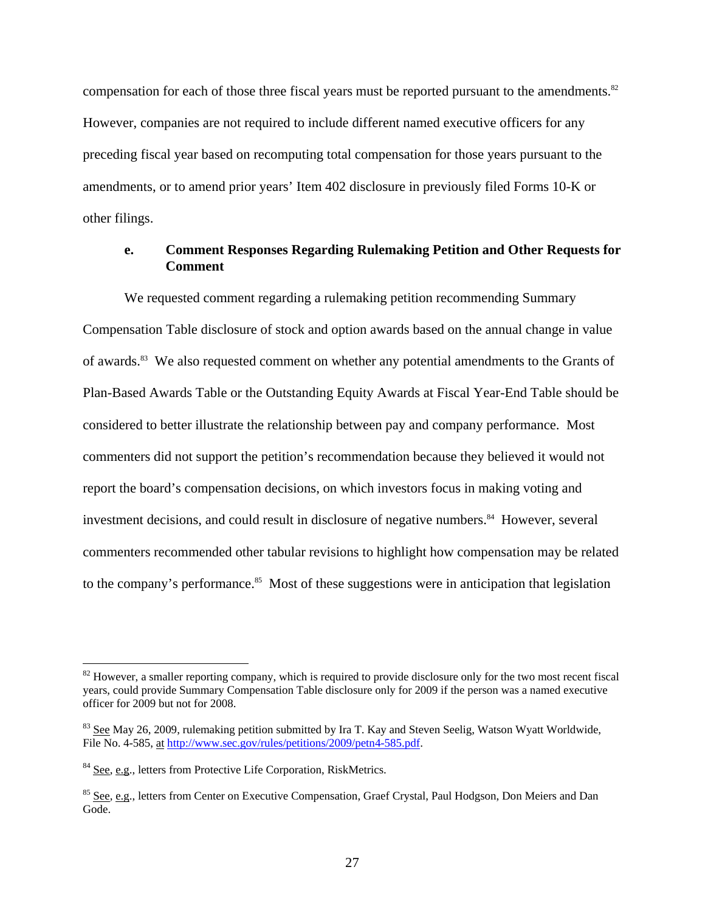compensation for each of those three fiscal years must be reported pursuant to the amendments.[82] However, companies are not required to include different named executive officers for any preceding fiscal year based on recomputing total compensation for those years pursuant to the amendments, or to amend prior years' Item 402 disclosure in previously filed Forms 10-K or other filings.

#### e. Comment Responses Regarding Rulemaking Petition and Other Requests for Comment

We requested comment regarding a rulemaking petition recommending Summary Compensation Table disclosure of stock and option awards based on the annual change in value of awards.[83] We also requested comment on whether any potential amendments to the Grants of Plan-Based Awards Table or the Outstanding Equity Awards at Fiscal Year-End Table should be considered to better illustrate the relationship between pay and company performance. Most commenters did not support the petition's recommendation because they believed it would not report the board's compensation decisions, on which investors focus in making voting and investment decisions, and could result in disclosure of negative numbers.[84] However, several commenters recommended other tabular revisions to highlight how compensation may be related to the company's performance.[85] Most of these suggestions were in anticipation that legislation

---

[82] However, a smaller reporting company, which is required to provide disclosure only for the two most recent fiscal years, could provide Summary Compensation Table disclosure only for 2009 if the person was a named executive officer for 2009 but not for 2008.

[83] See May 26, 2009, rulemaking petition submitted by Ira T. Kay and Steven Seelig, Watson Wyatt Worldwide, File No. 4-585, at http://www.sec.gov/rules/petitions/2009/petn4-585.pdf.

[84] See, e.g., letters from Protective Life Corporation, RiskMetrics.

[85] See, e.g., letters from Center on Executive Compensation, Graef Crystal, Paul Hodgson, Don Meiers and Dan Gode.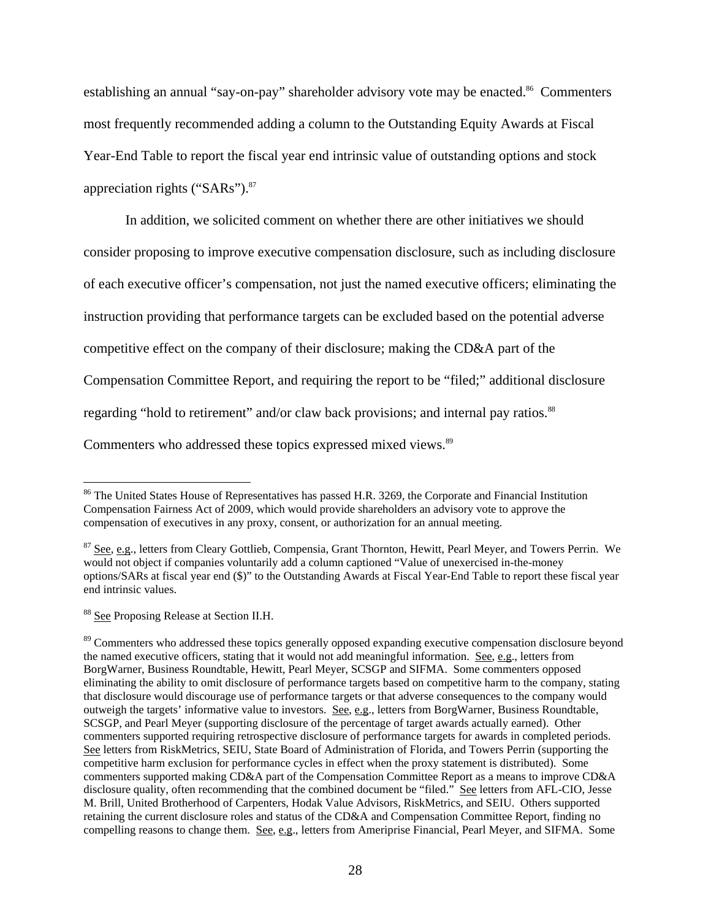establishing an annual "say-on-pay" shareholder advisory vote may be enacted.[86] Commenters most frequently recommended adding a column to the Outstanding Equity Awards at Fiscal Year-End Table to report the fiscal year end intrinsic value of outstanding options and stock appreciation rights ("SARs").[87]

In addition, we solicited comment on whether there are other initiatives we should consider proposing to improve executive compensation disclosure, such as including disclosure of each executive officer's compensation, not just the named executive officers; eliminating the instruction providing that performance targets can be excluded based on the potential adverse competitive effect on the company of their disclosure; making the CD&A part of the Compensation Committee Report, and requiring the report to be "filed;" additional disclosure regarding "hold to retirement" and/or claw back provisions; and internal pay ratios.[88] Commenters who addressed these topics expressed mixed views.[89]

---

[86] The United States House of Representatives has passed H.R. 3269, the Corporate and Financial Institution Compensation Fairness Act of 2009, which would provide shareholders an advisory vote to approve the compensation of executives in any proxy, consent, or authorization for an annual meeting.

[87] See, e.g., letters from Cleary Gottlieb, Compensia, Grant Thornton, Hewitt, Pearl Meyer, and Towers Perrin. We would not object if companies voluntarily add a column captioned "Value of unexercised in-the-money options/SARs at fiscal year end ($)" to the Outstanding Awards at Fiscal Year-End Table to report these fiscal year end intrinsic values.

[88] See Proposing Release at Section II.H.

[89] Commenters who addressed these topics generally opposed expanding executive compensation disclosure beyond the named executive officers, stating that it would not add meaningful information. See, e.g., letters from BorgWarner, Business Roundtable, Hewitt, Pearl Meyer, SCSGP and SIFMA. Some commenters opposed eliminating the ability to omit disclosure of performance targets based on competitive harm to the company, stating that disclosure would discourage use of performance targets or that adverse consequences to the company would outweigh the targets' informative value to investors. See, e.g., letters from BorgWarner, Business Roundtable, SCSGP, and Pearl Meyer (supporting disclosure of the percentage of target awards actually earned). Other commenters supported requiring retrospective disclosure of performance targets for awards in completed periods. See letters from RiskMetrics, SEIU, State Board of Administration of Florida, and Towers Perrin (supporting the competitive harm exclusion for performance cycles in effect when the proxy statement is distributed). Some commenters supported making CD&A part of the Compensation Committee Report as a means to improve CD&A disclosure quality, often recommending that the combined document be "filed." See letters from AFL-CIO, Jesse M. Brill, United Brotherhood of Carpenters, Hodak Value Advisors, RiskMetrics, and SEIU. Others supported retaining the current disclosure roles and status of the CD&A and Compensation Committee Report, finding no compelling reasons to change them. See, e.g., letters from Ameriprise Financial, Pearl Meyer, and SIFMA. Some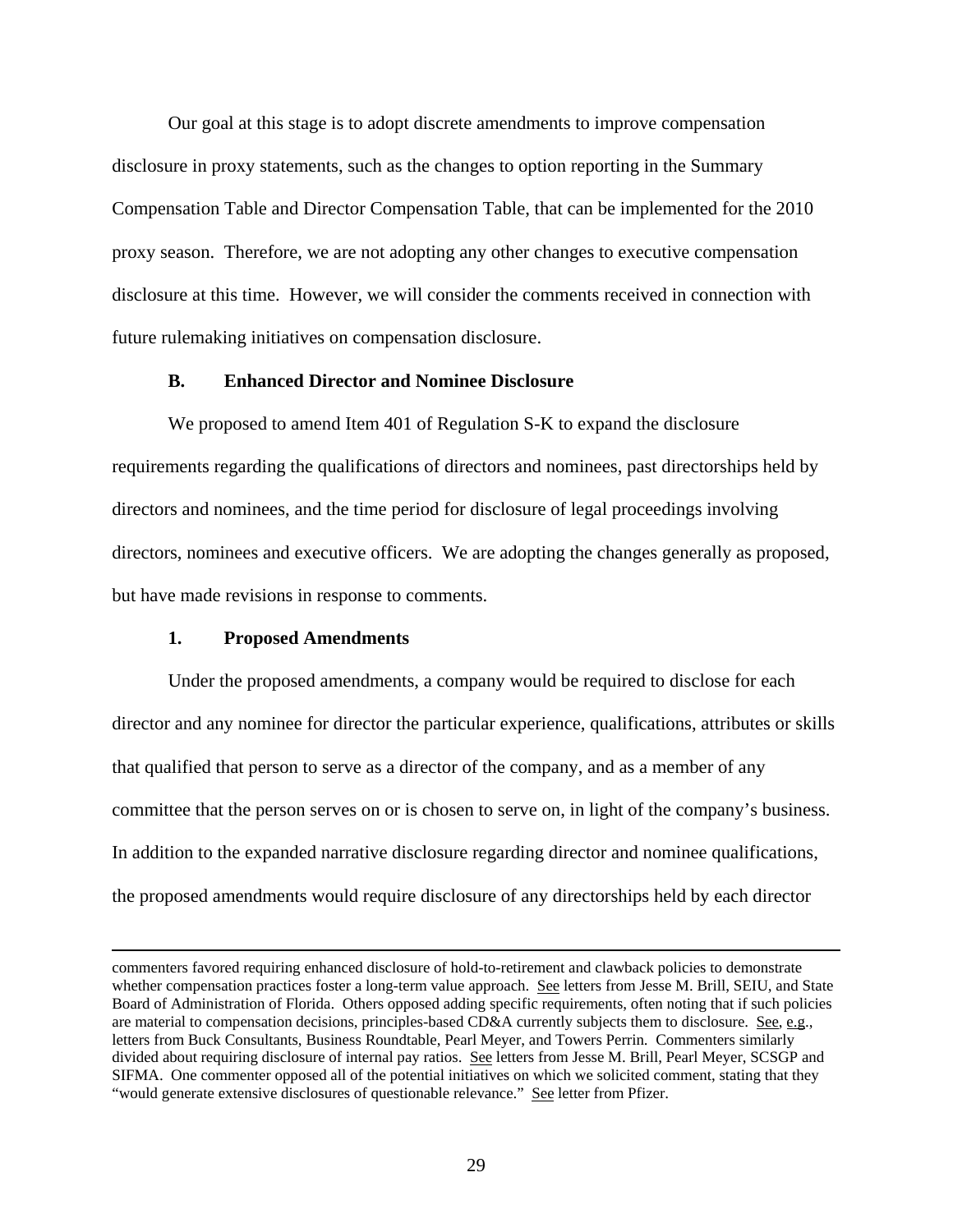Our goal at this stage is to adopt discrete amendments to improve compensation disclosure in proxy statements, such as the changes to option reporting in the Summary Compensation Table and Director Compensation Table, that can be implemented for the 2010 proxy season. Therefore, we are not adopting any other changes to executive compensation disclosure at this time. However, we will consider the comments received in connection with future rulemaking initiatives on compensation disclosure.

### B. Enhanced Director and Nominee Disclosure

We proposed to amend Item 401 of Regulation S-K to expand the disclosure requirements regarding the qualifications of directors and nominees, past directorships held by directors and nominees, and the time period for disclosure of legal proceedings involving directors, nominees and executive officers. We are adopting the changes generally as proposed, but have made revisions in response to comments.

#### 1. Proposed Amendments

Under the proposed amendments, a company would be required to disclose for each director and any nominee for director the particular experience, qualifications, attributes or skills that qualified that person to serve as a director of the company, and as a member of any committee that the person serves on or is chosen to serve on, in light of the company's business. In addition to the expanded narrative disclosure regarding director and nominee qualifications, the proposed amendments would require disclosure of any directorships held by each director

---

commenters favored requiring enhanced disclosure of hold-to-retirement and clawback policies to demonstrate whether compensation practices foster a long-term value approach. See letters from Jesse M. Brill, SEIU, and State Board of Administration of Florida. Others opposed adding specific requirements, often noting that if such policies are material to compensation decisions, principles-based CD&A currently subjects them to disclosure. See, e.g., letters from Buck Consultants, Business Roundtable, Pearl Meyer, and Towers Perrin. Commenters similarly divided about requiring disclosure of internal pay ratios. See letters from Jesse M. Brill, Pearl Meyer, SCSGP and SIFMA. One commenter opposed all of the potential initiatives on which we solicited comment, stating that they "would generate extensive disclosures of questionable relevance." See letter from Pfizer.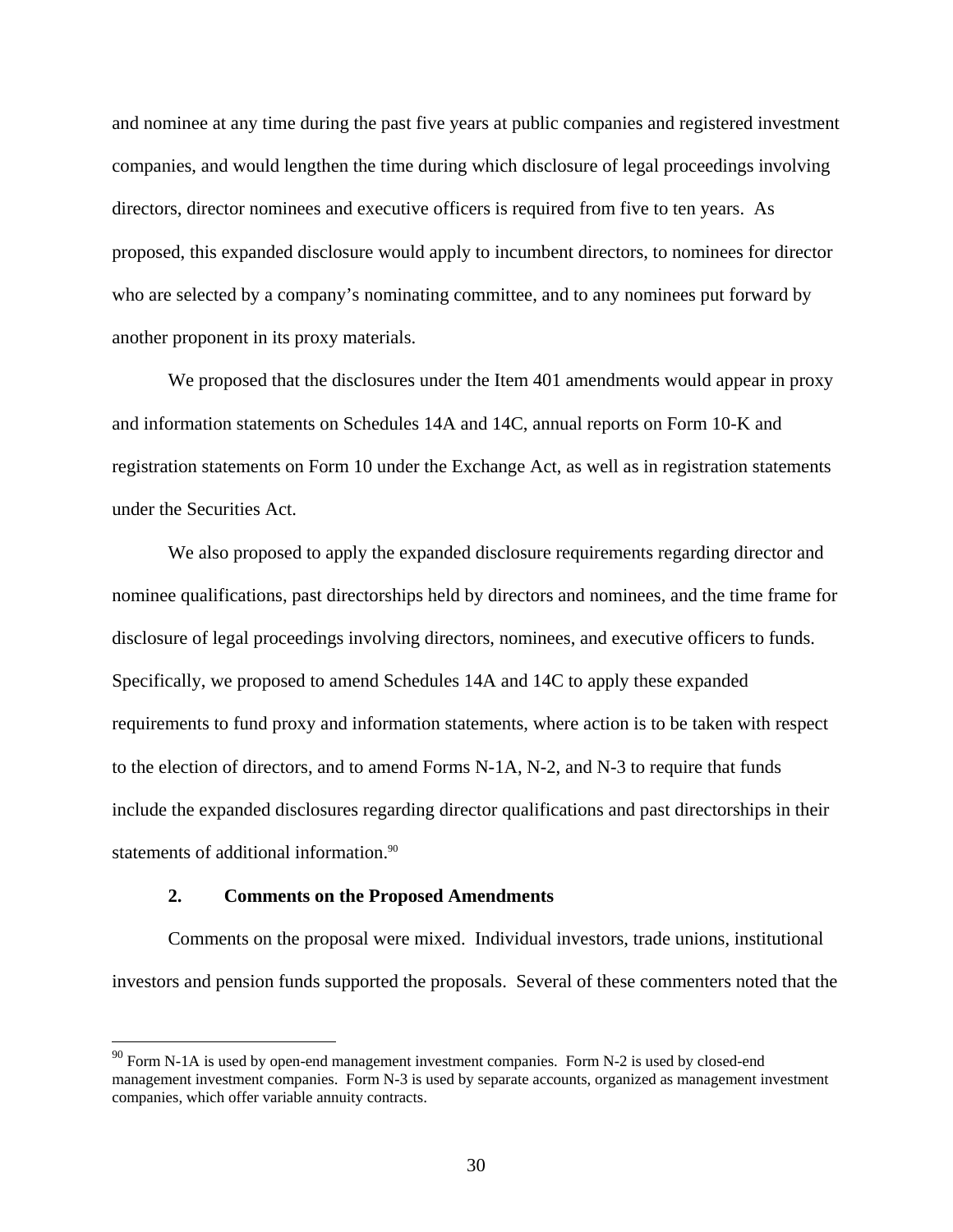and nominee at any time during the past five years at public companies and registered investment companies, and would lengthen the time during which disclosure of legal proceedings involving directors, director nominees and executive officers is required from five to ten years. As proposed, this expanded disclosure would apply to incumbent directors, to nominees for director who are selected by a company's nominating committee, and to any nominees put forward by another proponent in its proxy materials.

We proposed that the disclosures under the Item 401 amendments would appear in proxy and information statements on Schedules 14A and 14C, annual reports on Form 10-K and registration statements on Form 10 under the Exchange Act, as well as in registration statements under the Securities Act.

We also proposed to apply the expanded disclosure requirements regarding director and nominee qualifications, past directorships held by directors and nominees, and the time frame for disclosure of legal proceedings involving directors, nominees, and executive officers to funds. Specifically, we proposed to amend Schedules 14A and 14C to apply these expanded requirements to fund proxy and information statements, where action is to be taken with respect to the election of directors, and to amend Forms N-1A, N-2, and N-3 to require that funds include the expanded disclosures regarding director qualifications and past directorships in their statements of additional information.[90]

### 2. Comments on the Proposed Amendments

Comments on the proposal were mixed. Individual investors, trade unions, institutional investors and pension funds supported the proposals. Several of these commenters noted that the

[90] Form N-1A is used by open-end management investment companies. Form N-2 is used by closed-end management investment companies. Form N-3 is used by separate accounts, organized as management investment companies, which offer variable annuity contracts.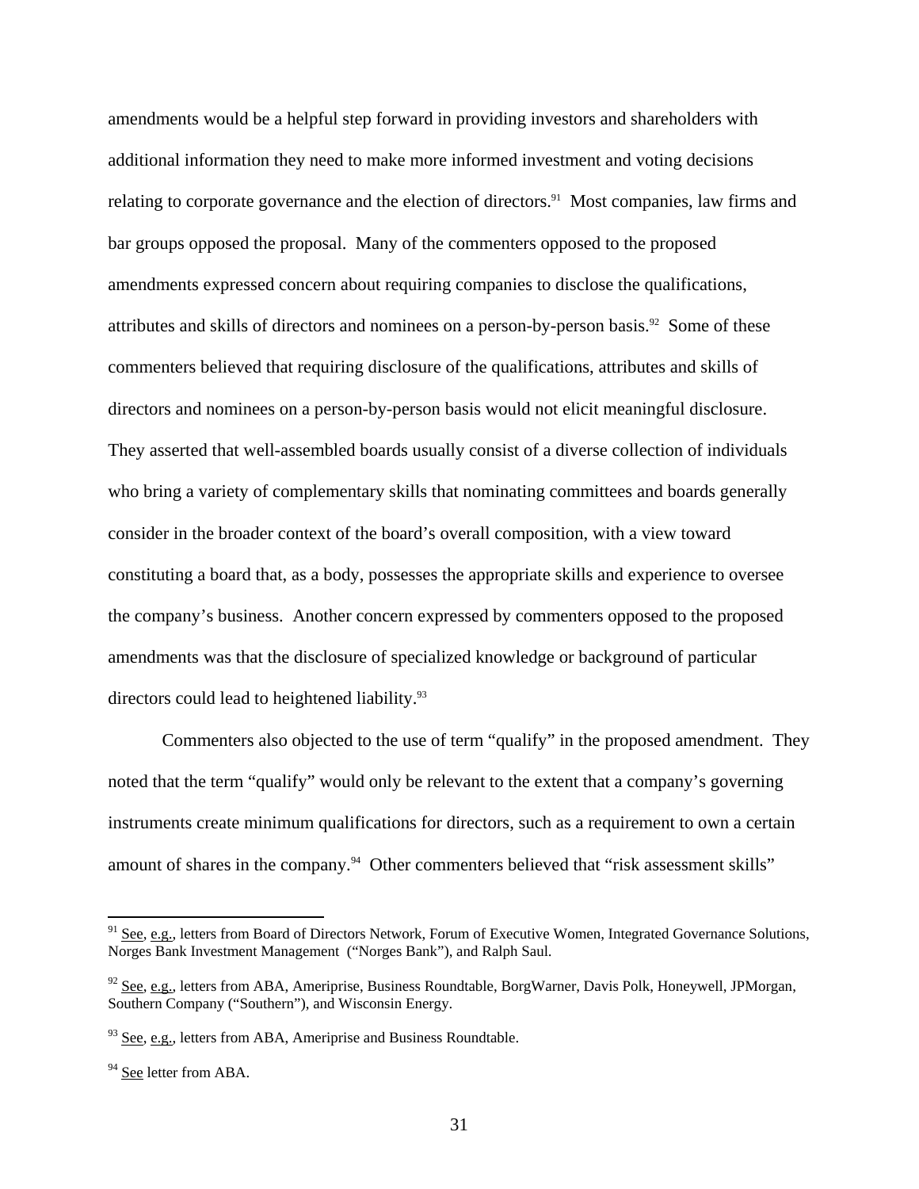amendments would be a helpful step forward in providing investors and shareholders with additional information they need to make more informed investment and voting decisions relating to corporate governance and the election of directors.[91] Most companies, law firms and bar groups opposed the proposal. Many of the commenters opposed to the proposed amendments expressed concern about requiring companies to disclose the qualifications, attributes and skills of directors and nominees on a person-by-person basis.[92] Some of these commenters believed that requiring disclosure of the qualifications, attributes and skills of directors and nominees on a person-by-person basis would not elicit meaningful disclosure. They asserted that well-assembled boards usually consist of a diverse collection of individuals who bring a variety of complementary skills that nominating committees and boards generally consider in the broader context of the board's overall composition, with a view toward constituting a board that, as a body, possesses the appropriate skills and experience to oversee the company's business. Another concern expressed by commenters opposed to the proposed amendments was that the disclosure of specialized knowledge or background of particular directors could lead to heightened liability.[93]

Commenters also objected to the use of term "qualify" in the proposed amendment. They noted that the term "qualify" would only be relevant to the extent that a company's governing instruments create minimum qualifications for directors, such as a requirement to own a certain amount of shares in the company.[94] Other commenters believed that "risk assessment skills"

---

[91] See, e.g., letters from Board of Directors Network, Forum of Executive Women, Integrated Governance Solutions, Norges Bank Investment Management ("Norges Bank"), and Ralph Saul.

[92] See, e.g., letters from ABA, Ameriprise, Business Roundtable, BorgWarner, Davis Polk, Honeywell, JPMorgan, Southern Company ("Southern"), and Wisconsin Energy.

[93] See, e.g., letters from ABA, Ameriprise and Business Roundtable.

[94] See letter from ABA.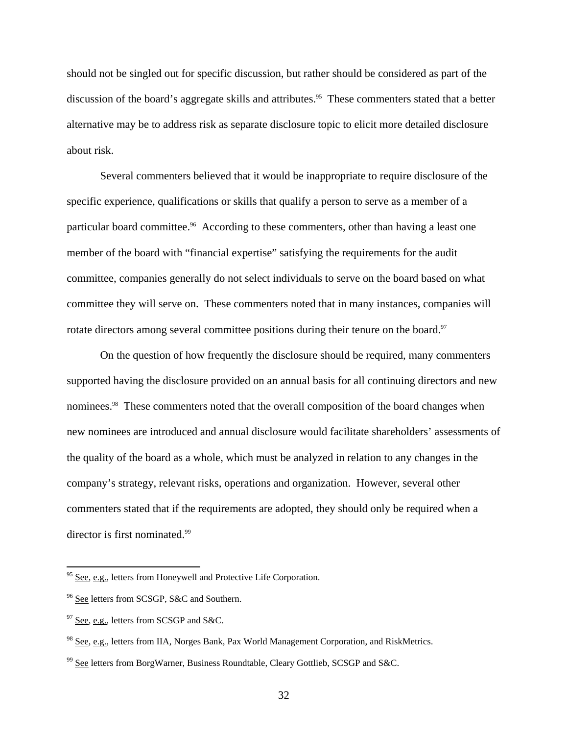should not be singled out for specific discussion, but rather should be considered as part of the discussion of the board's aggregate skills and attributes.[95] These commenters stated that a better alternative may be to address risk as separate disclosure topic to elicit more detailed disclosure about risk.

Several commenters believed that it would be inappropriate to require disclosure of the specific experience, qualifications or skills that qualify a person to serve as a member of a particular board committee.[96] According to these commenters, other than having a least one member of the board with "financial expertise" satisfying the requirements for the audit committee, companies generally do not select individuals to serve on the board based on what committee they will serve on. These commenters noted that in many instances, companies will rotate directors among several committee positions during their tenure on the board.[97]

On the question of how frequently the disclosure should be required, many commenters supported having the disclosure provided on an annual basis for all continuing directors and new nominees.[98] These commenters noted that the overall composition of the board changes when new nominees are introduced and annual disclosure would facilitate shareholders' assessments of the quality of the board as a whole, which must be analyzed in relation to any changes in the company's strategy, relevant risks, operations and organization. However, several other commenters stated that if the requirements are adopted, they should only be required when a director is first nominated.[99]

---

[95] See, e.g., letters from Honeywell and Protective Life Corporation.

[96] See letters from SCSGP, S&C and Southern.

[97] See, e.g., letters from SCSGP and S&C.

[98] See, e.g., letters from IIA, Norges Bank, Pax World Management Corporation, and RiskMetrics.

[99] See letters from BorgWarner, Business Roundtable, Cleary Gottlieb, SCSGP and S&C.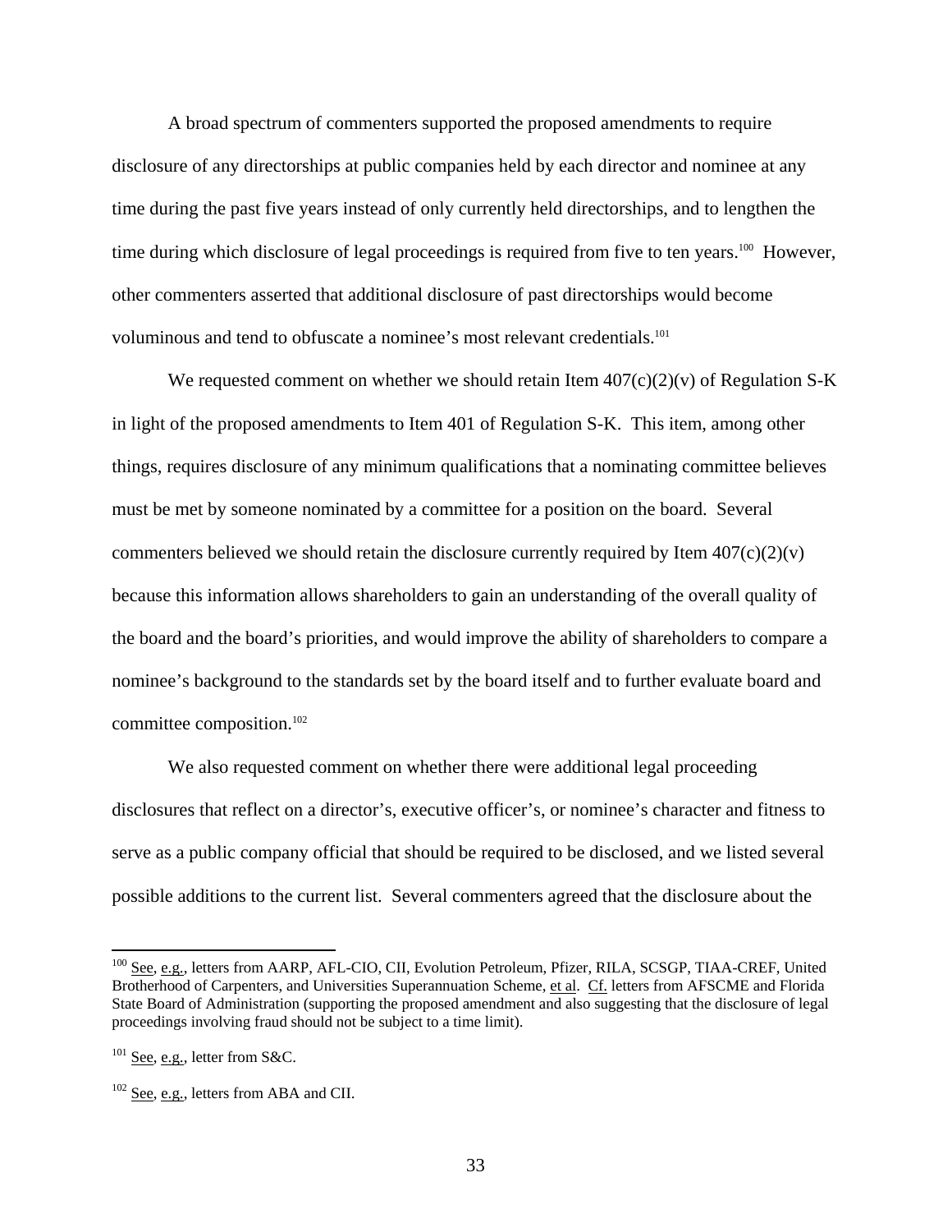A broad spectrum of commenters supported the proposed amendments to require disclosure of any directorships at public companies held by each director and nominee at any time during the past five years instead of only currently held directorships, and to lengthen the time during which disclosure of legal proceedings is required from five to ten years.[100] However, other commenters asserted that additional disclosure of past directorships would become voluminous and tend to obfuscate a nominee's most relevant credentials.[101]

We requested comment on whether we should retain Item 407(c)(2)(v) of Regulation S-K in light of the proposed amendments to Item 401 of Regulation S-K. This item, among other things, requires disclosure of any minimum qualifications that a nominating committee believes must be met by someone nominated by a committee for a position on the board. Several commenters believed we should retain the disclosure currently required by Item 407(c)(2)(v) because this information allows shareholders to gain an understanding of the overall quality of the board and the board's priorities, and would improve the ability of shareholders to compare a nominee's background to the standards set by the board itself and to further evaluate board and committee composition.[102]

We also requested comment on whether there were additional legal proceeding disclosures that reflect on a director's, executive officer's, or nominee's character and fitness to serve as a public company official that should be required to be disclosed, and we listed several possible additions to the current list. Several commenters agreed that the disclosure about the

---

[100] See, e.g., letters from AARP, AFL-CIO, CII, Evolution Petroleum, Pfizer, RILA, SCSGP, TIAA-CREF, United Brotherhood of Carpenters, and Universities Superannuation Scheme, et al. Cf. letters from AFSCME and Florida State Board of Administration (supporting the proposed amendment and also suggesting that the disclosure of legal proceedings involving fraud should not be subject to a time limit).

[101] See, e.g., letter from S&C.

[102] See, e.g., letters from ABA and CII.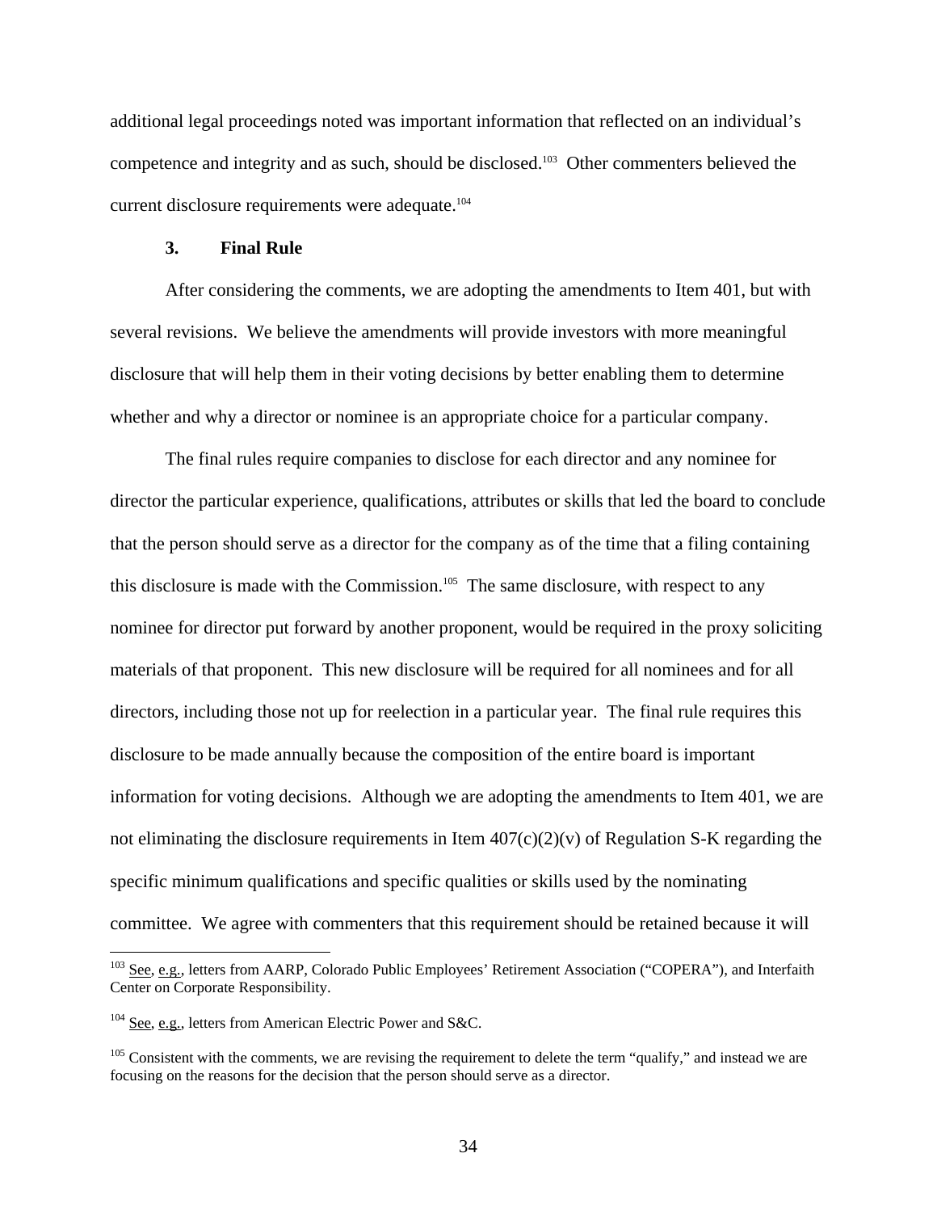additional legal proceedings noted was important information that reflected on an individual's competence and integrity and as such, should be disclosed.[103] Other commenters believed the current disclosure requirements were adequate.[104]

### 3. Final Rule

After considering the comments, we are adopting the amendments to Item 401, but with several revisions. We believe the amendments will provide investors with more meaningful disclosure that will help them in their voting decisions by better enabling them to determine whether and why a director or nominee is an appropriate choice for a particular company.

The final rules require companies to disclose for each director and any nominee for director the particular experience, qualifications, attributes or skills that led the board to conclude that the person should serve as a director for the company as of the time that a filing containing this disclosure is made with the Commission.[105] The same disclosure, with respect to any nominee for director put forward by another proponent, would be required in the proxy soliciting materials of that proponent. This new disclosure will be required for all nominees and for all directors, including those not up for reelection in a particular year. The final rule requires this disclosure to be made annually because the composition of the entire board is important information for voting decisions. Although we are adopting the amendments to Item 401, we are not eliminating the disclosure requirements in Item 407(c)(2)(v) of Regulation S-K regarding the specific minimum qualifications and specific qualities or skills used by the nominating committee. We agree with commenters that this requirement should be retained because it will

---

[103] See, e.g., letters from AARP, Colorado Public Employees' Retirement Association ("COPERA"), and Interfaith Center on Corporate Responsibility.

[104] See, e.g., letters from American Electric Power and S&C.

[105] Consistent with the comments, we are revising the requirement to delete the term "qualify," and instead we are focusing on the reasons for the decision that the person should serve as a director.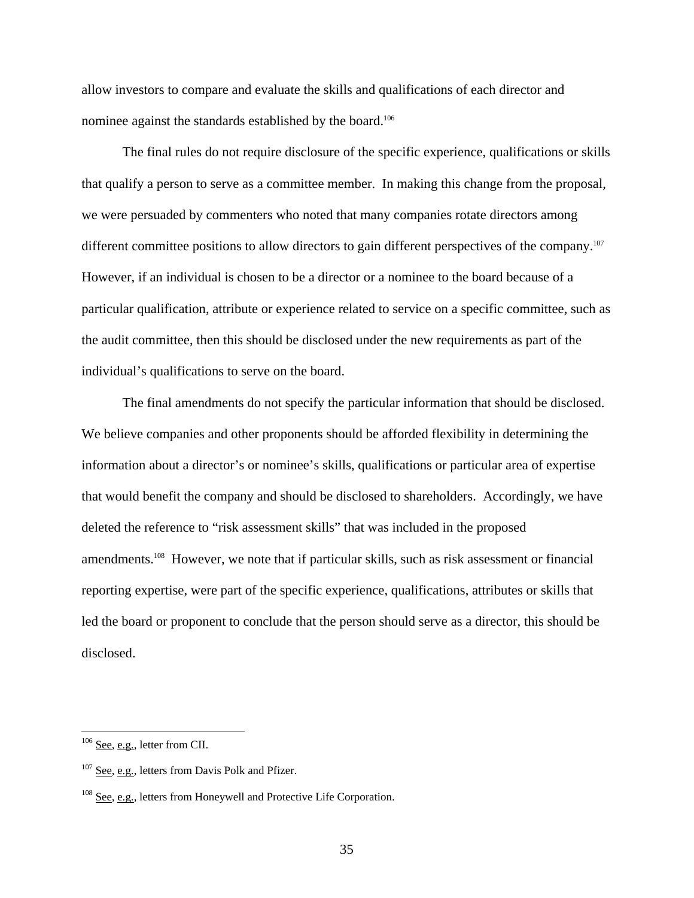allow investors to compare and evaluate the skills and qualifications of each director and nominee against the standards established by the board.[106]

The final rules do not require disclosure of the specific experience, qualifications or skills that qualify a person to serve as a committee member. In making this change from the proposal, we were persuaded by commenters who noted that many companies rotate directors among different committee positions to allow directors to gain different perspectives of the company.[107] However, if an individual is chosen to be a director or a nominee to the board because of a particular qualification, attribute or experience related to service on a specific committee, such as the audit committee, then this should be disclosed under the new requirements as part of the individual's qualifications to serve on the board.

The final amendments do not specify the particular information that should be disclosed. We believe companies and other proponents should be afforded flexibility in determining the information about a director's or nominee's skills, qualifications or particular area of expertise that would benefit the company and should be disclosed to shareholders. Accordingly, we have deleted the reference to "risk assessment skills" that was included in the proposed amendments.[108] However, we note that if particular skills, such as risk assessment or financial reporting expertise, were part of the specific experience, qualifications, attributes or skills that led the board or proponent to conclude that the person should serve as a director, this should be disclosed.

---

[106] See, e.g., letter from CII.

[107] See, e.g., letters from Davis Polk and Pfizer.

[108] See, e.g., letters from Honeywell and Protective Life Corporation.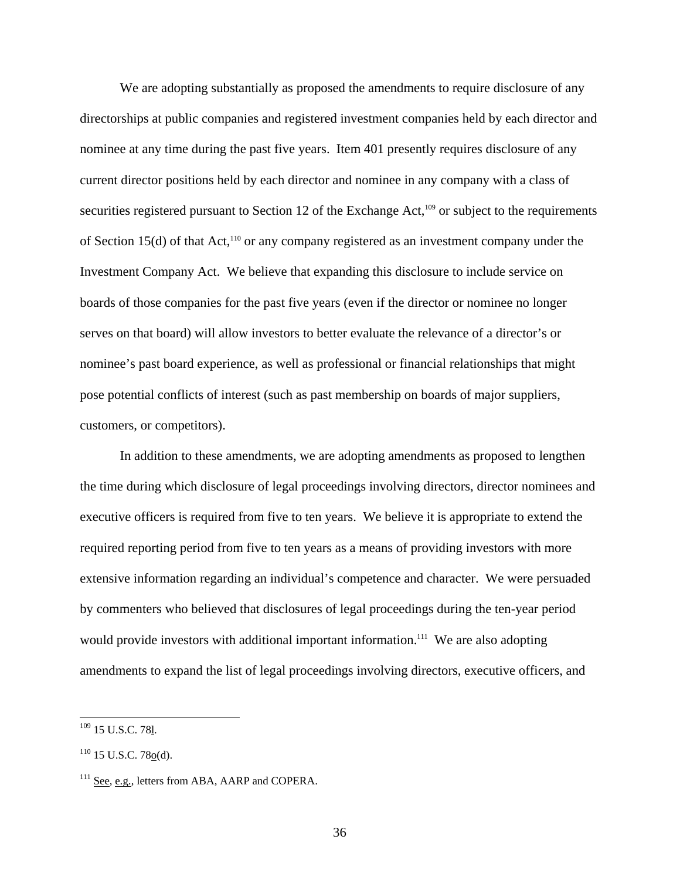We are adopting substantially as proposed the amendments to require disclosure of any directorships at public companies and registered investment companies held by each director and nominee at any time during the past five years. Item 401 presently requires disclosure of any current director positions held by each director and nominee in any company with a class of securities registered pursuant to Section 12 of the Exchange Act,[109] or subject to the requirements of Section 15(d) of that Act,[110] or any company registered as an investment company under the Investment Company Act. We believe that expanding this disclosure to include service on boards of those companies for the past five years (even if the director or nominee no longer serves on that board) will allow investors to better evaluate the relevance of a director's or nominee's past board experience, as well as professional or financial relationships that might pose potential conflicts of interest (such as past membership on boards of major suppliers, customers, or competitors).

In addition to these amendments, we are adopting amendments as proposed to lengthen the time during which disclosure of legal proceedings involving directors, director nominees and executive officers is required from five to ten years. We believe it is appropriate to extend the required reporting period from five to ten years as a means of providing investors with more extensive information regarding an individual's competence and character. We were persuaded by commenters who believed that disclosures of legal proceedings during the ten-year period would provide investors with additional important information.[111] We are also adopting amendments to expand the list of legal proceedings involving directors, executive officers, and

---

[109] 15 U.S.C. 78l.

[110] 15 U.S.C. 78o(d).

[111] See, e.g., letters from ABA, AARP and COPERA.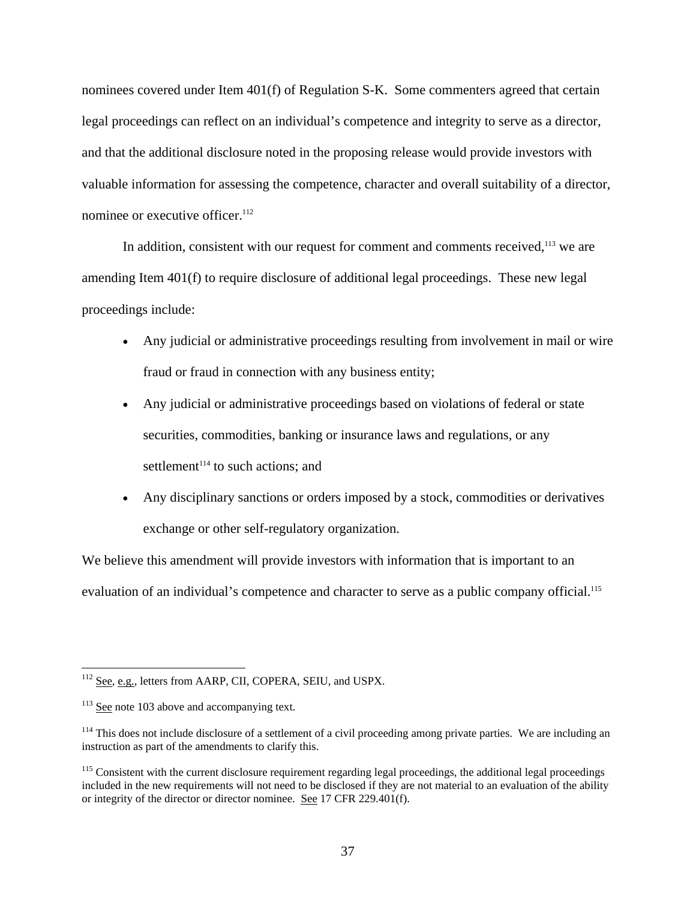nominees covered under Item 401(f) of Regulation S-K. Some commenters agreed that certain legal proceedings can reflect on an individual's competence and integrity to serve as a director, and that the additional disclosure noted in the proposing release would provide investors with valuable information for assessing the competence, character and overall suitability of a director, nominee or executive officer.[112]

In addition, consistent with our request for comment and comments received,[113] we are amending Item 401(f) to require disclosure of additional legal proceedings. These new legal proceedings include:

- Any judicial or administrative proceedings resulting from involvement in mail or wire fraud or fraud in connection with any business entity;
- Any judicial or administrative proceedings based on violations of federal or state securities, commodities, banking or insurance laws and regulations, or any settlement[114] to such actions; and
- Any disciplinary sanctions or orders imposed by a stock, commodities or derivatives exchange or other self-regulatory organization.

We believe this amendment will provide investors with information that is important to an evaluation of an individual's competence and character to serve as a public company official.[115]

---

[112] See, e.g., letters from AARP, CII, COPERA, SEIU, and USPX.

[113] See note 103 above and accompanying text.

[114] This does not include disclosure of a settlement of a civil proceeding among private parties. We are including an instruction as part of the amendments to clarify this.

[115] Consistent with the current disclosure requirement regarding legal proceedings, the additional legal proceedings included in the new requirements will not need to be disclosed if they are not material to an evaluation of the ability or integrity of the director or director nominee. See 17 CFR 229.401(f).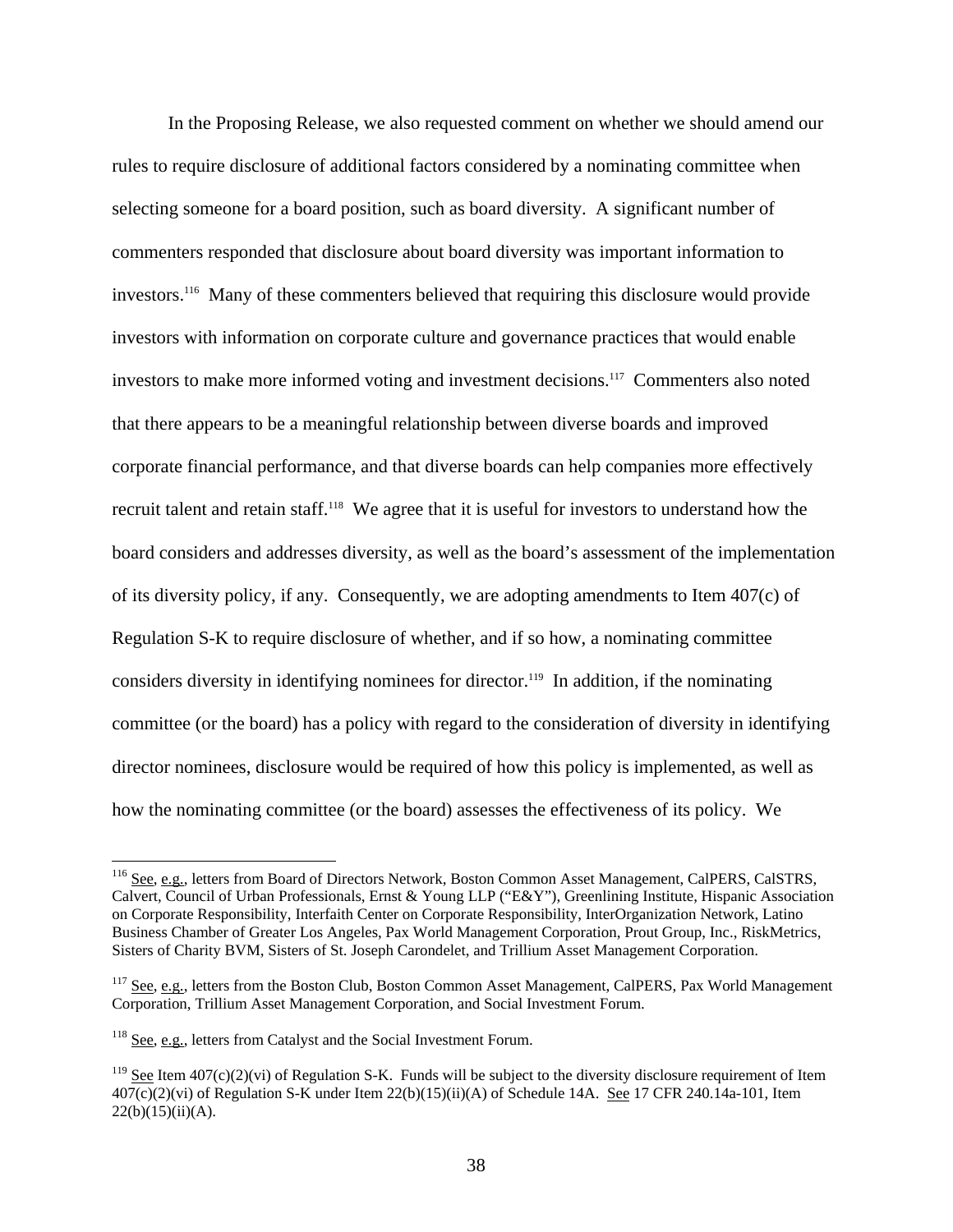In the Proposing Release, we also requested comment on whether we should amend our rules to require disclosure of additional factors considered by a nominating committee when selecting someone for a board position, such as board diversity. A significant number of commenters responded that disclosure about board diversity was important information to investors.[116] Many of these commenters believed that requiring this disclosure would provide investors with information on corporate culture and governance practices that would enable investors to make more informed voting and investment decisions.[117] Commenters also noted that there appears to be a meaningful relationship between diverse boards and improved corporate financial performance, and that diverse boards can help companies more effectively recruit talent and retain staff.[118] We agree that it is useful for investors to understand how the board considers and addresses diversity, as well as the board's assessment of the implementation of its diversity policy, if any. Consequently, we are adopting amendments to Item 407(c) of Regulation S-K to require disclosure of whether, and if so how, a nominating committee considers diversity in identifying nominees for director.[119] In addition, if the nominating committee (or the board) has a policy with regard to the consideration of diversity in identifying director nominees, disclosure would be required of how this policy is implemented, as well as how the nominating committee (or the board) assesses the effectiveness of its policy. We

---

[116] See, e.g., letters from Board of Directors Network, Boston Common Asset Management, CalPERS, CalSTRS, Calvert, Council of Urban Professionals, Ernst & Young LLP ("E&Y"), Greenlining Institute, Hispanic Association on Corporate Responsibility, Interfaith Center on Corporate Responsibility, InterOrganization Network, Latino Business Chamber of Greater Los Angeles, Pax World Management Corporation, Prout Group, Inc., RiskMetrics, Sisters of Charity BVM, Sisters of St. Joseph Carondelet, and Trillium Asset Management Corporation.

[117] See, e.g., letters from the Boston Club, Boston Common Asset Management, CalPERS, Pax World Management Corporation, Trillium Asset Management Corporation, and Social Investment Forum.

[118] See, e.g., letters from Catalyst and the Social Investment Forum.

[119] See Item 407(c)(2)(vi) of Regulation S-K. Funds will be subject to the diversity disclosure requirement of Item 407(c)(2)(vi) of Regulation S-K under Item 22(b)(15)(ii)(A) of Schedule 14A. See 17 CFR 240.14a-101, Item 22(b)(15)(ii)(A).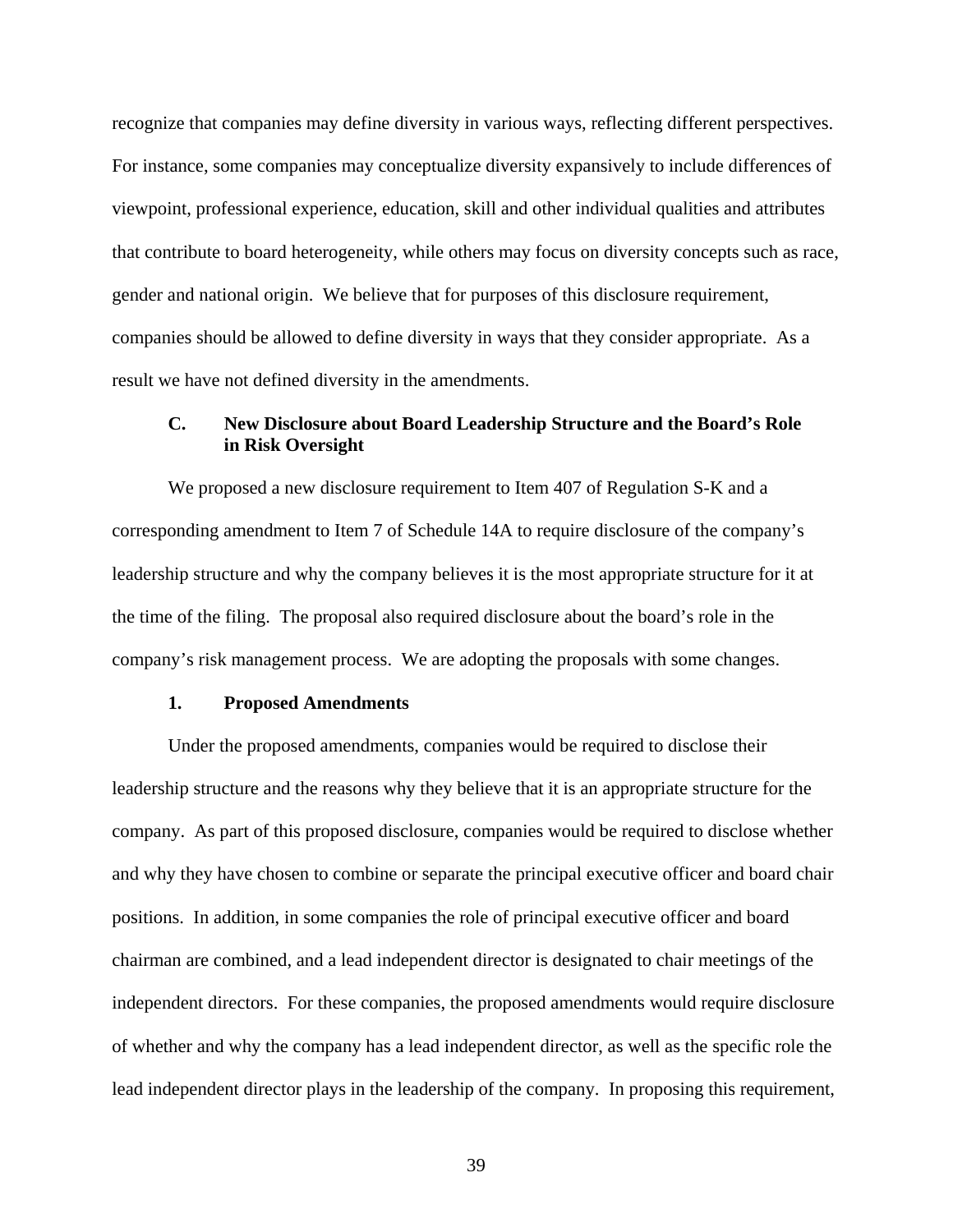recognize that companies may define diversity in various ways, reflecting different perspectives. For instance, some companies may conceptualize diversity expansively to include differences of viewpoint, professional experience, education, skill and other individual qualities and attributes that contribute to board heterogeneity, while others may focus on diversity concepts such as race, gender and national origin. We believe that for purposes of this disclosure requirement, companies should be allowed to define diversity in ways that they consider appropriate. As a result we have not defined diversity in the amendments.

### C. New Disclosure about Board Leadership Structure and the Board's Role in Risk Oversight

We proposed a new disclosure requirement to Item 407 of Regulation S-K and a corresponding amendment to Item 7 of Schedule 14A to require disclosure of the company's leadership structure and why the company believes it is the most appropriate structure for it at the time of the filing. The proposal also required disclosure about the board's role in the company's risk management process. We are adopting the proposals with some changes.

#### 1. Proposed Amendments

Under the proposed amendments, companies would be required to disclose their leadership structure and the reasons why they believe that it is an appropriate structure for the company. As part of this proposed disclosure, companies would be required to disclose whether and why they have chosen to combine or separate the principal executive officer and board chair positions. In addition, in some companies the role of principal executive officer and board chairman are combined, and a lead independent director is designated to chair meetings of the independent directors. For these companies, the proposed amendments would require disclosure of whether and why the company has a lead independent director, as well as the specific role the lead independent director plays in the leadership of the company. In proposing this requirement,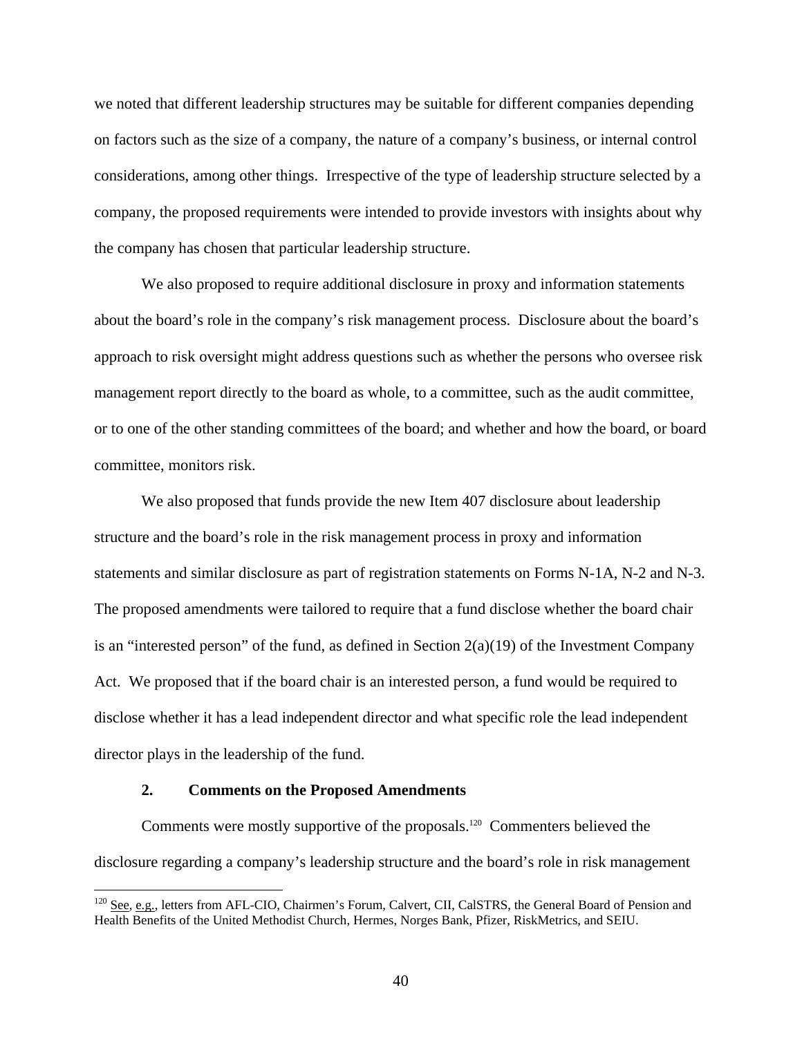we noted that different leadership structures may be suitable for different companies depending on factors such as the size of a company, the nature of a company's business, or internal control considerations, among other things. Irrespective of the type of leadership structure selected by a company, the proposed requirements were intended to provide investors with insights about why the company has chosen that particular leadership structure.

We also proposed to require additional disclosure in proxy and information statements about the board's role in the company's risk management process. Disclosure about the board's approach to risk oversight might address questions such as whether the persons who oversee risk management report directly to the board as whole, to a committee, such as the audit committee, or to one of the other standing committees of the board; and whether and how the board, or board committee, monitors risk.

We also proposed that funds provide the new Item 407 disclosure about leadership structure and the board's role in the risk management process in proxy and information statements and similar disclosure as part of registration statements on Forms N-1A, N-2 and N-3. The proposed amendments were tailored to require that a fund disclose whether the board chair is an "interested person" of the fund, as defined in Section 2(a)(19) of the Investment Company Act. We proposed that if the board chair is an interested person, a fund would be required to disclose whether it has a lead independent director and what specific role the lead independent director plays in the leadership of the fund.

### 2. Comments on the Proposed Amendments

Comments were mostly supportive of the proposals.[120] Commenters believed the disclosure regarding a company's leadership structure and the board's role in risk management

[120] See, e.g., letters from AFL-CIO, Chairmen's Forum, Calvert, CII, CalSTRS, the General Board of Pension and Health Benefits of the United Methodist Church, Hermes, Norges Bank, Pfizer, RiskMetrics, and SEIU.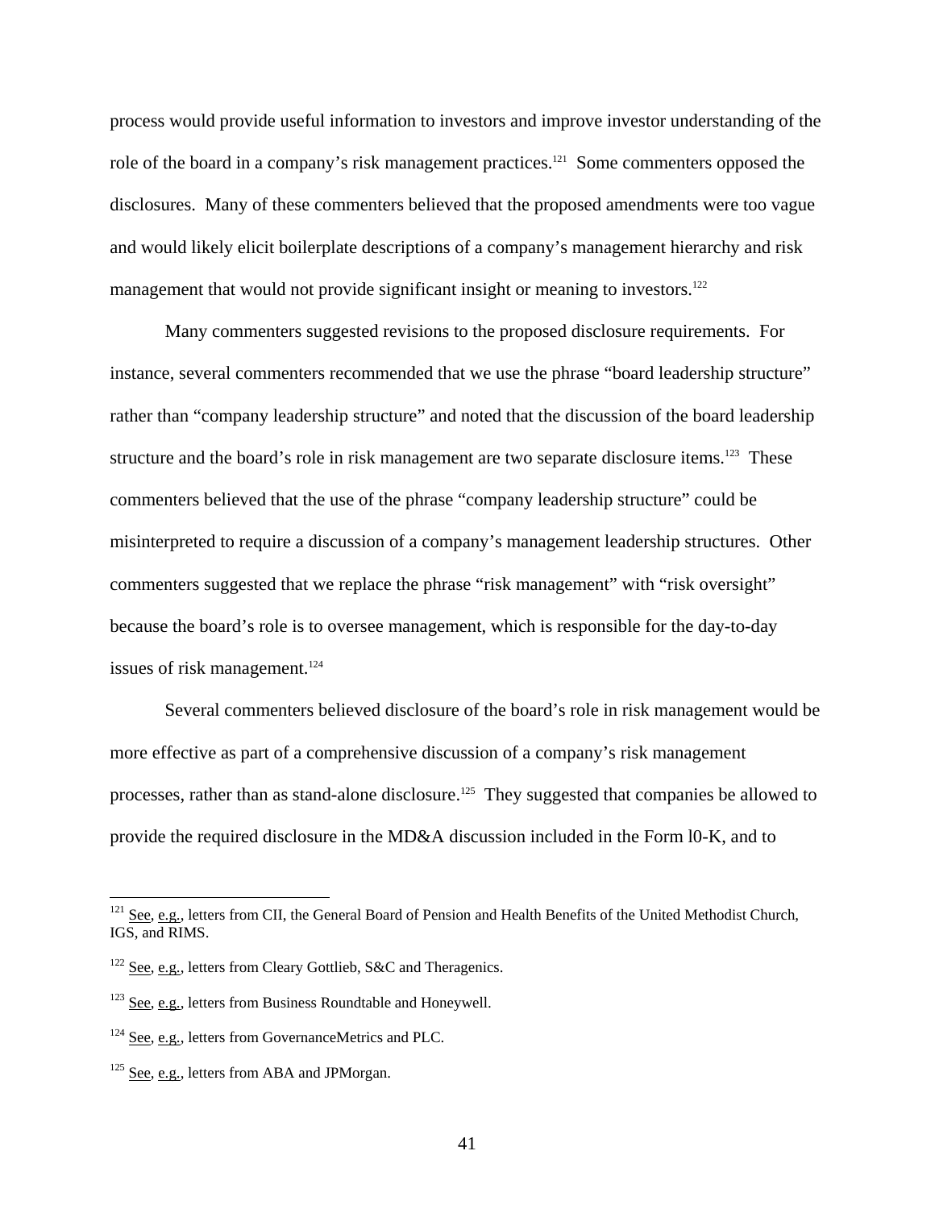process would provide useful information to investors and improve investor understanding of the role of the board in a company's risk management practices.[121] Some commenters opposed the disclosures. Many of these commenters believed that the proposed amendments were too vague and would likely elicit boilerplate descriptions of a company's management hierarchy and risk management that would not provide significant insight or meaning to investors.[122]

Many commenters suggested revisions to the proposed disclosure requirements. For instance, several commenters recommended that we use the phrase "board leadership structure" rather than "company leadership structure" and noted that the discussion of the board leadership structure and the board's role in risk management are two separate disclosure items.[123] These commenters believed that the use of the phrase "company leadership structure" could be misinterpreted to require a discussion of a company's management leadership structures. Other commenters suggested that we replace the phrase "risk management" with "risk oversight" because the board's role is to oversee management, which is responsible for the day-to-day issues of risk management.[124]

Several commenters believed disclosure of the board's role in risk management would be more effective as part of a comprehensive discussion of a company's risk management processes, rather than as stand-alone disclosure.[125] They suggested that companies be allowed to provide the required disclosure in the MD&A discussion included in the Form l0-K, and to

---

[121] See, e.g., letters from CII, the General Board of Pension and Health Benefits of the United Methodist Church, IGS, and RIMS.

[122] See, e.g., letters from Cleary Gottlieb, S&C and Theragenics.

[123] See, e.g., letters from Business Roundtable and Honeywell.

[124] See, e.g., letters from GovernanceMetrics and PLC.

[125] See, e.g., letters from ABA and JPMorgan.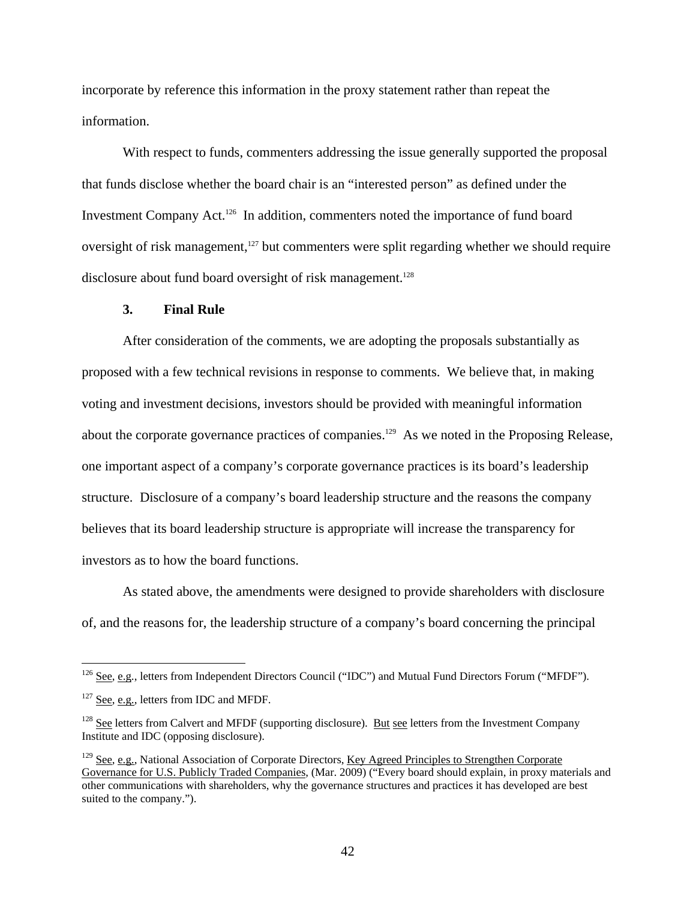incorporate by reference this information in the proxy statement rather than repeat the information.

With respect to funds, commenters addressing the issue generally supported the proposal that funds disclose whether the board chair is an "interested person" as defined under the Investment Company Act.[126] In addition, commenters noted the importance of fund board oversight of risk management,[127] but commenters were split regarding whether we should require disclosure about fund board oversight of risk management.[128]

### 3. Final Rule

After consideration of the comments, we are adopting the proposals substantially as proposed with a few technical revisions in response to comments. We believe that, in making voting and investment decisions, investors should be provided with meaningful information about the corporate governance practices of companies.[129] As we noted in the Proposing Release, one important aspect of a company's corporate governance practices is its board's leadership structure. Disclosure of a company's board leadership structure and the reasons the company believes that its board leadership structure is appropriate will increase the transparency for investors as to how the board functions.

As stated above, the amendments were designed to provide shareholders with disclosure of, and the reasons for, the leadership structure of a company's board concerning the principal

---

[126] See, e.g., letters from Independent Directors Council ("IDC") and Mutual Fund Directors Forum ("MFDF").

[127] See, e.g., letters from IDC and MFDF.

[128] See letters from Calvert and MFDF (supporting disclosure). But see letters from the Investment Company Institute and IDC (opposing disclosure).

[129] See, e.g., National Association of Corporate Directors, Key Agreed Principles to Strengthen Corporate Governance for U.S. Publicly Traded Companies, (Mar. 2009) ("Every board should explain, in proxy materials and other communications with shareholders, why the governance structures and practices it has developed are best suited to the company.").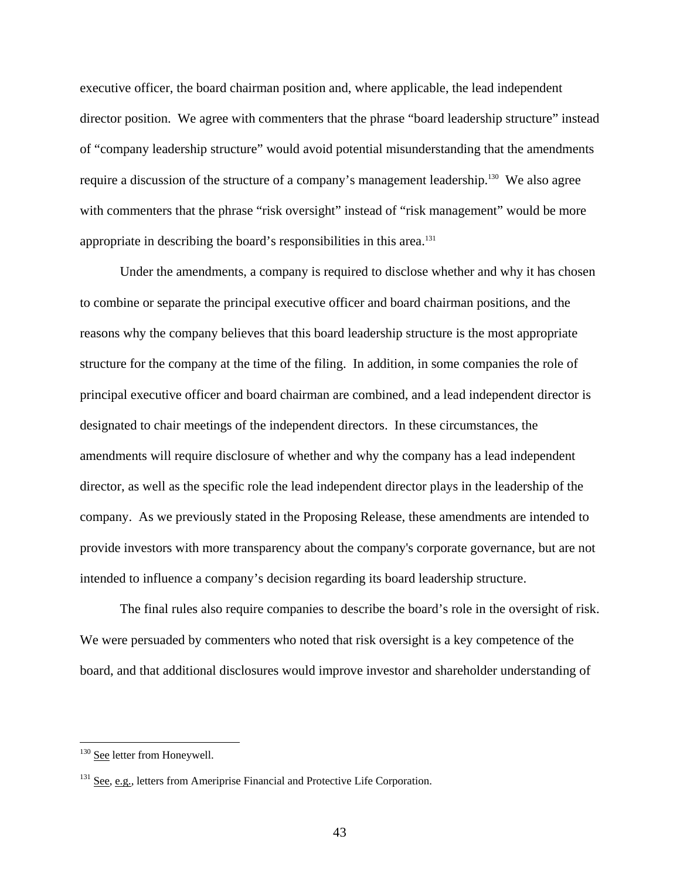executive officer, the board chairman position and, where applicable, the lead independent director position. We agree with commenters that the phrase "board leadership structure" instead of "company leadership structure" would avoid potential misunderstanding that the amendments require a discussion of the structure of a company's management leadership.[130] We also agree with commenters that the phrase "risk oversight" instead of "risk management" would be more appropriate in describing the board's responsibilities in this area.[131]

Under the amendments, a company is required to disclose whether and why it has chosen to combine or separate the principal executive officer and board chairman positions, and the reasons why the company believes that this board leadership structure is the most appropriate structure for the company at the time of the filing. In addition, in some companies the role of principal executive officer and board chairman are combined, and a lead independent director is designated to chair meetings of the independent directors. In these circumstances, the amendments will require disclosure of whether and why the company has a lead independent director, as well as the specific role the lead independent director plays in the leadership of the company. As we previously stated in the Proposing Release, these amendments are intended to provide investors with more transparency about the company's corporate governance, but are not intended to influence a company's decision regarding its board leadership structure.

The final rules also require companies to describe the board's role in the oversight of risk. We were persuaded by commenters who noted that risk oversight is a key competence of the board, and that additional disclosures would improve investor and shareholder understanding of

---

[130] See letter from Honeywell.

[131] See, e.g., letters from Ameriprise Financial and Protective Life Corporation.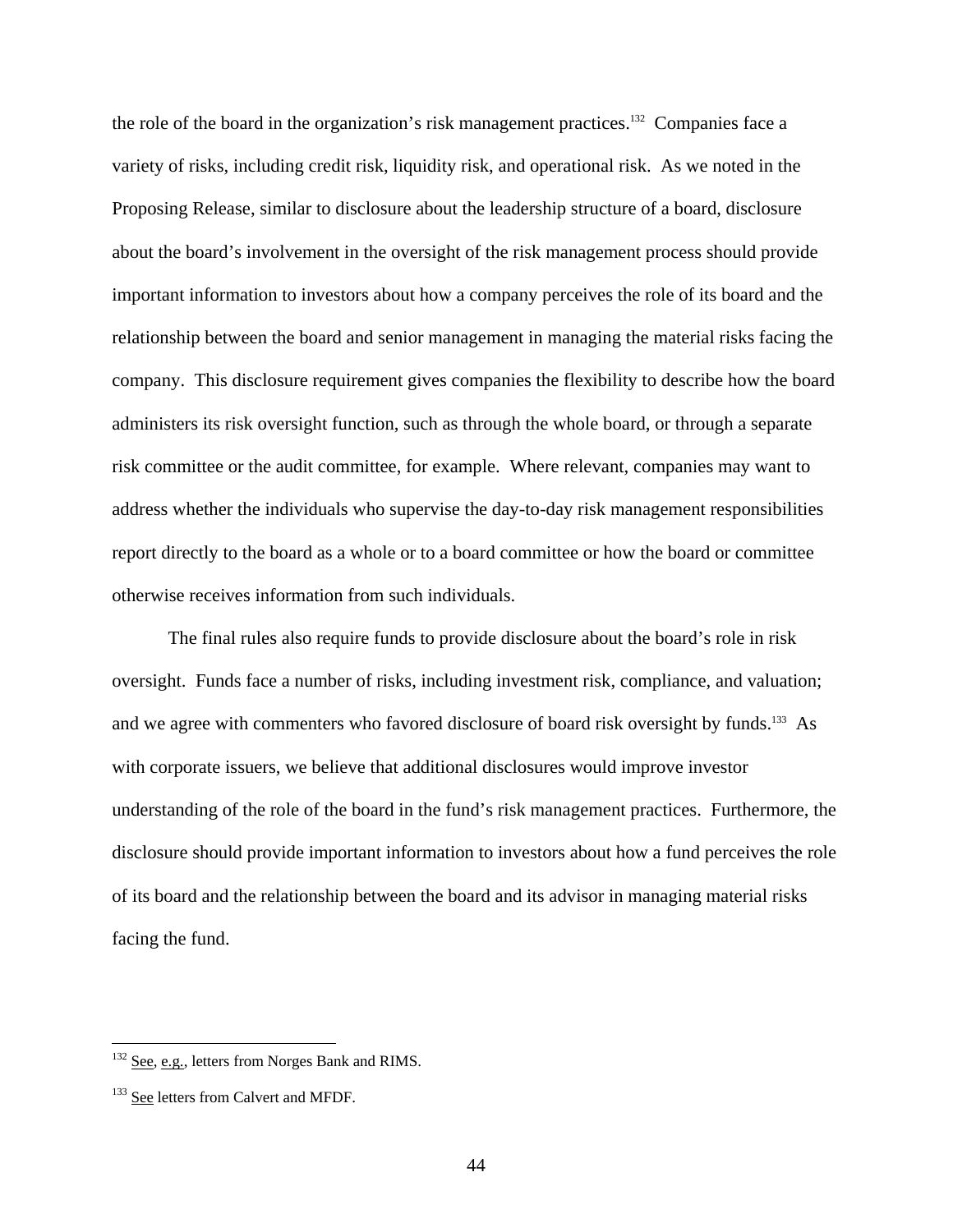the role of the board in the organization's risk management practices.[132] Companies face a variety of risks, including credit risk, liquidity risk, and operational risk. As we noted in the Proposing Release, similar to disclosure about the leadership structure of a board, disclosure about the board's involvement in the oversight of the risk management process should provide important information to investors about how a company perceives the role of its board and the relationship between the board and senior management in managing the material risks facing the company. This disclosure requirement gives companies the flexibility to describe how the board administers its risk oversight function, such as through the whole board, or through a separate risk committee or the audit committee, for example. Where relevant, companies may want to address whether the individuals who supervise the day-to-day risk management responsibilities report directly to the board as a whole or to a board committee or how the board or committee otherwise receives information from such individuals.

The final rules also require funds to provide disclosure about the board's role in risk oversight. Funds face a number of risks, including investment risk, compliance, and valuation; and we agree with commenters who favored disclosure of board risk oversight by funds.[133] As with corporate issuers, we believe that additional disclosures would improve investor understanding of the role of the board in the fund's risk management practices. Furthermore, the disclosure should provide important information to investors about how a fund perceives the role of its board and the relationship between the board and its advisor in managing material risks facing the fund.

---

[132] See, e.g., letters from Norges Bank and RIMS.

[133] See letters from Calvert and MFDF.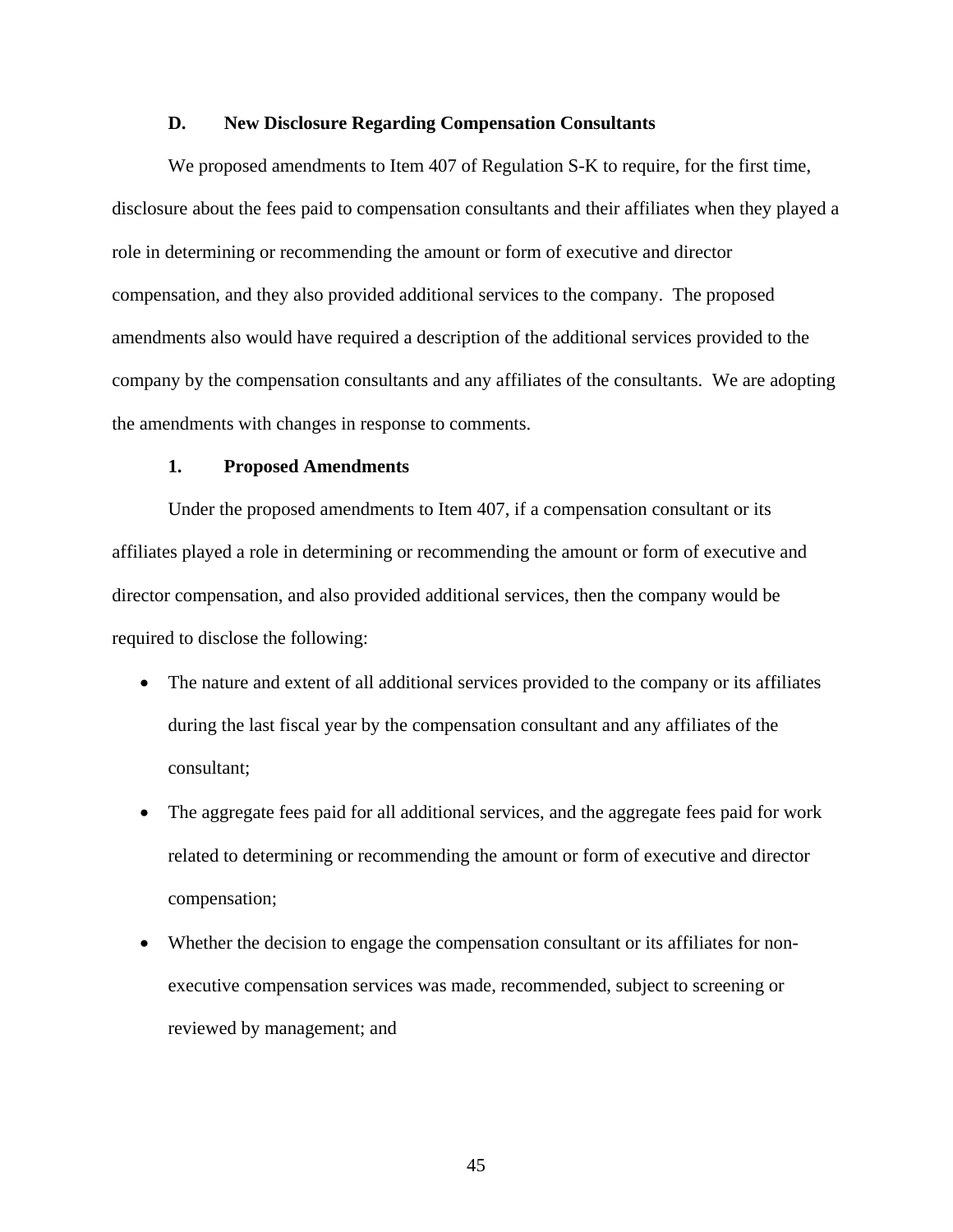### D. New Disclosure Regarding Compensation Consultants

We proposed amendments to Item 407 of Regulation S-K to require, for the first time, disclosure about the fees paid to compensation consultants and their affiliates when they played a role in determining or recommending the amount or form of executive and director compensation, and they also provided additional services to the company. The proposed amendments also would have required a description of the additional services provided to the company by the compensation consultants and any affiliates of the consultants. We are adopting the amendments with changes in response to comments.

#### 1. Proposed Amendments

Under the proposed amendments to Item 407, if a compensation consultant or its affiliates played a role in determining or recommending the amount or form of executive and director compensation, and also provided additional services, then the company would be required to disclose the following:

- The nature and extent of all additional services provided to the company or its affiliates during the last fiscal year by the compensation consultant and any affiliates of the consultant;
- The aggregate fees paid for all additional services, and the aggregate fees paid for work related to determining or recommending the amount or form of executive and director compensation;
- Whether the decision to engage the compensation consultant or its affiliates for non-executive compensation services was made, recommended, subject to screening or reviewed by management; and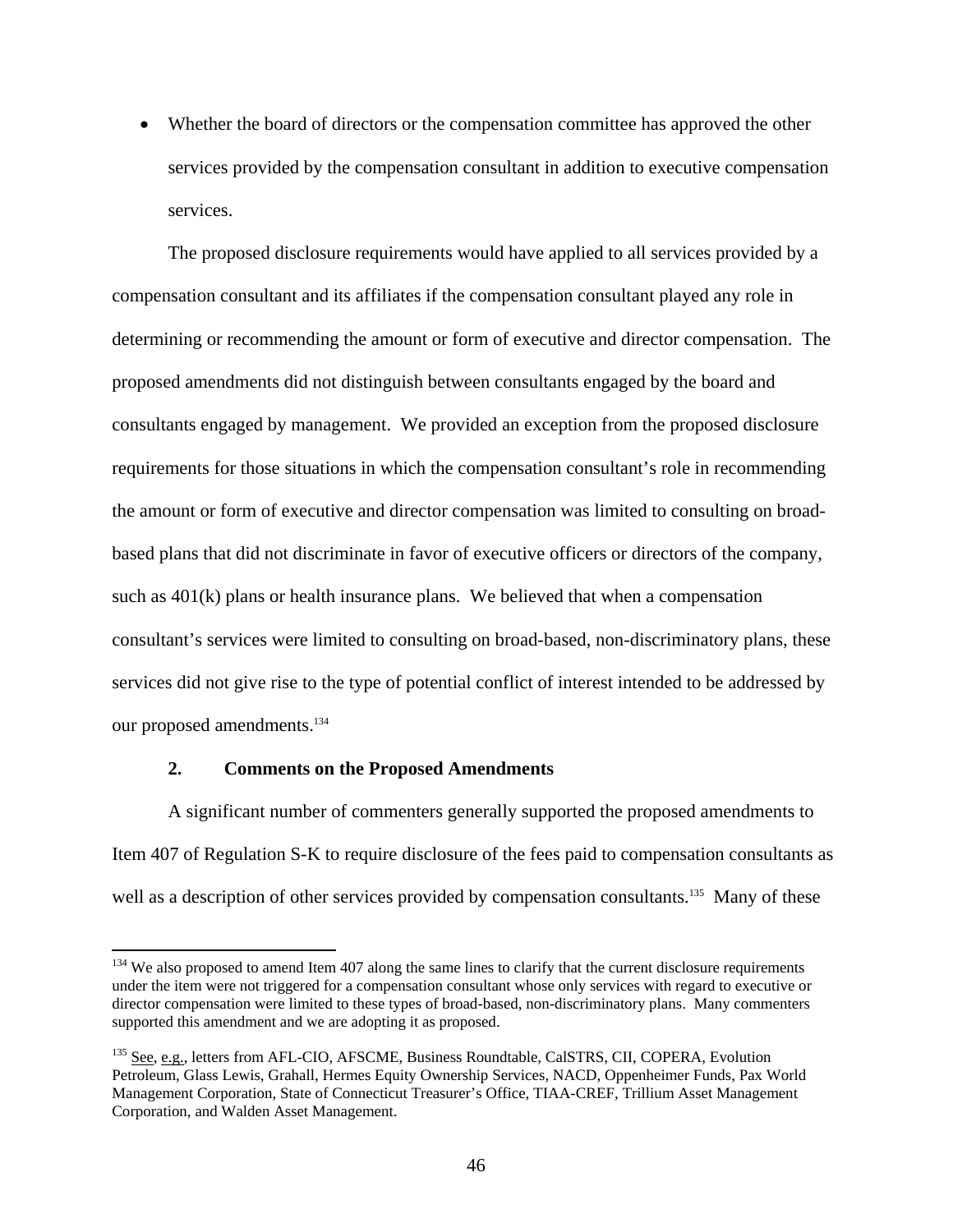- Whether the board of directors or the compensation committee has approved the other services provided by the compensation consultant in addition to executive compensation services.

The proposed disclosure requirements would have applied to all services provided by a compensation consultant and its affiliates if the compensation consultant played any role in determining or recommending the amount or form of executive and director compensation. The proposed amendments did not distinguish between consultants engaged by the board and consultants engaged by management. We provided an exception from the proposed disclosure requirements for those situations in which the compensation consultant's role in recommending the amount or form of executive and director compensation was limited to consulting on broad-based plans that did not discriminate in favor of executive officers or directors of the company, such as 401(k) plans or health insurance plans. We believed that when a compensation consultant's services were limited to consulting on broad-based, non-discriminatory plans, these services did not give rise to the type of potential conflict of interest intended to be addressed by our proposed amendments.[134]

### 2. Comments on the Proposed Amendments

A significant number of commenters generally supported the proposed amendments to Item 407 of Regulation S-K to require disclosure of the fees paid to compensation consultants as well as a description of other services provided by compensation consultants.[135] Many of these

---

[134] We also proposed to amend Item 407 along the same lines to clarify that the current disclosure requirements under the item were not triggered for a compensation consultant whose only services with regard to executive or director compensation were limited to these types of broad-based, non-discriminatory plans. Many commenters supported this amendment and we are adopting it as proposed.

[135] See, e.g., letters from AFL-CIO, AFSCME, Business Roundtable, CalSTRS, CII, COPERA, Evolution Petroleum, Glass Lewis, Grahall, Hermes Equity Ownership Services, NACD, Oppenheimer Funds, Pax World Management Corporation, State of Connecticut Treasurer's Office, TIAA-CREF, Trillium Asset Management Corporation, and Walden Asset Management.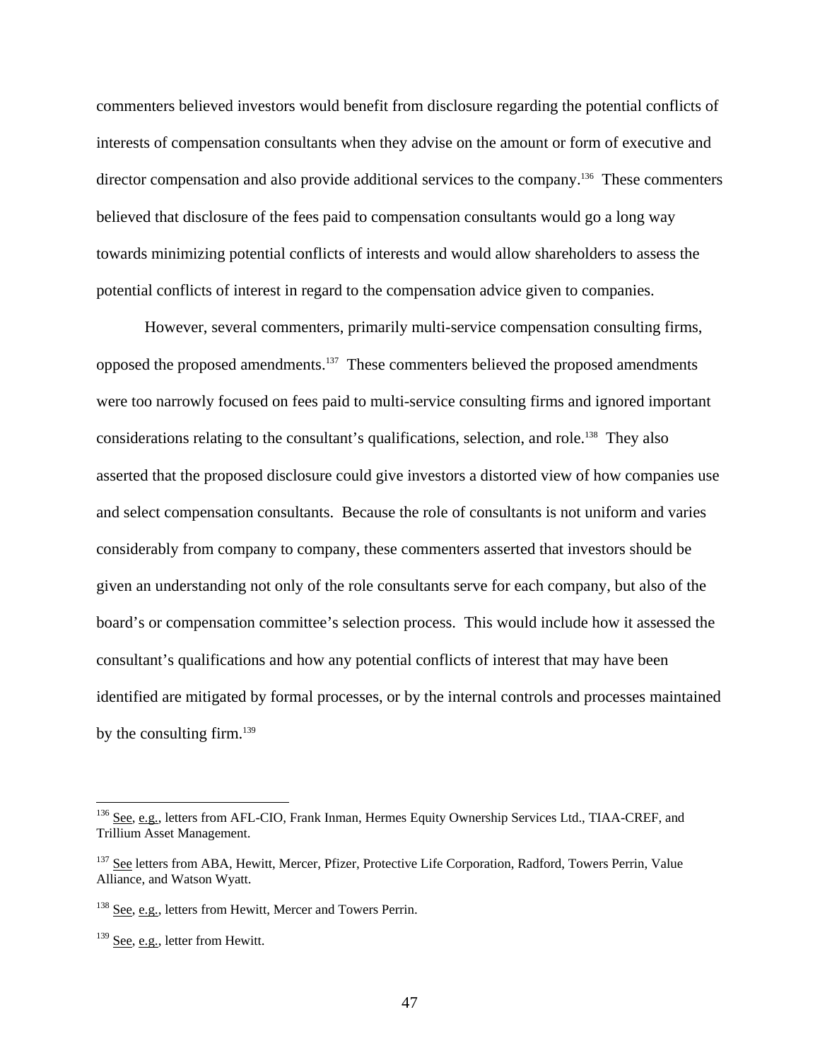commenters believed investors would benefit from disclosure regarding the potential conflicts of interests of compensation consultants when they advise on the amount or form of executive and director compensation and also provide additional services to the company.[136] These commenters believed that disclosure of the fees paid to compensation consultants would go a long way towards minimizing potential conflicts of interests and would allow shareholders to assess the potential conflicts of interest in regard to the compensation advice given to companies.

However, several commenters, primarily multi-service compensation consulting firms, opposed the proposed amendments.[137] These commenters believed the proposed amendments were too narrowly focused on fees paid to multi-service consulting firms and ignored important considerations relating to the consultant's qualifications, selection, and role.[138] They also asserted that the proposed disclosure could give investors a distorted view of how companies use and select compensation consultants. Because the role of consultants is not uniform and varies considerably from company to company, these commenters asserted that investors should be given an understanding not only of the role consultants serve for each company, but also of the board's or compensation committee's selection process. This would include how it assessed the consultant's qualifications and how any potential conflicts of interest that may have been identified are mitigated by formal processes, or by the internal controls and processes maintained by the consulting firm.[139]

---

[136] See, e.g., letters from AFL-CIO, Frank Inman, Hermes Equity Ownership Services Ltd., TIAA-CREF, and Trillium Asset Management.

[137] See letters from ABA, Hewitt, Mercer, Pfizer, Protective Life Corporation, Radford, Towers Perrin, Value Alliance, and Watson Wyatt.

[138] See, e.g., letters from Hewitt, Mercer and Towers Perrin.

[139] See, e.g., letter from Hewitt.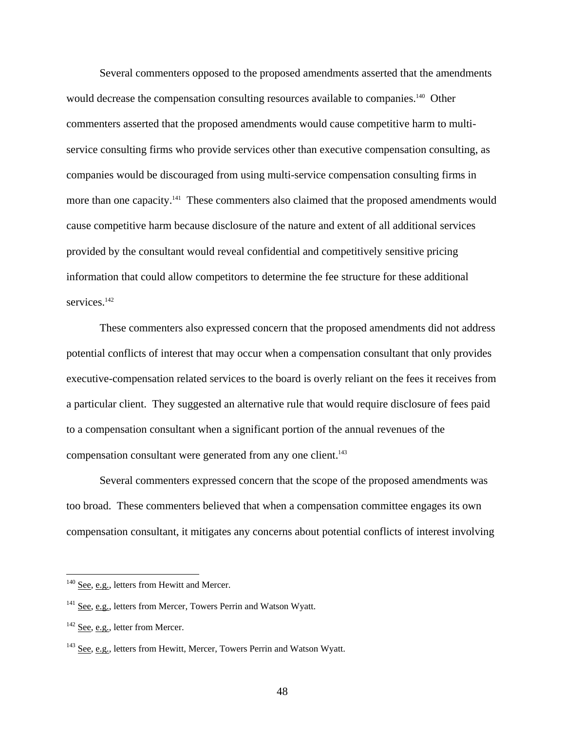Several commenters opposed to the proposed amendments asserted that the amendments would decrease the compensation consulting resources available to companies.[140] Other commenters asserted that the proposed amendments would cause competitive harm to multi-service consulting firms who provide services other than executive compensation consulting, as companies would be discouraged from using multi-service compensation consulting firms in more than one capacity.[141] These commenters also claimed that the proposed amendments would cause competitive harm because disclosure of the nature and extent of all additional services provided by the consultant would reveal confidential and competitively sensitive pricing information that could allow competitors to determine the fee structure for these additional services.[142]

These commenters also expressed concern that the proposed amendments did not address potential conflicts of interest that may occur when a compensation consultant that only provides executive-compensation related services to the board is overly reliant on the fees it receives from a particular client. They suggested an alternative rule that would require disclosure of fees paid to a compensation consultant when a significant portion of the annual revenues of the compensation consultant were generated from any one client.[143]

Several commenters expressed concern that the scope of the proposed amendments was too broad. These commenters believed that when a compensation committee engages its own compensation consultant, it mitigates any concerns about potential conflicts of interest involving

---

[140] See, e.g., letters from Hewitt and Mercer.

[141] See, e.g., letters from Mercer, Towers Perrin and Watson Wyatt.

[142] See, e.g., letter from Mercer.

[143] See, e.g., letters from Hewitt, Mercer, Towers Perrin and Watson Wyatt.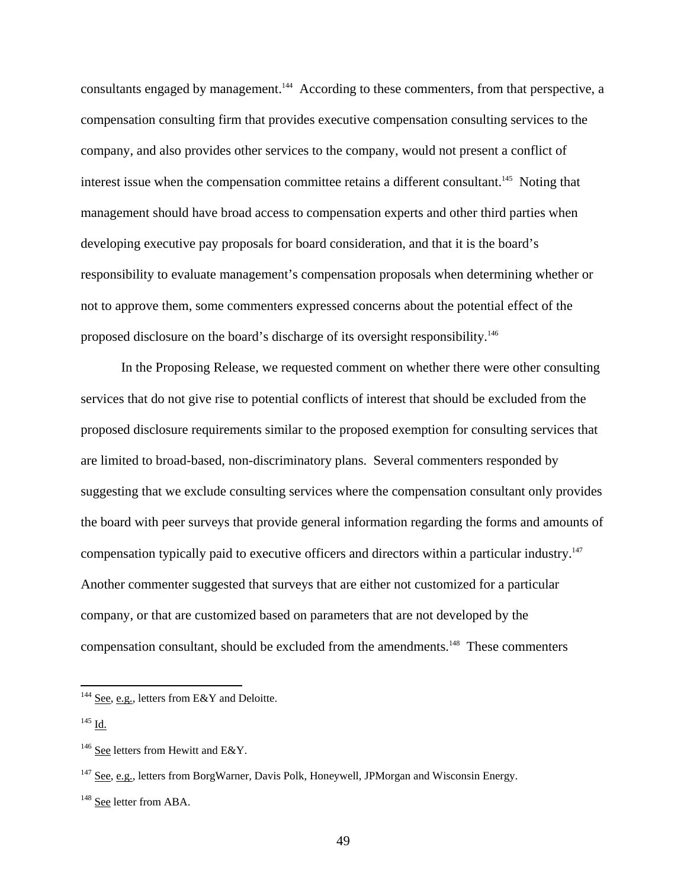consultants engaged by management.[144] According to these commenters, from that perspective, a compensation consulting firm that provides executive compensation consulting services to the company, and also provides other services to the company, would not present a conflict of interest issue when the compensation committee retains a different consultant.[145] Noting that management should have broad access to compensation experts and other third parties when developing executive pay proposals for board consideration, and that it is the board's responsibility to evaluate management's compensation proposals when determining whether or not to approve them, some commenters expressed concerns about the potential effect of the proposed disclosure on the board's discharge of its oversight responsibility.[146]

In the Proposing Release, we requested comment on whether there were other consulting services that do not give rise to potential conflicts of interest that should be excluded from the proposed disclosure requirements similar to the proposed exemption for consulting services that are limited to broad-based, non-discriminatory plans. Several commenters responded by suggesting that we exclude consulting services where the compensation consultant only provides the board with peer surveys that provide general information regarding the forms and amounts of compensation typically paid to executive officers and directors within a particular industry.[147] Another commenter suggested that surveys that are either not customized for a particular company, or that are customized based on parameters that are not developed by the compensation consultant, should be excluded from the amendments.[148] These commenters

---

[144] See, e.g., letters from E&Y and Deloitte.

[145] Id.

[146] See letters from Hewitt and E&Y.

[147] See, e.g., letters from BorgWarner, Davis Polk, Honeywell, JPMorgan and Wisconsin Energy.

[148] See letter from ABA.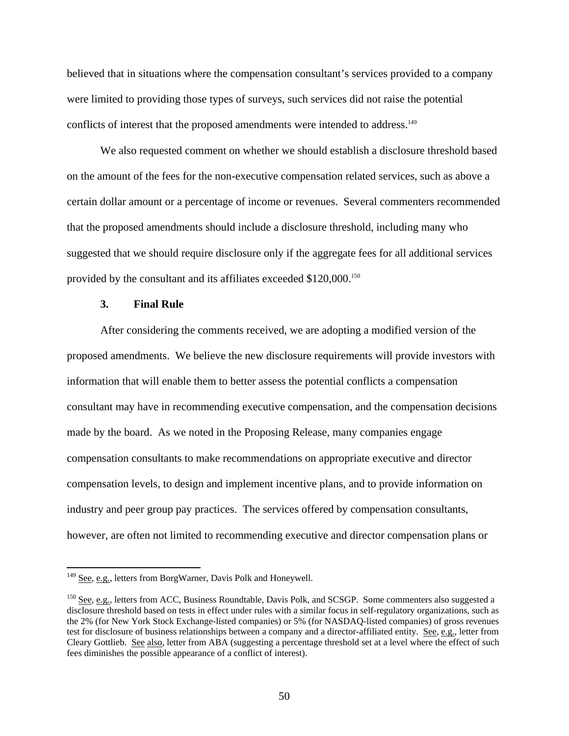believed that in situations where the compensation consultant's services provided to a company were limited to providing those types of surveys, such services did not raise the potential conflicts of interest that the proposed amendments were intended to address.[149]

We also requested comment on whether we should establish a disclosure threshold based on the amount of the fees for the non-executive compensation related services, such as above a certain dollar amount or a percentage of income or revenues. Several commenters recommended that the proposed amendments should include a disclosure threshold, including many who suggested that we should require disclosure only if the aggregate fees for all additional services provided by the consultant and its affiliates exceeded $120,000.[150]

### 3. Final Rule

After considering the comments received, we are adopting a modified version of the proposed amendments. We believe the new disclosure requirements will provide investors with information that will enable them to better assess the potential conflicts a compensation consultant may have in recommending executive compensation, and the compensation decisions made by the board. As we noted in the Proposing Release, many companies engage compensation consultants to make recommendations on appropriate executive and director compensation levels, to design and implement incentive plans, and to provide information on industry and peer group pay practices. The services offered by compensation consultants, however, are often not limited to recommending executive and director compensation plans or

---

[149] See, e.g., letters from BorgWarner, Davis Polk and Honeywell.

[150] See, e.g., letters from ACC, Business Roundtable, Davis Polk, and SCSGP. Some commenters also suggested a disclosure threshold based on tests in effect under rules with a similar focus in self-regulatory organizations, such as the 2% (for New York Stock Exchange-listed companies) or 5% (for NASDAQ-listed companies) of gross revenues test for disclosure of business relationships between a company and a director-affiliated entity. See, e.g., letter from Cleary Gottlieb. See also, letter from ABA (suggesting a percentage threshold set at a level where the effect of such fees diminishes the possible appearance of a conflict of interest).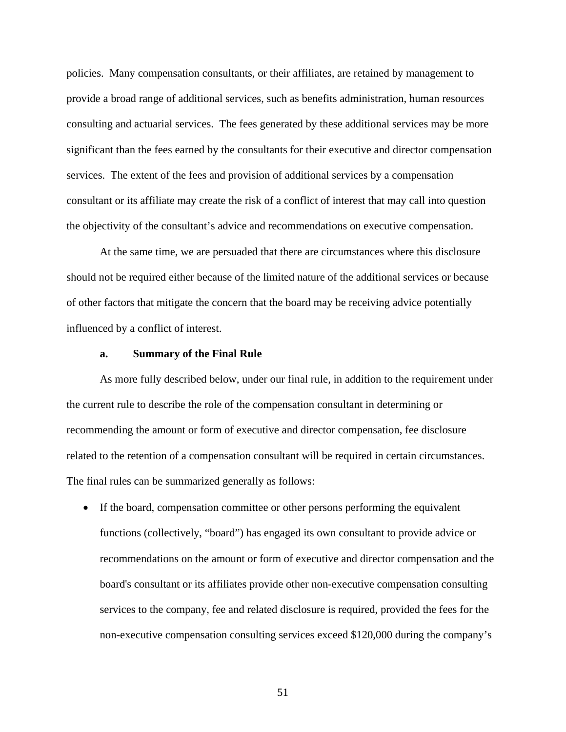policies. Many compensation consultants, or their affiliates, are retained by management to provide a broad range of additional services, such as benefits administration, human resources consulting and actuarial services. The fees generated by these additional services may be more significant than the fees earned by the consultants for their executive and director compensation services. The extent of the fees and provision of additional services by a compensation consultant or its affiliate may create the risk of a conflict of interest that may call into question the objectivity of the consultant's advice and recommendations on executive compensation.

At the same time, we are persuaded that there are circumstances where this disclosure should not be required either because of the limited nature of the additional services or because of other factors that mitigate the concern that the board may be receiving advice potentially influenced by a conflict of interest.

### a. Summary of the Final Rule

As more fully described below, under our final rule, in addition to the requirement under the current rule to describe the role of the compensation consultant in determining or recommending the amount or form of executive and director compensation, fee disclosure related to the retention of a compensation consultant will be required in certain circumstances. The final rules can be summarized generally as follows:

- If the board, compensation committee or other persons performing the equivalent functions (collectively, "board") has engaged its own consultant to provide advice or recommendations on the amount or form of executive and director compensation and the board's consultant or its affiliates provide other non-executive compensation consulting services to the company, fee and related disclosure is required, provided the fees for the non-executive compensation consulting services exceed $120,000 during the company's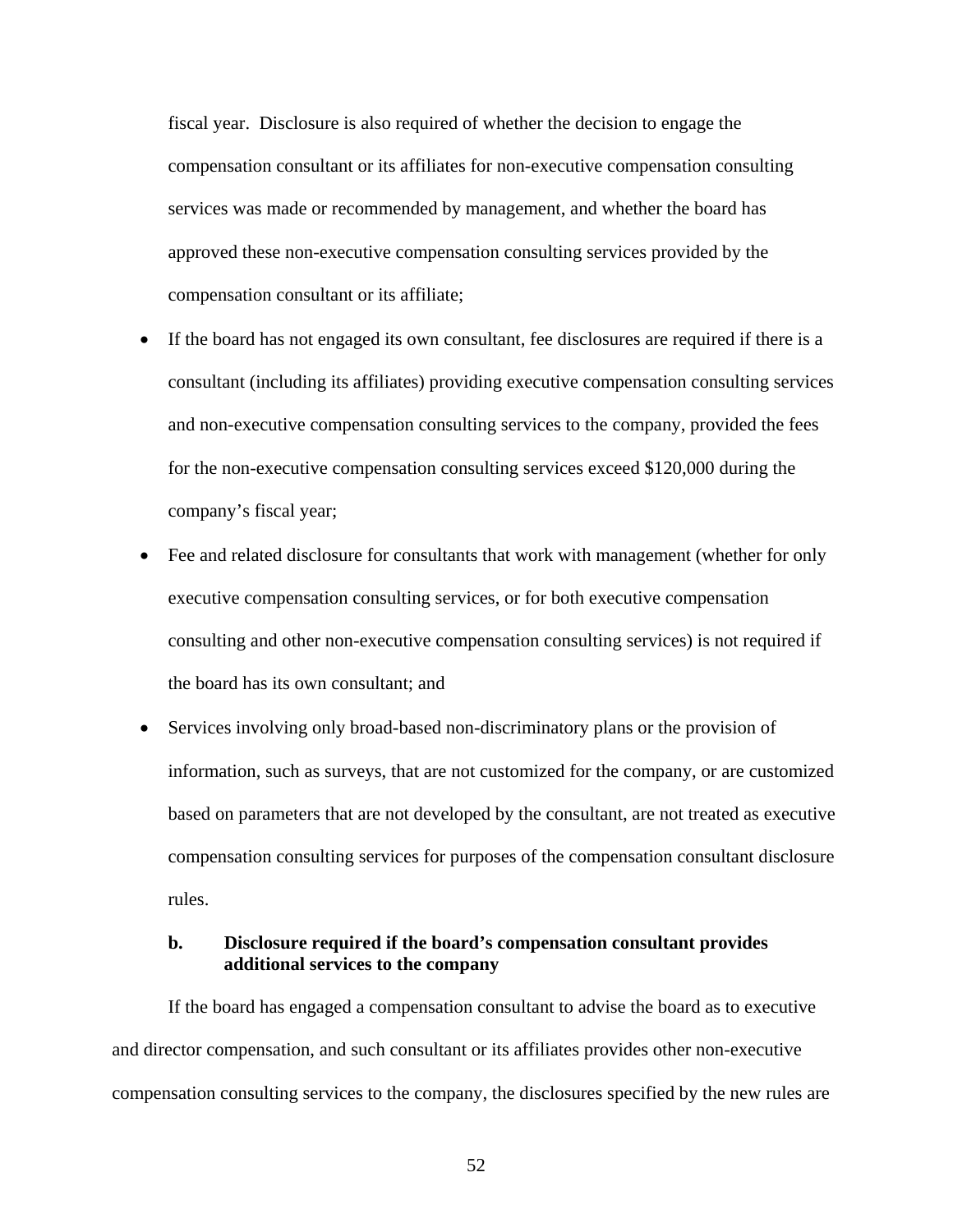fiscal year. Disclosure is also required of whether the decision to engage the compensation consultant or its affiliates for non-executive compensation consulting services was made or recommended by management, and whether the board has approved these non-executive compensation consulting services provided by the compensation consultant or its affiliate;

- If the board has not engaged its own consultant, fee disclosures are required if there is a consultant (including its affiliates) providing executive compensation consulting services and non-executive compensation consulting services to the company, provided the fees for the non-executive compensation consulting services exceed $120,000 during the company's fiscal year;
- Fee and related disclosure for consultants that work with management (whether for only executive compensation consulting services, or for both executive compensation consulting and other non-executive compensation consulting services) is not required if the board has its own consultant; and
- Services involving only broad-based non-discriminatory plans or the provision of information, such as surveys, that are not customized for the company, or are customized based on parameters that are not developed by the consultant, are not treated as executive compensation consulting services for purposes of the compensation consultant disclosure rules.

**b. Disclosure required if the board's compensation consultant provides additional services to the company**

If the board has engaged a compensation consultant to advise the board as to executive and director compensation, and such consultant or its affiliates provides other non-executive compensation consulting services to the company, the disclosures specified by the new rules are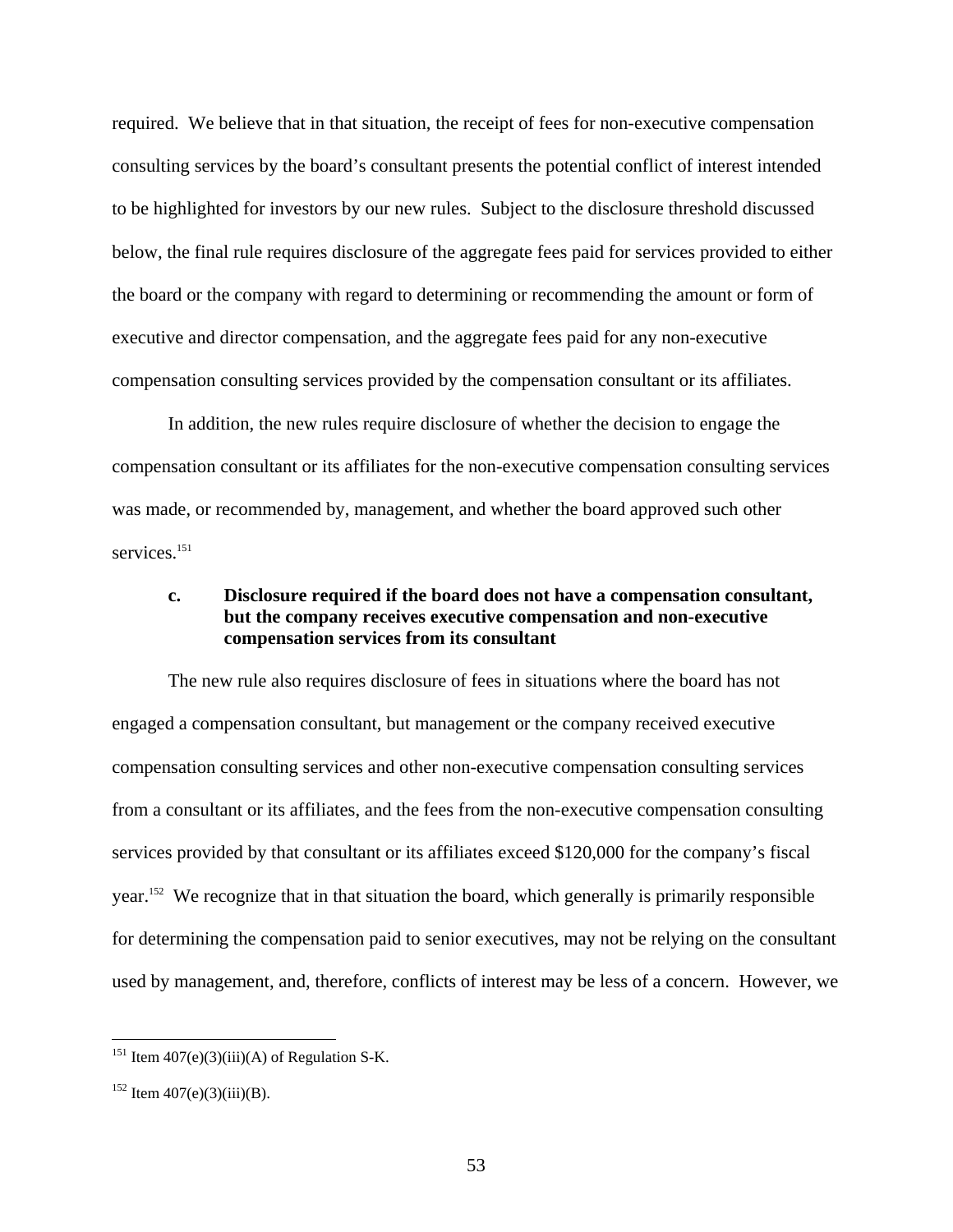required. We believe that in that situation, the receipt of fees for non-executive compensation consulting services by the board's consultant presents the potential conflict of interest intended to be highlighted for investors by our new rules. Subject to the disclosure threshold discussed below, the final rule requires disclosure of the aggregate fees paid for services provided to either the board or the company with regard to determining or recommending the amount or form of executive and director compensation, and the aggregate fees paid for any non-executive compensation consulting services provided by the compensation consultant or its affiliates.

In addition, the new rules require disclosure of whether the decision to engage the compensation consultant or its affiliates for the non-executive compensation consulting services was made, or recommended by, management, and whether the board approved such other services.[151]

### c. Disclosure required if the board does not have a compensation consultant, but the company receives executive compensation and non-executive compensation services from its consultant

The new rule also requires disclosure of fees in situations where the board has not engaged a compensation consultant, but management or the company received executive compensation consulting services and other non-executive compensation consulting services from a consultant or its affiliates, and the fees from the non-executive compensation consulting services provided by that consultant or its affiliates exceed $120,000 for the company's fiscal year.[152] We recognize that in that situation the board, which generally is primarily responsible for determining the compensation paid to senior executives, may not be relying on the consultant used by management, and, therefore, conflicts of interest may be less of a concern. However, we

[151] Item 407(e)(3)(iii)(A) of Regulation S-K.

[152] Item 407(e)(3)(iii)(B).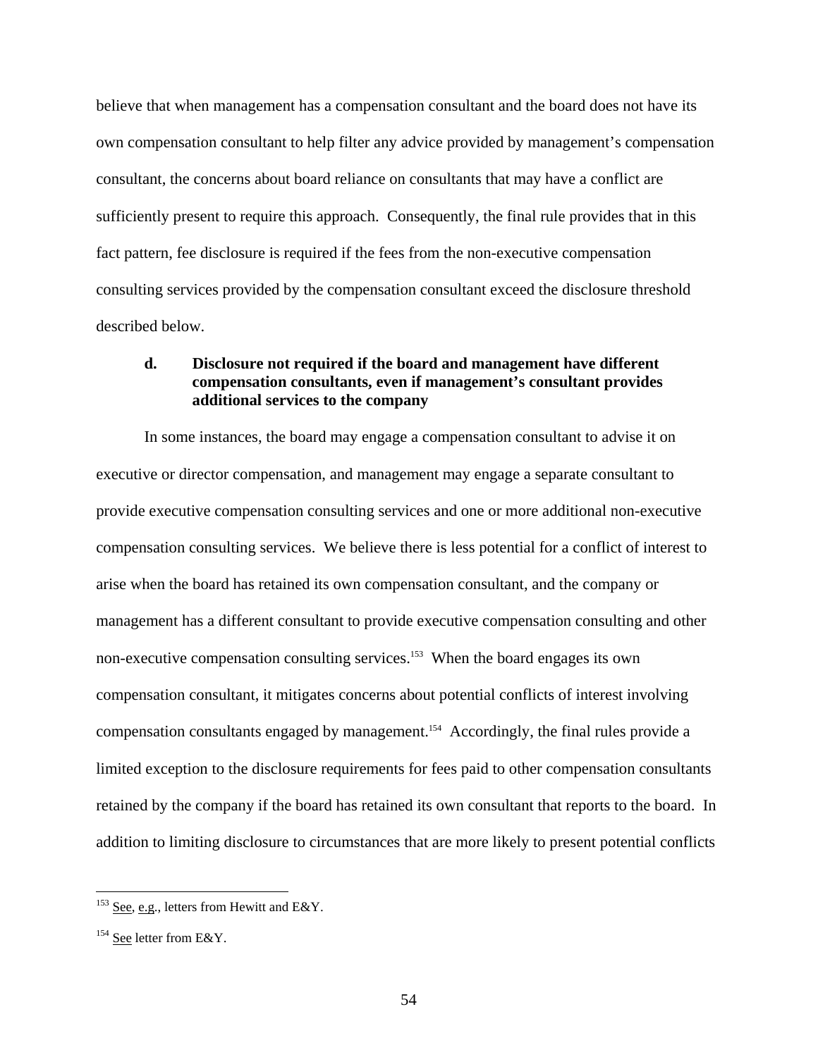believe that when management has a compensation consultant and the board does not have its own compensation consultant to help filter any advice provided by management's compensation consultant, the concerns about board reliance on consultants that may have a conflict are sufficiently present to require this approach. Consequently, the final rule provides that in this fact pattern, fee disclosure is required if the fees from the non-executive compensation consulting services provided by the compensation consultant exceed the disclosure threshold described below.

#### d. Disclosure not required if the board and management have different compensation consultants, even if management's consultant provides additional services to the company

In some instances, the board may engage a compensation consultant to advise it on executive or director compensation, and management may engage a separate consultant to provide executive compensation consulting services and one or more additional non-executive compensation consulting services. We believe there is less potential for a conflict of interest to arise when the board has retained its own compensation consultant, and the company or management has a different consultant to provide executive compensation consulting and other non-executive compensation consulting services.[153] When the board engages its own compensation consultant, it mitigates concerns about potential conflicts of interest involving compensation consultants engaged by management.[154] Accordingly, the final rules provide a limited exception to the disclosure requirements for fees paid to other compensation consultants retained by the company if the board has retained its own consultant that reports to the board. In addition to limiting disclosure to circumstances that are more likely to present potential conflicts

---

[153] See, e.g., letters from Hewitt and E&Y.

[154] See letter from E&Y.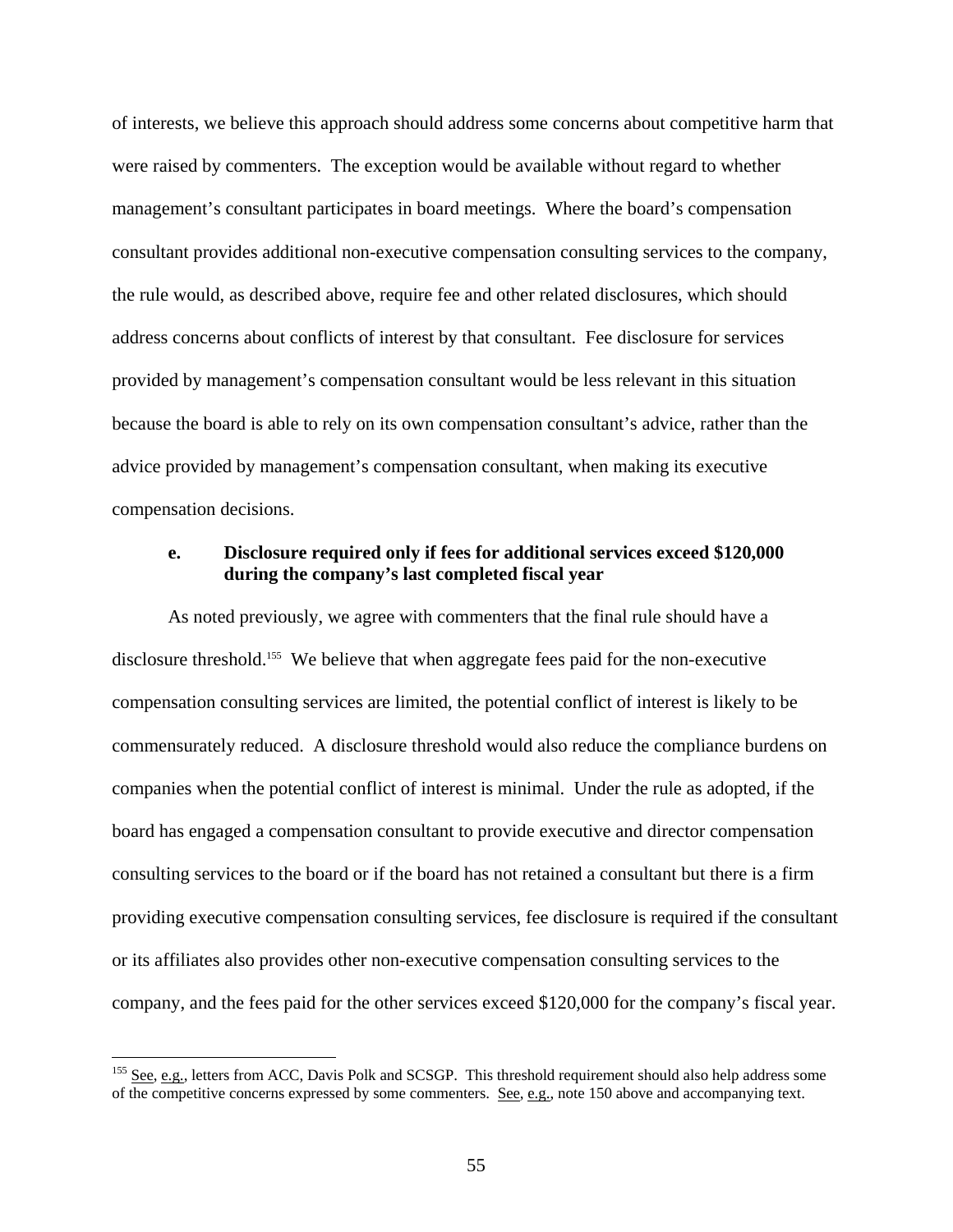of interests, we believe this approach should address some concerns about competitive harm that were raised by commenters. The exception would be available without regard to whether management's consultant participates in board meetings. Where the board's compensation consultant provides additional non-executive compensation consulting services to the company, the rule would, as described above, require fee and other related disclosures, which should address concerns about conflicts of interest by that consultant. Fee disclosure for services provided by management's compensation consultant would be less relevant in this situation because the board is able to rely on its own compensation consultant's advice, rather than the advice provided by management's compensation consultant, when making its executive compensation decisions.

#### e. Disclosure required only if fees for additional services exceed $120,000 during the company's last completed fiscal year

As noted previously, we agree with commenters that the final rule should have a disclosure threshold.[155] We believe that when aggregate fees paid for the non-executive compensation consulting services are limited, the potential conflict of interest is likely to be commensurately reduced. A disclosure threshold would also reduce the compliance burdens on companies when the potential conflict of interest is minimal. Under the rule as adopted, if the board has engaged a compensation consultant to provide executive and director compensation consulting services to the board or if the board has not retained a consultant but there is a firm providing executive compensation consulting services, fee disclosure is required if the consultant or its affiliates also provides other non-executive compensation consulting services to the company, and the fees paid for the other services exceed $120,000 for the company's fiscal year.

---

[155] See, e.g., letters from ACC, Davis Polk and SCSGP. This threshold requirement should also help address some of the competitive concerns expressed by some commenters. See, e.g., note 150 above and accompanying text.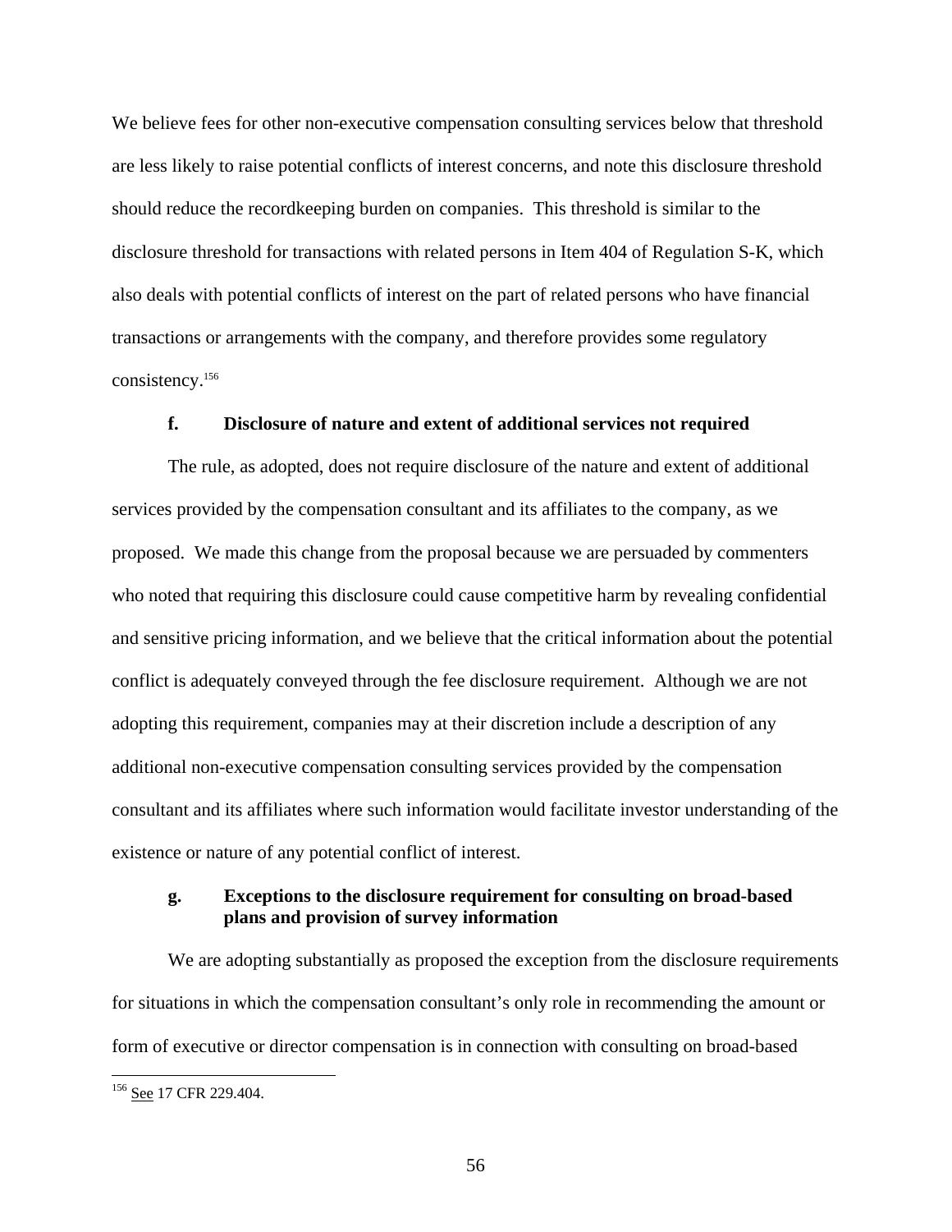We believe fees for other non-executive compensation consulting services below that threshold are less likely to raise potential conflicts of interest concerns, and note this disclosure threshold should reduce the recordkeeping burden on companies. This threshold is similar to the disclosure threshold for transactions with related persons in Item 404 of Regulation S-K, which also deals with potential conflicts of interest on the part of related persons who have financial transactions or arrangements with the company, and therefore provides some regulatory consistency.[156]

#### f. Disclosure of nature and extent of additional services not required

The rule, as adopted, does not require disclosure of the nature and extent of additional services provided by the compensation consultant and its affiliates to the company, as we proposed. We made this change from the proposal because we are persuaded by commenters who noted that requiring this disclosure could cause competitive harm by revealing confidential and sensitive pricing information, and we believe that the critical information about the potential conflict is adequately conveyed through the fee disclosure requirement. Although we are not adopting this requirement, companies may at their discretion include a description of any additional non-executive compensation consulting services provided by the compensation consultant and its affiliates where such information would facilitate investor understanding of the existence or nature of any potential conflict of interest.

#### g. Exceptions to the disclosure requirement for consulting on broad-based plans and provision of survey information

We are adopting substantially as proposed the exception from the disclosure requirements for situations in which the compensation consultant's only role in recommending the amount or form of executive or director compensation is in connection with consulting on broad-based

---

[156] See 17 CFR 229.404.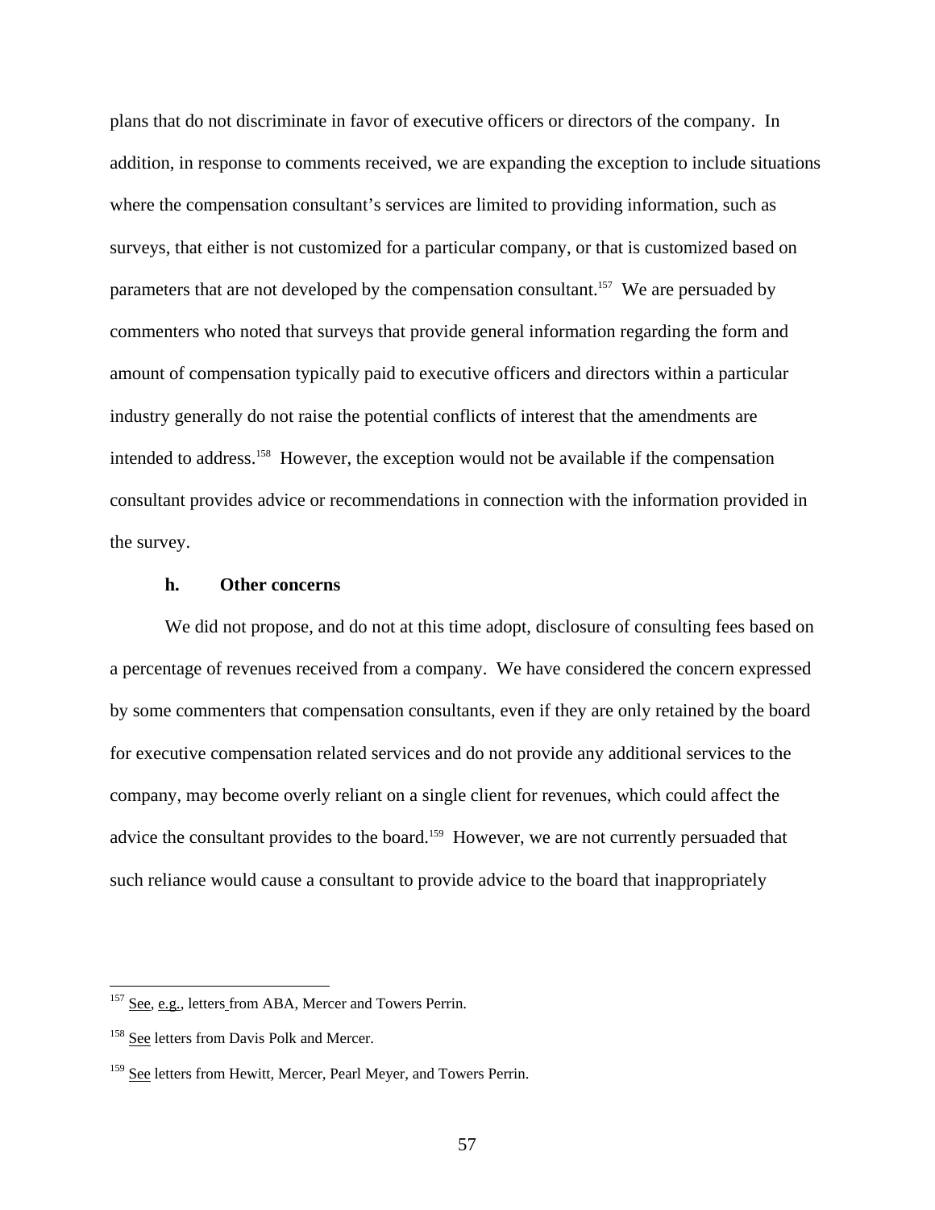plans that do not discriminate in favor of executive officers or directors of the company. In addition, in response to comments received, we are expanding the exception to include situations where the compensation consultant's services are limited to providing information, such as surveys, that either is not customized for a particular company, or that is customized based on parameters that are not developed by the compensation consultant.[157] We are persuaded by commenters who noted that surveys that provide general information regarding the form and amount of compensation typically paid to executive officers and directors within a particular industry generally do not raise the potential conflicts of interest that the amendments are intended to address.[158] However, the exception would not be available if the compensation consultant provides advice or recommendations in connection with the information provided in the survey.

**h. Other concerns**

We did not propose, and do not at this time adopt, disclosure of consulting fees based on a percentage of revenues received from a company. We have considered the concern expressed by some commenters that compensation consultants, even if they are only retained by the board for executive compensation related services and do not provide any additional services to the company, may become overly reliant on a single client for revenues, which could affect the advice the consultant provides to the board.[159] However, we are not currently persuaded that such reliance would cause a consultant to provide advice to the board that inappropriately

---

[157] See, e.g., letters from ABA, Mercer and Towers Perrin.

[158] See letters from Davis Polk and Mercer.

[159] See letters from Hewitt, Mercer, Pearl Meyer, and Towers Perrin.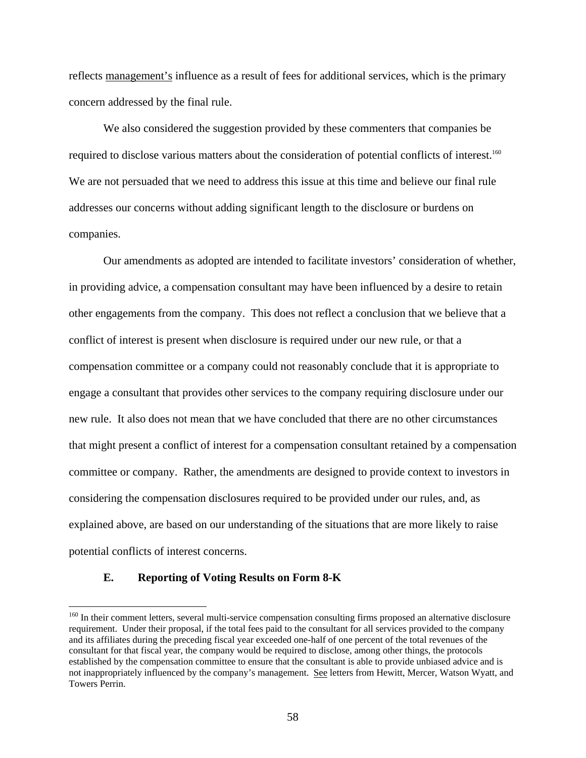reflects management's influence as a result of fees for additional services, which is the primary concern addressed by the final rule.

We also considered the suggestion provided by these commenters that companies be required to disclose various matters about the consideration of potential conflicts of interest.[160] We are not persuaded that we need to address this issue at this time and believe our final rule addresses our concerns without adding significant length to the disclosure or burdens on companies.

Our amendments as adopted are intended to facilitate investors' consideration of whether, in providing advice, a compensation consultant may have been influenced by a desire to retain other engagements from the company. This does not reflect a conclusion that we believe that a conflict of interest is present when disclosure is required under our new rule, or that a compensation committee or a company could not reasonably conclude that it is appropriate to engage a consultant that provides other services to the company requiring disclosure under our new rule. It also does not mean that we have concluded that there are no other circumstances that might present a conflict of interest for a compensation consultant retained by a compensation committee or company. Rather, the amendments are designed to provide context to investors in considering the compensation disclosures required to be provided under our rules, and, as explained above, are based on our understanding of the situations that are more likely to raise potential conflicts of interest concerns.

### E. Reporting of Voting Results on Form 8-K

[160] In their comment letters, several multi-service compensation consulting firms proposed an alternative disclosure requirement. Under their proposal, if the total fees paid to the consultant for all services provided to the company and its affiliates during the preceding fiscal year exceeded one-half of one percent of the total revenues of the consultant for that fiscal year, the company would be required to disclose, among other things, the protocols established by the compensation committee to ensure that the consultant is able to provide unbiased advice and is not inappropriately influenced by the company's management. See letters from Hewitt, Mercer, Watson Wyatt, and Towers Perrin.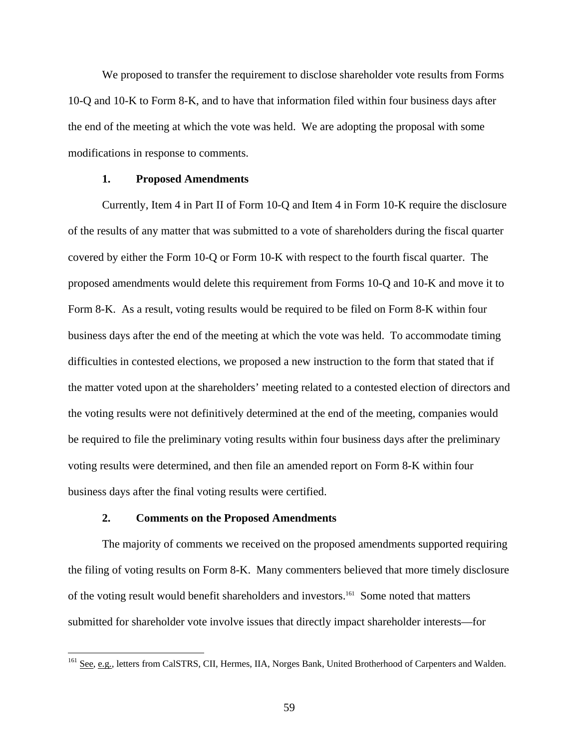We proposed to transfer the requirement to disclose shareholder vote results from Forms 10-Q and 10-K to Form 8-K, and to have that information filed within four business days after the end of the meeting at which the vote was held. We are adopting the proposal with some modifications in response to comments.

### 1. Proposed Amendments

Currently, Item 4 in Part II of Form 10-Q and Item 4 in Form 10-K require the disclosure of the results of any matter that was submitted to a vote of shareholders during the fiscal quarter covered by either the Form 10-Q or Form 10-K with respect to the fourth fiscal quarter. The proposed amendments would delete this requirement from Forms 10-Q and 10-K and move it to Form 8-K. As a result, voting results would be required to be filed on Form 8-K within four business days after the end of the meeting at which the vote was held. To accommodate timing difficulties in contested elections, we proposed a new instruction to the form that stated that if the matter voted upon at the shareholders' meeting related to a contested election of directors and the voting results were not definitively determined at the end of the meeting, companies would be required to file the preliminary voting results within four business days after the preliminary voting results were determined, and then file an amended report on Form 8-K within four business days after the final voting results were certified.

### 2. Comments on the Proposed Amendments

The majority of comments we received on the proposed amendments supported requiring the filing of voting results on Form 8-K. Many commenters believed that more timely disclosure of the voting result would benefit shareholders and investors.[161] Some noted that matters submitted for shareholder vote involve issues that directly impact shareholder interests—for

---

[161] See, e.g., letters from CalSTRS, CII, Hermes, IIA, Norges Bank, United Brotherhood of Carpenters and Walden.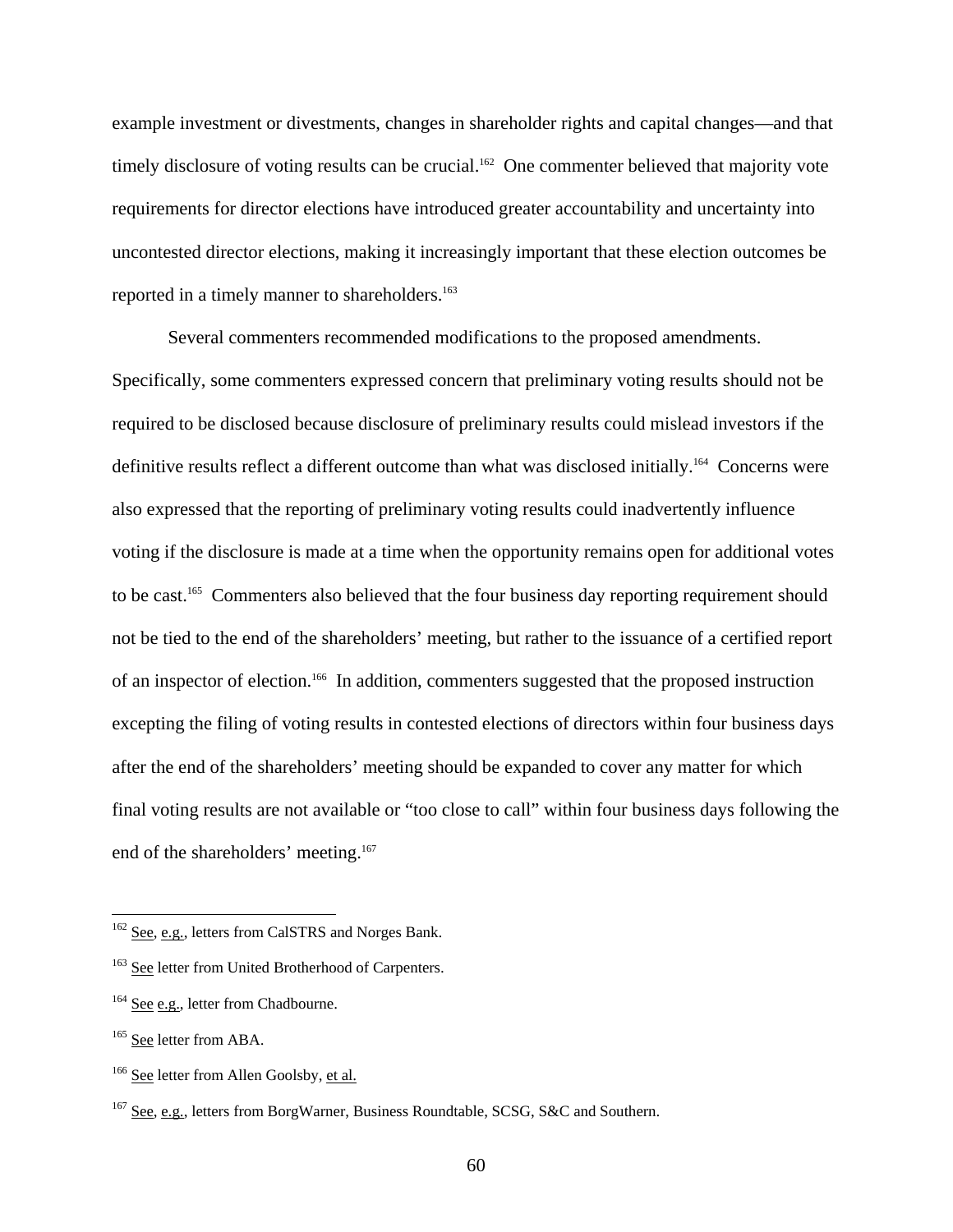example investment or divestments, changes in shareholder rights and capital changes—and that timely disclosure of voting results can be crucial.[162] One commenter believed that majority vote requirements for director elections have introduced greater accountability and uncertainty into uncontested director elections, making it increasingly important that these election outcomes be reported in a timely manner to shareholders.[163]

Several commenters recommended modifications to the proposed amendments. Specifically, some commenters expressed concern that preliminary voting results should not be required to be disclosed because disclosure of preliminary results could mislead investors if the definitive results reflect a different outcome than what was disclosed initially.[164] Concerns were also expressed that the reporting of preliminary voting results could inadvertently influence voting if the disclosure is made at a time when the opportunity remains open for additional votes to be cast.[165] Commenters also believed that the four business day reporting requirement should not be tied to the end of the shareholders' meeting, but rather to the issuance of a certified report of an inspector of election.[166] In addition, commenters suggested that the proposed instruction excepting the filing of voting results in contested elections of directors within four business days after the end of the shareholders' meeting should be expanded to cover any matter for which final voting results are not available or "too close to call" within four business days following the end of the shareholders' meeting.[167]

---

[162] See, e.g., letters from CalSTRS and Norges Bank.

[163] See letter from United Brotherhood of Carpenters.

[164] See e.g., letter from Chadbourne.

[165] See letter from ABA.

[166] See letter from Allen Goolsby, et al.

[167] See, e.g., letters from BorgWarner, Business Roundtable, SCSG, S&C and Southern.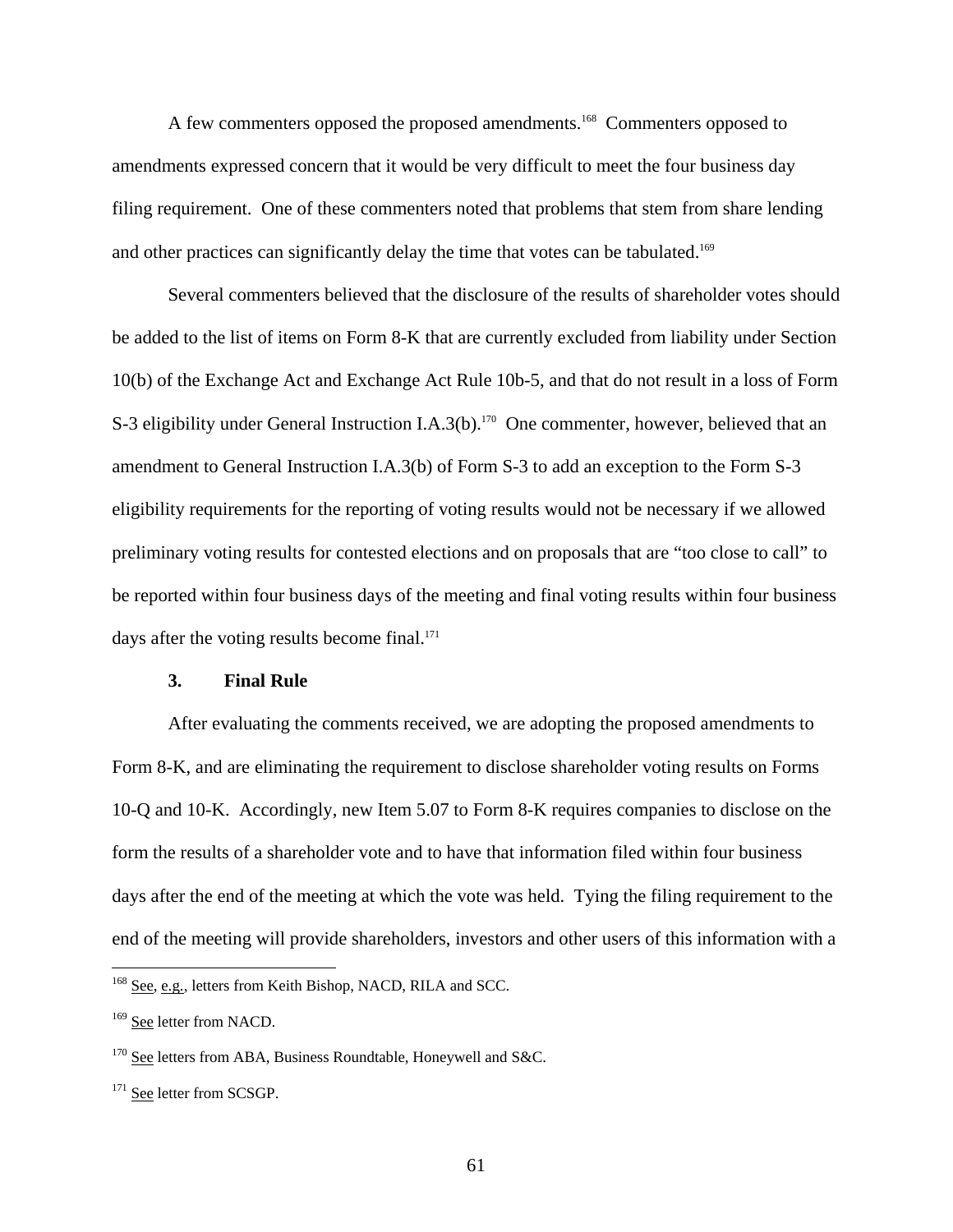A few commenters opposed the proposed amendments.[168] Commenters opposed to amendments expressed concern that it would be very difficult to meet the four business day filing requirement. One of these commenters noted that problems that stem from share lending and other practices can significantly delay the time that votes can be tabulated.[169]

Several commenters believed that the disclosure of the results of shareholder votes should be added to the list of items on Form 8-K that are currently excluded from liability under Section 10(b) of the Exchange Act and Exchange Act Rule 10b-5, and that do not result in a loss of Form S-3 eligibility under General Instruction I.A.3(b).[170] One commenter, however, believed that an amendment to General Instruction I.A.3(b) of Form S-3 to add an exception to the Form S-3 eligibility requirements for the reporting of voting results would not be necessary if we allowed preliminary voting results for contested elections and on proposals that are "too close to call" to be reported within four business days of the meeting and final voting results within four business days after the voting results become final.[171]

### 3. Final Rule

After evaluating the comments received, we are adopting the proposed amendments to Form 8-K, and are eliminating the requirement to disclose shareholder voting results on Forms 10-Q and 10-K. Accordingly, new Item 5.07 to Form 8-K requires companies to disclose on the form the results of a shareholder vote and to have that information filed within four business days after the end of the meeting at which the vote was held. Tying the filing requirement to the end of the meeting will provide shareholders, investors and other users of this information with a

---

[168] See, e.g., letters from Keith Bishop, NACD, RILA and SCC.

[169] See letter from NACD.

[170] See letters from ABA, Business Roundtable, Honeywell and S&C.

[171] See letter from SCSGP.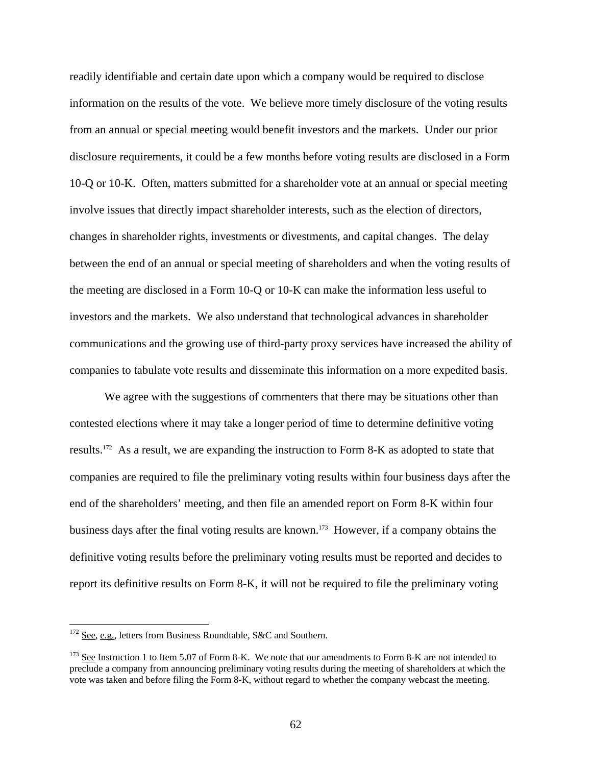readily identifiable and certain date upon which a company would be required to disclose information on the results of the vote. We believe more timely disclosure of the voting results from an annual or special meeting would benefit investors and the markets. Under our prior disclosure requirements, it could be a few months before voting results are disclosed in a Form 10-Q or 10-K. Often, matters submitted for a shareholder vote at an annual or special meeting involve issues that directly impact shareholder interests, such as the election of directors, changes in shareholder rights, investments or divestments, and capital changes. The delay between the end of an annual or special meeting of shareholders and when the voting results of the meeting are disclosed in a Form 10-Q or 10-K can make the information less useful to investors and the markets. We also understand that technological advances in shareholder communications and the growing use of third-party proxy services have increased the ability of companies to tabulate vote results and disseminate this information on a more expedited basis.

We agree with the suggestions of commenters that there may be situations other than contested elections where it may take a longer period of time to determine definitive voting results.[172] As a result, we are expanding the instruction to Form 8-K as adopted to state that companies are required to file the preliminary voting results within four business days after the end of the shareholders' meeting, and then file an amended report on Form 8-K within four business days after the final voting results are known.[173] However, if a company obtains the definitive voting results before the preliminary voting results must be reported and decides to report its definitive results on Form 8-K, it will not be required to file the preliminary voting

---

[172] See, e.g., letters from Business Roundtable, S&C and Southern.

[173] See Instruction 1 to Item 5.07 of Form 8-K. We note that our amendments to Form 8-K are not intended to preclude a company from announcing preliminary voting results during the meeting of shareholders at which the vote was taken and before filing the Form 8-K, without regard to whether the company webcast the meeting.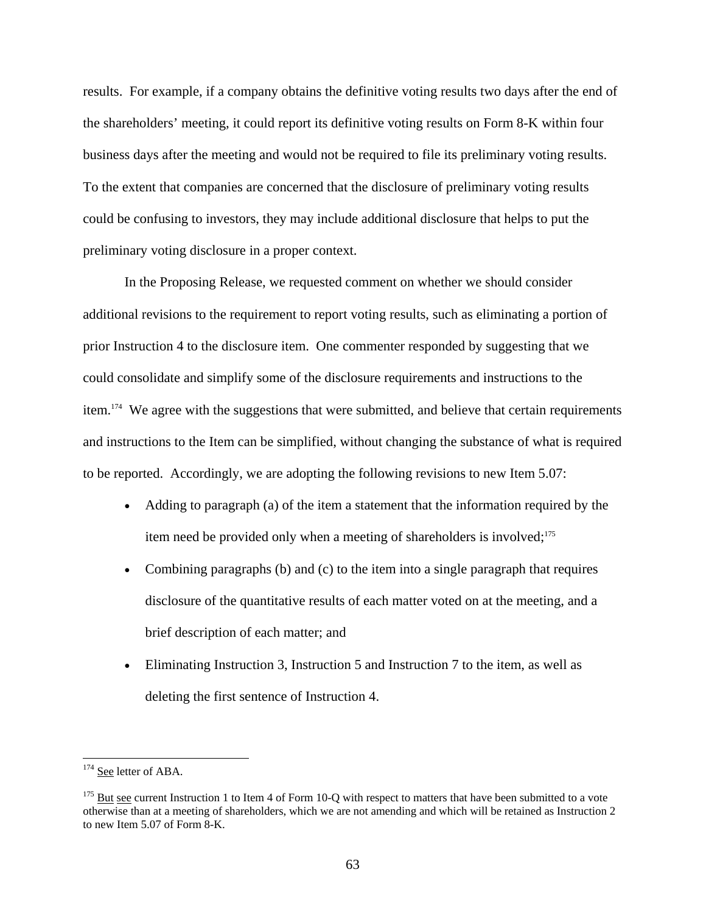results. For example, if a company obtains the definitive voting results two days after the end of the shareholders' meeting, it could report its definitive voting results on Form 8-K within four business days after the meeting and would not be required to file its preliminary voting results. To the extent that companies are concerned that the disclosure of preliminary voting results could be confusing to investors, they may include additional disclosure that helps to put the preliminary voting disclosure in a proper context.

In the Proposing Release, we requested comment on whether we should consider additional revisions to the requirement to report voting results, such as eliminating a portion of prior Instruction 4 to the disclosure item. One commenter responded by suggesting that we could consolidate and simplify some of the disclosure requirements and instructions to the item.[174] We agree with the suggestions that were submitted, and believe that certain requirements and instructions to the Item can be simplified, without changing the substance of what is required to be reported. Accordingly, we are adopting the following revisions to new Item 5.07:

- Adding to paragraph (a) of the item a statement that the information required by the item need be provided only when a meeting of shareholders is involved;[175]
- Combining paragraphs (b) and (c) to the item into a single paragraph that requires disclosure of the quantitative results of each matter voted on at the meeting, and a brief description of each matter; and
- Eliminating Instruction 3, Instruction 5 and Instruction 7 to the item, as well as deleting the first sentence of Instruction 4.

---

[174] See letter of ABA.

[175] But see current Instruction 1 to Item 4 of Form 10-Q with respect to matters that have been submitted to a vote otherwise than at a meeting of shareholders, which we are not amending and which will be retained as Instruction 2 to new Item 5.07 of Form 8-K.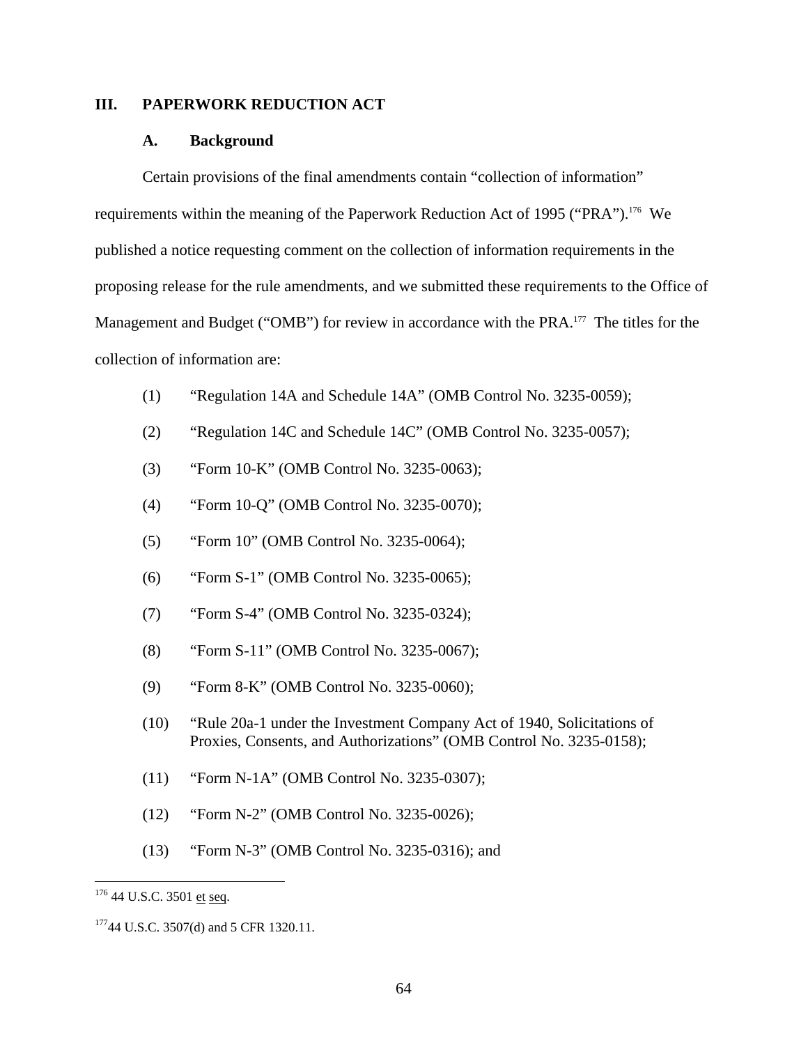## III. PAPERWORK REDUCTION ACT

### A. Background

Certain provisions of the final amendments contain "collection of information" requirements within the meaning of the Paperwork Reduction Act of 1995 ("PRA").[176] We published a notice requesting comment on the collection of information requirements in the proposing release for the rule amendments, and we submitted these requirements to the Office of Management and Budget ("OMB") for review in accordance with the PRA.[177] The titles for the collection of information are:

(1) "Regulation 14A and Schedule 14A" (OMB Control No. 3235-0059);

(2) "Regulation 14C and Schedule 14C" (OMB Control No. 3235-0057);

(3) "Form 10-K" (OMB Control No. 3235-0063);

(4) "Form 10-Q" (OMB Control No. 3235-0070);

(5) "Form 10" (OMB Control No. 3235-0064);

(6) "Form S-1" (OMB Control No. 3235-0065);

(7) "Form S-4" (OMB Control No. 3235-0324);

(8) "Form S-11" (OMB Control No. 3235-0067);

(9) "Form 8-K" (OMB Control No. 3235-0060);

(10) "Rule 20a-1 under the Investment Company Act of 1940, Solicitations of Proxies, Consents, and Authorizations" (OMB Control No. 3235-0158);

(11) "Form N-1A" (OMB Control No. 3235-0307);

(12) "Form N-2" (OMB Control No. 3235-0026);

(13) "Form N-3" (OMB Control No. 3235-0316); and

---

[176] 44 U.S.C. 3501 et seq.

[177] 44 U.S.C. 3507(d) and 5 CFR 1320.11.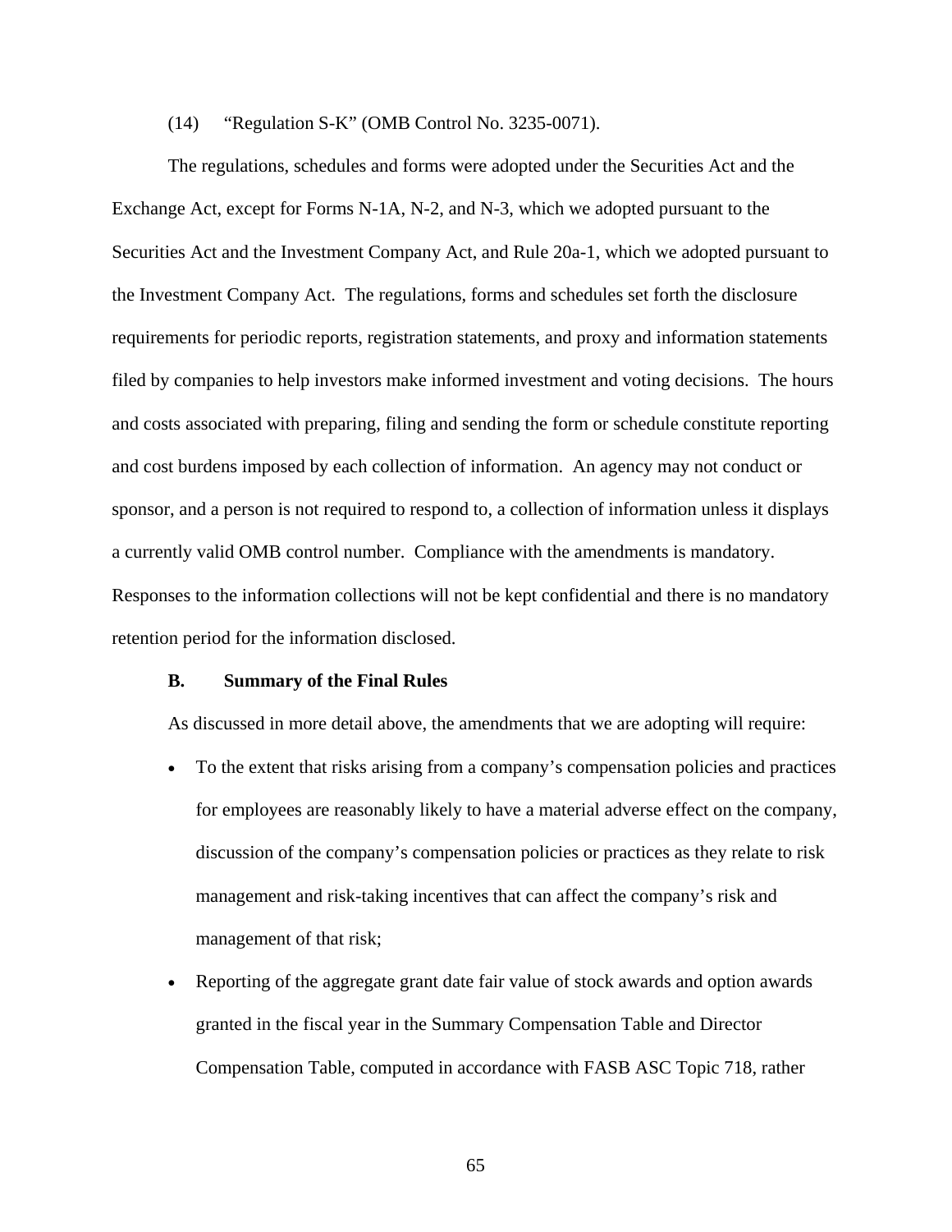(14) "Regulation S-K" (OMB Control No. 3235-0071).

The regulations, schedules and forms were adopted under the Securities Act and the Exchange Act, except for Forms N-1A, N-2, and N-3, which we adopted pursuant to the Securities Act and the Investment Company Act, and Rule 20a-1, which we adopted pursuant to the Investment Company Act. The regulations, forms and schedules set forth the disclosure requirements for periodic reports, registration statements, and proxy and information statements filed by companies to help investors make informed investment and voting decisions. The hours and costs associated with preparing, filing and sending the form or schedule constitute reporting and cost burdens imposed by each collection of information. An agency may not conduct or sponsor, and a person is not required to respond to, a collection of information unless it displays a currently valid OMB control number. Compliance with the amendments is mandatory. Responses to the information collections will not be kept confidential and there is no mandatory retention period for the information disclosed.

### B. Summary of the Final Rules

As discussed in more detail above, the amendments that we are adopting will require:

- To the extent that risks arising from a company's compensation policies and practices for employees are reasonably likely to have a material adverse effect on the company, discussion of the company's compensation policies or practices as they relate to risk management and risk-taking incentives that can affect the company's risk and management of that risk;
- Reporting of the aggregate grant date fair value of stock awards and option awards granted in the fiscal year in the Summary Compensation Table and Director Compensation Table, computed in accordance with FASB ASC Topic 718, rather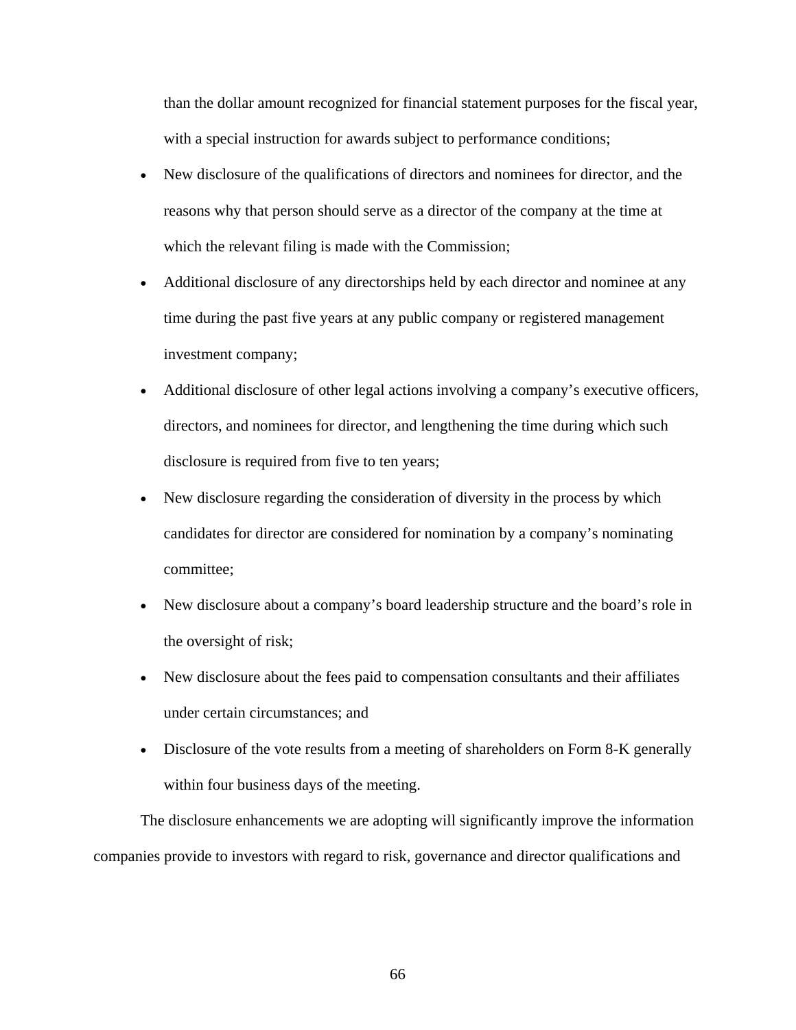than the dollar amount recognized for financial statement purposes for the fiscal year, with a special instruction for awards subject to performance conditions;

- New disclosure of the qualifications of directors and nominees for director, and the reasons why that person should serve as a director of the company at the time at which the relevant filing is made with the Commission;
- Additional disclosure of any directorships held by each director and nominee at any time during the past five years at any public company or registered management investment company;
- Additional disclosure of other legal actions involving a company's executive officers, directors, and nominees for director, and lengthening the time during which such disclosure is required from five to ten years;
- New disclosure regarding the consideration of diversity in the process by which candidates for director are considered for nomination by a company's nominating committee;
- New disclosure about a company's board leadership structure and the board's role in the oversight of risk;
- New disclosure about the fees paid to compensation consultants and their affiliates under certain circumstances; and
- Disclosure of the vote results from a meeting of shareholders on Form 8-K generally within four business days of the meeting.

The disclosure enhancements we are adopting will significantly improve the information companies provide to investors with regard to risk, governance and director qualifications and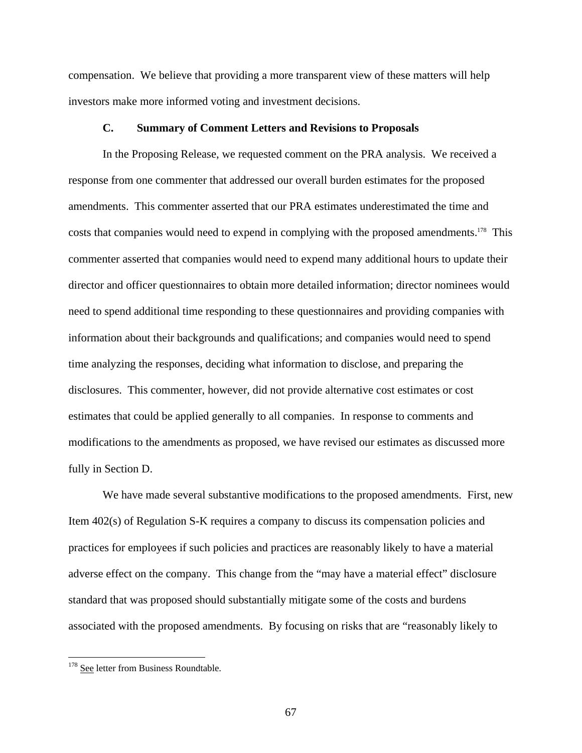compensation. We believe that providing a more transparent view of these matters will help investors make more informed voting and investment decisions.

### C. Summary of Comment Letters and Revisions to Proposals

In the Proposing Release, we requested comment on the PRA analysis. We received a response from one commenter that addressed our overall burden estimates for the proposed amendments. This commenter asserted that our PRA estimates underestimated the time and costs that companies would need to expend in complying with the proposed amendments.[178] This commenter asserted that companies would need to expend many additional hours to update their director and officer questionnaires to obtain more detailed information; director nominees would need to spend additional time responding to these questionnaires and providing companies with information about their backgrounds and qualifications; and companies would need to spend time analyzing the responses, deciding what information to disclose, and preparing the disclosures. This commenter, however, did not provide alternative cost estimates or cost estimates that could be applied generally to all companies. In response to comments and modifications to the amendments as proposed, we have revised our estimates as discussed more fully in Section D.

We have made several substantive modifications to the proposed amendments. First, new Item 402(s) of Regulation S-K requires a company to discuss its compensation policies and practices for employees if such policies and practices are reasonably likely to have a material adverse effect on the company. This change from the "may have a material effect" disclosure standard that was proposed should substantially mitigate some of the costs and burdens associated with the proposed amendments. By focusing on risks that are "reasonably likely to

[178] See letter from Business Roundtable.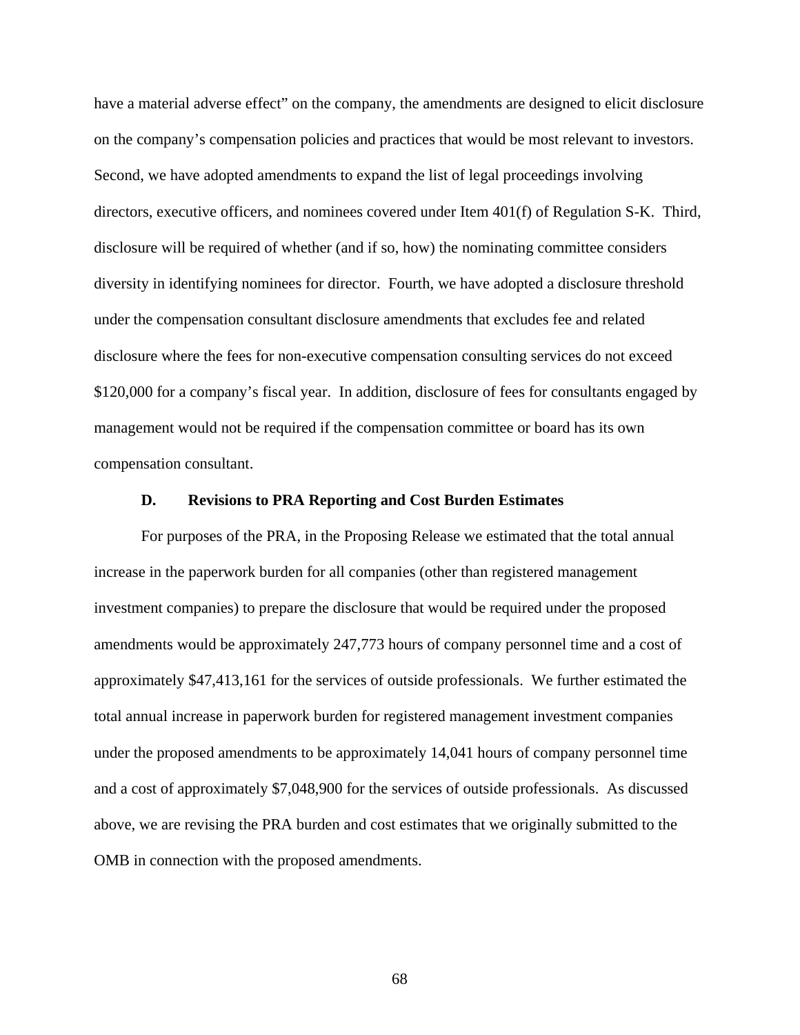have a material adverse effect" on the company, the amendments are designed to elicit disclosure on the company's compensation policies and practices that would be most relevant to investors. Second, we have adopted amendments to expand the list of legal proceedings involving directors, executive officers, and nominees covered under Item 401(f) of Regulation S-K. Third, disclosure will be required of whether (and if so, how) the nominating committee considers diversity in identifying nominees for director. Fourth, we have adopted a disclosure threshold under the compensation consultant disclosure amendments that excludes fee and related disclosure where the fees for non-executive compensation consulting services do not exceed \$120,000 for a company's fiscal year. In addition, disclosure of fees for consultants engaged by management would not be required if the compensation committee or board has its own compensation consultant.

### D. Revisions to PRA Reporting and Cost Burden Estimates

For purposes of the PRA, in the Proposing Release we estimated that the total annual increase in the paperwork burden for all companies (other than registered management investment companies) to prepare the disclosure that would be required under the proposed amendments would be approximately 247,773 hours of company personnel time and a cost of approximately \$47,413,161 for the services of outside professionals. We further estimated the total annual increase in paperwork burden for registered management investment companies under the proposed amendments to be approximately 14,041 hours of company personnel time and a cost of approximately \$7,048,900 for the services of outside professionals. As discussed above, we are revising the PRA burden and cost estimates that we originally submitted to the OMB in connection with the proposed amendments.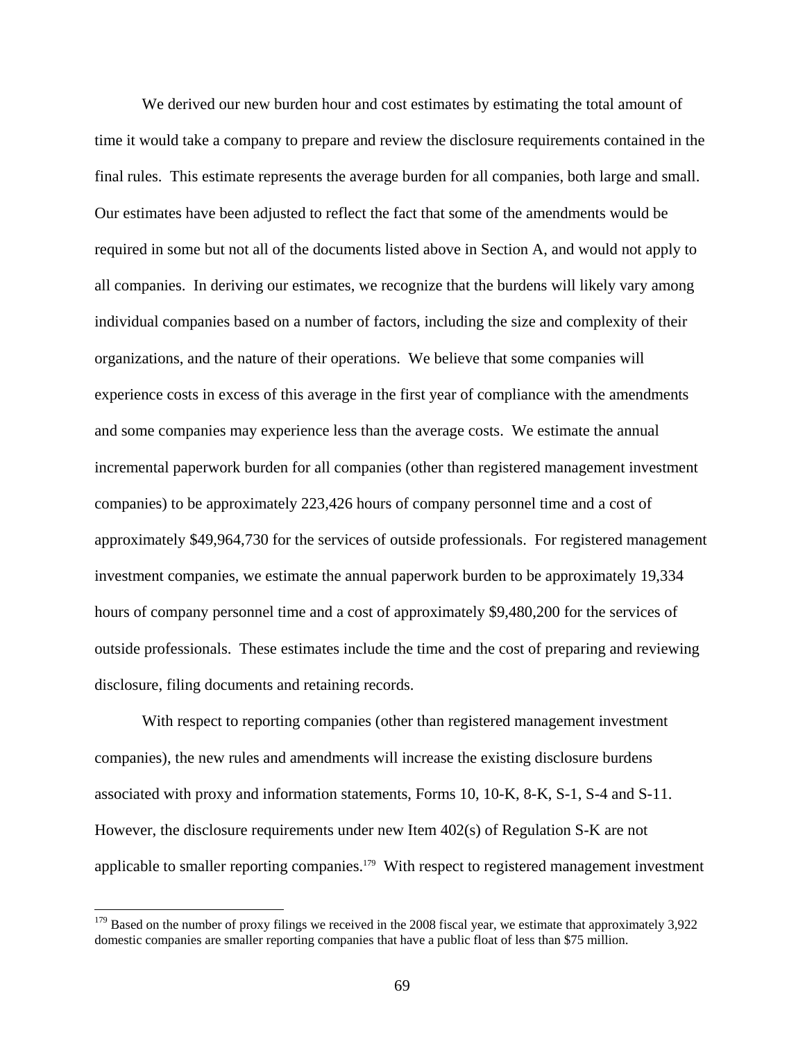We derived our new burden hour and cost estimates by estimating the total amount of time it would take a company to prepare and review the disclosure requirements contained in the final rules. This estimate represents the average burden for all companies, both large and small. Our estimates have been adjusted to reflect the fact that some of the amendments would be required in some but not all of the documents listed above in Section A, and would not apply to all companies. In deriving our estimates, we recognize that the burdens will likely vary among individual companies based on a number of factors, including the size and complexity of their organizations, and the nature of their operations. We believe that some companies will experience costs in excess of this average in the first year of compliance with the amendments and some companies may experience less than the average costs. We estimate the annual incremental paperwork burden for all companies (other than registered management investment companies) to be approximately 223,426 hours of company personnel time and a cost of approximately $49,964,730 for the services of outside professionals. For registered management investment companies, we estimate the annual paperwork burden to be approximately 19,334 hours of company personnel time and a cost of approximately $9,480,200 for the services of outside professionals. These estimates include the time and the cost of preparing and reviewing disclosure, filing documents and retaining records.

With respect to reporting companies (other than registered management investment companies), the new rules and amendments will increase the existing disclosure burdens associated with proxy and information statements, Forms 10, 10-K, 8-K, S-1, S-4 and S-11. However, the disclosure requirements under new Item 402(s) of Regulation S-K are not applicable to smaller reporting companies.[179] With respect to registered management investment

[179] Based on the number of proxy filings we received in the 2008 fiscal year, we estimate that approximately 3,922 domestic companies are smaller reporting companies that have a public float of less than $75 million.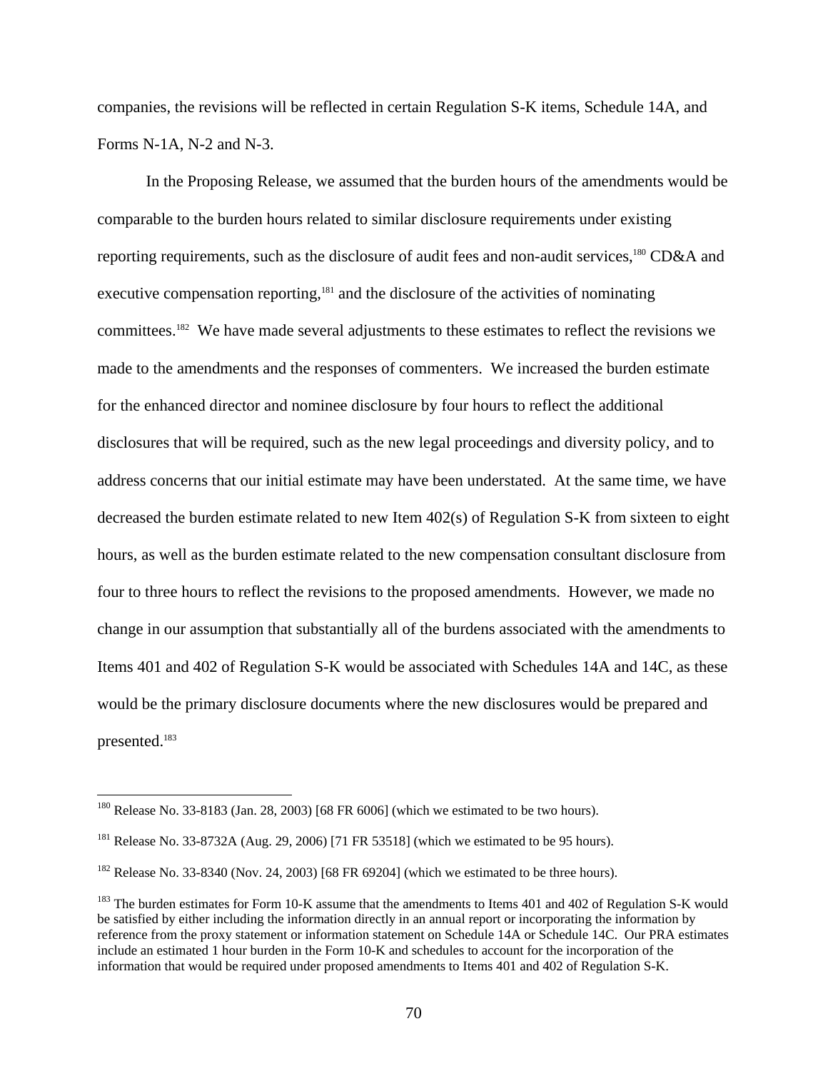companies, the revisions will be reflected in certain Regulation S-K items, Schedule 14A, and Forms N-1A, N-2 and N-3.

In the Proposing Release, we assumed that the burden hours of the amendments would be comparable to the burden hours related to similar disclosure requirements under existing reporting requirements, such as the disclosure of audit fees and non-audit services,[180] CD&A and executive compensation reporting,[181] and the disclosure of the activities of nominating committees.[182] We have made several adjustments to these estimates to reflect the revisions we made to the amendments and the responses of commenters. We increased the burden estimate for the enhanced director and nominee disclosure by four hours to reflect the additional disclosures that will be required, such as the new legal proceedings and diversity policy, and to address concerns that our initial estimate may have been understated. At the same time, we have decreased the burden estimate related to new Item 402(s) of Regulation S-K from sixteen to eight hours, as well as the burden estimate related to the new compensation consultant disclosure from four to three hours to reflect the revisions to the proposed amendments. However, we made no change in our assumption that substantially all of the burdens associated with the amendments to Items 401 and 402 of Regulation S-K would be associated with Schedules 14A and 14C, as these would be the primary disclosure documents where the new disclosures would be prepared and presented.[183]

---

[180] Release No. 33-8183 (Jan. 28, 2003) [68 FR 6006] (which we estimated to be two hours).

[181] Release No. 33-8732A (Aug. 29, 2006) [71 FR 53518] (which we estimated to be 95 hours).

[182] Release No. 33-8340 (Nov. 24, 2003) [68 FR 69204] (which we estimated to be three hours).

[183] The burden estimates for Form 10-K assume that the amendments to Items 401 and 402 of Regulation S-K would be satisfied by either including the information directly in an annual report or incorporating the information by reference from the proxy statement or information statement on Schedule 14A or Schedule 14C. Our PRA estimates include an estimated 1 hour burden in the Form 10-K and schedules to account for the incorporation of the information that would be required under proposed amendments to Items 401 and 402 of Regulation S-K.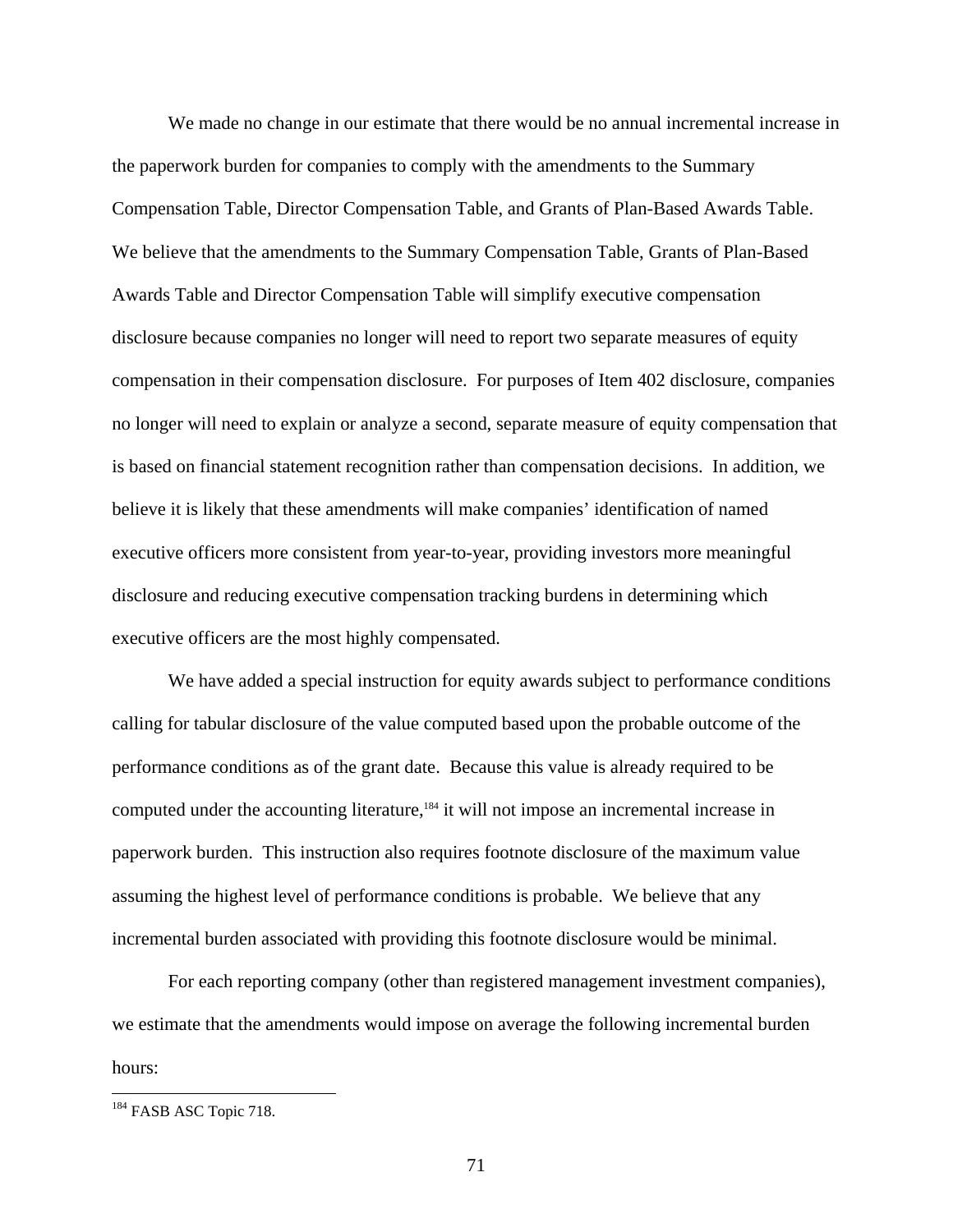We made no change in our estimate that there would be no annual incremental increase in the paperwork burden for companies to comply with the amendments to the Summary Compensation Table, Director Compensation Table, and Grants of Plan-Based Awards Table. We believe that the amendments to the Summary Compensation Table, Grants of Plan-Based Awards Table and Director Compensation Table will simplify executive compensation disclosure because companies no longer will need to report two separate measures of equity compensation in their compensation disclosure. For purposes of Item 402 disclosure, companies no longer will need to explain or analyze a second, separate measure of equity compensation that is based on financial statement recognition rather than compensation decisions. In addition, we believe it is likely that these amendments will make companies' identification of named executive officers more consistent from year-to-year, providing investors more meaningful disclosure and reducing executive compensation tracking burdens in determining which executive officers are the most highly compensated.

We have added a special instruction for equity awards subject to performance conditions calling for tabular disclosure of the value computed based upon the probable outcome of the performance conditions as of the grant date. Because this value is already required to be computed under the accounting literature,[184] it will not impose an incremental increase in paperwork burden. This instruction also requires footnote disclosure of the maximum value assuming the highest level of performance conditions is probable. We believe that any incremental burden associated with providing this footnote disclosure would be minimal.

For each reporting company (other than registered management investment companies), we estimate that the amendments would impose on average the following incremental burden hours:

[184] FASB ASC Topic 718.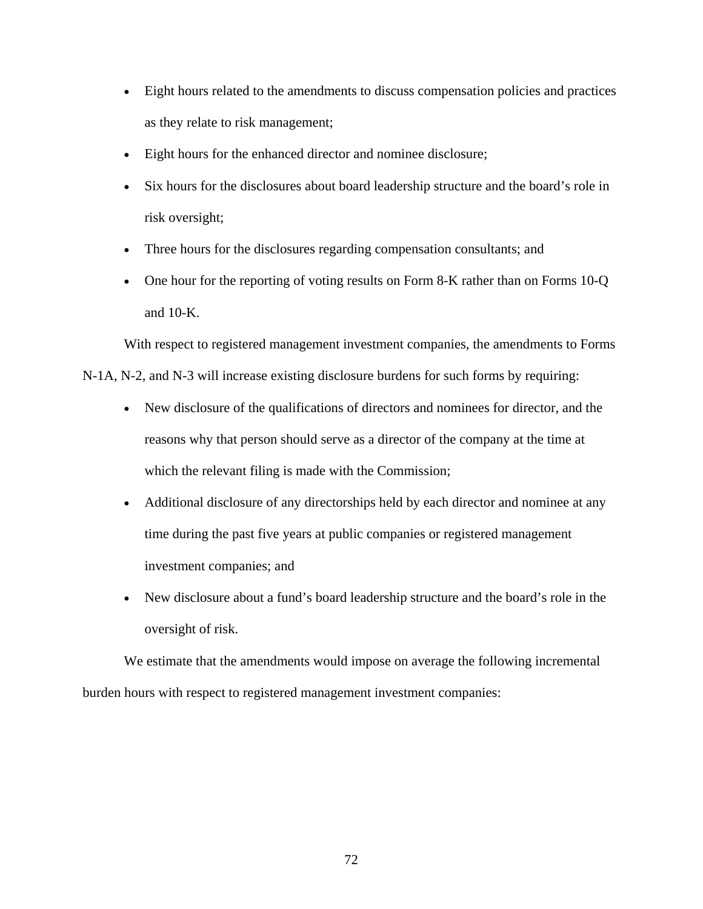- Eight hours related to the amendments to discuss compensation policies and practices as they relate to risk management;
- Eight hours for the enhanced director and nominee disclosure;
- Six hours for the disclosures about board leadership structure and the board's role in risk oversight;
- Three hours for the disclosures regarding compensation consultants; and
- One hour for the reporting of voting results on Form 8-K rather than on Forms 10-Q and 10-K.

With respect to registered management investment companies, the amendments to Forms N-1A, N-2, and N-3 will increase existing disclosure burdens for such forms by requiring:

- New disclosure of the qualifications of directors and nominees for director, and the reasons why that person should serve as a director of the company at the time at which the relevant filing is made with the Commission;
- Additional disclosure of any directorships held by each director and nominee at any time during the past five years at public companies or registered management investment companies; and
- New disclosure about a fund's board leadership structure and the board's role in the oversight of risk.

We estimate that the amendments would impose on average the following incremental burden hours with respect to registered management investment companies: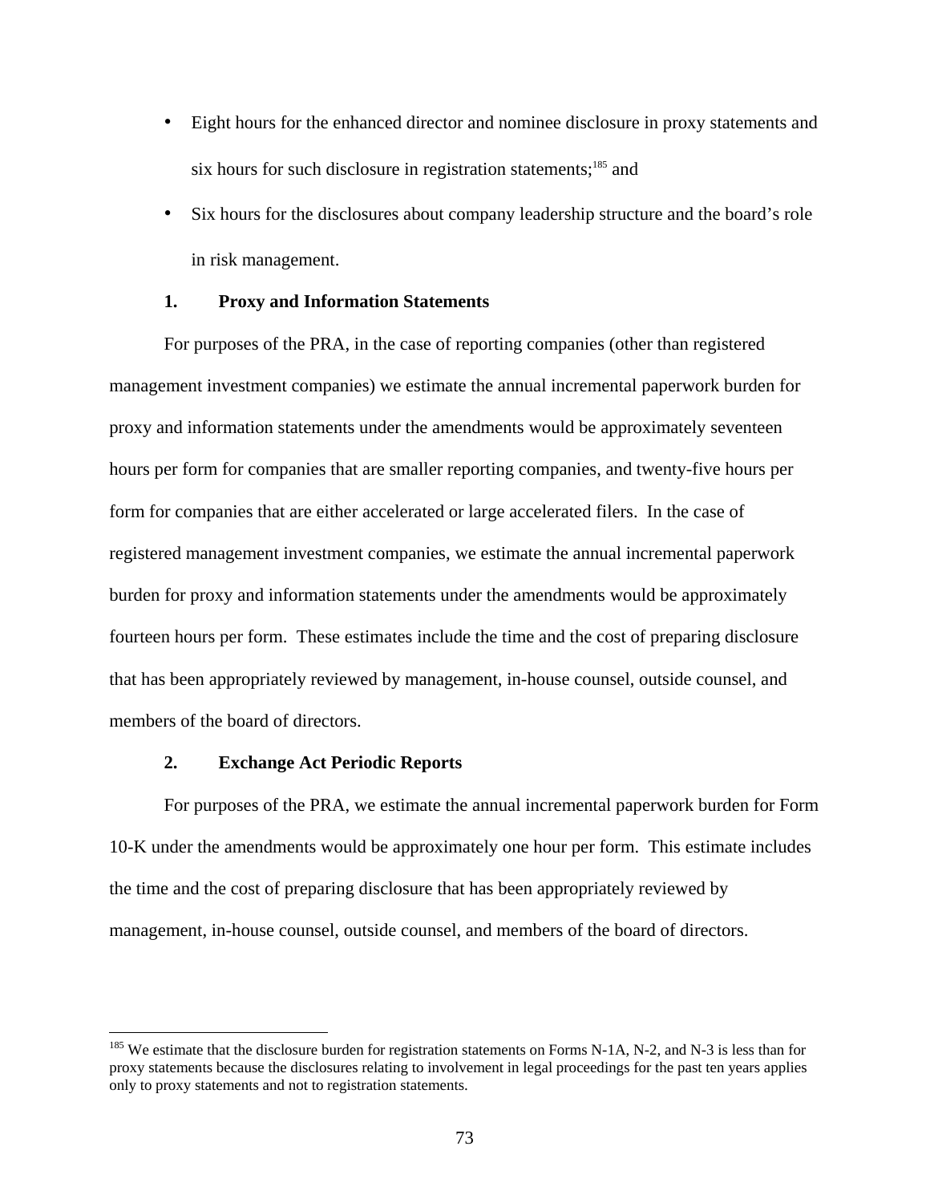- Eight hours for the enhanced director and nominee disclosure in proxy statements and six hours for such disclosure in registration statements;[185] and
- Six hours for the disclosures about company leadership structure and the board's role in risk management.

### 1. Proxy and Information Statements

For purposes of the PRA, in the case of reporting companies (other than registered management investment companies) we estimate the annual incremental paperwork burden for proxy and information statements under the amendments would be approximately seventeen hours per form for companies that are smaller reporting companies, and twenty-five hours per form for companies that are either accelerated or large accelerated filers. In the case of registered management investment companies, we estimate the annual incremental paperwork burden for proxy and information statements under the amendments would be approximately fourteen hours per form. These estimates include the time and the cost of preparing disclosure that has been appropriately reviewed by management, in-house counsel, outside counsel, and members of the board of directors.

### 2. Exchange Act Periodic Reports

For purposes of the PRA, we estimate the annual incremental paperwork burden for Form 10-K under the amendments would be approximately one hour per form. This estimate includes the time and the cost of preparing disclosure that has been appropriately reviewed by management, in-house counsel, outside counsel, and members of the board of directors.

---

[185] We estimate that the disclosure burden for registration statements on Forms N-1A, N-2, and N-3 is less than for proxy statements because the disclosures relating to involvement in legal proceedings for the past ten years applies only to proxy statements and not to registration statements.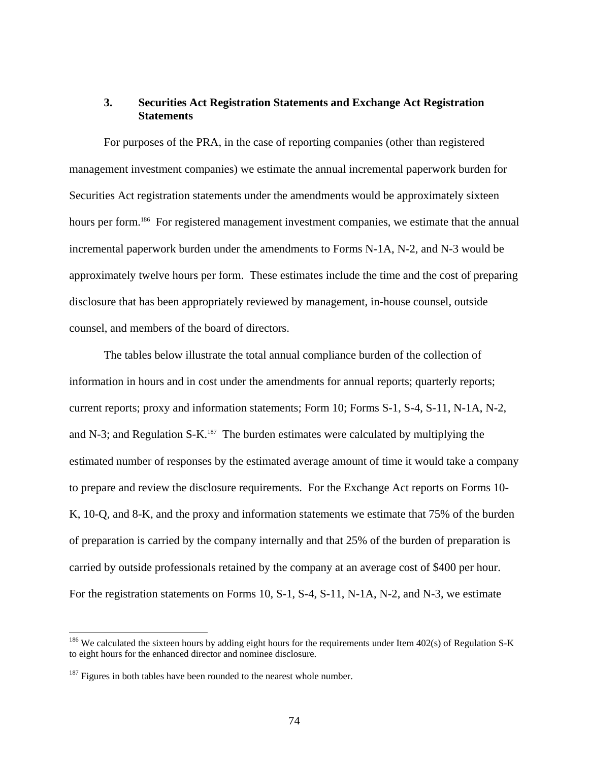### 3. Securities Act Registration Statements and Exchange Act Registration Statements

For purposes of the PRA, in the case of reporting companies (other than registered management investment companies) we estimate the annual incremental paperwork burden for Securities Act registration statements under the amendments would be approximately sixteen hours per form.[186] For registered management investment companies, we estimate that the annual incremental paperwork burden under the amendments to Forms N-1A, N-2, and N-3 would be approximately twelve hours per form. These estimates include the time and the cost of preparing disclosure that has been appropriately reviewed by management, in-house counsel, outside counsel, and members of the board of directors.

The tables below illustrate the total annual compliance burden of the collection of information in hours and in cost under the amendments for annual reports; quarterly reports; current reports; proxy and information statements; Form 10; Forms S-1, S-4, S-11, N-1A, N-2, and N-3; and Regulation S-K.[187] The burden estimates were calculated by multiplying the estimated number of responses by the estimated average amount of time it would take a company to prepare and review the disclosure requirements. For the Exchange Act reports on Forms 10-K, 10-Q, and 8-K, and the proxy and information statements we estimate that 75% of the burden of preparation is carried by the company internally and that 25% of the burden of preparation is carried by outside professionals retained by the company at an average cost of $400 per hour. For the registration statements on Forms 10, S-1, S-4, S-11, N-1A, N-2, and N-3, we estimate

---

[186] We calculated the sixteen hours by adding eight hours for the requirements under Item 402(s) of Regulation S-K to eight hours for the enhanced director and nominee disclosure.

[187] Figures in both tables have been rounded to the nearest whole number.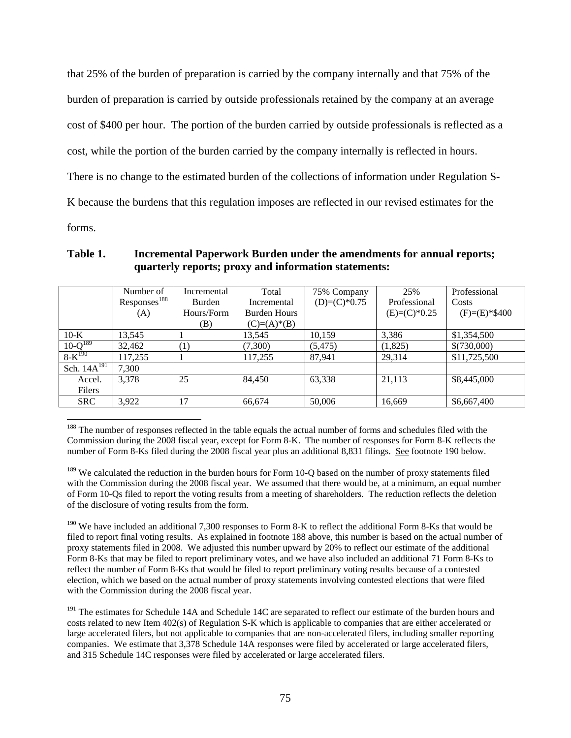that 25% of the burden of preparation is carried by the company internally and that 75% of the burden of preparation is carried by outside professionals retained by the company at an average cost of $400 per hour. The portion of the burden carried by outside professionals is reflected as a cost, while the portion of the burden carried by the company internally is reflected in hours. There is no change to the estimated burden of the collections of information under Regulation S-K because the burdens that this regulation imposes are reflected in our revised estimates for the forms.

**Table 1. Incremental Paperwork Burden under the amendments for annual reports; quarterly reports; proxy and information statements:**

| | Number of Responses[188] (A) | Incremental Burden Hours/Form (B) | Total Incremental Burden Hours (C)=(A)*(B) | 75% Company (D)=(C)*0.75 | 25% Professional (E)=(C)*0.25 | Professional Costs (F)=(E)*$400 |
|---|---|---|---|---|---|---|
| 10-K | 13,545 | 1 | 13,545 | 10,159 | 3,386 | $1,354,500 |
| 10-Q[189] | 32,462 | (1) | (7,300) | (5,475) | (1,825) | $(730,000) |
| 8-K[190] | 117,255 | 1 | 117,255 | 87,941 | 29,314 | $11,725,500 |
| Sch. 14A[191] | 7,300 | | | | | |
| Accel. Filers | 3,378 | 25 | 84,450 | 63,338 | 21,113 | $8,445,000 |
| SRC | 3,922 | 17 | 66,674 | 50,006 | 16,669 | $6,667,400 |

[188] The number of responses reflected in the table equals the actual number of forms and schedules filed with the Commission during the 2008 fiscal year, except for Form 8-K. The number of responses for Form 8-K reflects the number of Form 8-Ks filed during the 2008 fiscal year plus an additional 8,831 filings. See footnote 190 below.

[189] We calculated the reduction in the burden hours for Form 10-Q based on the number of proxy statements filed with the Commission during the 2008 fiscal year. We assumed that there would be, at a minimum, an equal number of Form 10-Qs filed to report the voting results from a meeting of shareholders. The reduction reflects the deletion of the disclosure of voting results from the form.

[190] We have included an additional 7,300 responses to Form 8-K to reflect the additional Form 8-Ks that would be filed to report final voting results. As explained in footnote 188 above, this number is based on the actual number of proxy statements filed in 2008. We adjusted this number upward by 20% to reflect our estimate of the additional Form 8-Ks that may be filed to report preliminary votes, and we have also included an additional 71 Form 8-Ks to reflect the number of Form 8-Ks that would be filed to report preliminary voting results because of a contested election, which we based on the actual number of proxy statements involving contested elections that were filed with the Commission during the 2008 fiscal year.

[191] The estimates for Schedule 14A and Schedule 14C are separated to reflect our estimate of the burden hours and costs related to new Item 402(s) of Regulation S-K which is applicable to companies that are either accelerated or large accelerated filers, but not applicable to companies that are non-accelerated filers, including smaller reporting companies. We estimate that 3,378 Schedule 14A responses were filed by accelerated or large accelerated filers, and 315 Schedule 14C responses were filed by accelerated or large accelerated filers.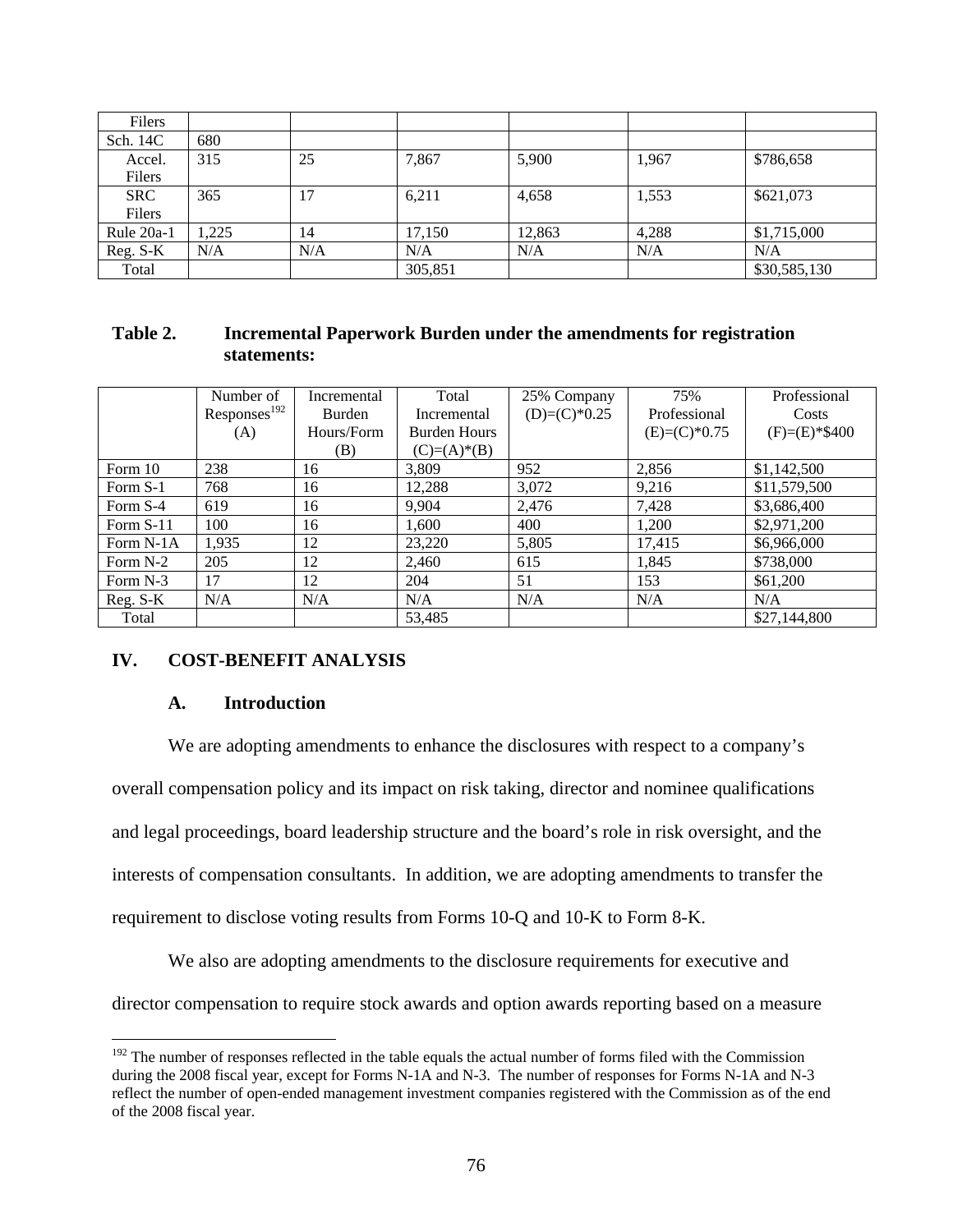| | | | | | | |
|---|---|---|---|---|---|---|
| Filers | | | | | | |
| Sch. 14C | 680 | | | | | |
| Accel. Filers | 315 | 25 | 7,867 | 5,900 | 1,967 | $786,658 |
| SRC Filers | 365 | 17 | 6,211 | 4,658 | 1,553 | $621,073 |
| Rule 20a-1 | 1,225 | 14 | 17,150 | 12,863 | 4,288 | $1,715,000 |
| Reg. S-K | N/A | N/A | N/A | N/A | N/A | N/A |
| Total | | | 305,851 | | | $30,585,130 |

**Table 2. Incremental Paperwork Burden under the amendments for registration statements:**

| | Number of Responses[192] (A) | Incremental Burden Hours/Form (B) | Total Incremental Burden Hours (C)=(A)*(B) | 25% Company (D)=(C)*0.25 | 75% Professional (E)=(C)*0.75 | Professional Costs (F)=(E)*$400 |
|---|---|---|---|---|---|---|
| Form 10 | 238 | 16 | 3,809 | 952 | 2,856 | $1,142,500 |
| Form S-1 | 768 | 16 | 12,288 | 3,072 | 9,216 | $11,579,500 |
| Form S-4 | 619 | 16 | 9,904 | 2,476 | 7,428 | $3,686,400 |
| Form S-11 | 100 | 16 | 1,600 | 400 | 1,200 | $2,971,200 |
| Form N-1A | 1,935 | 12 | 23,220 | 5,805 | 17,415 | $6,966,000 |
| Form N-2 | 205 | 12 | 2,460 | 615 | 1,845 | $738,000 |
| Form N-3 | 17 | 12 | 204 | 51 | 153 | $61,200 |
| Reg. S-K | N/A | N/A | N/A | N/A | N/A | N/A |
| Total | | | 53,485 | | | $27,144,800 |

## IV. COST-BENEFIT ANALYSIS

### A. Introduction

We are adopting amendments to enhance the disclosures with respect to a company's overall compensation policy and its impact on risk taking, director and nominee qualifications and legal proceedings, board leadership structure and the board's role in risk oversight, and the interests of compensation consultants. In addition, we are adopting amendments to transfer the requirement to disclose voting results from Forms 10-Q and 10-K to Form 8-K.

We also are adopting amendments to the disclosure requirements for executive and director compensation to require stock awards and option awards reporting based on a measure

[192] The number of responses reflected in the table equals the actual number of forms filed with the Commission during the 2008 fiscal year, except for Forms N-1A and N-3. The number of responses for Forms N-1A and N-3 reflect the number of open-ended management investment companies registered with the Commission as of the end of the 2008 fiscal year.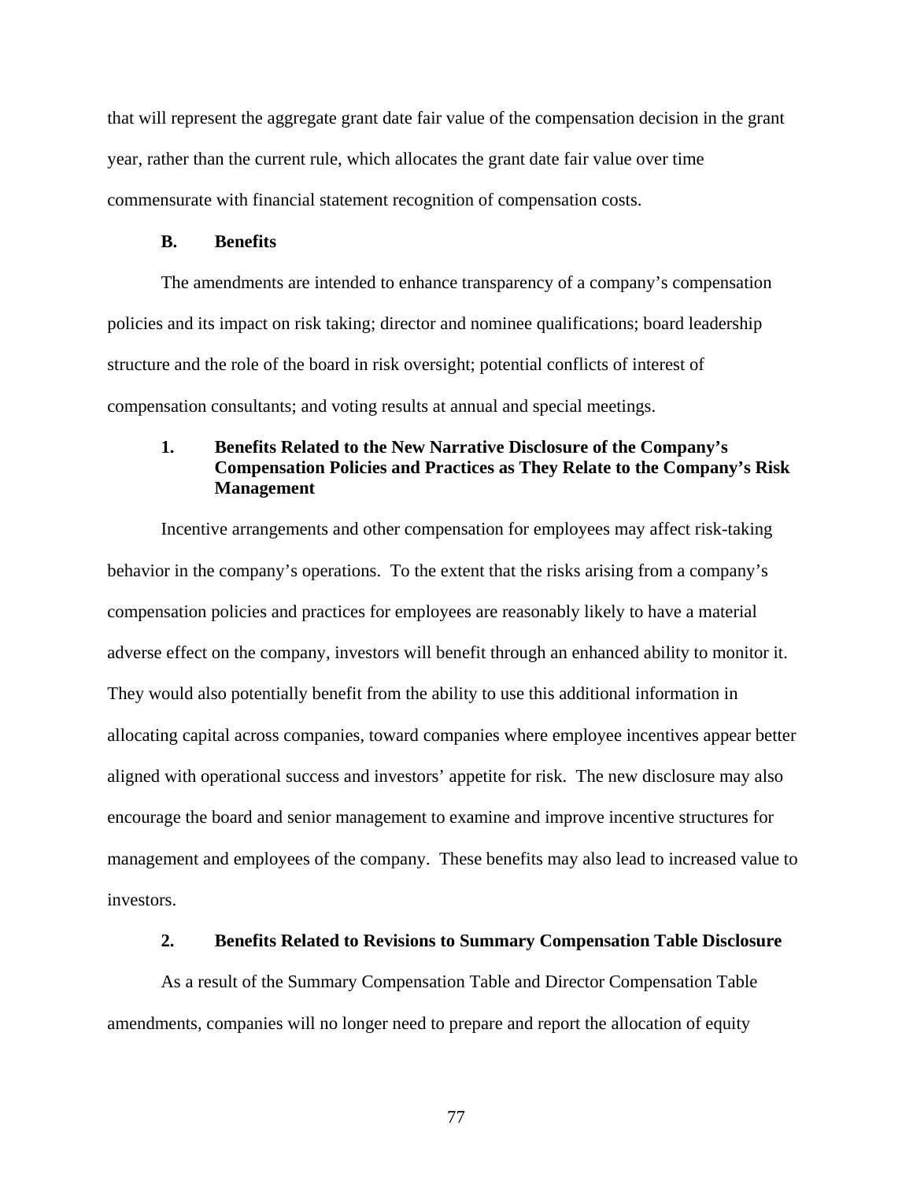that will represent the aggregate grant date fair value of the compensation decision in the grant year, rather than the current rule, which allocates the grant date fair value over time commensurate with financial statement recognition of compensation costs.

## B. Benefits

The amendments are intended to enhance transparency of a company's compensation policies and its impact on risk taking; director and nominee qualifications; board leadership structure and the role of the board in risk oversight; potential conflicts of interest of compensation consultants; and voting results at annual and special meetings.

### 1. Benefits Related to the New Narrative Disclosure of the Company's Compensation Policies and Practices as They Relate to the Company's Risk Management

Incentive arrangements and other compensation for employees may affect risk-taking behavior in the company's operations. To the extent that the risks arising from a company's compensation policies and practices for employees are reasonably likely to have a material adverse effect on the company, investors will benefit through an enhanced ability to monitor it. They would also potentially benefit from the ability to use this additional information in allocating capital across companies, toward companies where employee incentives appear better aligned with operational success and investors' appetite for risk. The new disclosure may also encourage the board and senior management to examine and improve incentive structures for management and employees of the company. These benefits may also lead to increased value to investors.

### 2. Benefits Related to Revisions to Summary Compensation Table Disclosure

As a result of the Summary Compensation Table and Director Compensation Table amendments, companies will no longer need to prepare and report the allocation of equity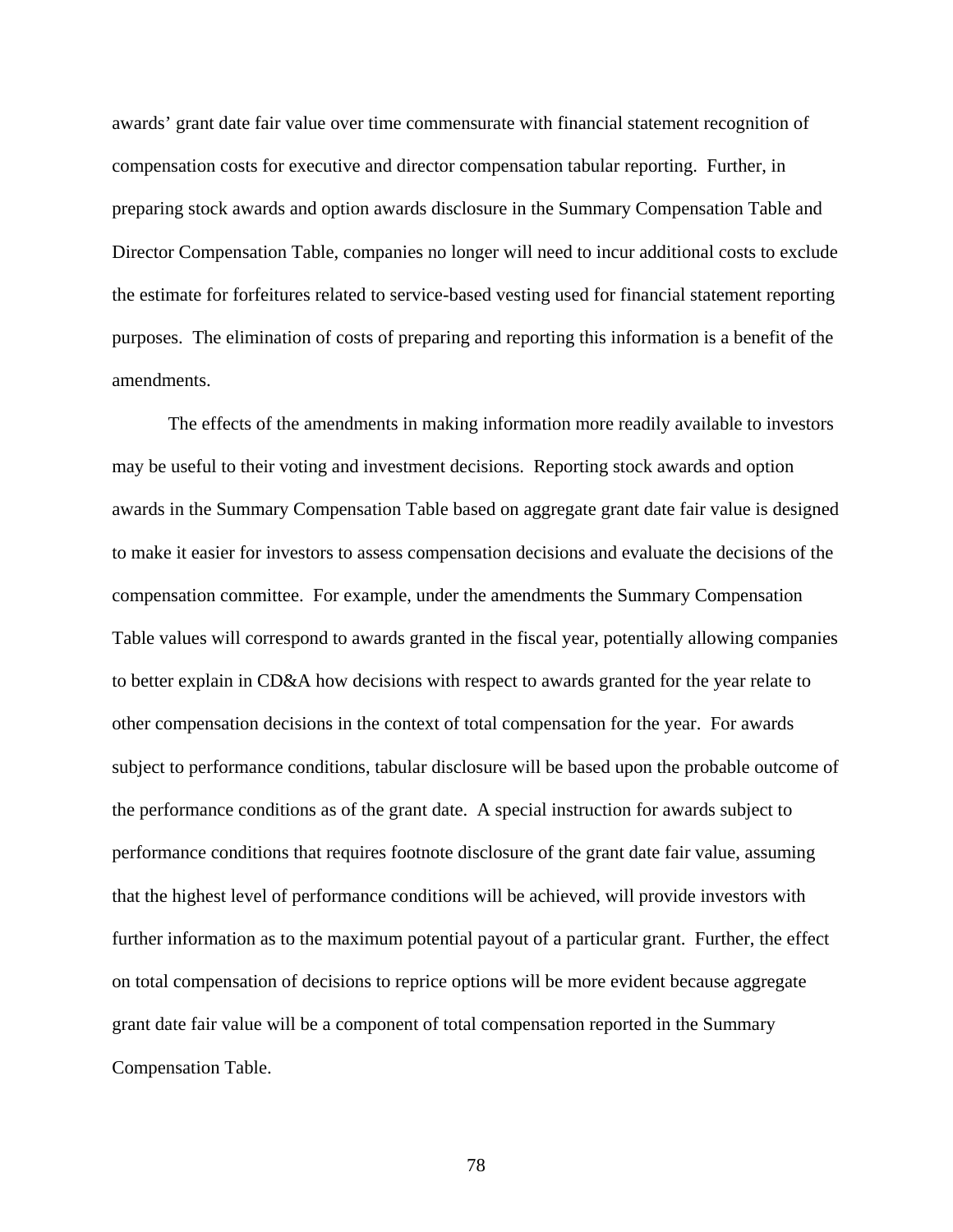awards' grant date fair value over time commensurate with financial statement recognition of compensation costs for executive and director compensation tabular reporting. Further, in preparing stock awards and option awards disclosure in the Summary Compensation Table and Director Compensation Table, companies no longer will need to incur additional costs to exclude the estimate for forfeitures related to service-based vesting used for financial statement reporting purposes. The elimination of costs of preparing and reporting this information is a benefit of the amendments.

The effects of the amendments in making information more readily available to investors may be useful to their voting and investment decisions. Reporting stock awards and option awards in the Summary Compensation Table based on aggregate grant date fair value is designed to make it easier for investors to assess compensation decisions and evaluate the decisions of the compensation committee. For example, under the amendments the Summary Compensation Table values will correspond to awards granted in the fiscal year, potentially allowing companies to better explain in CD&A how decisions with respect to awards granted for the year relate to other compensation decisions in the context of total compensation for the year. For awards subject to performance conditions, tabular disclosure will be based upon the probable outcome of the performance conditions as of the grant date. A special instruction for awards subject to performance conditions that requires footnote disclosure of the grant date fair value, assuming that the highest level of performance conditions will be achieved, will provide investors with further information as to the maximum potential payout of a particular grant. Further, the effect on total compensation of decisions to reprice options will be more evident because aggregate grant date fair value will be a component of total compensation reported in the Summary Compensation Table.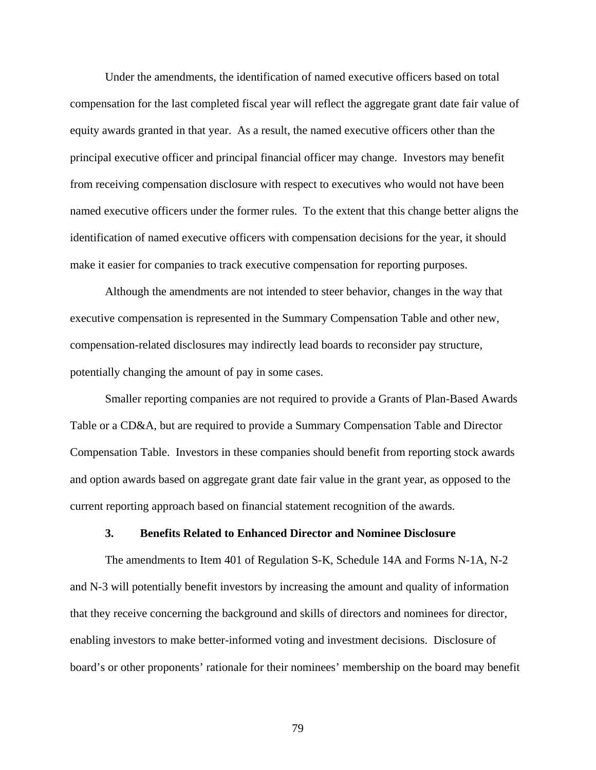Under the amendments, the identification of named executive officers based on total compensation for the last completed fiscal year will reflect the aggregate grant date fair value of equity awards granted in that year. As a result, the named executive officers other than the principal executive officer and principal financial officer may change. Investors may benefit from receiving compensation disclosure with respect to executives who would not have been named executive officers under the former rules. To the extent that this change better aligns the identification of named executive officers with compensation decisions for the year, it should make it easier for companies to track executive compensation for reporting purposes.

Although the amendments are not intended to steer behavior, changes in the way that executive compensation is represented in the Summary Compensation Table and other new, compensation-related disclosures may indirectly lead boards to reconsider pay structure, potentially changing the amount of pay in some cases.

Smaller reporting companies are not required to provide a Grants of Plan-Based Awards Table or a CD&A, but are required to provide a Summary Compensation Table and Director Compensation Table. Investors in these companies should benefit from reporting stock awards and option awards based on aggregate grant date fair value in the grant year, as opposed to the current reporting approach based on financial statement recognition of the awards.

### 3. Benefits Related to Enhanced Director and Nominee Disclosure

The amendments to Item 401 of Regulation S-K, Schedule 14A and Forms N-1A, N-2 and N-3 will potentially benefit investors by increasing the amount and quality of information that they receive concerning the background and skills of directors and nominees for director, enabling investors to make better-informed voting and investment decisions. Disclosure of board's or other proponents' rationale for their nominees' membership on the board may benefit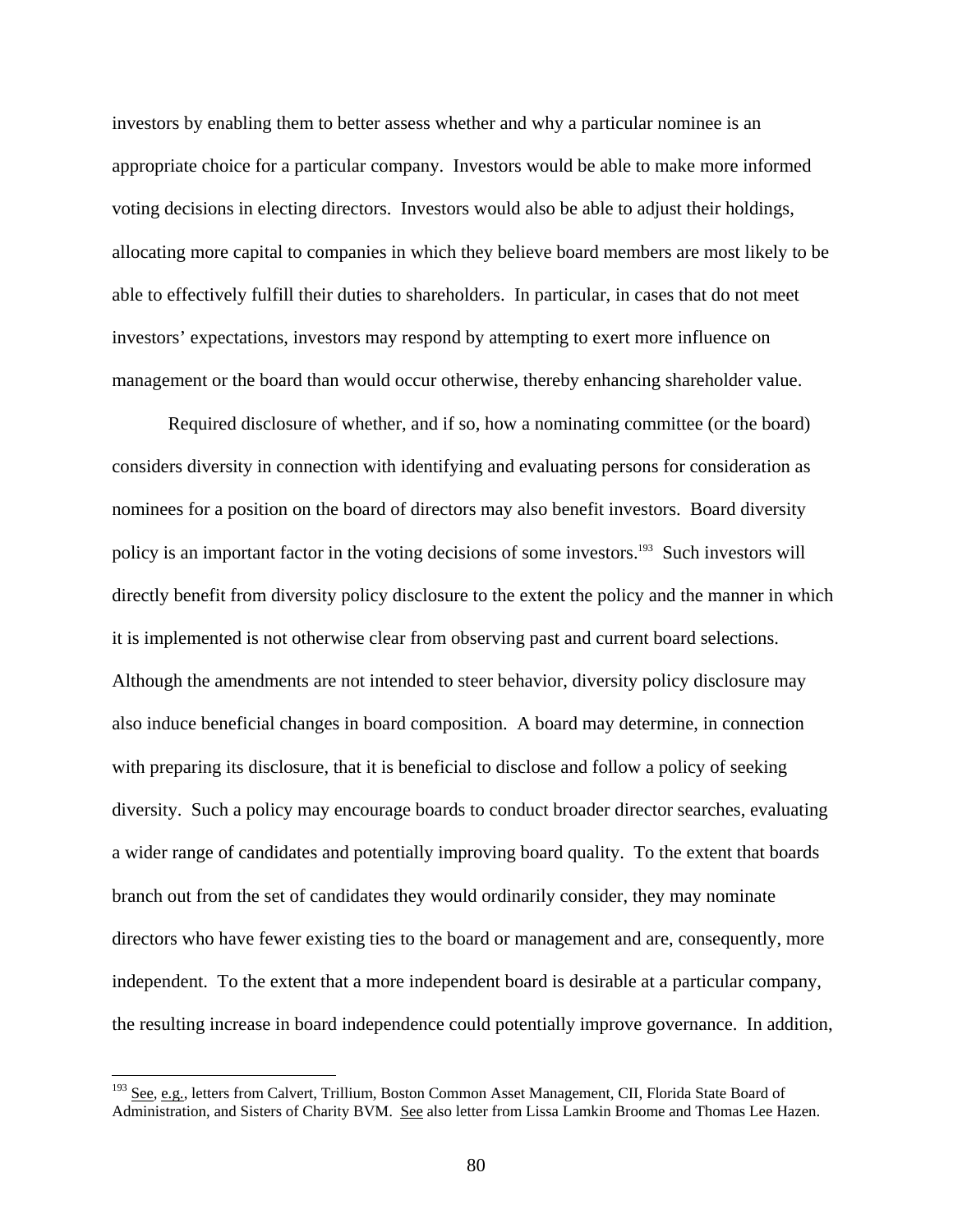investors by enabling them to better assess whether and why a particular nominee is an appropriate choice for a particular company. Investors would be able to make more informed voting decisions in electing directors. Investors would also be able to adjust their holdings, allocating more capital to companies in which they believe board members are most likely to be able to effectively fulfill their duties to shareholders. In particular, in cases that do not meet investors' expectations, investors may respond by attempting to exert more influence on management or the board than would occur otherwise, thereby enhancing shareholder value.

Required disclosure of whether, and if so, how a nominating committee (or the board) considers diversity in connection with identifying and evaluating persons for consideration as nominees for a position on the board of directors may also benefit investors. Board diversity policy is an important factor in the voting decisions of some investors.[193] Such investors will directly benefit from diversity policy disclosure to the extent the policy and the manner in which it is implemented is not otherwise clear from observing past and current board selections. Although the amendments are not intended to steer behavior, diversity policy disclosure may also induce beneficial changes in board composition. A board may determine, in connection with preparing its disclosure, that it is beneficial to disclose and follow a policy of seeking diversity. Such a policy may encourage boards to conduct broader director searches, evaluating a wider range of candidates and potentially improving board quality. To the extent that boards branch out from the set of candidates they would ordinarily consider, they may nominate directors who have fewer existing ties to the board or management and are, consequently, more independent. To the extent that a more independent board is desirable at a particular company, the resulting increase in board independence could potentially improve governance. In addition,

[193] See, e.g., letters from Calvert, Trillium, Boston Common Asset Management, CII, Florida State Board of Administration, and Sisters of Charity BVM. See also letter from Lissa Lamkin Broome and Thomas Lee Hazen.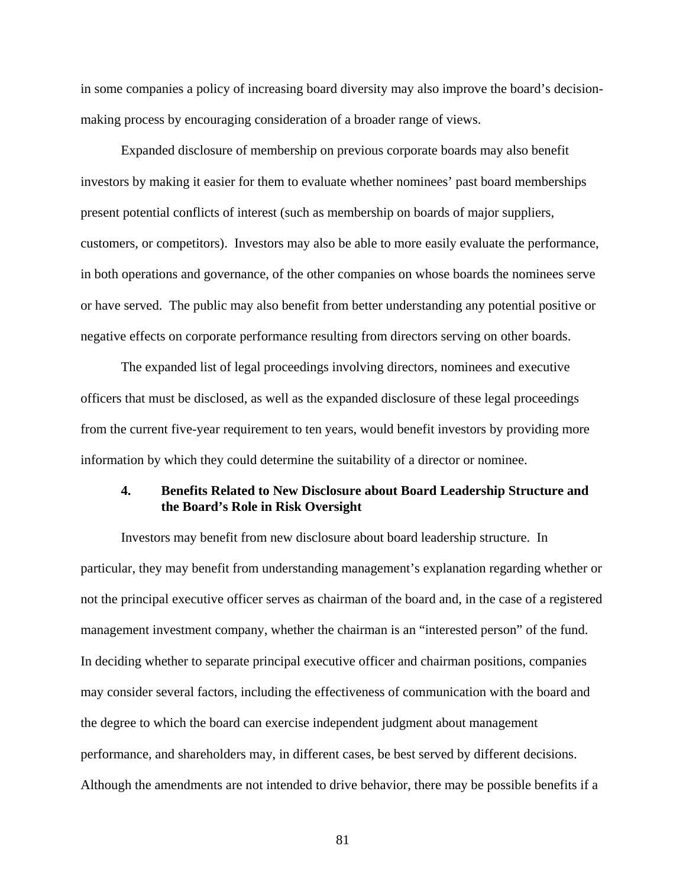in some companies a policy of increasing board diversity may also improve the board's decision-making process by encouraging consideration of a broader range of views.

Expanded disclosure of membership on previous corporate boards may also benefit investors by making it easier for them to evaluate whether nominees' past board memberships present potential conflicts of interest (such as membership on boards of major suppliers, customers, or competitors). Investors may also be able to more easily evaluate the performance, in both operations and governance, of the other companies on whose boards the nominees serve or have served. The public may also benefit from better understanding any potential positive or negative effects on corporate performance resulting from directors serving on other boards.

The expanded list of legal proceedings involving directors, nominees and executive officers that must be disclosed, as well as the expanded disclosure of these legal proceedings from the current five-year requirement to ten years, would benefit investors by providing more information by which they could determine the suitability of a director or nominee.

#### 4. Benefits Related to New Disclosure about Board Leadership Structure and the Board's Role in Risk Oversight

Investors may benefit from new disclosure about board leadership structure. In particular, they may benefit from understanding management's explanation regarding whether or not the principal executive officer serves as chairman of the board and, in the case of a registered management investment company, whether the chairman is an "interested person" of the fund. In deciding whether to separate principal executive officer and chairman positions, companies may consider several factors, including the effectiveness of communication with the board and the degree to which the board can exercise independent judgment about management performance, and shareholders may, in different cases, be best served by different decisions. Although the amendments are not intended to drive behavior, there may be possible benefits if a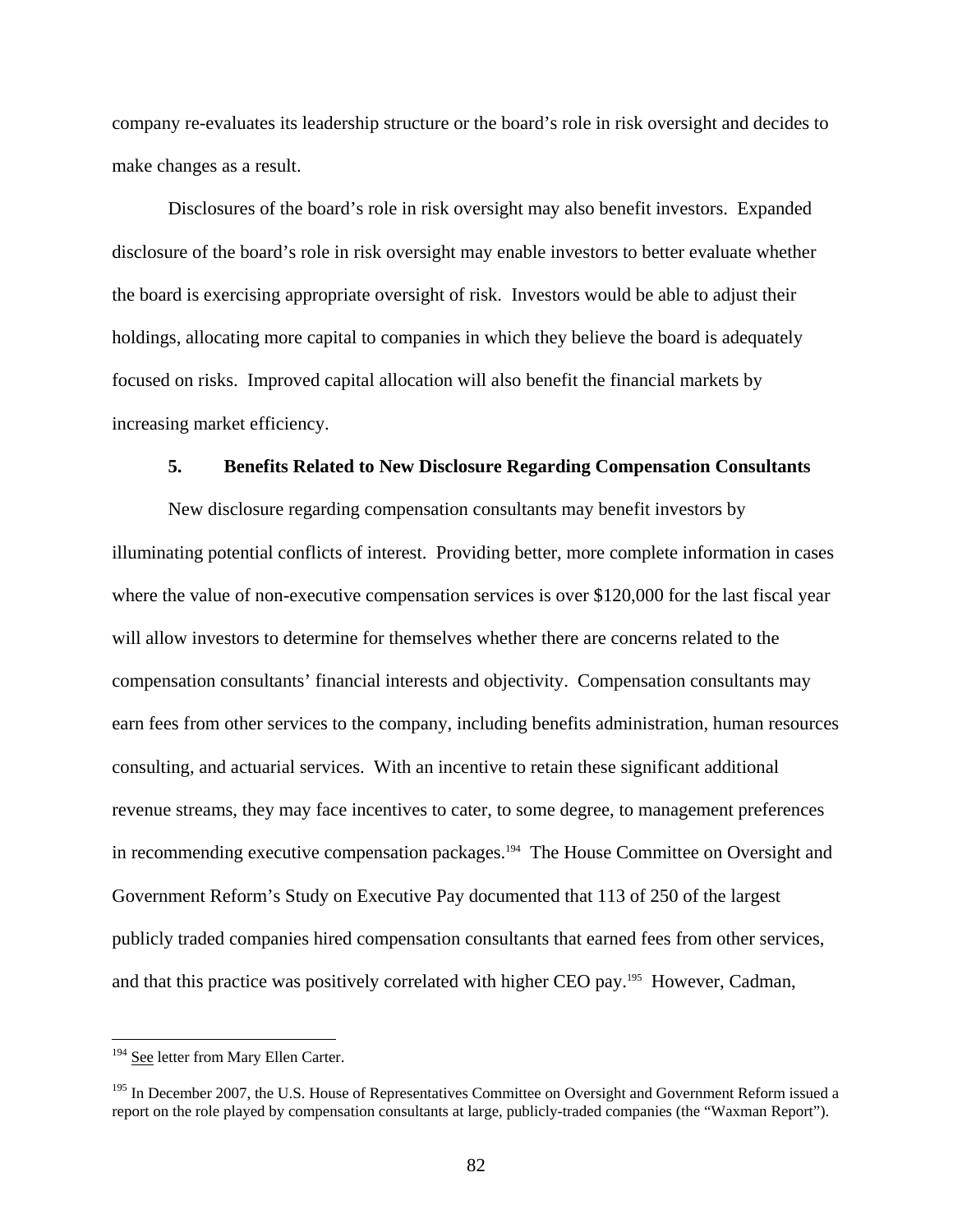company re-evaluates its leadership structure or the board's role in risk oversight and decides to make changes as a result.

Disclosures of the board's role in risk oversight may also benefit investors. Expanded disclosure of the board's role in risk oversight may enable investors to better evaluate whether the board is exercising appropriate oversight of risk. Investors would be able to adjust their holdings, allocating more capital to companies in which they believe the board is adequately focused on risks. Improved capital allocation will also benefit the financial markets by increasing market efficiency.

### 5. Benefits Related to New Disclosure Regarding Compensation Consultants

New disclosure regarding compensation consultants may benefit investors by illuminating potential conflicts of interest. Providing better, more complete information in cases where the value of non-executive compensation services is over $120,000 for the last fiscal year will allow investors to determine for themselves whether there are concerns related to the compensation consultants' financial interests and objectivity. Compensation consultants may earn fees from other services to the company, including benefits administration, human resources consulting, and actuarial services. With an incentive to retain these significant additional revenue streams, they may face incentives to cater, to some degree, to management preferences in recommending executive compensation packages.[194] The House Committee on Oversight and Government Reform's Study on Executive Pay documented that 113 of 250 of the largest publicly traded companies hired compensation consultants that earned fees from other services, and that this practice was positively correlated with higher CEO pay.[195] However, Cadman,

---

[194] See letter from Mary Ellen Carter.

[195] In December 2007, the U.S. House of Representatives Committee on Oversight and Government Reform issued a report on the role played by compensation consultants at large, publicly-traded companies (the "Waxman Report").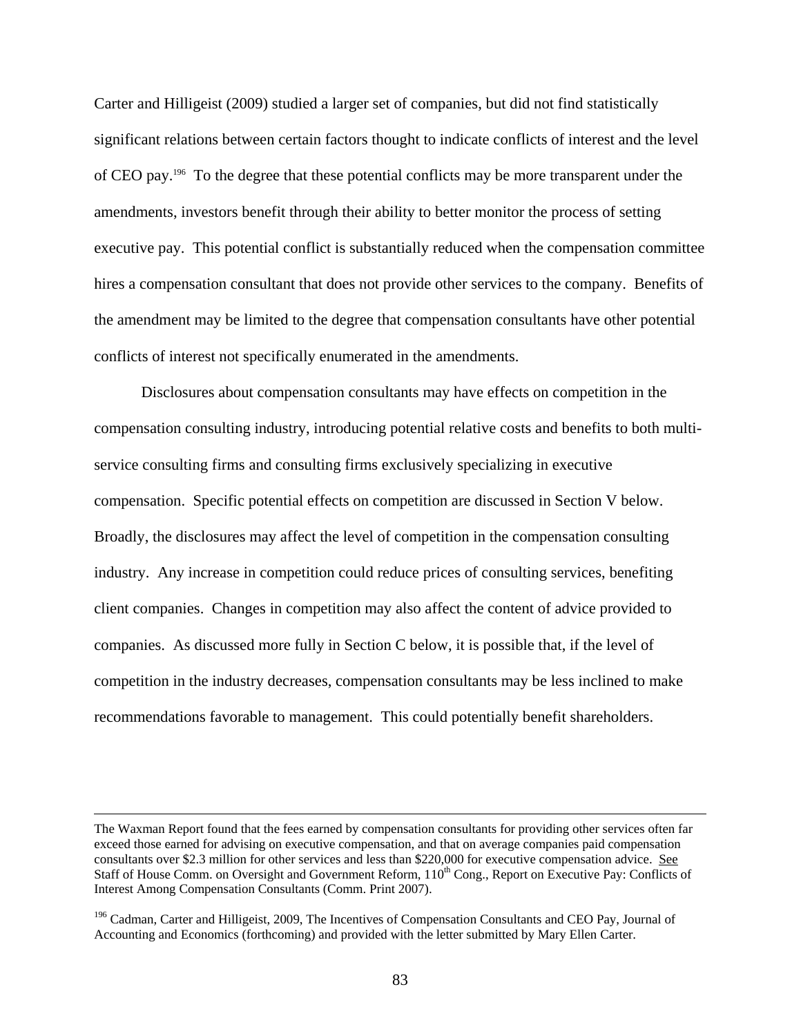Carter and Hilligeist (2009) studied a larger set of companies, but did not find statistically significant relations between certain factors thought to indicate conflicts of interest and the level of CEO pay.[196] To the degree that these potential conflicts may be more transparent under the amendments, investors benefit through their ability to better monitor the process of setting executive pay. This potential conflict is substantially reduced when the compensation committee hires a compensation consultant that does not provide other services to the company. Benefits of the amendment may be limited to the degree that compensation consultants have other potential conflicts of interest not specifically enumerated in the amendments.

Disclosures about compensation consultants may have effects on competition in the compensation consulting industry, introducing potential relative costs and benefits to both multi-service consulting firms and consulting firms exclusively specializing in executive compensation. Specific potential effects on competition are discussed in Section V below. Broadly, the disclosures may affect the level of competition in the compensation consulting industry. Any increase in competition could reduce prices of consulting services, benefiting client companies. Changes in competition may also affect the content of advice provided to companies. As discussed more fully in Section C below, it is possible that, if the level of competition in the industry decreases, compensation consultants may be less inclined to make recommendations favorable to management. This could potentially benefit shareholders.

---

The Waxman Report found that the fees earned by compensation consultants for providing other services often far exceed those earned for advising on executive compensation, and that on average companies paid compensation consultants over $2.3 million for other services and less than $220,000 for executive compensation advice. See Staff of House Comm. on Oversight and Government Reform, 110th Cong., Report on Executive Pay: Conflicts of Interest Among Compensation Consultants (Comm. Print 2007).

[196] Cadman, Carter and Hilligeist, 2009, The Incentives of Compensation Consultants and CEO Pay, Journal of Accounting and Economics (forthcoming) and provided with the letter submitted by Mary Ellen Carter.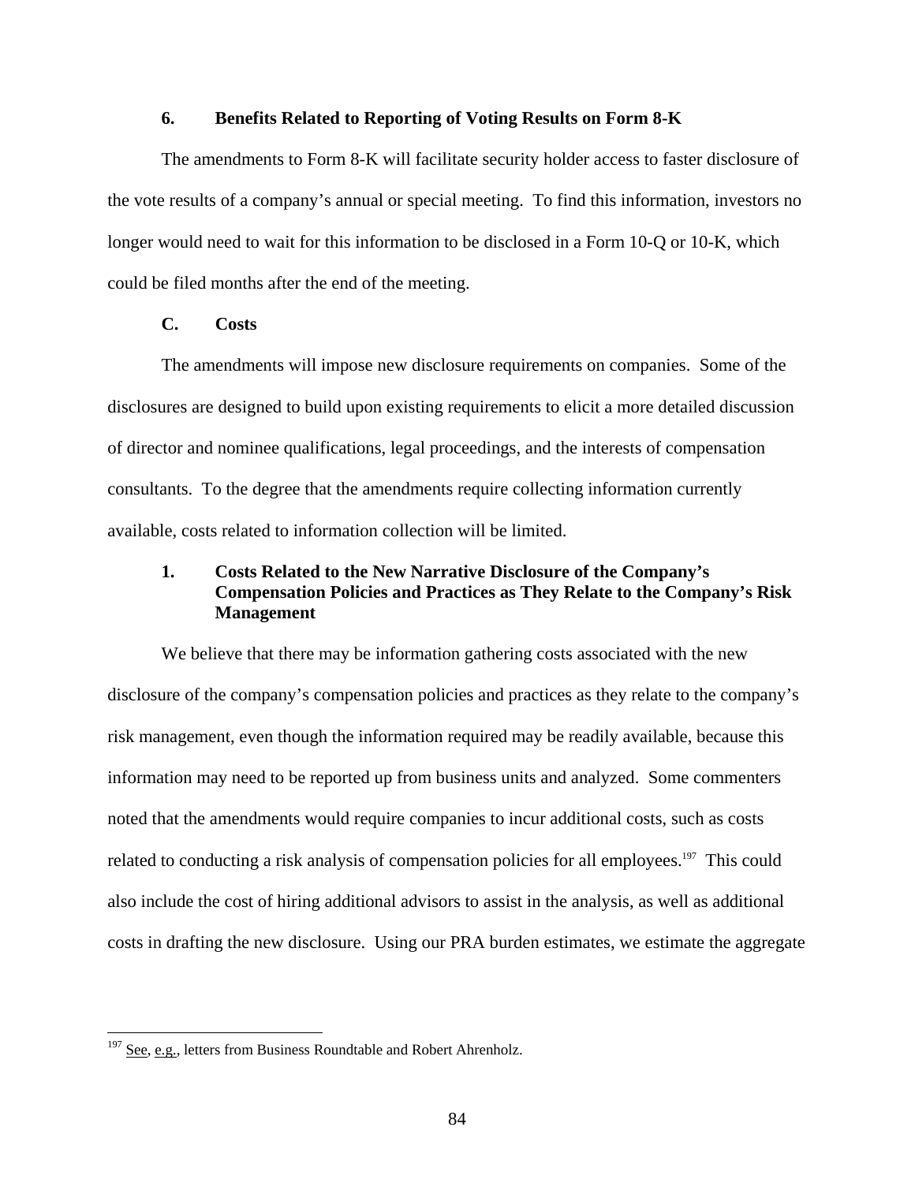### 6. Benefits Related to Reporting of Voting Results on Form 8-K

The amendments to Form 8-K will facilitate security holder access to faster disclosure of the vote results of a company's annual or special meeting. To find this information, investors no longer would need to wait for this information to be disclosed in a Form 10-Q or 10-K, which could be filed months after the end of the meeting.

## C. Costs

The amendments will impose new disclosure requirements on companies. Some of the disclosures are designed to build upon existing requirements to elicit a more detailed discussion of director and nominee qualifications, legal proceedings, and the interests of compensation consultants. To the degree that the amendments require collecting information currently available, costs related to information collection will be limited.

### 1. Costs Related to the New Narrative Disclosure of the Company's Compensation Policies and Practices as They Relate to the Company's Risk Management

We believe that there may be information gathering costs associated with the new disclosure of the company's compensation policies and practices as they relate to the company's risk management, even though the information required may be readily available, because this information may need to be reported up from business units and analyzed. Some commenters noted that the amendments would require companies to incur additional costs, such as costs related to conducting a risk analysis of compensation policies for all employees.[197] This could also include the cost of hiring additional advisors to assist in the analysis, as well as additional costs in drafting the new disclosure. Using our PRA burden estimates, we estimate the aggregate

[197] See, e.g., letters from Business Roundtable and Robert Ahrenholz.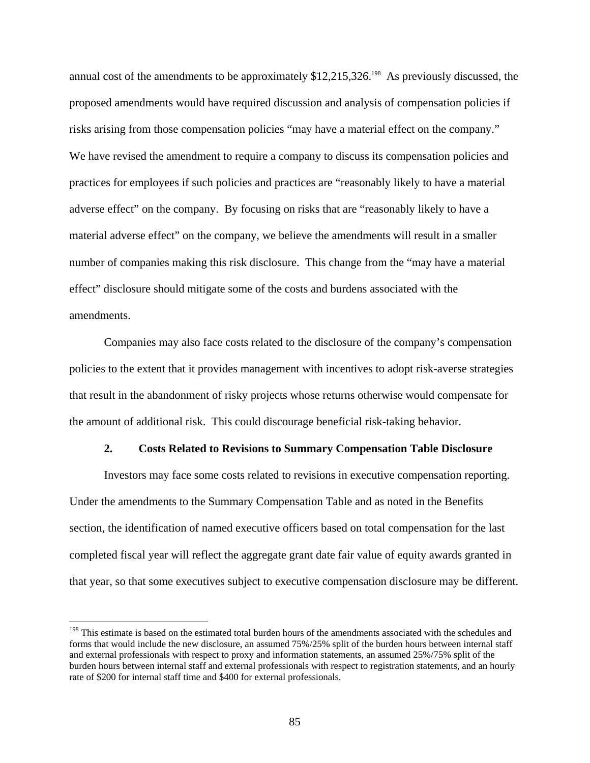annual cost of the amendments to be approximately $12,215,326.[198] As previously discussed, the proposed amendments would have required discussion and analysis of compensation policies if risks arising from those compensation policies "may have a material effect on the company." We have revised the amendment to require a company to discuss its compensation policies and practices for employees if such policies and practices are "reasonably likely to have a material adverse effect" on the company. By focusing on risks that are "reasonably likely to have a material adverse effect" on the company, we believe the amendments will result in a smaller number of companies making this risk disclosure. This change from the "may have a material effect" disclosure should mitigate some of the costs and burdens associated with the amendments.

Companies may also face costs related to the disclosure of the company's compensation policies to the extent that it provides management with incentives to adopt risk-averse strategies that result in the abandonment of risky projects whose returns otherwise would compensate for the amount of additional risk. This could discourage beneficial risk-taking behavior.

### 2. Costs Related to Revisions to Summary Compensation Table Disclosure

Investors may face some costs related to revisions in executive compensation reporting. Under the amendments to the Summary Compensation Table and as noted in the Benefits section, the identification of named executive officers based on total compensation for the last completed fiscal year will reflect the aggregate grant date fair value of equity awards granted in that year, so that some executives subject to executive compensation disclosure may be different.

---

[198] This estimate is based on the estimated total burden hours of the amendments associated with the schedules and forms that would include the new disclosure, an assumed 75%/25% split of the burden hours between internal staff and external professionals with respect to proxy and information statements, an assumed 25%/75% split of the burden hours between internal staff and external professionals with respect to registration statements, and an hourly rate of $200 for internal staff time and $400 for external professionals.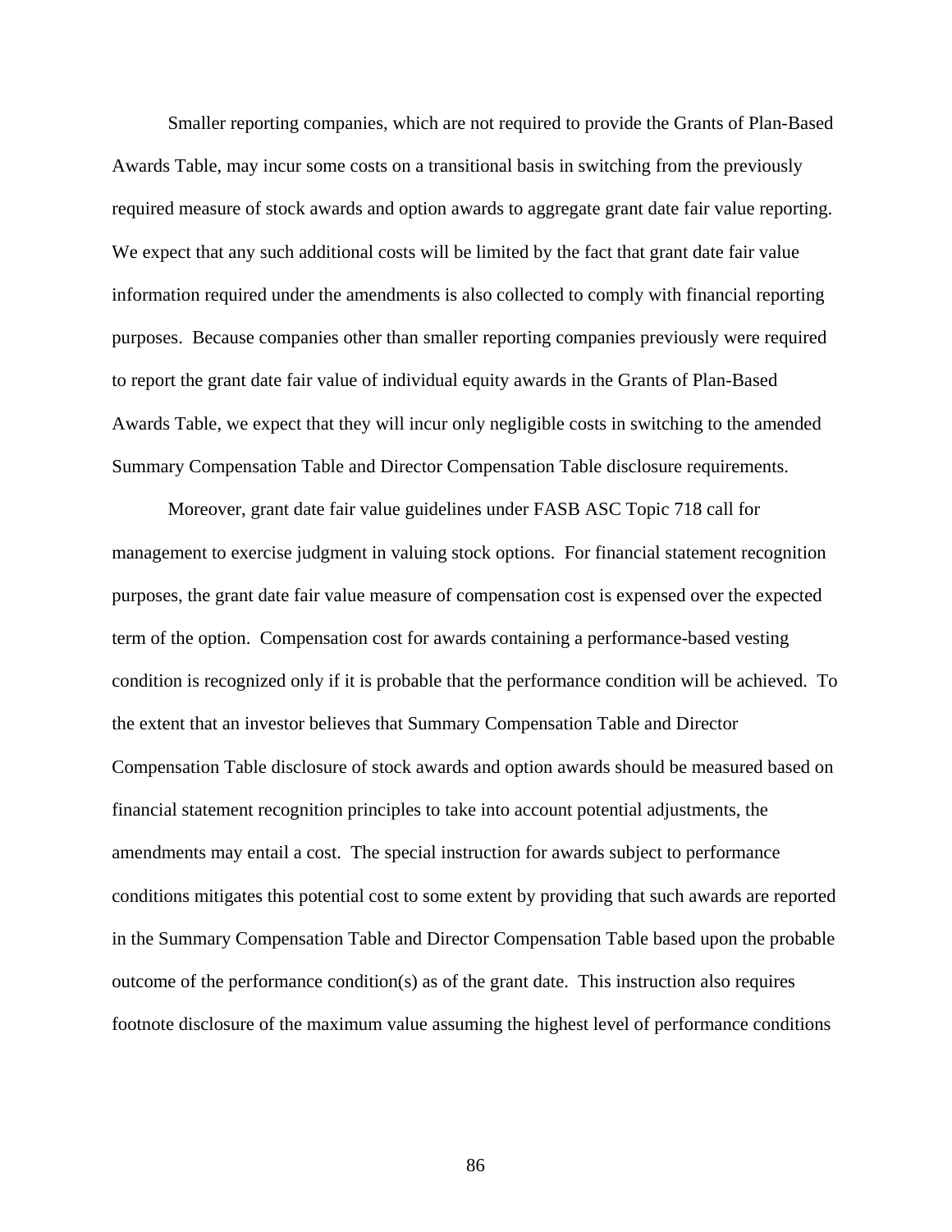Smaller reporting companies, which are not required to provide the Grants of Plan-Based Awards Table, may incur some costs on a transitional basis in switching from the previously required measure of stock awards and option awards to aggregate grant date fair value reporting. We expect that any such additional costs will be limited by the fact that grant date fair value information required under the amendments is also collected to comply with financial reporting purposes. Because companies other than smaller reporting companies previously were required to report the grant date fair value of individual equity awards in the Grants of Plan-Based Awards Table, we expect that they will incur only negligible costs in switching to the amended Summary Compensation Table and Director Compensation Table disclosure requirements.

Moreover, grant date fair value guidelines under FASB ASC Topic 718 call for management to exercise judgment in valuing stock options. For financial statement recognition purposes, the grant date fair value measure of compensation cost is expensed over the expected term of the option. Compensation cost for awards containing a performance-based vesting condition is recognized only if it is probable that the performance condition will be achieved. To the extent that an investor believes that Summary Compensation Table and Director Compensation Table disclosure of stock awards and option awards should be measured based on financial statement recognition principles to take into account potential adjustments, the amendments may entail a cost. The special instruction for awards subject to performance conditions mitigates this potential cost to some extent by providing that such awards are reported in the Summary Compensation Table and Director Compensation Table based upon the probable outcome of the performance condition(s) as of the grant date. This instruction also requires footnote disclosure of the maximum value assuming the highest level of performance conditions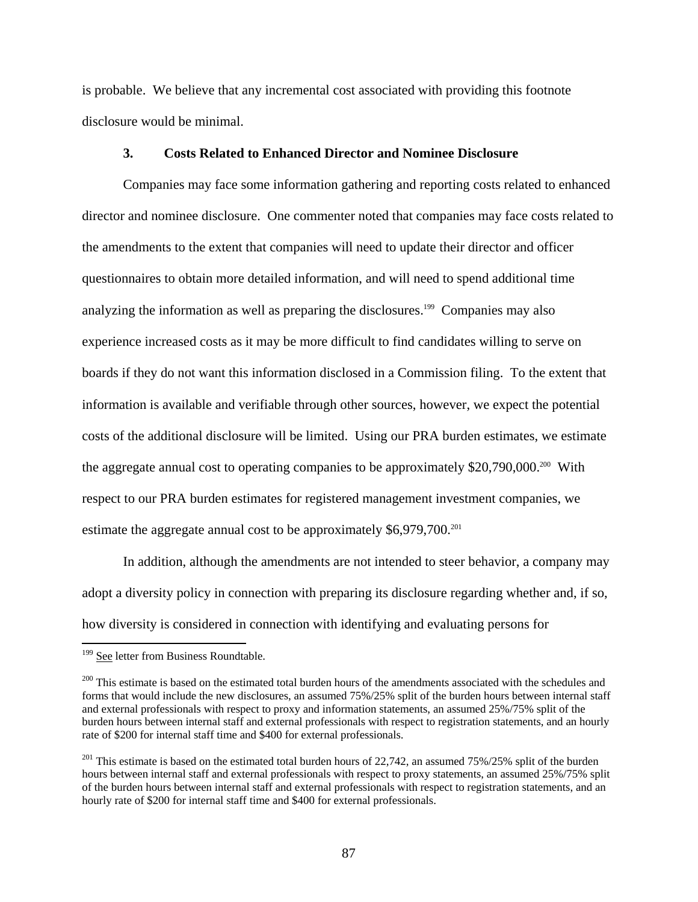is probable. We believe that any incremental cost associated with providing this footnote disclosure would be minimal.

### 3. Costs Related to Enhanced Director and Nominee Disclosure

Companies may face some information gathering and reporting costs related to enhanced director and nominee disclosure. One commenter noted that companies may face costs related to the amendments to the extent that companies will need to update their director and officer questionnaires to obtain more detailed information, and will need to spend additional time analyzing the information as well as preparing the disclosures.[199] Companies may also experience increased costs as it may be more difficult to find candidates willing to serve on boards if they do not want this information disclosed in a Commission filing. To the extent that information is available and verifiable through other sources, however, we expect the potential costs of the additional disclosure will be limited. Using our PRA burden estimates, we estimate the aggregate annual cost to operating companies to be approximately $20,790,000.[200] With respect to our PRA burden estimates for registered management investment companies, we estimate the aggregate annual cost to be approximately $6,979,700.[201]

In addition, although the amendments are not intended to steer behavior, a company may adopt a diversity policy in connection with preparing its disclosure regarding whether and, if so, how diversity is considered in connection with identifying and evaluating persons for

---

[199] See letter from Business Roundtable.

[200] This estimate is based on the estimated total burden hours of the amendments associated with the schedules and forms that would include the new disclosures, an assumed 75%/25% split of the burden hours between internal staff and external professionals with respect to proxy and information statements, an assumed 25%/75% split of the burden hours between internal staff and external professionals with respect to registration statements, and an hourly rate of $200 for internal staff time and $400 for external professionals.

[201] This estimate is based on the estimated total burden hours of 22,742, an assumed 75%/25% split of the burden hours between internal staff and external professionals with respect to proxy statements, an assumed 25%/75% split of the burden hours between internal staff and external professionals with respect to registration statements, and an hourly rate of $200 for internal staff time and $400 for external professionals.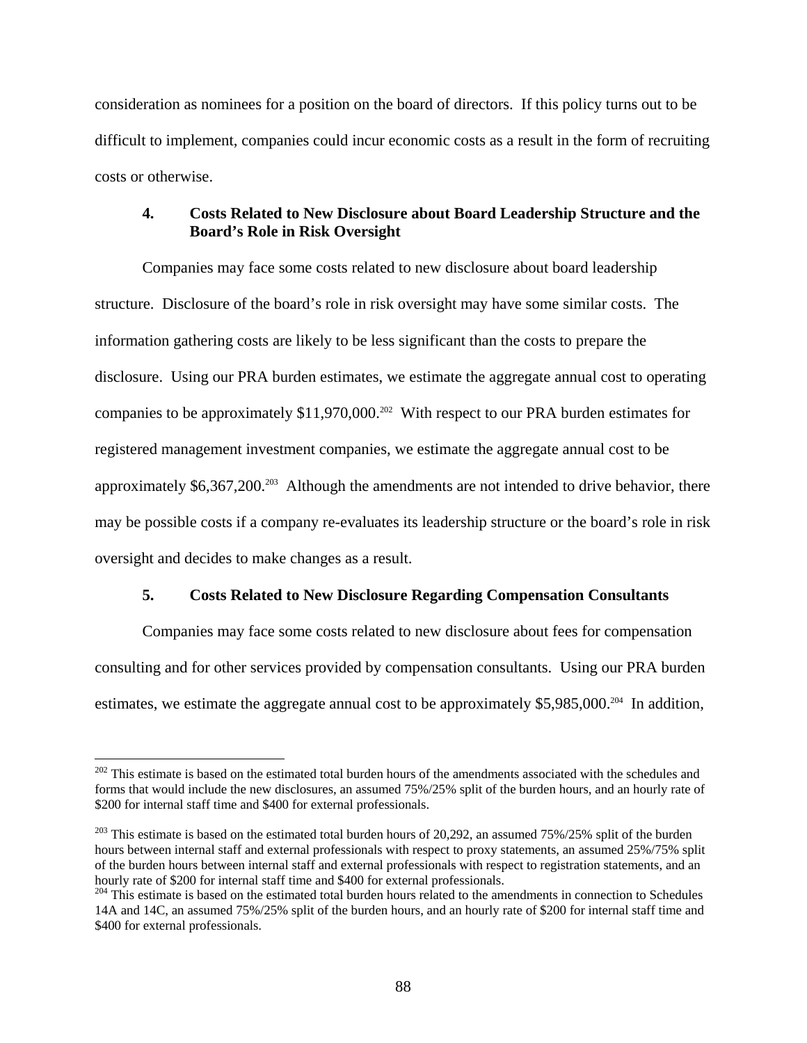consideration as nominees for a position on the board of directors. If this policy turns out to be difficult to implement, companies could incur economic costs as a result in the form of recruiting costs or otherwise.

#### 4. Costs Related to New Disclosure about Board Leadership Structure and the Board's Role in Risk Oversight

Companies may face some costs related to new disclosure about board leadership structure. Disclosure of the board's role in risk oversight may have some similar costs. The information gathering costs are likely to be less significant than the costs to prepare the disclosure. Using our PRA burden estimates, we estimate the aggregate annual cost to operating companies to be approximately $11,970,000.[202] With respect to our PRA burden estimates for registered management investment companies, we estimate the aggregate annual cost to be approximately $6,367,200.[203] Although the amendments are not intended to drive behavior, there may be possible costs if a company re-evaluates its leadership structure or the board's role in risk oversight and decides to make changes as a result.

#### 5. Costs Related to New Disclosure Regarding Compensation Consultants

Companies may face some costs related to new disclosure about fees for compensation consulting and for other services provided by compensation consultants. Using our PRA burden estimates, we estimate the aggregate annual cost to be approximately $5,985,000.[204] In addition,

---

[202] This estimate is based on the estimated total burden hours of the amendments associated with the schedules and forms that would include the new disclosures, an assumed 75%/25% split of the burden hours, and an hourly rate of $200 for internal staff time and $400 for external professionals.

[203] This estimate is based on the estimated total burden hours of 20,292, an assumed 75%/25% split of the burden hours between internal staff and external professionals with respect to proxy statements, an assumed 25%/75% split of the burden hours between internal staff and external professionals with respect to registration statements, and an hourly rate of $200 for internal staff time and $400 for external professionals.

[204] This estimate is based on the estimated total burden hours related to the amendments in connection to Schedules 14A and 14C, an assumed 75%/25% split of the burden hours, and an hourly rate of $200 for internal staff time and $400 for external professionals.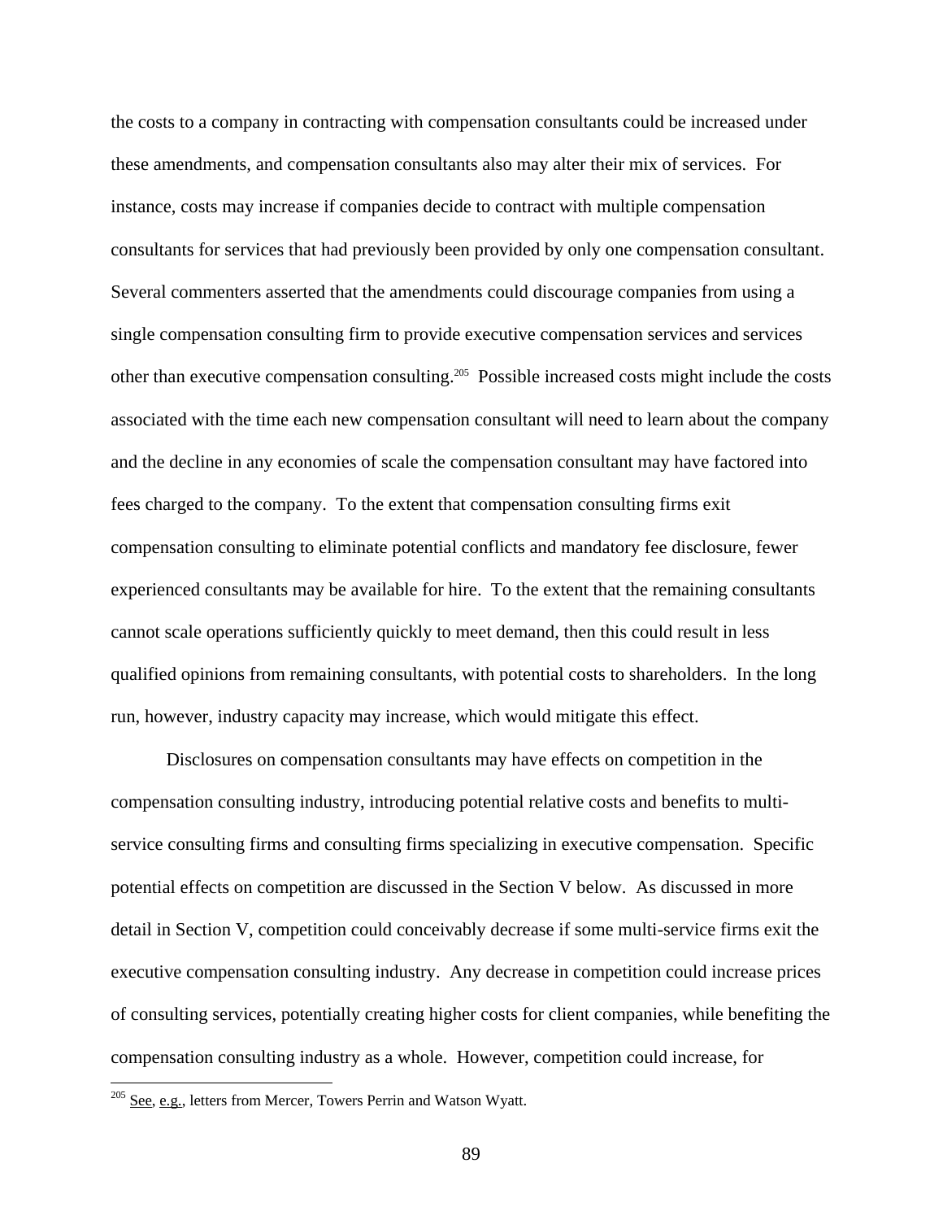the costs to a company in contracting with compensation consultants could be increased under these amendments, and compensation consultants also may alter their mix of services. For instance, costs may increase if companies decide to contract with multiple compensation consultants for services that had previously been provided by only one compensation consultant. Several commenters asserted that the amendments could discourage companies from using a single compensation consulting firm to provide executive compensation services and services other than executive compensation consulting.[205] Possible increased costs might include the costs associated with the time each new compensation consultant will need to learn about the company and the decline in any economies of scale the compensation consultant may have factored into fees charged to the company. To the extent that compensation consulting firms exit compensation consulting to eliminate potential conflicts and mandatory fee disclosure, fewer experienced consultants may be available for hire. To the extent that the remaining consultants cannot scale operations sufficiently quickly to meet demand, then this could result in less qualified opinions from remaining consultants, with potential costs to shareholders. In the long run, however, industry capacity may increase, which would mitigate this effect.

Disclosures on compensation consultants may have effects on competition in the compensation consulting industry, introducing potential relative costs and benefits to multi-service consulting firms and consulting firms specializing in executive compensation. Specific potential effects on competition are discussed in the Section V below. As discussed in more detail in Section V, competition could conceivably decrease if some multi-service firms exit the executive compensation consulting industry. Any decrease in competition could increase prices of consulting services, potentially creating higher costs for client companies, while benefiting the compensation consulting industry as a whole. However, competition could increase, for

---

[205] See, e.g., letters from Mercer, Towers Perrin and Watson Wyatt.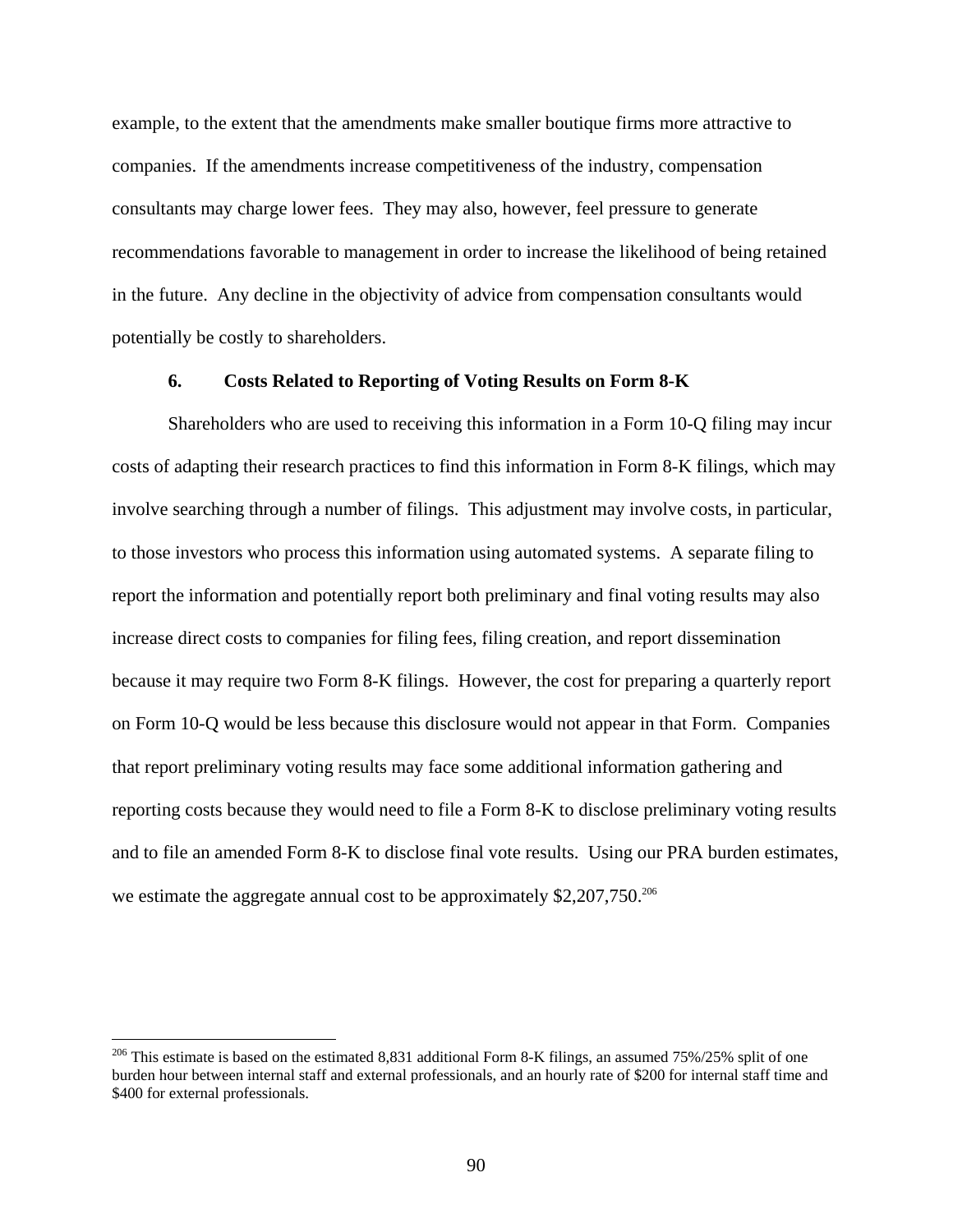example, to the extent that the amendments make smaller boutique firms more attractive to companies. If the amendments increase competitiveness of the industry, compensation consultants may charge lower fees. They may also, however, feel pressure to generate recommendations favorable to management in order to increase the likelihood of being retained in the future. Any decline in the objectivity of advice from compensation consultants would potentially be costly to shareholders.

### 6. Costs Related to Reporting of Voting Results on Form 8-K

Shareholders who are used to receiving this information in a Form 10-Q filing may incur costs of adapting their research practices to find this information in Form 8-K filings, which may involve searching through a number of filings. This adjustment may involve costs, in particular, to those investors who process this information using automated systems. A separate filing to report the information and potentially report both preliminary and final voting results may also increase direct costs to companies for filing fees, filing creation, and report dissemination because it may require two Form 8-K filings. However, the cost for preparing a quarterly report on Form 10-Q would be less because this disclosure would not appear in that Form. Companies that report preliminary voting results may face some additional information gathering and reporting costs because they would need to file a Form 8-K to disclose preliminary voting results and to file an amended Form 8-K to disclose final vote results. Using our PRA burden estimates, we estimate the aggregate annual cost to be approximately $2,207,750.[206]

---

[206] This estimate is based on the estimated 8,831 additional Form 8-K filings, an assumed 75%/25% split of one burden hour between internal staff and external professionals, and an hourly rate of $200 for internal staff time and $400 for external professionals.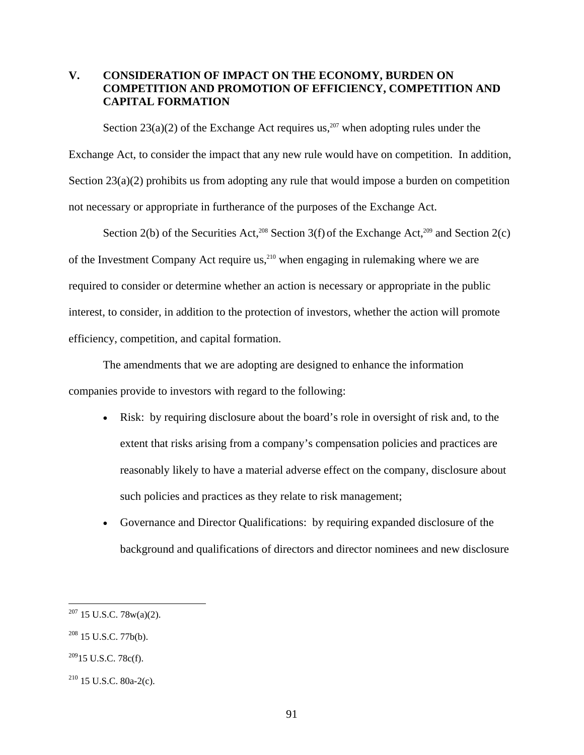## V. CONSIDERATION OF IMPACT ON THE ECONOMY, BURDEN ON COMPETITION AND PROMOTION OF EFFICIENCY, COMPETITION AND CAPITAL FORMATION

Section 23(a)(2) of the Exchange Act requires us,[207] when adopting rules under the Exchange Act, to consider the impact that any new rule would have on competition. In addition, Section 23(a)(2) prohibits us from adopting any rule that would impose a burden on competition not necessary or appropriate in furtherance of the purposes of the Exchange Act.

Section 2(b) of the Securities Act,[208] Section 3(f) of the Exchange Act,[209] and Section 2(c) of the Investment Company Act require us,[210] when engaging in rulemaking where we are required to consider or determine whether an action is necessary or appropriate in the public interest, to consider, in addition to the protection of investors, whether the action will promote efficiency, competition, and capital formation.

The amendments that we are adopting are designed to enhance the information companies provide to investors with regard to the following:

- Risk: by requiring disclosure about the board's role in oversight of risk and, to the extent that risks arising from a company's compensation policies and practices are reasonably likely to have a material adverse effect on the company, disclosure about such policies and practices as they relate to risk management;
- Governance and Director Qualifications: by requiring expanded disclosure of the background and qualifications of directors and director nominees and new disclosure

[207] 15 U.S.C. 78w(a)(2).

[208] 15 U.S.C. 77b(b).

[209] 15 U.S.C. 78c(f).

[210] 15 U.S.C. 80a-2(c).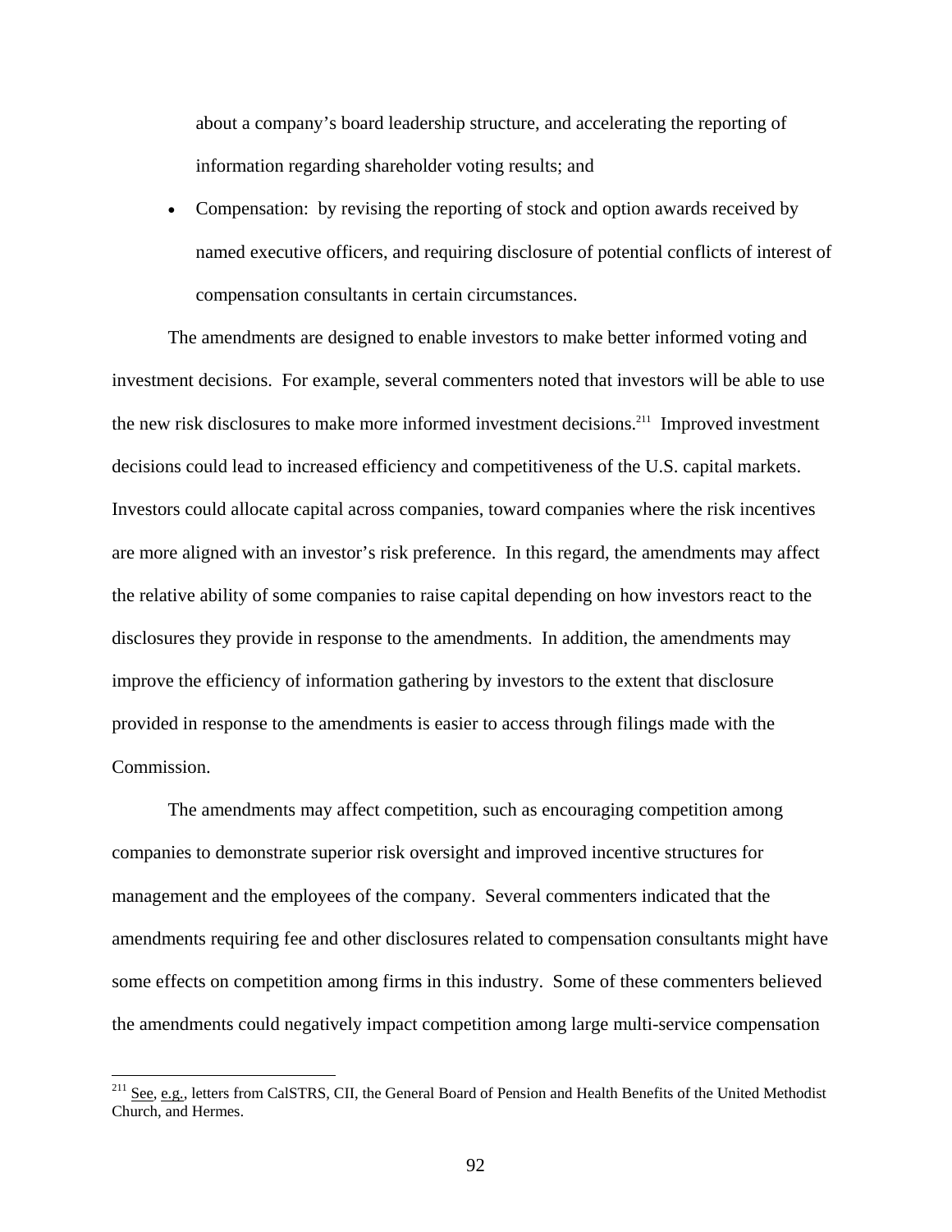about a company's board leadership structure, and accelerating the reporting of information regarding shareholder voting results; and

- Compensation: by revising the reporting of stock and option awards received by named executive officers, and requiring disclosure of potential conflicts of interest of compensation consultants in certain circumstances.

The amendments are designed to enable investors to make better informed voting and investment decisions. For example, several commenters noted that investors will be able to use the new risk disclosures to make more informed investment decisions.[211] Improved investment decisions could lead to increased efficiency and competitiveness of the U.S. capital markets. Investors could allocate capital across companies, toward companies where the risk incentives are more aligned with an investor's risk preference. In this regard, the amendments may affect the relative ability of some companies to raise capital depending on how investors react to the disclosures they provide in response to the amendments. In addition, the amendments may improve the efficiency of information gathering by investors to the extent that disclosure provided in response to the amendments is easier to access through filings made with the Commission.

The amendments may affect competition, such as encouraging competition among companies to demonstrate superior risk oversight and improved incentive structures for management and the employees of the company. Several commenters indicated that the amendments requiring fee and other disclosures related to compensation consultants might have some effects on competition among firms in this industry. Some of these commenters believed the amendments could negatively impact competition among large multi-service compensation

---

[211] See, e.g., letters from CalSTRS, CII, the General Board of Pension and Health Benefits of the United Methodist Church, and Hermes.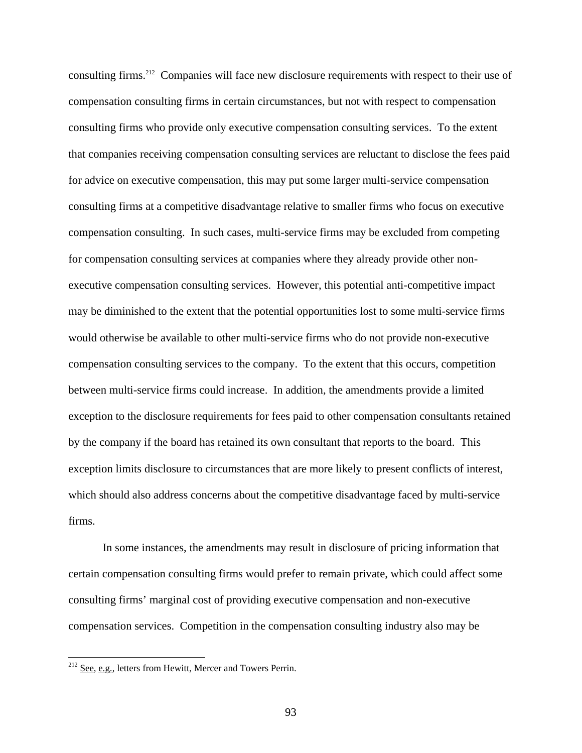consulting firms.[212] Companies will face new disclosure requirements with respect to their use of compensation consulting firms in certain circumstances, but not with respect to compensation consulting firms who provide only executive compensation consulting services. To the extent that companies receiving compensation consulting services are reluctant to disclose the fees paid for advice on executive compensation, this may put some larger multi-service compensation consulting firms at a competitive disadvantage relative to smaller firms who focus on executive compensation consulting. In such cases, multi-service firms may be excluded from competing for compensation consulting services at companies where they already provide other non-executive compensation consulting services. However, this potential anti-competitive impact may be diminished to the extent that the potential opportunities lost to some multi-service firms would otherwise be available to other multi-service firms who do not provide non-executive compensation consulting services to the company. To the extent that this occurs, competition between multi-service firms could increase. In addition, the amendments provide a limited exception to the disclosure requirements for fees paid to other compensation consultants retained by the company if the board has retained its own consultant that reports to the board. This exception limits disclosure to circumstances that are more likely to present conflicts of interest, which should also address concerns about the competitive disadvantage faced by multi-service firms.

In some instances, the amendments may result in disclosure of pricing information that certain compensation consulting firms would prefer to remain private, which could affect some consulting firms' marginal cost of providing executive compensation and non-executive compensation services. Competition in the compensation consulting industry also may be

---

[212] See, e.g., letters from Hewitt, Mercer and Towers Perrin.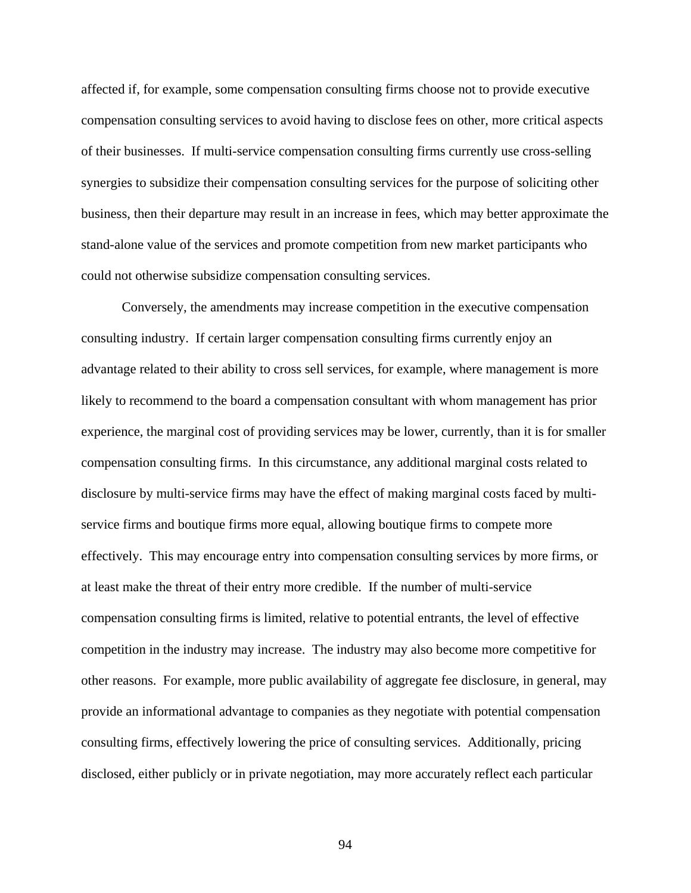affected if, for example, some compensation consulting firms choose not to provide executive compensation consulting services to avoid having to disclose fees on other, more critical aspects of their businesses. If multi-service compensation consulting firms currently use cross-selling synergies to subsidize their compensation consulting services for the purpose of soliciting other business, then their departure may result in an increase in fees, which may better approximate the stand-alone value of the services and promote competition from new market participants who could not otherwise subsidize compensation consulting services.

Conversely, the amendments may increase competition in the executive compensation consulting industry. If certain larger compensation consulting firms currently enjoy an advantage related to their ability to cross sell services, for example, where management is more likely to recommend to the board a compensation consultant with whom management has prior experience, the marginal cost of providing services may be lower, currently, than it is for smaller compensation consulting firms. In this circumstance, any additional marginal costs related to disclosure by multi-service firms may have the effect of making marginal costs faced by multi-service firms and boutique firms more equal, allowing boutique firms to compete more effectively. This may encourage entry into compensation consulting services by more firms, or at least make the threat of their entry more credible. If the number of multi-service compensation consulting firms is limited, relative to potential entrants, the level of effective competition in the industry may increase. The industry may also become more competitive for other reasons. For example, more public availability of aggregate fee disclosure, in general, may provide an informational advantage to companies as they negotiate with potential compensation consulting firms, effectively lowering the price of consulting services. Additionally, pricing disclosed, either publicly or in private negotiation, may more accurately reflect each particular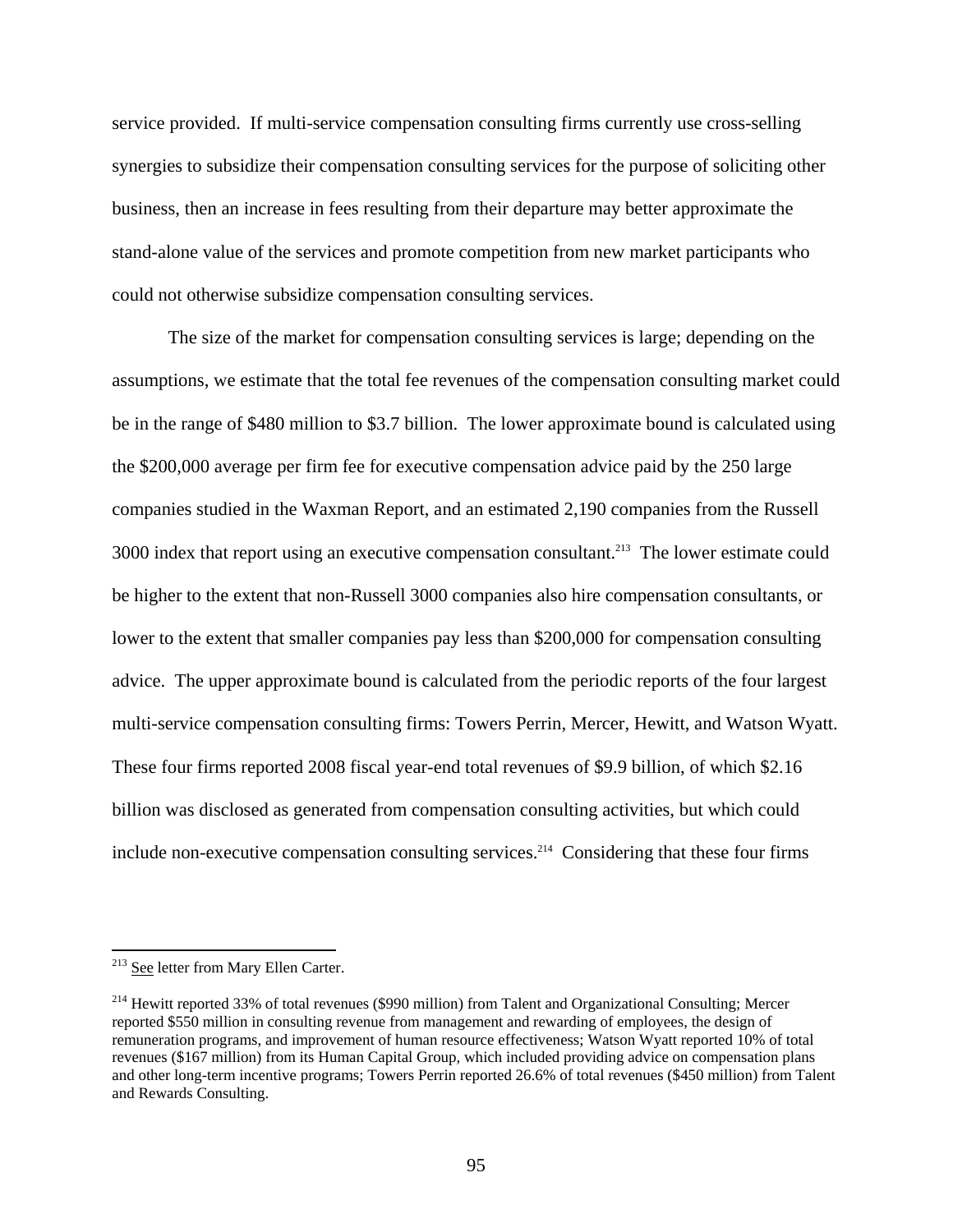service provided. If multi-service compensation consulting firms currently use cross-selling synergies to subsidize their compensation consulting services for the purpose of soliciting other business, then an increase in fees resulting from their departure may better approximate the stand-alone value of the services and promote competition from new market participants who could not otherwise subsidize compensation consulting services.

The size of the market for compensation consulting services is large; depending on the assumptions, we estimate that the total fee revenues of the compensation consulting market could be in the range of $480 million to $3.7 billion. The lower approximate bound is calculated using the $200,000 average per firm fee for executive compensation advice paid by the 250 large companies studied in the Waxman Report, and an estimated 2,190 companies from the Russell 3000 index that report using an executive compensation consultant.[213] The lower estimate could be higher to the extent that non-Russell 3000 companies also hire compensation consultants, or lower to the extent that smaller companies pay less than $200,000 for compensation consulting advice. The upper approximate bound is calculated from the periodic reports of the four largest multi-service compensation consulting firms: Towers Perrin, Mercer, Hewitt, and Watson Wyatt. These four firms reported 2008 fiscal year-end total revenues of $9.9 billion, of which $2.16 billion was disclosed as generated from compensation consulting activities, but which could include non-executive compensation consulting services.[214] Considering that these four firms

---

[213] See letter from Mary Ellen Carter.

[214] Hewitt reported 33% of total revenues ($990 million) from Talent and Organizational Consulting; Mercer reported $550 million in consulting revenue from management and rewarding of employees, the design of remuneration programs, and improvement of human resource effectiveness; Watson Wyatt reported 10% of total revenues ($167 million) from its Human Capital Group, which included providing advice on compensation plans and other long-term incentive programs; Towers Perrin reported 26.6% of total revenues ($450 million) from Talent and Rewards Consulting.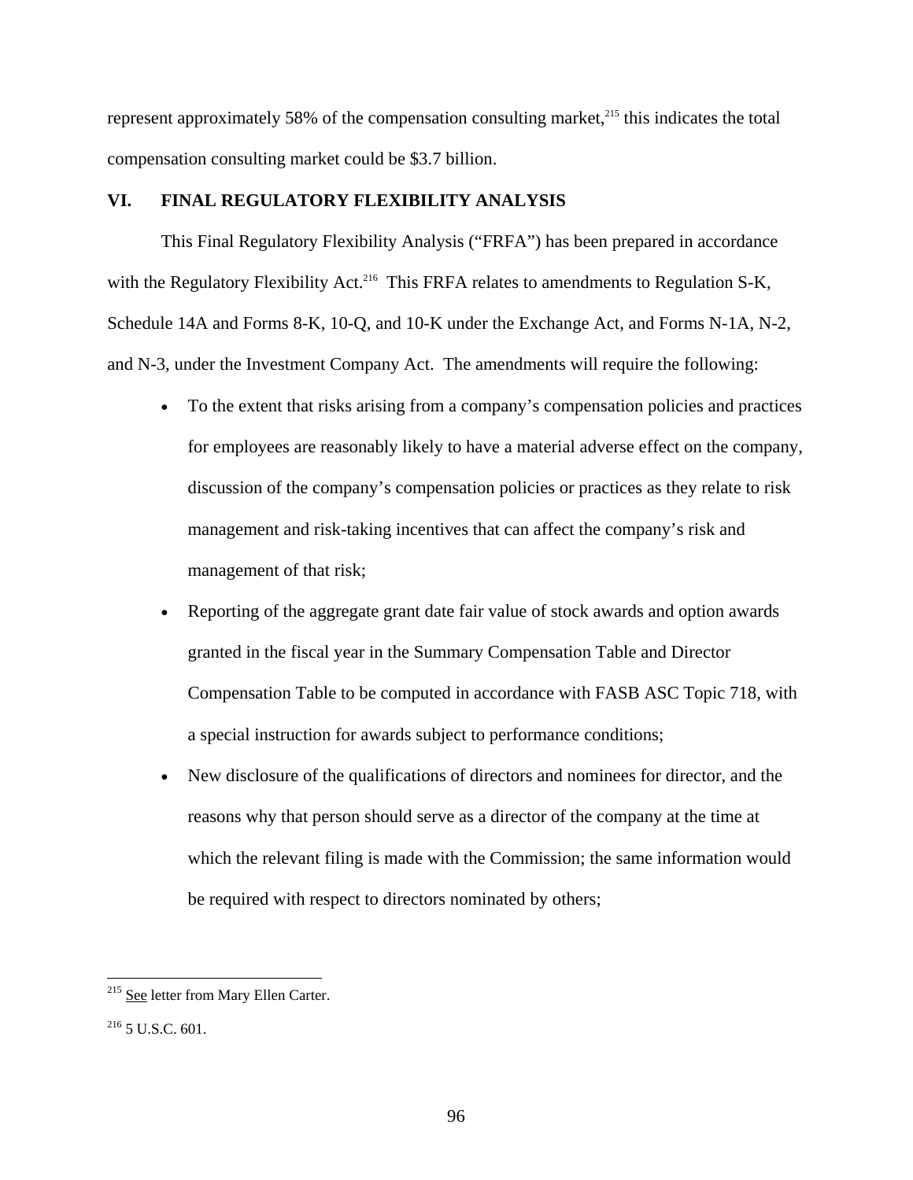represent approximately 58% of the compensation consulting market,[215] this indicates the total compensation consulting market could be $3.7 billion.

## VI. FINAL REGULATORY FLEXIBILITY ANALYSIS

This Final Regulatory Flexibility Analysis ("FRFA") has been prepared in accordance with the Regulatory Flexibility Act.[216] This FRFA relates to amendments to Regulation S-K, Schedule 14A and Forms 8-K, 10-Q, and 10-K under the Exchange Act, and Forms N-1A, N-2, and N-3, under the Investment Company Act. The amendments will require the following:

- To the extent that risks arising from a company's compensation policies and practices for employees are reasonably likely to have a material adverse effect on the company, discussion of the company's compensation policies or practices as they relate to risk management and risk-taking incentives that can affect the company's risk and management of that risk;
- Reporting of the aggregate grant date fair value of stock awards and option awards granted in the fiscal year in the Summary Compensation Table and Director Compensation Table to be computed in accordance with FASB ASC Topic 718, with a special instruction for awards subject to performance conditions;
- New disclosure of the qualifications of directors and nominees for director, and the reasons why that person should serve as a director of the company at the time at which the relevant filing is made with the Commission; the same information would be required with respect to directors nominated by others;

---

[215] See letter from Mary Ellen Carter.

[216] 5 U.S.C. 601.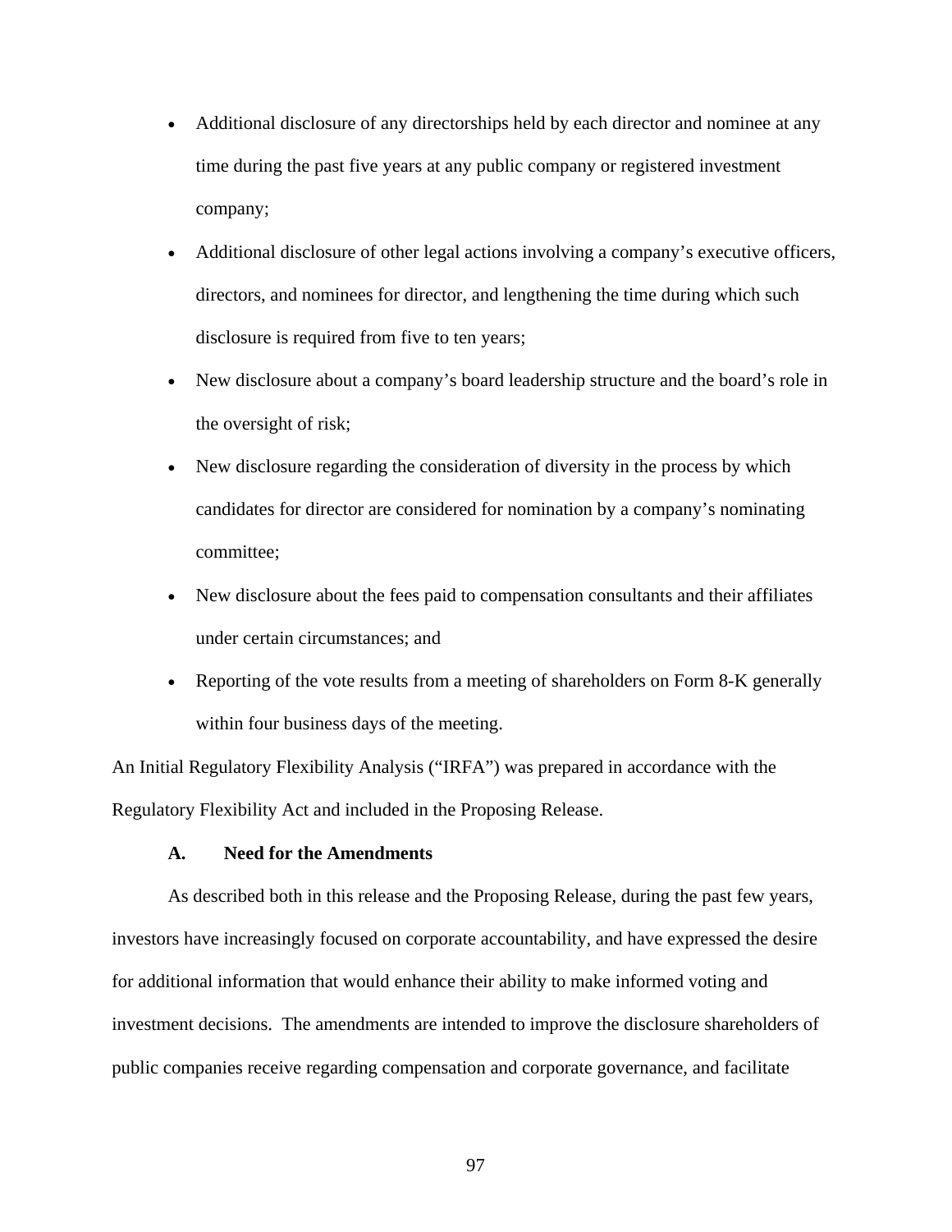- Additional disclosure of any directorships held by each director and nominee at any time during the past five years at any public company or registered investment company;
- Additional disclosure of other legal actions involving a company's executive officers, directors, and nominees for director, and lengthening the time during which such disclosure is required from five to ten years;
- New disclosure about a company's board leadership structure and the board's role in the oversight of risk;
- New disclosure regarding the consideration of diversity in the process by which candidates for director are considered for nomination by a company's nominating committee;
- New disclosure about the fees paid to compensation consultants and their affiliates under certain circumstances; and
- Reporting of the vote results from a meeting of shareholders on Form 8-K generally within four business days of the meeting.

An Initial Regulatory Flexibility Analysis ("IRFA") was prepared in accordance with the Regulatory Flexibility Act and included in the Proposing Release.

### A. Need for the Amendments

As described both in this release and the Proposing Release, during the past few years, investors have increasingly focused on corporate accountability, and have expressed the desire for additional information that would enhance their ability to make informed voting and investment decisions. The amendments are intended to improve the disclosure shareholders of public companies receive regarding compensation and corporate governance, and facilitate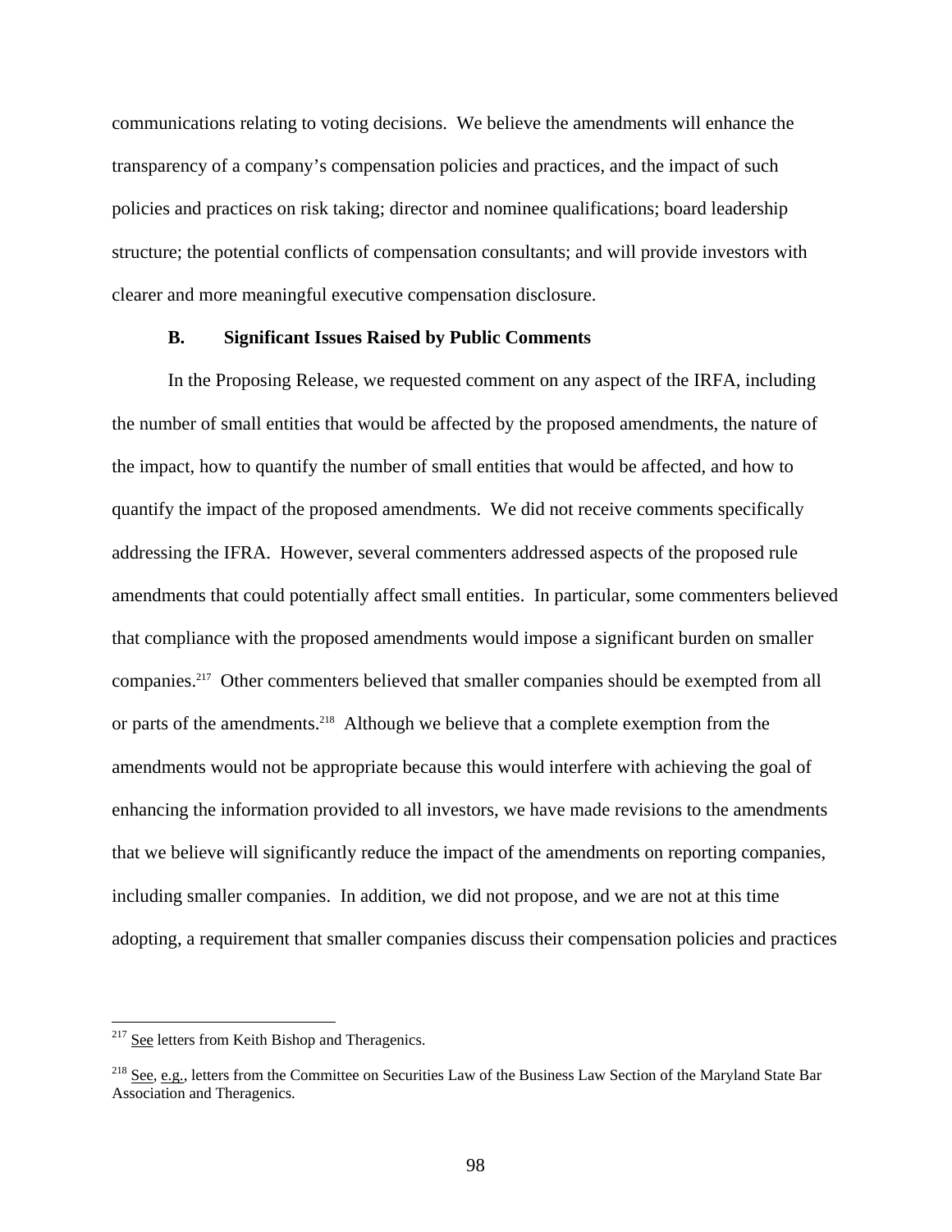communications relating to voting decisions. We believe the amendments will enhance the transparency of a company's compensation policies and practices, and the impact of such policies and practices on risk taking; director and nominee qualifications; board leadership structure; the potential conflicts of compensation consultants; and will provide investors with clearer and more meaningful executive compensation disclosure.

### B. Significant Issues Raised by Public Comments

In the Proposing Release, we requested comment on any aspect of the IRFA, including the number of small entities that would be affected by the proposed amendments, the nature of the impact, how to quantify the number of small entities that would be affected, and how to quantify the impact of the proposed amendments. We did not receive comments specifically addressing the IFRA. However, several commenters addressed aspects of the proposed rule amendments that could potentially affect small entities. In particular, some commenters believed that compliance with the proposed amendments would impose a significant burden on smaller companies.[217] Other commenters believed that smaller companies should be exempted from all or parts of the amendments.[218] Although we believe that a complete exemption from the amendments would not be appropriate because this would interfere with achieving the goal of enhancing the information provided to all investors, we have made revisions to the amendments that we believe will significantly reduce the impact of the amendments on reporting companies, including smaller companies. In addition, we did not propose, and we are not at this time adopting, a requirement that smaller companies discuss their compensation policies and practices

---

[217] See letters from Keith Bishop and Theragenics.

[218] See, e.g., letters from the Committee on Securities Law of the Business Law Section of the Maryland State Bar Association and Theragenics.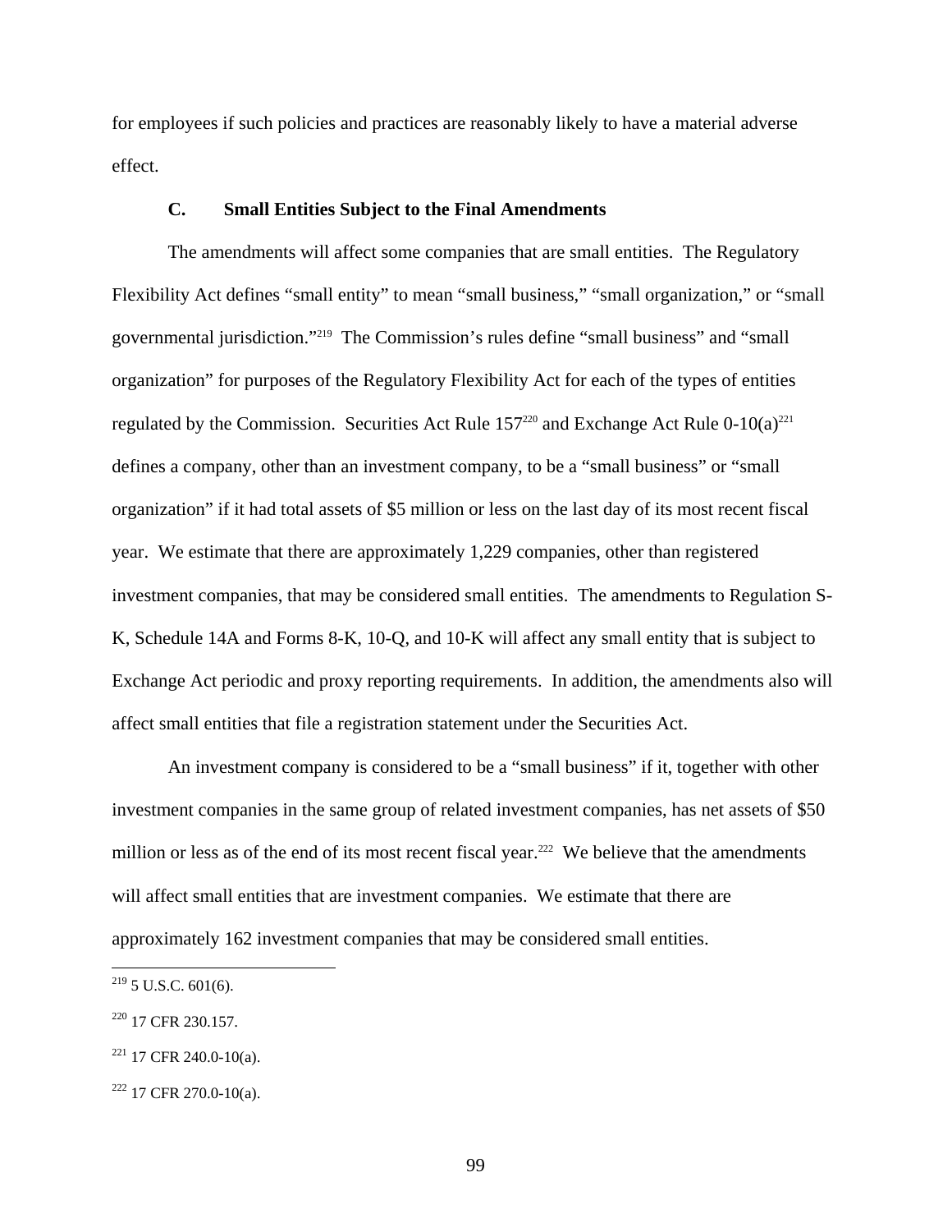for employees if such policies and practices are reasonably likely to have a material adverse effect.

### C. Small Entities Subject to the Final Amendments

The amendments will affect some companies that are small entities. The Regulatory Flexibility Act defines "small entity" to mean "small business," "small organization," or "small governmental jurisdiction."[219] The Commission's rules define "small business" and "small organization" for purposes of the Regulatory Flexibility Act for each of the types of entities regulated by the Commission. Securities Act Rule 157[220] and Exchange Act Rule 0-10(a)[221] defines a company, other than an investment company, to be a "small business" or "small organization" if it had total assets of $5 million or less on the last day of its most recent fiscal year. We estimate that there are approximately 1,229 companies, other than registered investment companies, that may be considered small entities. The amendments to Regulation S-K, Schedule 14A and Forms 8-K, 10-Q, and 10-K will affect any small entity that is subject to Exchange Act periodic and proxy reporting requirements. In addition, the amendments also will affect small entities that file a registration statement under the Securities Act.

An investment company is considered to be a "small business" if it, together with other investment companies in the same group of related investment companies, has net assets of $50 million or less as of the end of its most recent fiscal year.[222] We believe that the amendments will affect small entities that are investment companies. We estimate that there are approximately 162 investment companies that may be considered small entities.

[219] 5 U.S.C. 601(6).

[220] 17 CFR 230.157.

[221] 17 CFR 240.0-10(a).

[222] 17 CFR 270.0-10(a).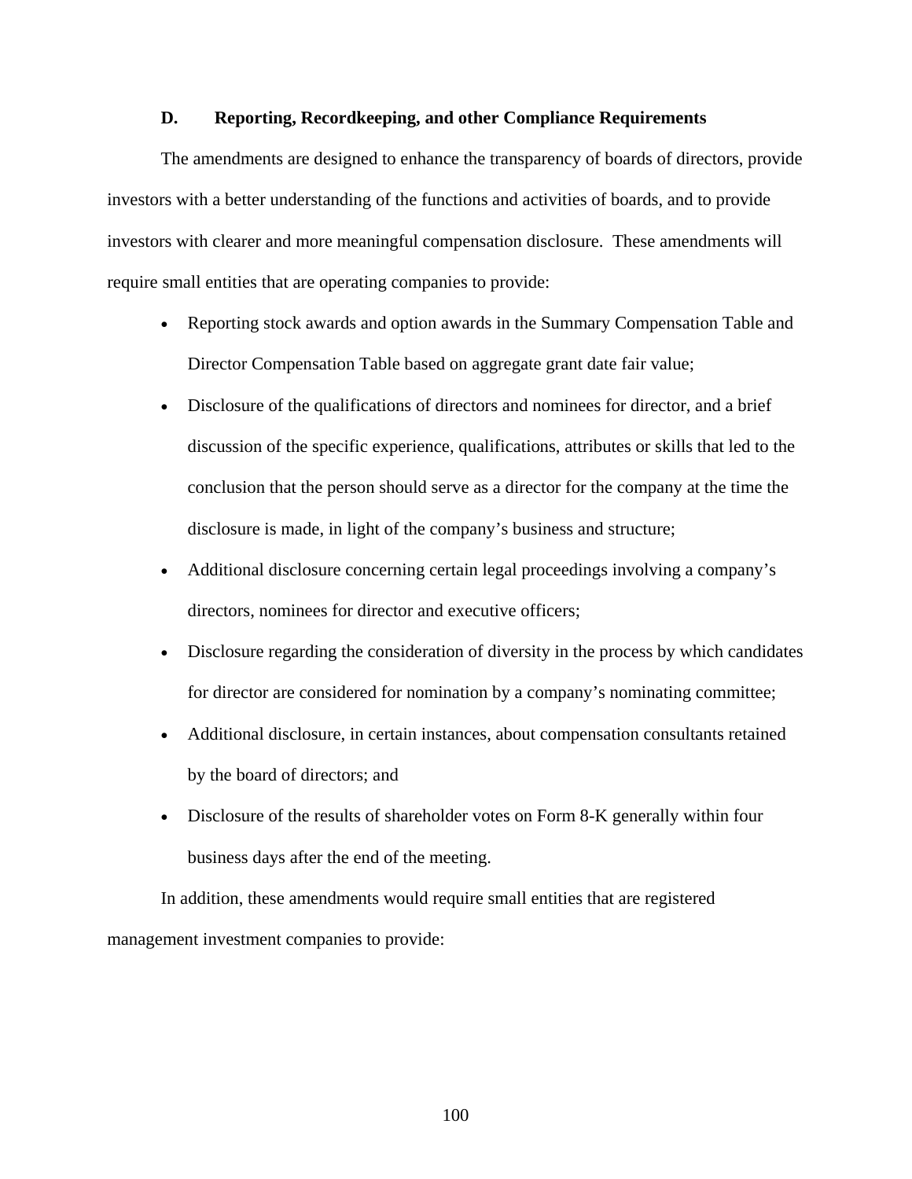### D. Reporting, Recordkeeping, and other Compliance Requirements

The amendments are designed to enhance the transparency of boards of directors, provide investors with a better understanding of the functions and activities of boards, and to provide investors with clearer and more meaningful compensation disclosure. These amendments will require small entities that are operating companies to provide:

- Reporting stock awards and option awards in the Summary Compensation Table and Director Compensation Table based on aggregate grant date fair value;
- Disclosure of the qualifications of directors and nominees for director, and a brief discussion of the specific experience, qualifications, attributes or skills that led to the conclusion that the person should serve as a director for the company at the time the disclosure is made, in light of the company's business and structure;
- Additional disclosure concerning certain legal proceedings involving a company's directors, nominees for director and executive officers;
- Disclosure regarding the consideration of diversity in the process by which candidates for director are considered for nomination by a company's nominating committee;
- Additional disclosure, in certain instances, about compensation consultants retained by the board of directors; and
- Disclosure of the results of shareholder votes on Form 8-K generally within four business days after the end of the meeting.

In addition, these amendments would require small entities that are registered management investment companies to provide: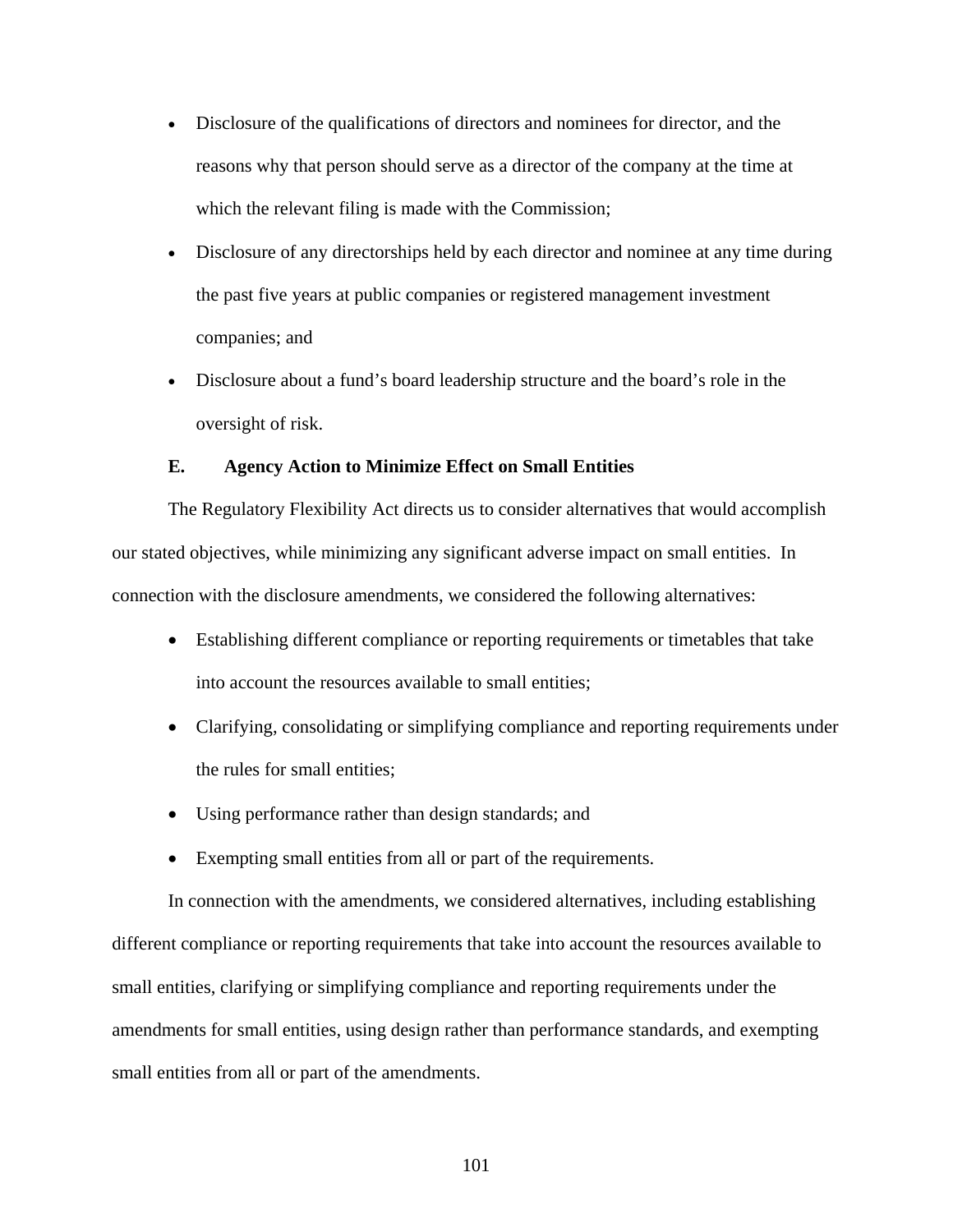- Disclosure of the qualifications of directors and nominees for director, and the reasons why that person should serve as a director of the company at the time at which the relevant filing is made with the Commission;
- Disclosure of any directorships held by each director and nominee at any time during the past five years at public companies or registered management investment companies; and
- Disclosure about a fund's board leadership structure and the board's role in the oversight of risk.

### E. Agency Action to Minimize Effect on Small Entities

The Regulatory Flexibility Act directs us to consider alternatives that would accomplish our stated objectives, while minimizing any significant adverse impact on small entities. In connection with the disclosure amendments, we considered the following alternatives:

- Establishing different compliance or reporting requirements or timetables that take into account the resources available to small entities;
- Clarifying, consolidating or simplifying compliance and reporting requirements under the rules for small entities;
- Using performance rather than design standards; and
- Exempting small entities from all or part of the requirements.

In connection with the amendments, we considered alternatives, including establishing different compliance or reporting requirements that take into account the resources available to small entities, clarifying or simplifying compliance and reporting requirements under the amendments for small entities, using design rather than performance standards, and exempting small entities from all or part of the amendments.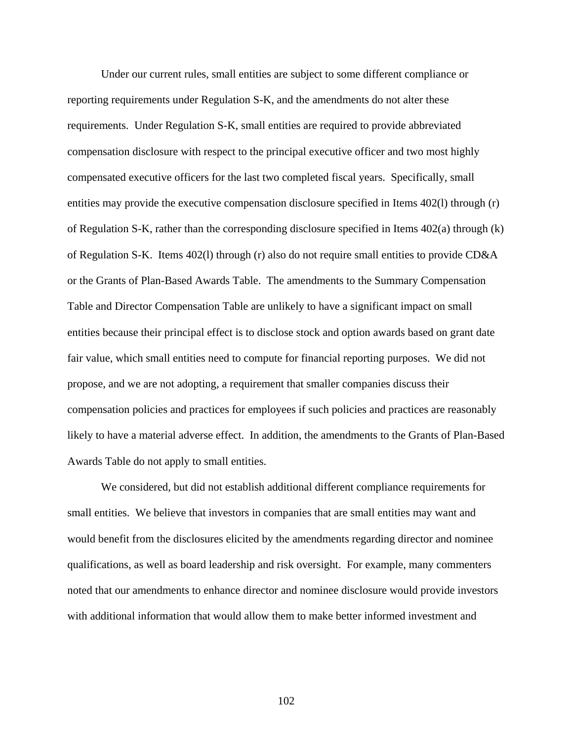Under our current rules, small entities are subject to some different compliance or reporting requirements under Regulation S-K, and the amendments do not alter these requirements. Under Regulation S-K, small entities are required to provide abbreviated compensation disclosure with respect to the principal executive officer and two most highly compensated executive officers for the last two completed fiscal years. Specifically, small entities may provide the executive compensation disclosure specified in Items 402(l) through (r) of Regulation S-K, rather than the corresponding disclosure specified in Items 402(a) through (k) of Regulation S-K. Items 402(l) through (r) also do not require small entities to provide CD&A or the Grants of Plan-Based Awards Table. The amendments to the Summary Compensation Table and Director Compensation Table are unlikely to have a significant impact on small entities because their principal effect is to disclose stock and option awards based on grant date fair value, which small entities need to compute for financial reporting purposes. We did not propose, and we are not adopting, a requirement that smaller companies discuss their compensation policies and practices for employees if such policies and practices are reasonably likely to have a material adverse effect. In addition, the amendments to the Grants of Plan-Based Awards Table do not apply to small entities.

We considered, but did not establish additional different compliance requirements for small entities. We believe that investors in companies that are small entities may want and would benefit from the disclosures elicited by the amendments regarding director and nominee qualifications, as well as board leadership and risk oversight. For example, many commenters noted that our amendments to enhance director and nominee disclosure would provide investors with additional information that would allow them to make better informed investment and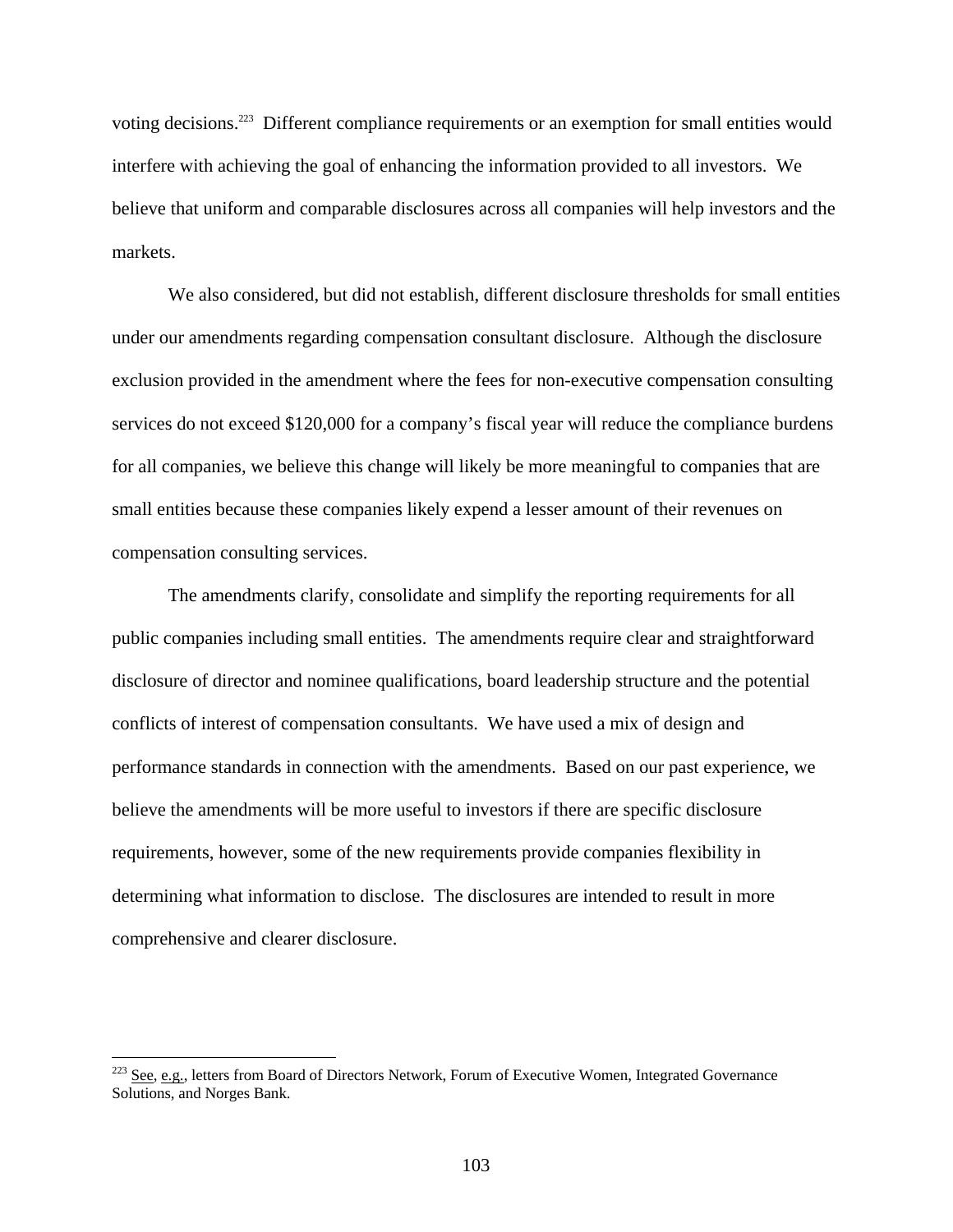voting decisions.[223] Different compliance requirements or an exemption for small entities would interfere with achieving the goal of enhancing the information provided to all investors. We believe that uniform and comparable disclosures across all companies will help investors and the markets.

We also considered, but did not establish, different disclosure thresholds for small entities under our amendments regarding compensation consultant disclosure. Although the disclosure exclusion provided in the amendment where the fees for non-executive compensation consulting services do not exceed $120,000 for a company's fiscal year will reduce the compliance burdens for all companies, we believe this change will likely be more meaningful to companies that are small entities because these companies likely expend a lesser amount of their revenues on compensation consulting services.

The amendments clarify, consolidate and simplify the reporting requirements for all public companies including small entities. The amendments require clear and straightforward disclosure of director and nominee qualifications, board leadership structure and the potential conflicts of interest of compensation consultants. We have used a mix of design and performance standards in connection with the amendments. Based on our past experience, we believe the amendments will be more useful to investors if there are specific disclosure requirements, however, some of the new requirements provide companies flexibility in determining what information to disclose. The disclosures are intended to result in more comprehensive and clearer disclosure.

---

[223] See, e.g., letters from Board of Directors Network, Forum of Executive Women, Integrated Governance Solutions, and Norges Bank.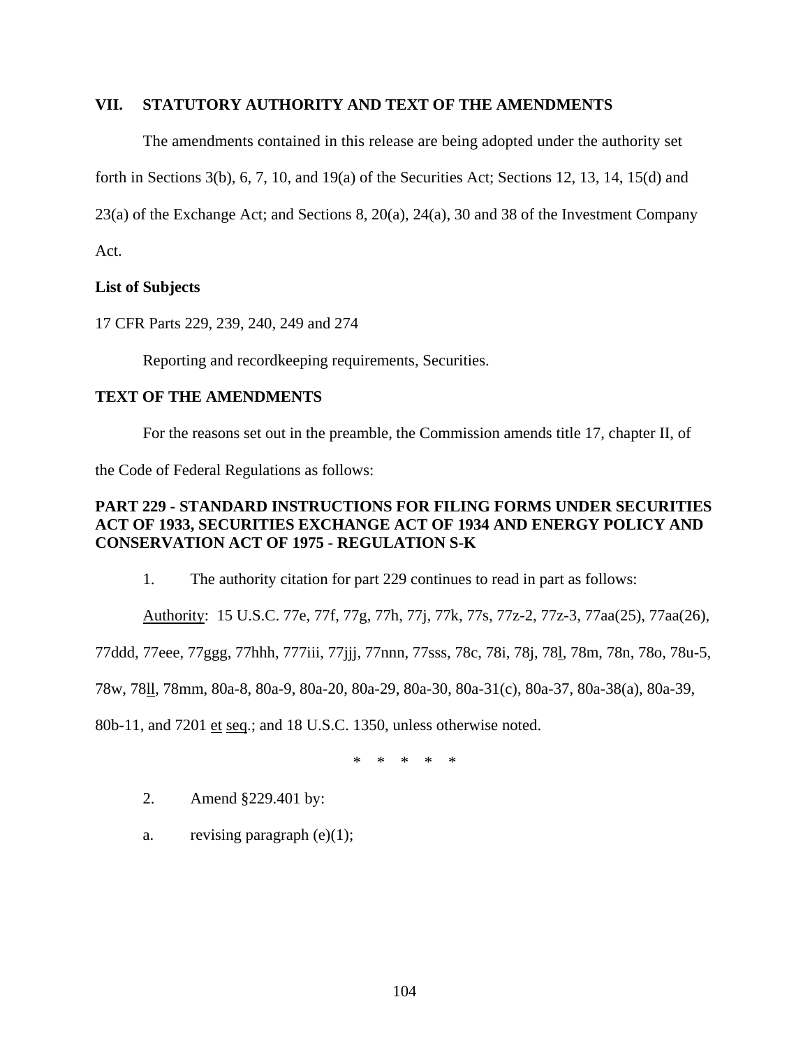## VII. STATUTORY AUTHORITY AND TEXT OF THE AMENDMENTS

The amendments contained in this release are being adopted under the authority set forth in Sections 3(b), 6, 7, 10, and 19(a) of the Securities Act; Sections 12, 13, 14, 15(d) and 23(a) of the Exchange Act; and Sections 8, 20(a), 24(a), 30 and 38 of the Investment Company Act.

**List of Subjects**

17 CFR Parts 229, 239, 240, 249 and 274

Reporting and recordkeeping requirements, Securities.

**TEXT OF THE AMENDMENTS**

For the reasons set out in the preamble, the Commission amends title 17, chapter II, of the Code of Federal Regulations as follows:

**PART 229 - STANDARD INSTRUCTIONS FOR FILING FORMS UNDER SECURITIES ACT OF 1933, SECURITIES EXCHANGE ACT OF 1934 AND ENERGY POLICY AND CONSERVATION ACT OF 1975 - REGULATION S-K**

1. The authority citation for part 229 continues to read in part as follows:

Authority: 15 U.S.C. 77e, 77f, 77g, 77h, 77j, 77k, 77s, 77z-2, 77z-3, 77aa(25), 77aa(26), 77ddd, 77eee, 77ggg, 77hhh, 777iii, 77jjj, 77nnn, 77sss, 78c, 78i, 78j, 78l, 78m, 78n, 78o, 78u-5, 78w, 78ll, 78mm, 80a-8, 80a-9, 80a-20, 80a-29, 80a-30, 80a-31(c), 80a-37, 80a-38(a), 80a-39, 80b-11, and 7201 et seq.; and 18 U.S.C. 1350, unless otherwise noted.

\* \* \* \* \*

2. Amend §229.401 by:

a. revising paragraph (e)(1);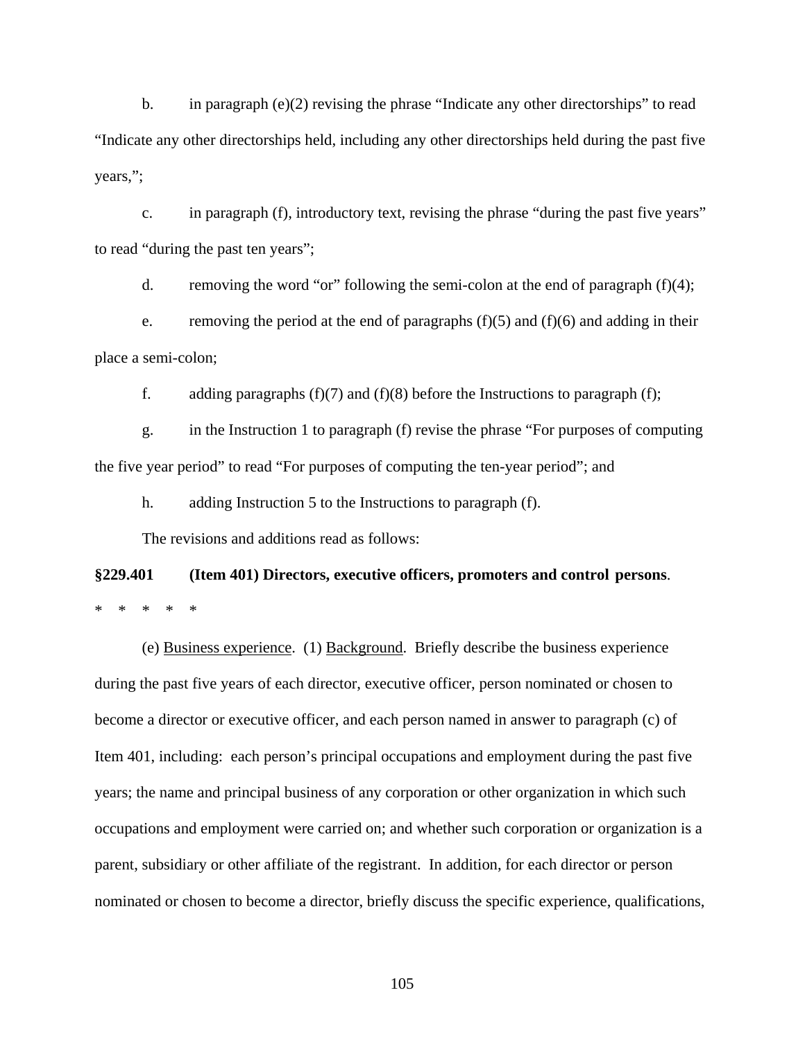b. in paragraph (e)(2) revising the phrase "Indicate any other directorships" to read "Indicate any other directorships held, including any other directorships held during the past five years,";

c. in paragraph (f), introductory text, revising the phrase "during the past five years" to read "during the past ten years";

d. removing the word "or" following the semi-colon at the end of paragraph (f)(4);

e. removing the period at the end of paragraphs (f)(5) and (f)(6) and adding in their place a semi-colon;

f. adding paragraphs (f)(7) and (f)(8) before the Instructions to paragraph (f);

g. in the Instruction 1 to paragraph (f) revise the phrase "For purposes of computing the five year period" to read "For purposes of computing the ten-year period"; and

h. adding Instruction 5 to the Instructions to paragraph (f).

The revisions and additions read as follows:

**§229.401 (Item 401) Directors, executive officers, promoters and control persons**.

\* \* \* \* \*

(e) Business experience. (1) Background. Briefly describe the business experience during the past five years of each director, executive officer, person nominated or chosen to become a director or executive officer, and each person named in answer to paragraph (c) of Item 401, including: each person's principal occupations and employment during the past five years; the name and principal business of any corporation or other organization in which such occupations and employment were carried on; and whether such corporation or organization is a parent, subsidiary or other affiliate of the registrant. In addition, for each director or person nominated or chosen to become a director, briefly discuss the specific experience, qualifications,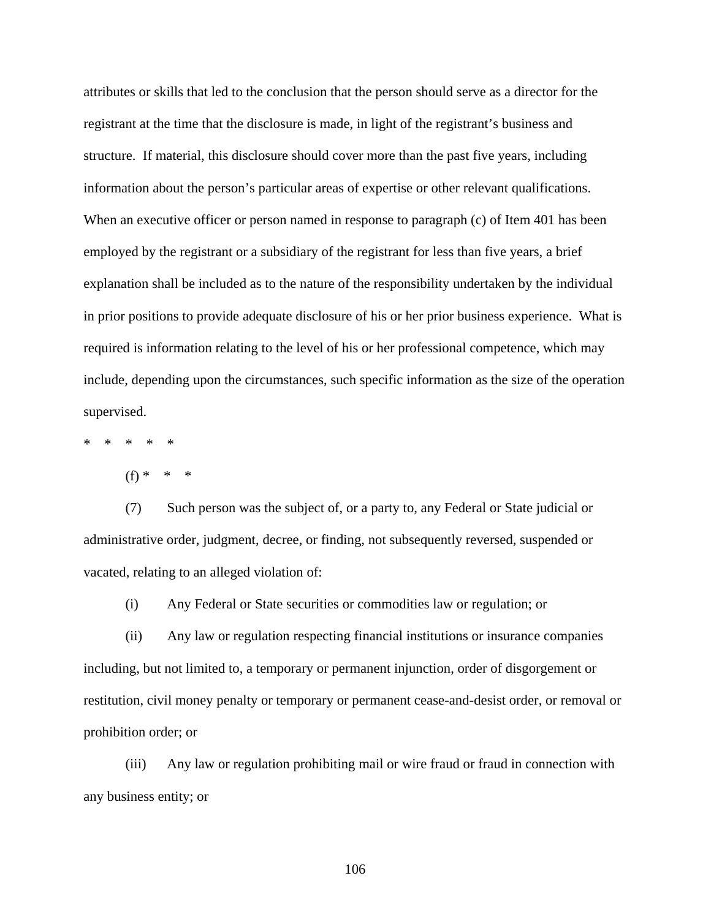attributes or skills that led to the conclusion that the person should serve as a director for the registrant at the time that the disclosure is made, in light of the registrant's business and structure. If material, this disclosure should cover more than the past five years, including information about the person's particular areas of expertise or other relevant qualifications. When an executive officer or person named in response to paragraph (c) of Item 401 has been employed by the registrant or a subsidiary of the registrant for less than five years, a brief explanation shall be included as to the nature of the responsibility undertaken by the individual in prior positions to provide adequate disclosure of his or her prior business experience. What is required is information relating to the level of his or her professional competence, which may include, depending upon the circumstances, such specific information as the size of the operation supervised.

\* \* \* \* \*

(f) \* \* \*

(7) Such person was the subject of, or a party to, any Federal or State judicial or administrative order, judgment, decree, or finding, not subsequently reversed, suspended or vacated, relating to an alleged violation of:

(i) Any Federal or State securities or commodities law or regulation; or

(ii) Any law or regulation respecting financial institutions or insurance companies including, but not limited to, a temporary or permanent injunction, order of disgorgement or restitution, civil money penalty or temporary or permanent cease-and-desist order, or removal or prohibition order; or

(iii) Any law or regulation prohibiting mail or wire fraud or fraud in connection with any business entity; or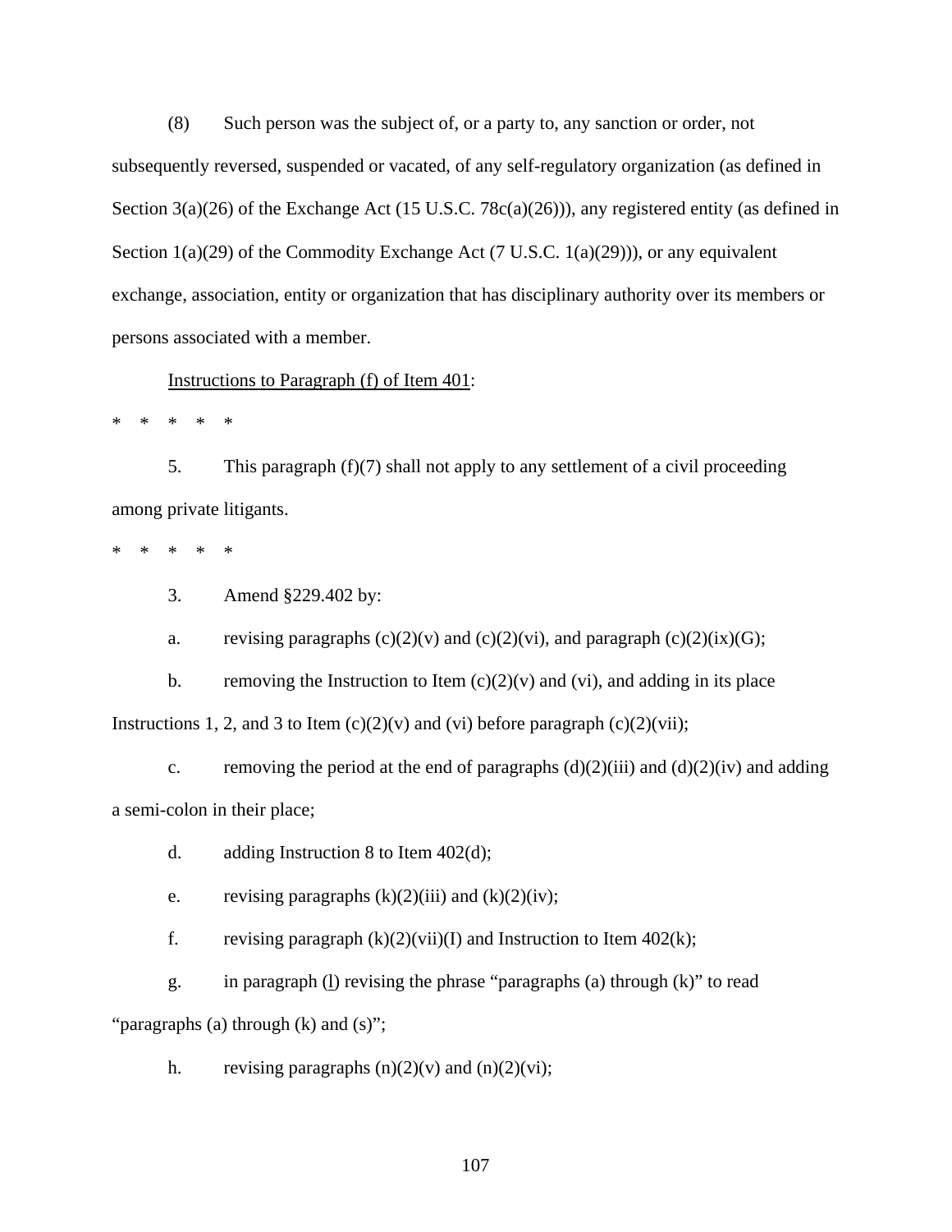(8) Such person was the subject of, or a party to, any sanction or order, not subsequently reversed, suspended or vacated, of any self-regulatory organization (as defined in Section 3(a)(26) of the Exchange Act (15 U.S.C. 78c(a)(26))), any registered entity (as defined in Section 1(a)(29) of the Commodity Exchange Act (7 U.S.C. 1(a)(29))), or any equivalent exchange, association, entity or organization that has disciplinary authority over its members or persons associated with a member.

Instructions to Paragraph (f) of Item 401:

\* \* \* \* \*

5. This paragraph (f)(7) shall not apply to any settlement of a civil proceeding among private litigants.

\* \* \* \* \*

3. Amend §229.402 by:

a. revising paragraphs (c)(2)(v) and (c)(2)(vi), and paragraph (c)(2)(ix)(G);

b. removing the Instruction to Item (c)(2)(v) and (vi), and adding in its place Instructions 1, 2, and 3 to Item (c)(2)(v) and (vi) before paragraph (c)(2)(vii);

c. removing the period at the end of paragraphs (d)(2)(iii) and (d)(2)(iv) and adding a semi-colon in their place;

d. adding Instruction 8 to Item 402(d);

e. revising paragraphs (k)(2)(iii) and (k)(2)(iv);

f. revising paragraph (k)(2)(vii)(I) and Instruction to Item 402(k);

g. in paragraph (l) revising the phrase "paragraphs (a) through (k)" to read "paragraphs (a) through (k) and (s)";

h. revising paragraphs (n)(2)(v) and (n)(2)(vi);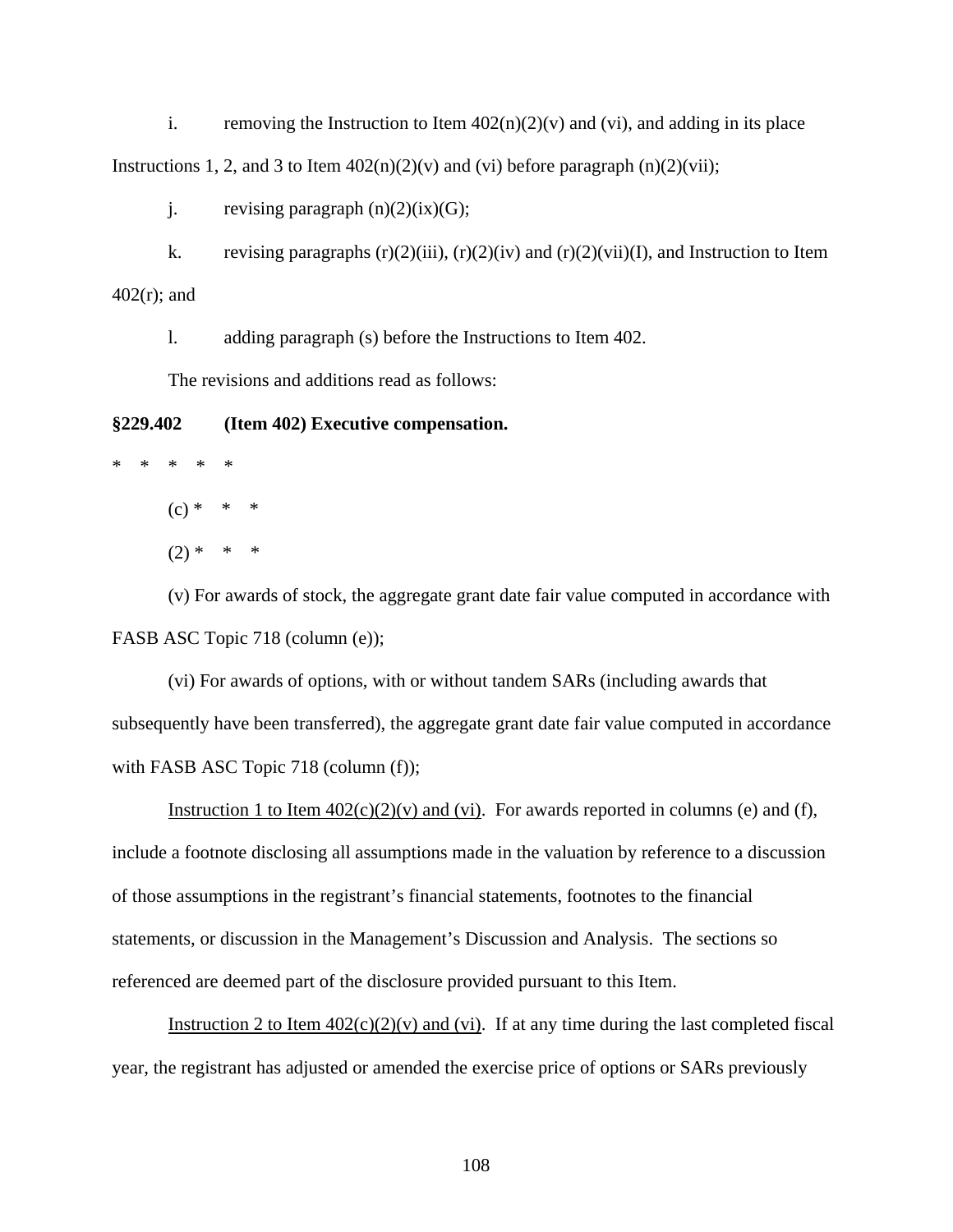i. removing the Instruction to Item 402(n)(2)(v) and (vi), and adding in its place Instructions 1, 2, and 3 to Item 402(n)(2)(v) and (vi) before paragraph (n)(2)(vii);

j. revising paragraph (n)(2)(ix)(G);

k. revising paragraphs (r)(2)(iii), (r)(2)(iv) and (r)(2)(vii)(I), and Instruction to Item 402(r); and

l. adding paragraph (s) before the Instructions to Item 402.

The revisions and additions read as follows:

**§229.402 (Item 402) Executive compensation.**

\* \* \* \* \*

(c) \* \* \*

(2) \* \* \*

(v) For awards of stock, the aggregate grant date fair value computed in accordance with FASB ASC Topic 718 (column (e));

(vi) For awards of options, with or without tandem SARs (including awards that subsequently have been transferred), the aggregate grant date fair value computed in accordance with FASB ASC Topic 718 (column (f));

Instruction 1 to Item 402(c)(2)(v) and (vi). For awards reported in columns (e) and (f), include a footnote disclosing all assumptions made in the valuation by reference to a discussion of those assumptions in the registrant's financial statements, footnotes to the financial statements, or discussion in the Management's Discussion and Analysis. The sections so referenced are deemed part of the disclosure provided pursuant to this Item.

Instruction 2 to Item 402(c)(2)(v) and (vi). If at any time during the last completed fiscal year, the registrant has adjusted or amended the exercise price of options or SARs previously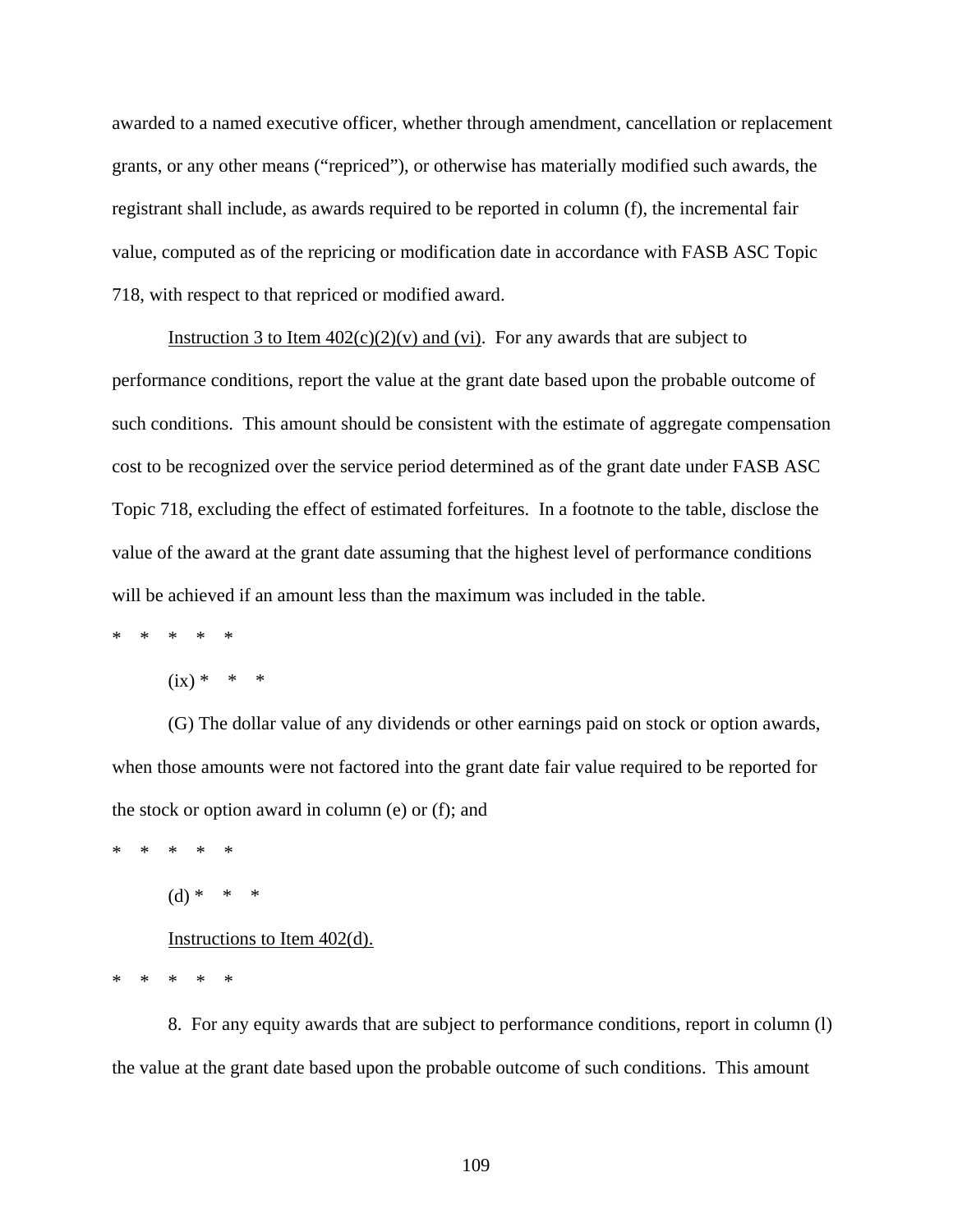awarded to a named executive officer, whether through amendment, cancellation or replacement grants, or any other means ("repriced"), or otherwise has materially modified such awards, the registrant shall include, as awards required to be reported in column (f), the incremental fair value, computed as of the repricing or modification date in accordance with FASB ASC Topic 718, with respect to that repriced or modified award.

Instruction 3 to Item 402(c)(2)(v) and (vi). For any awards that are subject to performance conditions, report the value at the grant date based upon the probable outcome of such conditions. This amount should be consistent with the estimate of aggregate compensation cost to be recognized over the service period determined as of the grant date under FASB ASC Topic 718, excluding the effect of estimated forfeitures. In a footnote to the table, disclose the value of the award at the grant date assuming that the highest level of performance conditions will be achieved if an amount less than the maximum was included in the table.

\* \* \* \* \*

(ix) \* \* \*

(G) The dollar value of any dividends or other earnings paid on stock or option awards, when those amounts were not factored into the grant date fair value required to be reported for the stock or option award in column (e) or (f); and

\* \* \* \* \*

(d) \* \* \*

Instructions to Item 402(d).

\* \* \* \* \*

8. For any equity awards that are subject to performance conditions, report in column (l) the value at the grant date based upon the probable outcome of such conditions. This amount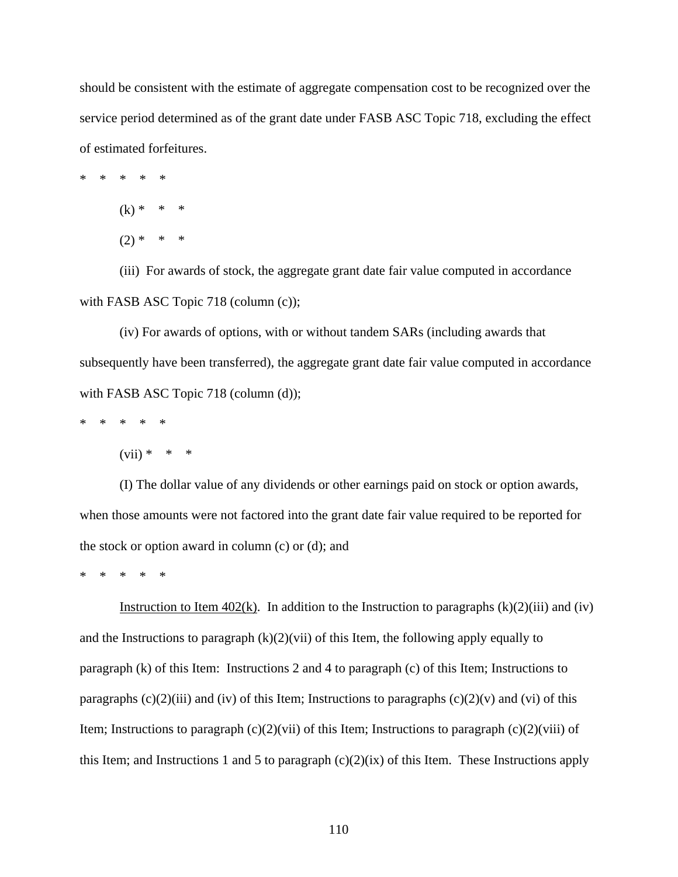should be consistent with the estimate of aggregate compensation cost to be recognized over the service period determined as of the grant date under FASB ASC Topic 718, excluding the effect of estimated forfeitures.

\* \* \* \* \*

(k) \* \* \*

(2) \* \* \*

(iii) For awards of stock, the aggregate grant date fair value computed in accordance with FASB ASC Topic 718 (column (c));

(iv) For awards of options, with or without tandem SARs (including awards that subsequently have been transferred), the aggregate grant date fair value computed in accordance with FASB ASC Topic 718 (column (d));

\* \* \* \* \*

(vii) \* \* \*

(I) The dollar value of any dividends or other earnings paid on stock or option awards, when those amounts were not factored into the grant date fair value required to be reported for the stock or option award in column (c) or (d); and

\* \* \* \* \*

<u>Instruction to Item 402(k)</u>. In addition to the Instruction to paragraphs (k)(2)(iii) and (iv) and the Instructions to paragraph (k)(2)(vii) of this Item, the following apply equally to paragraph (k) of this Item: Instructions 2 and 4 to paragraph (c) of this Item; Instructions to paragraphs (c)(2)(iii) and (iv) of this Item; Instructions to paragraphs (c)(2)(v) and (vi) of this Item; Instructions to paragraph (c)(2)(vii) of this Item; Instructions to paragraph (c)(2)(viii) of this Item; and Instructions 1 and 5 to paragraph (c)(2)(ix) of this Item. These Instructions apply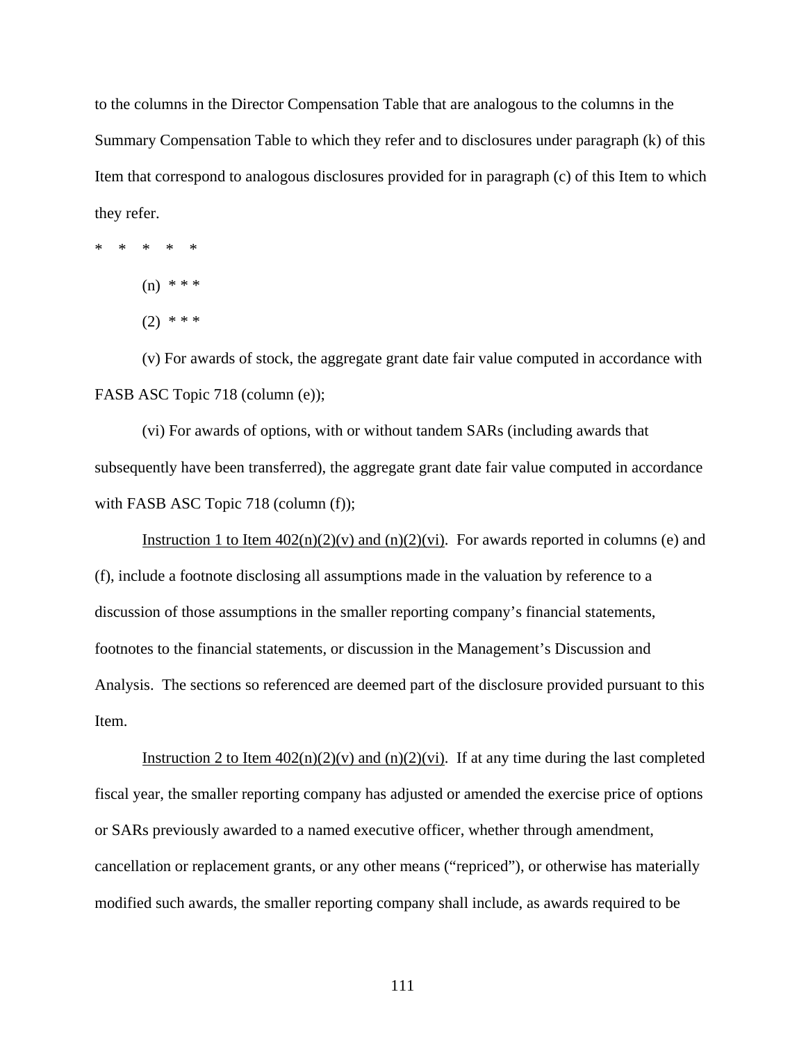to the columns in the Director Compensation Table that are analogous to the columns in the Summary Compensation Table to which they refer and to disclosures under paragraph (k) of this Item that correspond to analogous disclosures provided for in paragraph (c) of this Item to which they refer.

\* \* \* \* \*

(n) \* \* \*

(2) \* \* \*

(v) For awards of stock, the aggregate grant date fair value computed in accordance with FASB ASC Topic 718 (column (e));

(vi) For awards of options, with or without tandem SARs (including awards that subsequently have been transferred), the aggregate grant date fair value computed in accordance with FASB ASC Topic 718 (column (f));

<u>Instruction 1 to Item 402(n)(2)(v) and (n)(2)(vi)</u>. For awards reported in columns (e) and (f), include a footnote disclosing all assumptions made in the valuation by reference to a discussion of those assumptions in the smaller reporting company's financial statements, footnotes to the financial statements, or discussion in the Management's Discussion and Analysis. The sections so referenced are deemed part of the disclosure provided pursuant to this Item.

<u>Instruction 2 to Item 402(n)(2)(v) and (n)(2)(vi)</u>. If at any time during the last completed fiscal year, the smaller reporting company has adjusted or amended the exercise price of options or SARs previously awarded to a named executive officer, whether through amendment, cancellation or replacement grants, or any other means ("repriced"), or otherwise has materially modified such awards, the smaller reporting company shall include, as awards required to be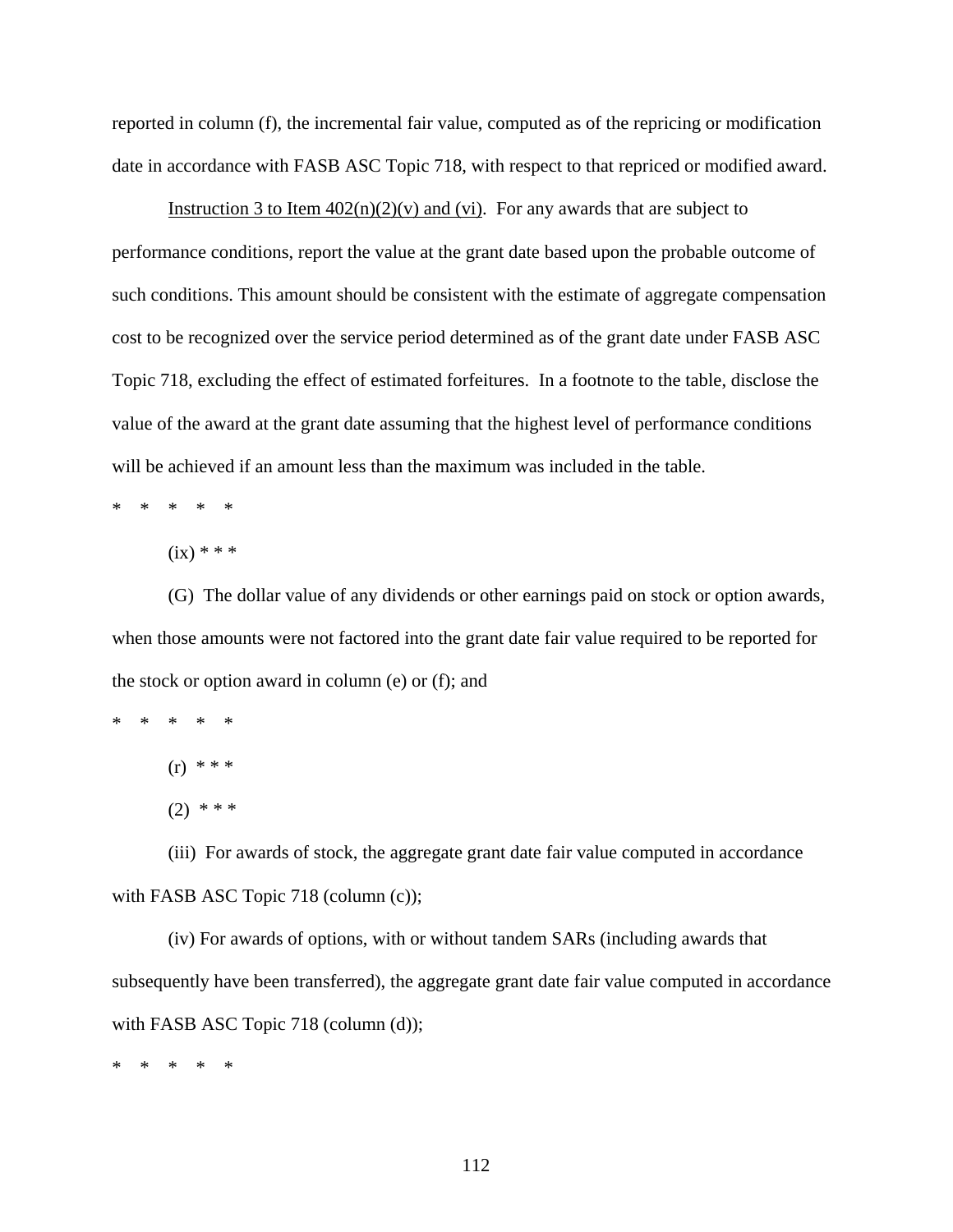reported in column (f), the incremental fair value, computed as of the repricing or modification date in accordance with FASB ASC Topic 718, with respect to that repriced or modified award.

Instruction 3 to Item 402(n)(2)(v) and (vi). For any awards that are subject to performance conditions, report the value at the grant date based upon the probable outcome of such conditions. This amount should be consistent with the estimate of aggregate compensation cost to be recognized over the service period determined as of the grant date under FASB ASC Topic 718, excluding the effect of estimated forfeitures. In a footnote to the table, disclose the value of the award at the grant date assuming that the highest level of performance conditions will be achieved if an amount less than the maximum was included in the table.

\* \* \* \* \*

(ix) \* \* \*

(G) The dollar value of any dividends or other earnings paid on stock or option awards, when those amounts were not factored into the grant date fair value required to be reported for the stock or option award in column (e) or (f); and

\* \* \* \* \*

(r) \* \* \*

(2) \* \* \*

(iii) For awards of stock, the aggregate grant date fair value computed in accordance with FASB ASC Topic 718 (column (c));

(iv) For awards of options, with or without tandem SARs (including awards that subsequently have been transferred), the aggregate grant date fair value computed in accordance with FASB ASC Topic 718 (column (d));

\* \* \* \* \*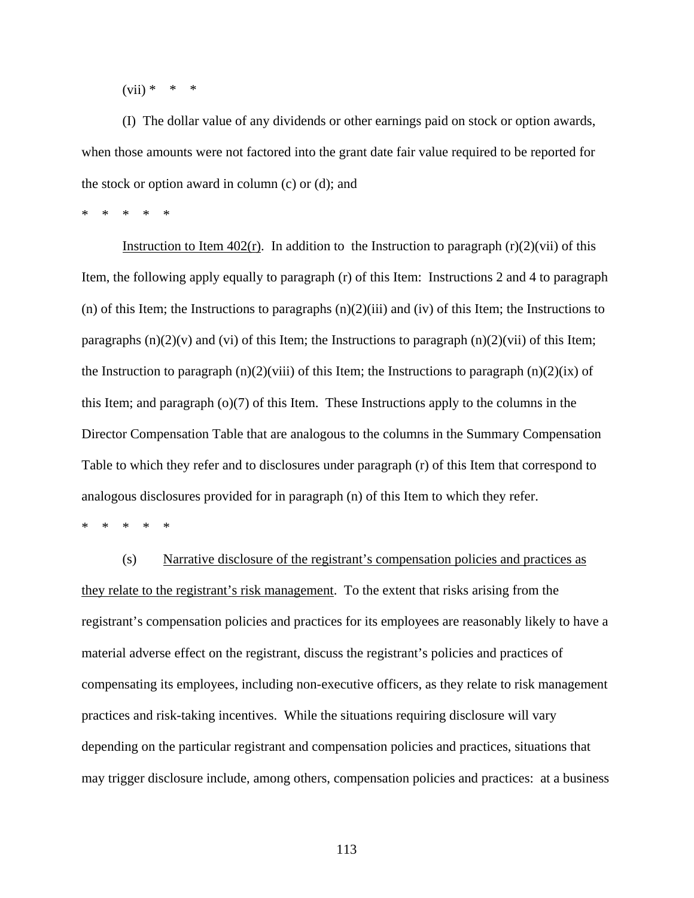(vii) * * *

(I) The dollar value of any dividends or other earnings paid on stock or option awards, when those amounts were not factored into the grant date fair value required to be reported for the stock or option award in column (c) or (d); and

\* \* \* \* \*

Instruction to Item 402(r). In addition to the Instruction to paragraph (r)(2)(vii) of this Item, the following apply equally to paragraph (r) of this Item: Instructions 2 and 4 to paragraph (n) of this Item; the Instructions to paragraphs (n)(2)(iii) and (iv) of this Item; the Instructions to paragraphs (n)(2)(v) and (vi) of this Item; the Instructions to paragraph (n)(2)(vii) of this Item; the Instruction to paragraph (n)(2)(viii) of this Item; the Instructions to paragraph (n)(2)(ix) of this Item; and paragraph (o)(7) of this Item. These Instructions apply to the columns in the Director Compensation Table that are analogous to the columns in the Summary Compensation Table to which they refer and to disclosures under paragraph (r) of this Item that correspond to analogous disclosures provided for in paragraph (n) of this Item to which they refer.

\* \* \* \* \*

(s) Narrative disclosure of the registrant's compensation policies and practices as they relate to the registrant's risk management. To the extent that risks arising from the registrant's compensation policies and practices for its employees are reasonably likely to have a material adverse effect on the registrant, discuss the registrant's policies and practices of compensating its employees, including non-executive officers, as they relate to risk management practices and risk-taking incentives. While the situations requiring disclosure will vary depending on the particular registrant and compensation policies and practices, situations that may trigger disclosure include, among others, compensation policies and practices: at a business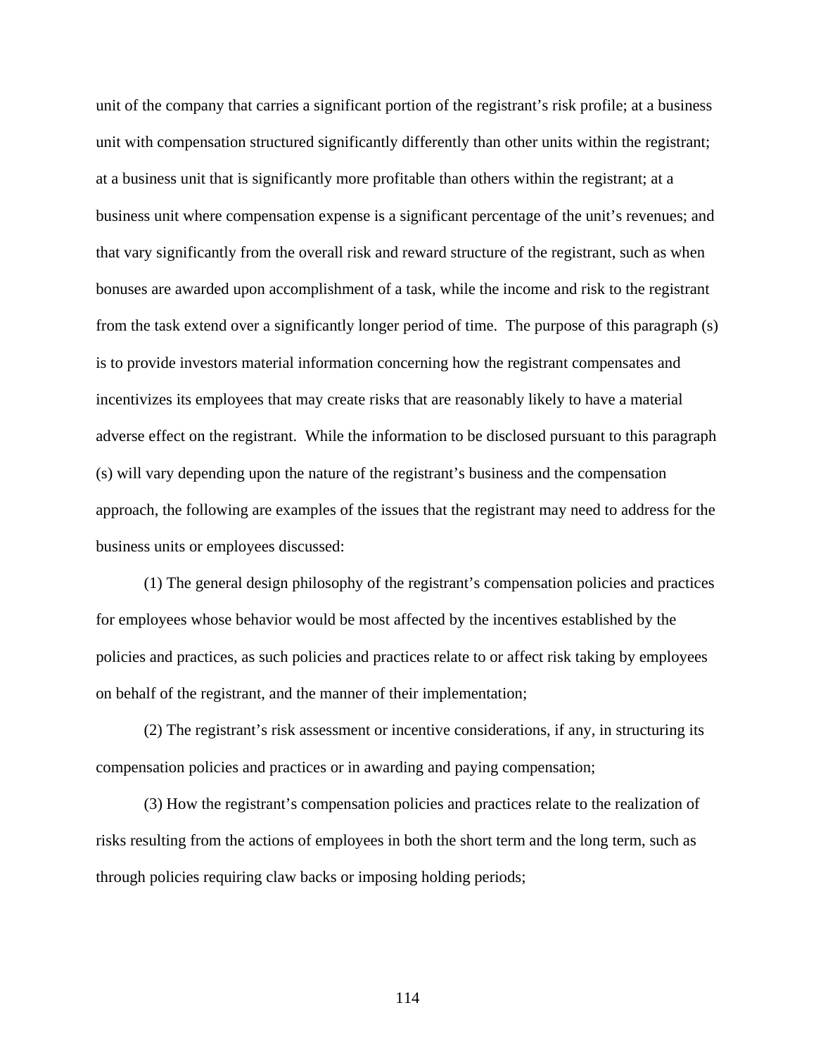unit of the company that carries a significant portion of the registrant's risk profile; at a business unit with compensation structured significantly differently than other units within the registrant; at a business unit that is significantly more profitable than others within the registrant; at a business unit where compensation expense is a significant percentage of the unit's revenues; and that vary significantly from the overall risk and reward structure of the registrant, such as when bonuses are awarded upon accomplishment of a task, while the income and risk to the registrant from the task extend over a significantly longer period of time. The purpose of this paragraph (s) is to provide investors material information concerning how the registrant compensates and incentivizes its employees that may create risks that are reasonably likely to have a material adverse effect on the registrant. While the information to be disclosed pursuant to this paragraph (s) will vary depending upon the nature of the registrant's business and the compensation approach, the following are examples of the issues that the registrant may need to address for the business units or employees discussed:

(1) The general design philosophy of the registrant's compensation policies and practices for employees whose behavior would be most affected by the incentives established by the policies and practices, as such policies and practices relate to or affect risk taking by employees on behalf of the registrant, and the manner of their implementation;

(2) The registrant's risk assessment or incentive considerations, if any, in structuring its compensation policies and practices or in awarding and paying compensation;

(3) How the registrant's compensation policies and practices relate to the realization of risks resulting from the actions of employees in both the short term and the long term, such as through policies requiring claw backs or imposing holding periods;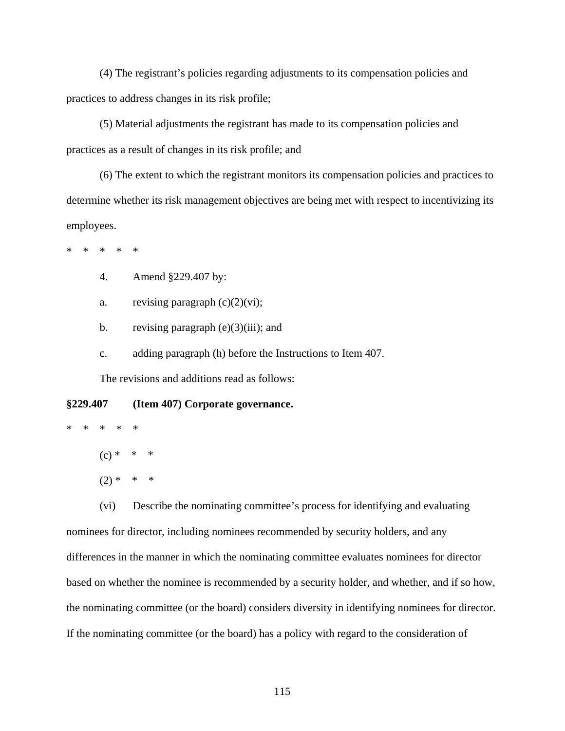(4) The registrant's policies regarding adjustments to its compensation policies and practices to address changes in its risk profile;

(5) Material adjustments the registrant has made to its compensation policies and practices as a result of changes in its risk profile; and

(6) The extent to which the registrant monitors its compensation policies and practices to determine whether its risk management objectives are being met with respect to incentivizing its employees.

\* \* \* \* \*

4. Amend §229.407 by:

a. revising paragraph (c)(2)(vi);

b. revising paragraph (e)(3)(iii); and

c. adding paragraph (h) before the Instructions to Item 407.

The revisions and additions read as follows:

**§229.407 (Item 407) Corporate governance.**

\* \* \* \* \*

(c) \* \* \*

(2) \* \* \*

(vi) Describe the nominating committee's process for identifying and evaluating nominees for director, including nominees recommended by security holders, and any differences in the manner in which the nominating committee evaluates nominees for director based on whether the nominee is recommended by a security holder, and whether, and if so how, the nominating committee (or the board) considers diversity in identifying nominees for director. If the nominating committee (or the board) has a policy with regard to the consideration of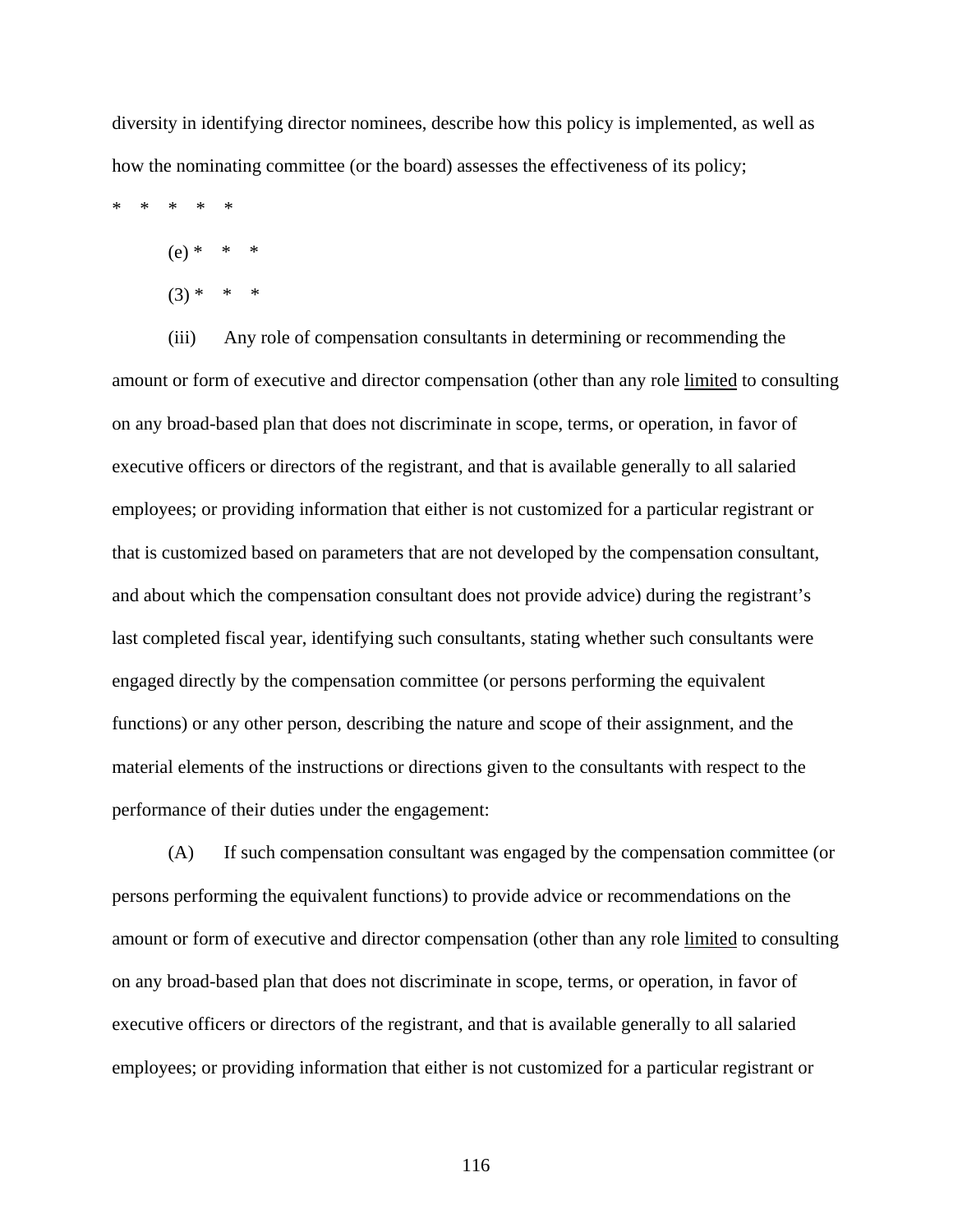diversity in identifying director nominees, describe how this policy is implemented, as well as how the nominating committee (or the board) assesses the effectiveness of its policy;

\* \* \* \* \*

(e) \* \* \*

(3) \* \* \*

(iii) Any role of compensation consultants in determining or recommending the amount or form of executive and director compensation (other than any role <u>limited</u> to consulting on any broad-based plan that does not discriminate in scope, terms, or operation, in favor of executive officers or directors of the registrant, and that is available generally to all salaried employees; or providing information that either is not customized for a particular registrant or that is customized based on parameters that are not developed by the compensation consultant, and about which the compensation consultant does not provide advice) during the registrant's last completed fiscal year, identifying such consultants, stating whether such consultants were engaged directly by the compensation committee (or persons performing the equivalent functions) or any other person, describing the nature and scope of their assignment, and the material elements of the instructions or directions given to the consultants with respect to the performance of their duties under the engagement:

(A) If such compensation consultant was engaged by the compensation committee (or persons performing the equivalent functions) to provide advice or recommendations on the amount or form of executive and director compensation (other than any role <u>limited</u> to consulting on any broad-based plan that does not discriminate in scope, terms, or operation, in favor of executive officers or directors of the registrant, and that is available generally to all salaried employees; or providing information that either is not customized for a particular registrant or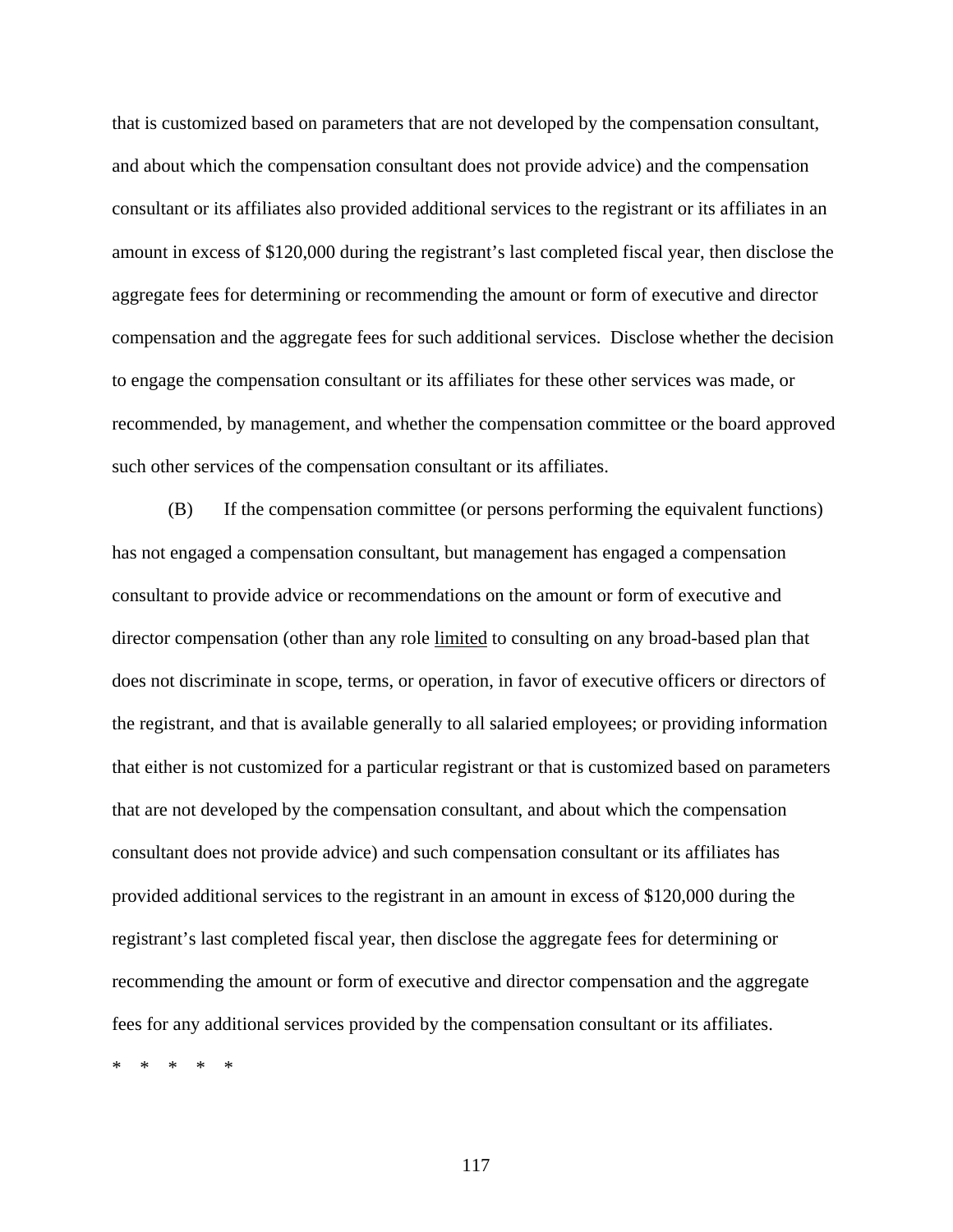that is customized based on parameters that are not developed by the compensation consultant, and about which the compensation consultant does not provide advice) and the compensation consultant or its affiliates also provided additional services to the registrant or its affiliates in an amount in excess of $120,000 during the registrant's last completed fiscal year, then disclose the aggregate fees for determining or recommending the amount or form of executive and director compensation and the aggregate fees for such additional services. Disclose whether the decision to engage the compensation consultant or its affiliates for these other services was made, or recommended, by management, and whether the compensation committee or the board approved such other services of the compensation consultant or its affiliates.

(B) If the compensation committee (or persons performing the equivalent functions) has not engaged a compensation consultant, but management has engaged a compensation consultant to provide advice or recommendations on the amount or form of executive and director compensation (other than any role <u>limited</u> to consulting on any broad-based plan that does not discriminate in scope, terms, or operation, in favor of executive officers or directors of the registrant, and that is available generally to all salaried employees; or providing information that either is not customized for a particular registrant or that is customized based on parameters that are not developed by the compensation consultant, and about which the compensation consultant does not provide advice) and such compensation consultant or its affiliates has provided additional services to the registrant in an amount in excess of $120,000 during the registrant's last completed fiscal year, then disclose the aggregate fees for determining or recommending the amount or form of executive and director compensation and the aggregate fees for any additional services provided by the compensation consultant or its affiliates.

\* \* \* \* \*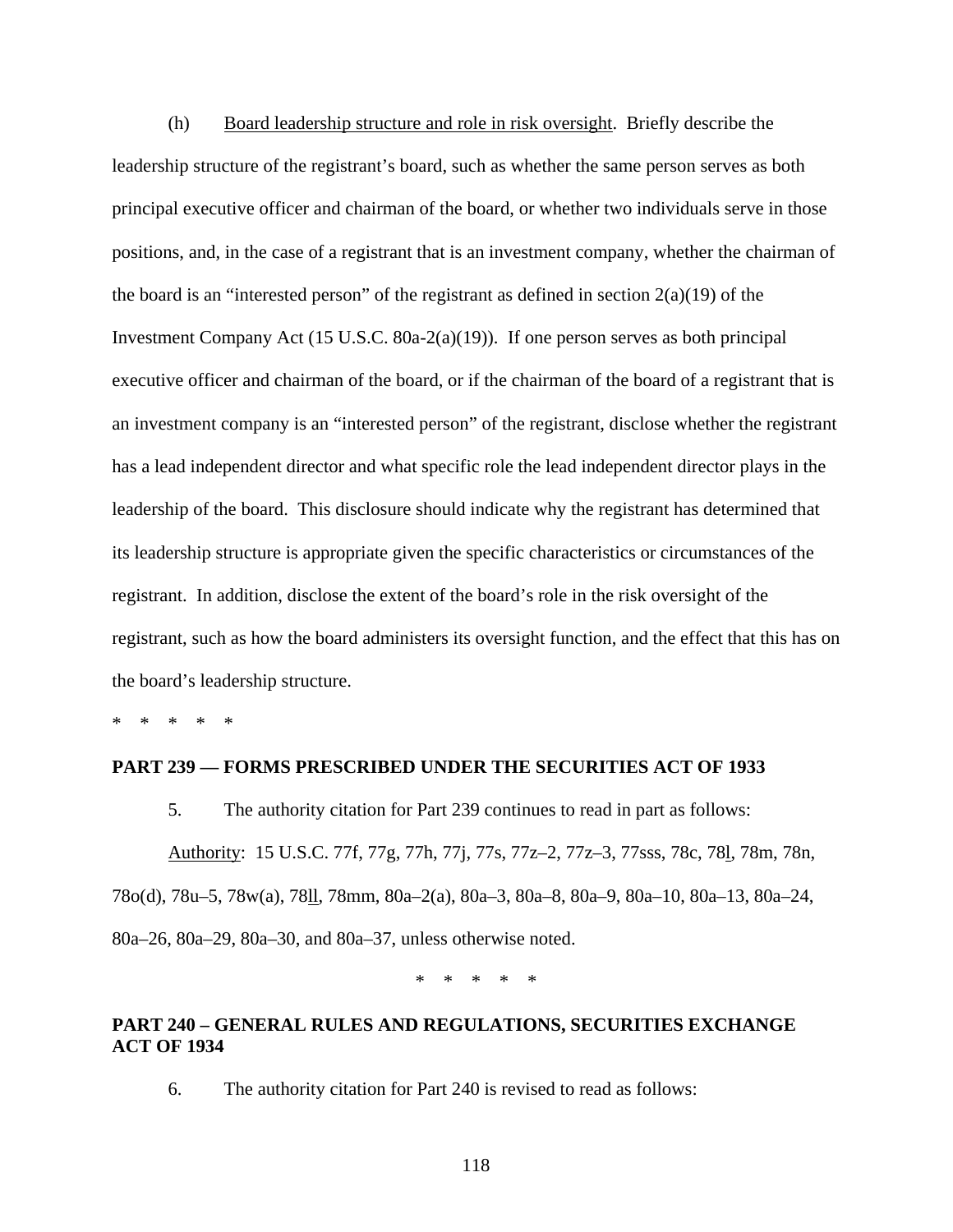(h) Board leadership structure and role in risk oversight. Briefly describe the leadership structure of the registrant's board, such as whether the same person serves as both principal executive officer and chairman of the board, or whether two individuals serve in those positions, and, in the case of a registrant that is an investment company, whether the chairman of the board is an "interested person" of the registrant as defined in section 2(a)(19) of the Investment Company Act (15 U.S.C. 80a-2(a)(19)). If one person serves as both principal executive officer and chairman of the board, or if the chairman of the board of a registrant that is an investment company is an "interested person" of the registrant, disclose whether the registrant has a lead independent director and what specific role the lead independent director plays in the leadership of the board. This disclosure should indicate why the registrant has determined that its leadership structure is appropriate given the specific characteristics or circumstances of the registrant. In addition, disclose the extent of the board's role in the risk oversight of the registrant, such as how the board administers its oversight function, and the effect that this has on the board's leadership structure.

\* \* \* \* \*

**PART 239 — FORMS PRESCRIBED UNDER THE SECURITIES ACT OF 1933**

5. The authority citation for Part 239 continues to read in part as follows:

Authority: 15 U.S.C. 77f, 77g, 77h, 77j, 77s, 77z–2, 77z–3, 77sss, 78c, 78l, 78m, 78n, 78o(d), 78u–5, 78w(a), 78ll, 78mm, 80a–2(a), 80a–3, 80a–8, 80a–9, 80a–10, 80a–13, 80a–24, 80a–26, 80a–29, 80a–30, and 80a–37, unless otherwise noted.

\* \* \* \* \*

**PART 240 – GENERAL RULES AND REGULATIONS, SECURITIES EXCHANGE ACT OF 1934**

6. The authority citation for Part 240 is revised to read as follows: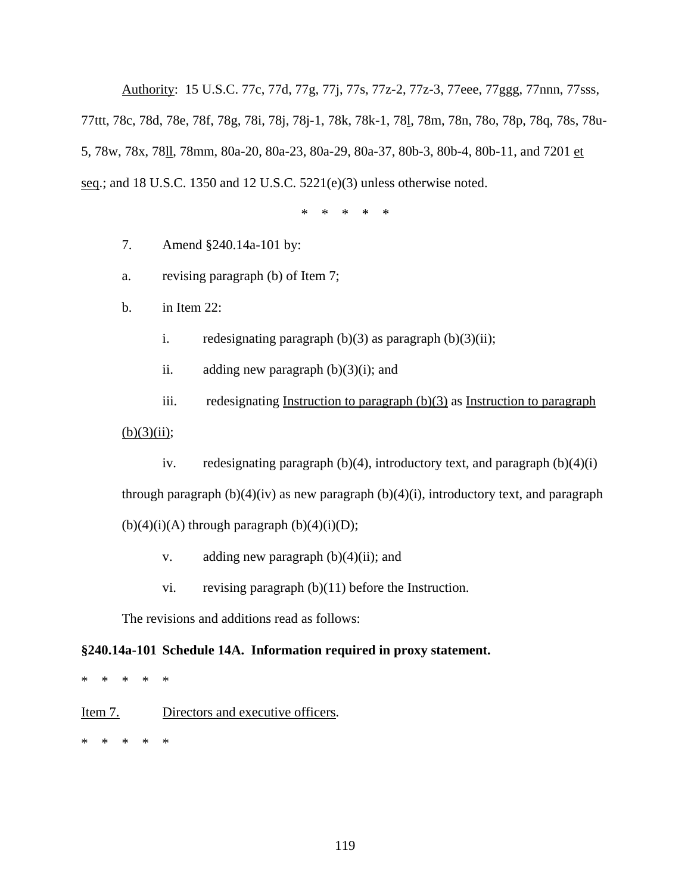Authority: 15 U.S.C. 77c, 77d, 77g, 77j, 77s, 77z-2, 77z-3, 77eee, 77ggg, 77nnn, 77sss, 77ttt, 78c, 78d, 78e, 78f, 78g, 78i, 78j, 78j-1, 78k, 78k-1, 78l, 78m, 78n, 78o, 78p, 78q, 78s, 78u-5, 78w, 78x, 78ll, 78mm, 80a-20, 80a-23, 80a-29, 80a-37, 80b-3, 80b-4, 80b-11, and 7201 et seq.; and 18 U.S.C. 1350 and 12 U.S.C. 5221(e)(3) unless otherwise noted.

\* \* \* \* \*

7. Amend §240.14a-101 by:

a. revising paragraph (b) of Item 7;

b. in Item 22:

i. redesignating paragraph (b)(3) as paragraph (b)(3)(ii);

ii. adding new paragraph (b)(3)(i); and

iii. redesignating Instruction to paragraph (b)(3) as Instruction to paragraph (b)(3)(ii);

iv. redesignating paragraph (b)(4), introductory text, and paragraph (b)(4)(i) through paragraph (b)(4)(iv) as new paragraph (b)(4)(i), introductory text, and paragraph (b)(4)(i)(A) through paragraph (b)(4)(i)(D);

v. adding new paragraph (b)(4)(ii); and

vi. revising paragraph (b)(11) before the Instruction.

The revisions and additions read as follows:

**§240.14a-101 Schedule 14A. Information required in proxy statement.**

\* \* \* \* \*

Item 7. Directors and executive officers.

\* \* \* \* \*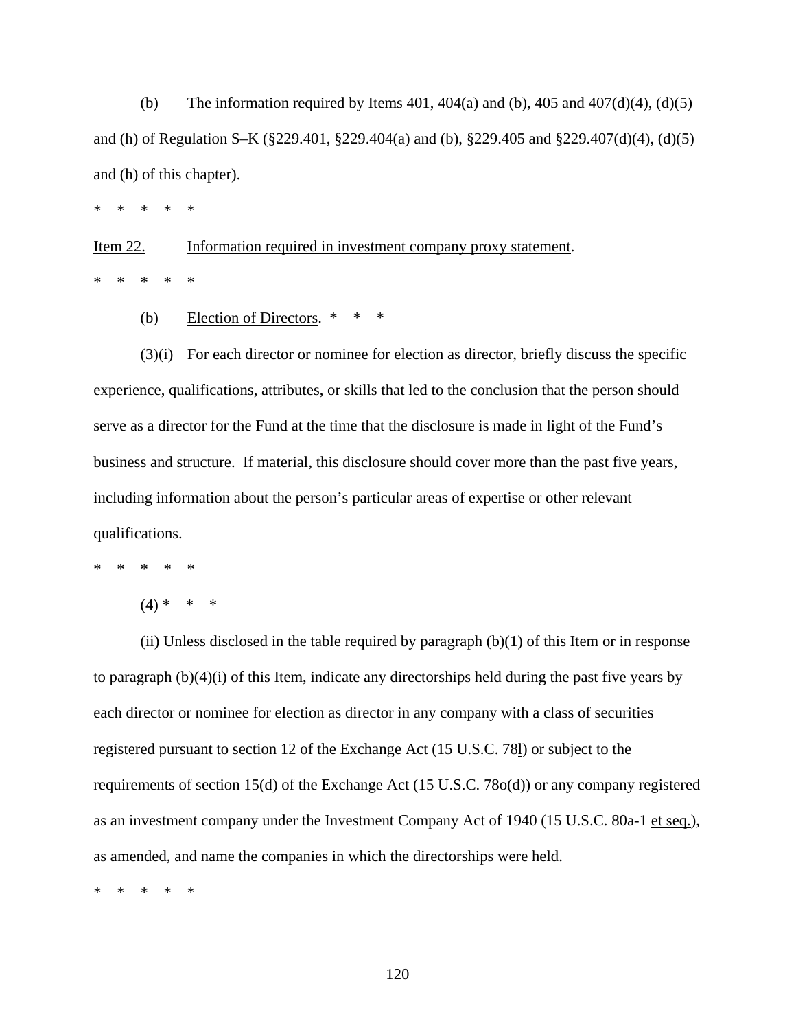(b) The information required by Items 401, 404(a) and (b), 405 and 407(d)(4), (d)(5) and (h) of Regulation S–K (§229.401, §229.404(a) and (b), §229.405 and §229.407(d)(4), (d)(5) and (h) of this chapter).

* * * * *

<u>Item 22.</u> <u>Information required in investment company proxy statement</u>.

* * * * *

(b) <u>Election of Directors</u>. * * *

(3)(i) For each director or nominee for election as director, briefly discuss the specific experience, qualifications, attributes, or skills that led to the conclusion that the person should serve as a director for the Fund at the time that the disclosure is made in light of the Fund's business and structure. If material, this disclosure should cover more than the past five years, including information about the person's particular areas of expertise or other relevant qualifications.

* * * * *

(4) * * *

(ii) Unless disclosed in the table required by paragraph (b)(1) of this Item or in response to paragraph (b)(4)(i) of this Item, indicate any directorships held during the past five years by each director or nominee for election as director in any company with a class of securities registered pursuant to section 12 of the Exchange Act (15 U.S.C. 78l) or subject to the requirements of section 15(d) of the Exchange Act (15 U.S.C. 78o(d)) or any company registered as an investment company under the Investment Company Act of 1940 (15 U.S.C. 80a-1 <u>et seq.</u>), as amended, and name the companies in which the directorships were held.

* * * * *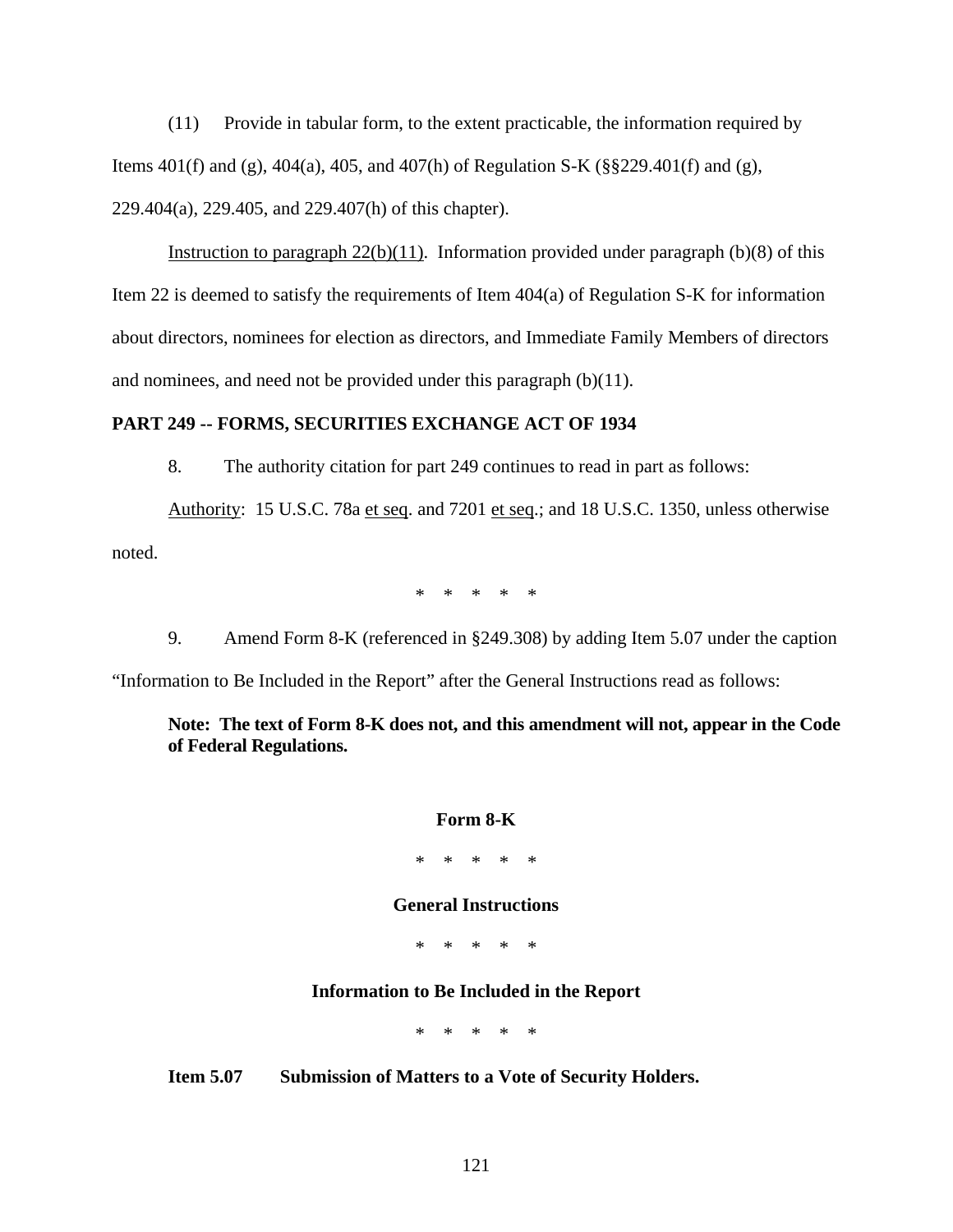(11) Provide in tabular form, to the extent practicable, the information required by Items 401(f) and (g), 404(a), 405, and 407(h) of Regulation S-K (§§229.401(f) and (g), 229.404(a), 229.405, and 229.407(h) of this chapter).

Instruction to paragraph 22(b)(11). Information provided under paragraph (b)(8) of this Item 22 is deemed to satisfy the requirements of Item 404(a) of Regulation S-K for information about directors, nominees for election as directors, and Immediate Family Members of directors and nominees, and need not be provided under this paragraph (b)(11).

**PART 249 -- FORMS, SECURITIES EXCHANGE ACT OF 1934**

8. The authority citation for part 249 continues to read in part as follows:

Authority: 15 U.S.C. 78a et seq. and 7201 et seq.; and 18 U.S.C. 1350, unless otherwise noted.

\* \* \* \* \*

9. Amend Form 8-K (referenced in §249.308) by adding Item 5.07 under the caption "Information to Be Included in the Report" after the General Instructions read as follows:

**Note: The text of Form 8-K does not, and this amendment will not, appear in the Code of Federal Regulations.**

**Form 8-K**

\* \* \* \* \*

**General Instructions**

\* \* \* \* \*

**Information to Be Included in the Report**

\* \* \* \* \*

**Item 5.07 Submission of Matters to a Vote of Security Holders.**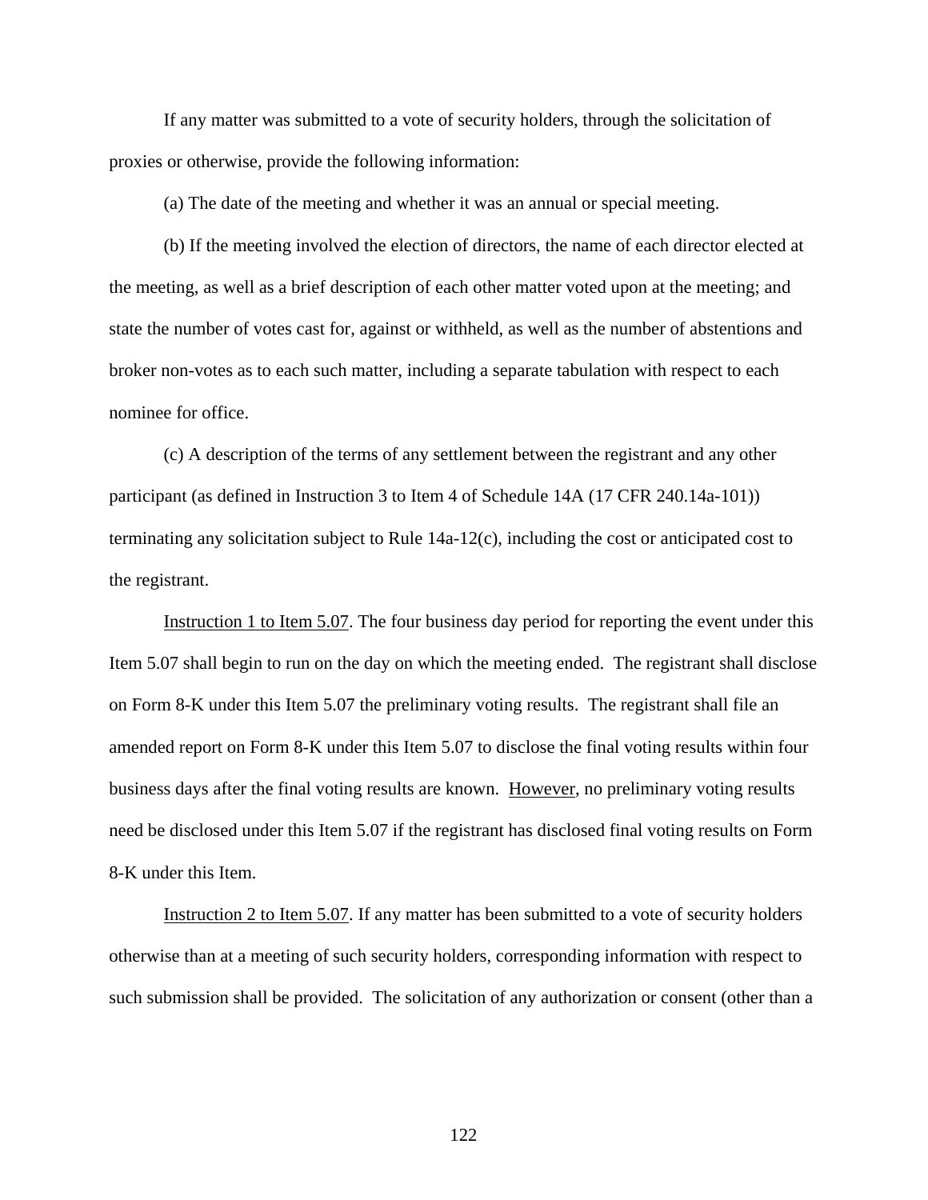If any matter was submitted to a vote of security holders, through the solicitation of proxies or otherwise, provide the following information:

(a) The date of the meeting and whether it was an annual or special meeting.

(b) If the meeting involved the election of directors, the name of each director elected at the meeting, as well as a brief description of each other matter voted upon at the meeting; and state the number of votes cast for, against or withheld, as well as the number of abstentions and broker non-votes as to each such matter, including a separate tabulation with respect to each nominee for office.

(c) A description of the terms of any settlement between the registrant and any other participant (as defined in Instruction 3 to Item 4 of Schedule 14A (17 CFR 240.14a-101)) terminating any solicitation subject to Rule 14a-12(c), including the cost or anticipated cost to the registrant.

Instruction 1 to Item 5.07. The four business day period for reporting the event under this Item 5.07 shall begin to run on the day on which the meeting ended. The registrant shall disclose on Form 8-K under this Item 5.07 the preliminary voting results. The registrant shall file an amended report on Form 8-K under this Item 5.07 to disclose the final voting results within four business days after the final voting results are known. However, no preliminary voting results need be disclosed under this Item 5.07 if the registrant has disclosed final voting results on Form 8-K under this Item.

Instruction 2 to Item 5.07. If any matter has been submitted to a vote of security holders otherwise than at a meeting of such security holders, corresponding information with respect to such submission shall be provided. The solicitation of any authorization or consent (other than a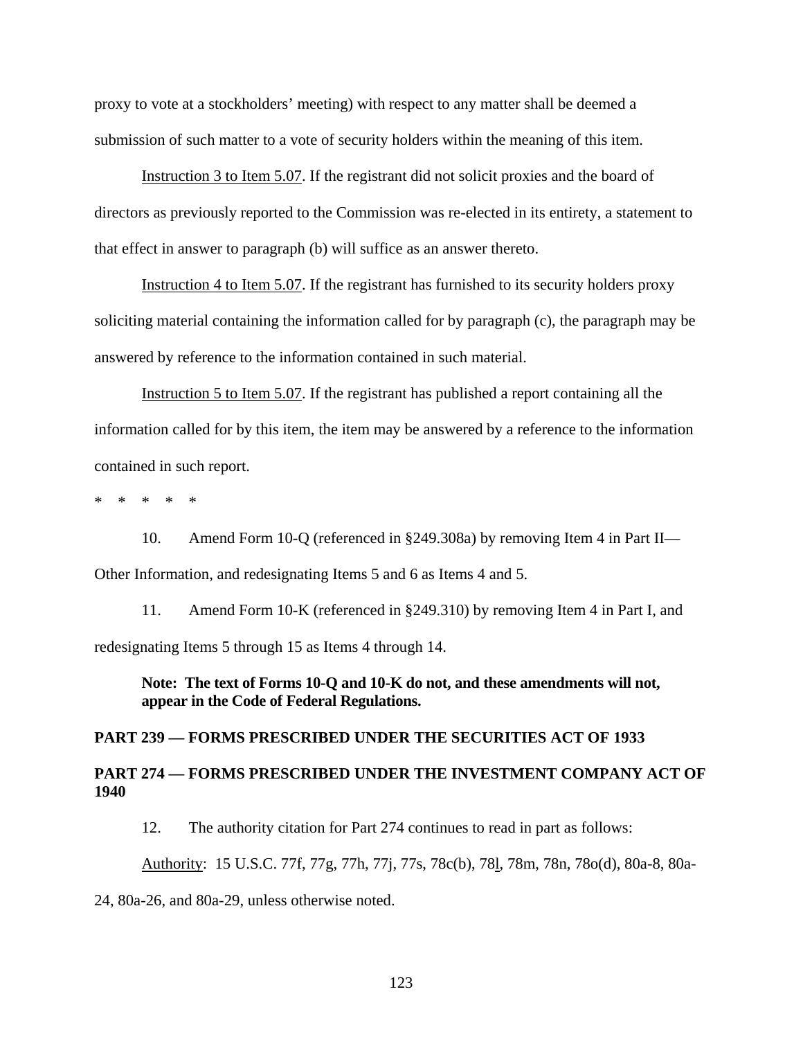proxy to vote at a stockholders' meeting) with respect to any matter shall be deemed a submission of such matter to a vote of security holders within the meaning of this item.

Instruction 3 to Item 5.07. If the registrant did not solicit proxies and the board of directors as previously reported to the Commission was re-elected in its entirety, a statement to that effect in answer to paragraph (b) will suffice as an answer thereto.

Instruction 4 to Item 5.07. If the registrant has furnished to its security holders proxy soliciting material containing the information called for by paragraph (c), the paragraph may be answered by reference to the information contained in such material.

Instruction 5 to Item 5.07. If the registrant has published a report containing all the information called for by this item, the item may be answered by a reference to the information contained in such report.

\* \* \* \* \*

10. Amend Form 10-Q (referenced in §249.308a) by removing Item 4 in Part II—Other Information, and redesignating Items 5 and 6 as Items 4 and 5.

11. Amend Form 10-K (referenced in §249.310) by removing Item 4 in Part I, and redesignating Items 5 through 15 as Items 4 through 14.

**Note: The text of Forms 10-Q and 10-K do not, and these amendments will not, appear in the Code of Federal Regulations.**

**PART 239 — FORMS PRESCRIBED UNDER THE SECURITIES ACT OF 1933**

**PART 274 — FORMS PRESCRIBED UNDER THE INVESTMENT COMPANY ACT OF 1940**

12. The authority citation for Part 274 continues to read in part as follows:

Authority: 15 U.S.C. 77f, 77g, 77h, 77j, 77s, 78c(b), 78l, 78m, 78n, 78o(d), 80a-8, 80a-24, 80a-26, and 80a-29, unless otherwise noted.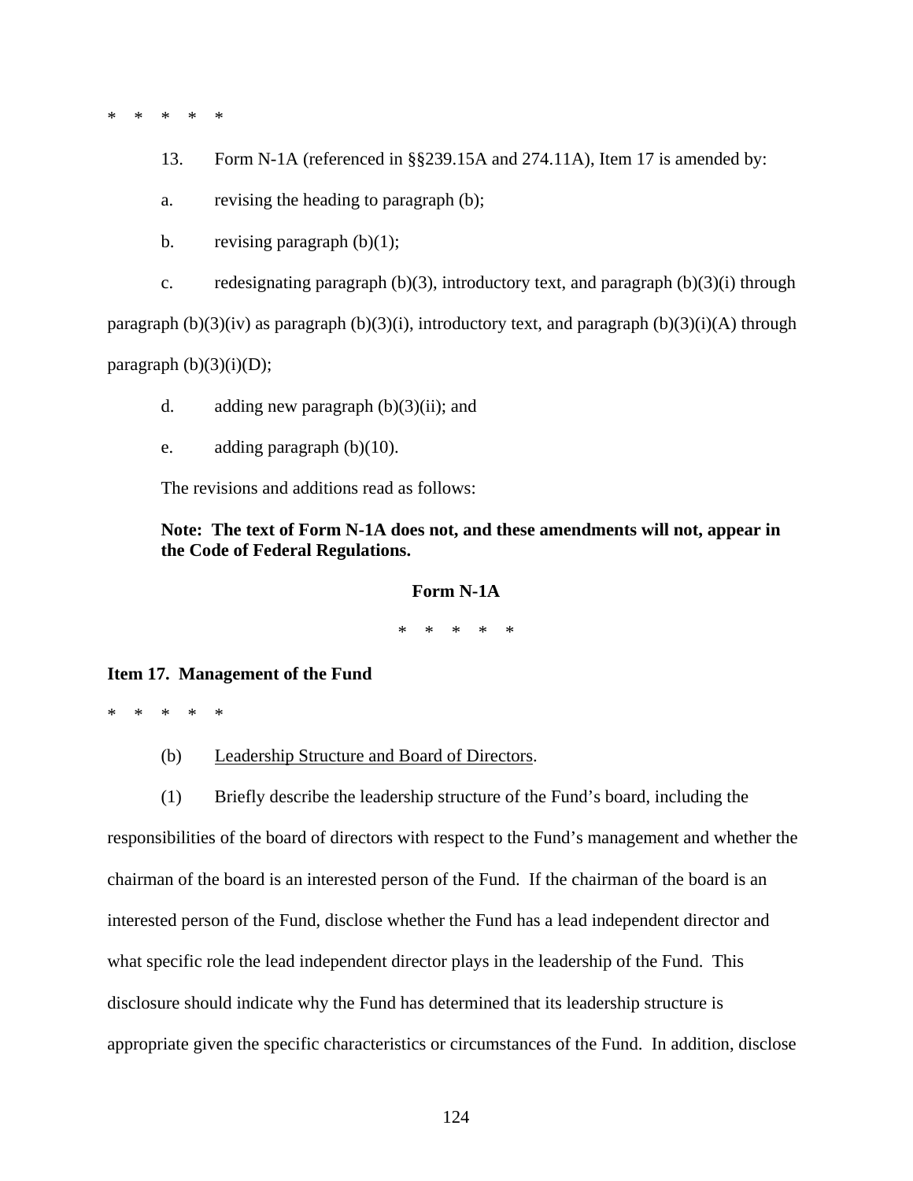\*    \*    \*    \*    \*

13. Form N-1A (referenced in §§239.15A and 274.11A), Item 17 is amended by:

a. revising the heading to paragraph (b);

b. revising paragraph (b)(1);

c. redesignating paragraph (b)(3), introductory text, and paragraph (b)(3)(i) through paragraph (b)(3)(iv) as paragraph (b)(3)(i), introductory text, and paragraph (b)(3)(i)(A) through paragraph (b)(3)(i)(D);

d. adding new paragraph (b)(3)(ii); and

e. adding paragraph (b)(10).

The revisions and additions read as follows:

**Note: The text of Form N-1A does not, and these amendments will not, appear in the Code of Federal Regulations.**

**Form N-1A**

\*    \*    \*    \*    \*

**Item 17. Management of the Fund**

\*    \*    \*    \*    \*

(b) <u>Leadership Structure and Board of Directors</u>.

(1) Briefly describe the leadership structure of the Fund's board, including the responsibilities of the board of directors with respect to the Fund's management and whether the chairman of the board is an interested person of the Fund. If the chairman of the board is an interested person of the Fund, disclose whether the Fund has a lead independent director and what specific role the lead independent director plays in the leadership of the Fund. This disclosure should indicate why the Fund has determined that its leadership structure is appropriate given the specific characteristics or circumstances of the Fund. In addition, disclose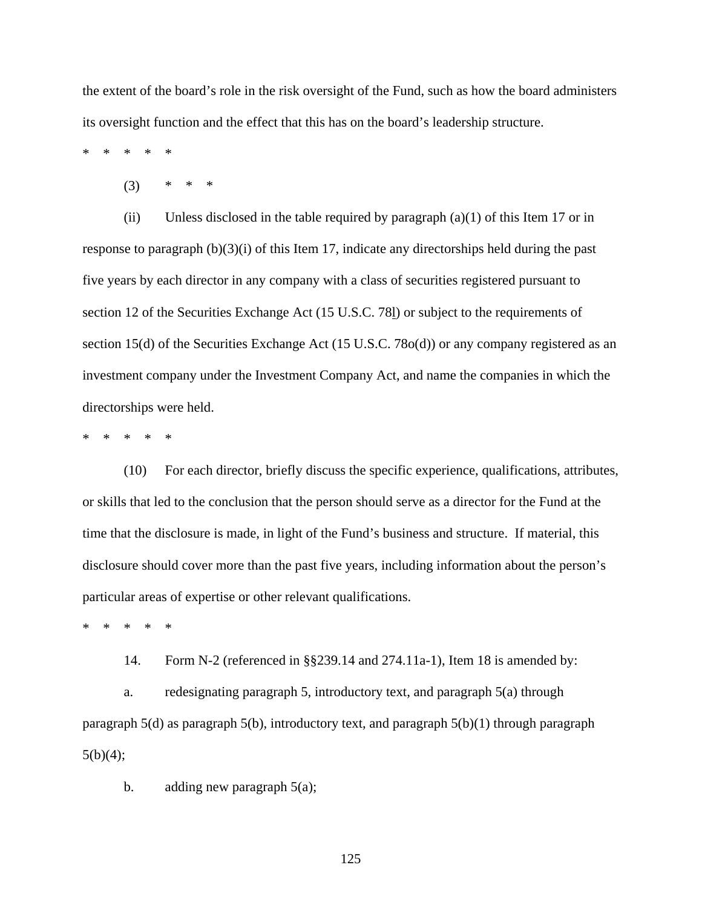the extent of the board's role in the risk oversight of the Fund, such as how the board administers its oversight function and the effect that this has on the board's leadership structure.

* * * * *

(3) * * *

(ii) Unless disclosed in the table required by paragraph (a)(1) of this Item 17 or in response to paragraph (b)(3)(i) of this Item 17, indicate any directorships held during the past five years by each director in any company with a class of securities registered pursuant to section 12 of the Securities Exchange Act (15 U.S.C. 78l) or subject to the requirements of section 15(d) of the Securities Exchange Act (15 U.S.C. 78o(d)) or any company registered as an investment company under the Investment Company Act, and name the companies in which the directorships were held.

* * * * *

(10) For each director, briefly discuss the specific experience, qualifications, attributes, or skills that led to the conclusion that the person should serve as a director for the Fund at the time that the disclosure is made, in light of the Fund's business and structure. If material, this disclosure should cover more than the past five years, including information about the person's particular areas of expertise or other relevant qualifications.

* * * * *

14. Form N-2 (referenced in §§239.14 and 274.11a-1), Item 18 is amended by:

a. redesignating paragraph 5, introductory text, and paragraph 5(a) through paragraph 5(d) as paragraph 5(b), introductory text, and paragraph 5(b)(1) through paragraph 5(b)(4);

b. adding new paragraph 5(a);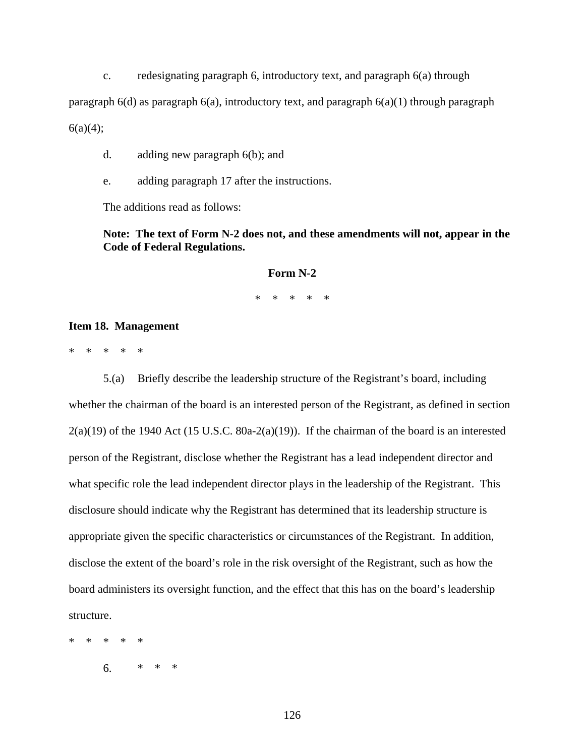c. redesignating paragraph 6, introductory text, and paragraph 6(a) through paragraph 6(d) as paragraph 6(a), introductory text, and paragraph 6(a)(1) through paragraph 6(a)(4);

d. adding new paragraph 6(b); and

e. adding paragraph 17 after the instructions.

The additions read as follows:

**Note: The text of Form N-2 does not, and these amendments will not, appear in the Code of Federal Regulations.**

**Form N-2**

\* \* \* \* \*

**Item 18. Management**

\* \* \* \* \*

5.(a) Briefly describe the leadership structure of the Registrant's board, including whether the chairman of the board is an interested person of the Registrant, as defined in section 2(a)(19) of the 1940 Act (15 U.S.C. 80a-2(a)(19)). If the chairman of the board is an interested person of the Registrant, disclose whether the Registrant has a lead independent director and what specific role the lead independent director plays in the leadership of the Registrant. This disclosure should indicate why the Registrant has determined that its leadership structure is appropriate given the specific characteristics or circumstances of the Registrant. In addition, disclose the extent of the board's role in the risk oversight of the Registrant, such as how the board administers its oversight function, and the effect that this has on the board's leadership structure.

\* \* \* \* \*

6. \* \* \*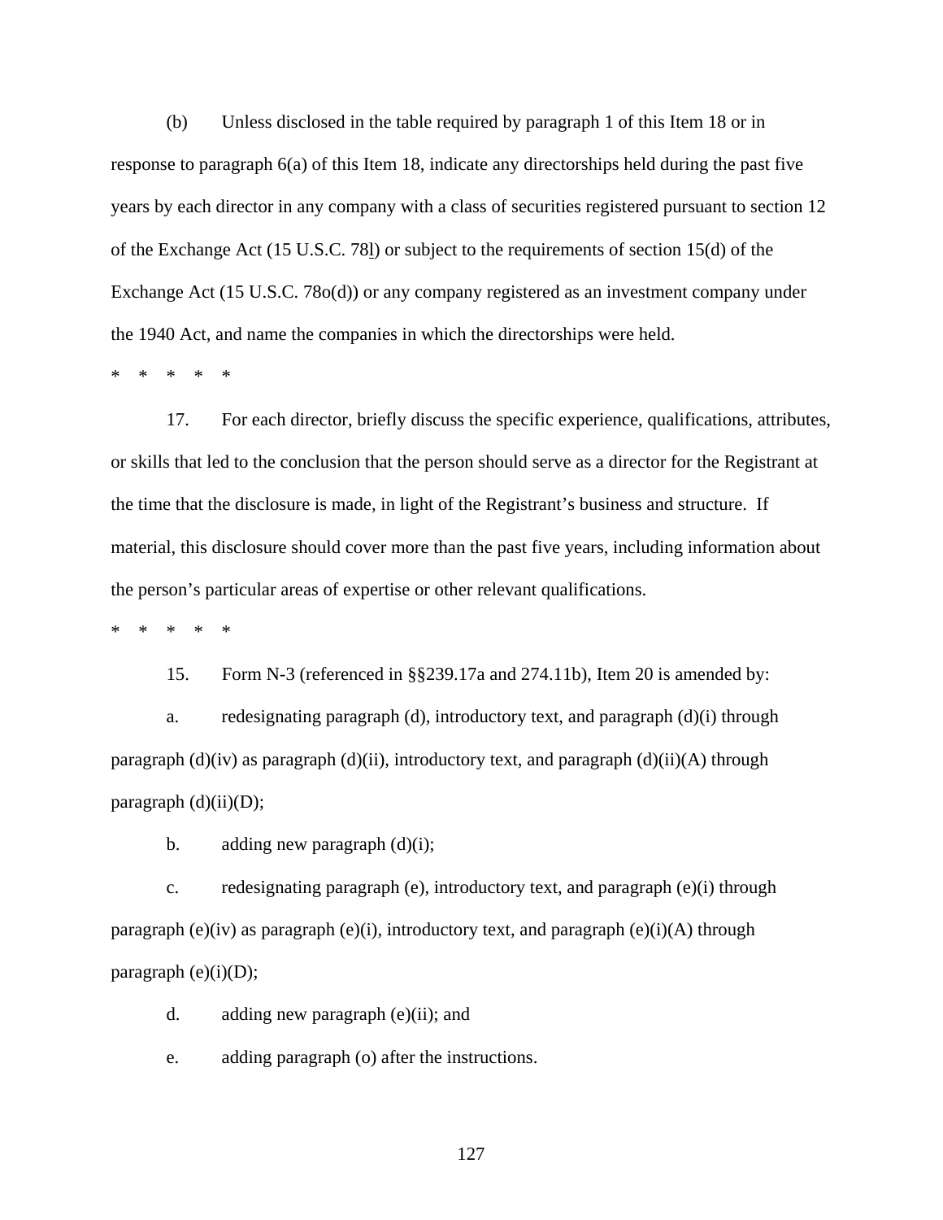(b) Unless disclosed in the table required by paragraph 1 of this Item 18 or in response to paragraph 6(a) of this Item 18, indicate any directorships held during the past five years by each director in any company with a class of securities registered pursuant to section 12 of the Exchange Act (15 U.S.C. 78l) or subject to the requirements of section 15(d) of the Exchange Act (15 U.S.C. 78o(d)) or any company registered as an investment company under the 1940 Act, and name the companies in which the directorships were held.

\* \* \* \* \*

17. For each director, briefly discuss the specific experience, qualifications, attributes, or skills that led to the conclusion that the person should serve as a director for the Registrant at the time that the disclosure is made, in light of the Registrant's business and structure. If material, this disclosure should cover more than the past five years, including information about the person's particular areas of expertise or other relevant qualifications.

\* \* \* \* \*

15. Form N-3 (referenced in §§239.17a and 274.11b), Item 20 is amended by:

a. redesignating paragraph (d), introductory text, and paragraph (d)(i) through paragraph (d)(iv) as paragraph (d)(ii), introductory text, and paragraph (d)(ii)(A) through paragraph (d)(ii)(D);

b. adding new paragraph (d)(i);

c. redesignating paragraph (e), introductory text, and paragraph (e)(i) through paragraph (e)(iv) as paragraph (e)(i), introductory text, and paragraph (e)(i)(A) through paragraph (e)(i)(D);

d. adding new paragraph (e)(ii); and

e. adding paragraph (o) after the instructions.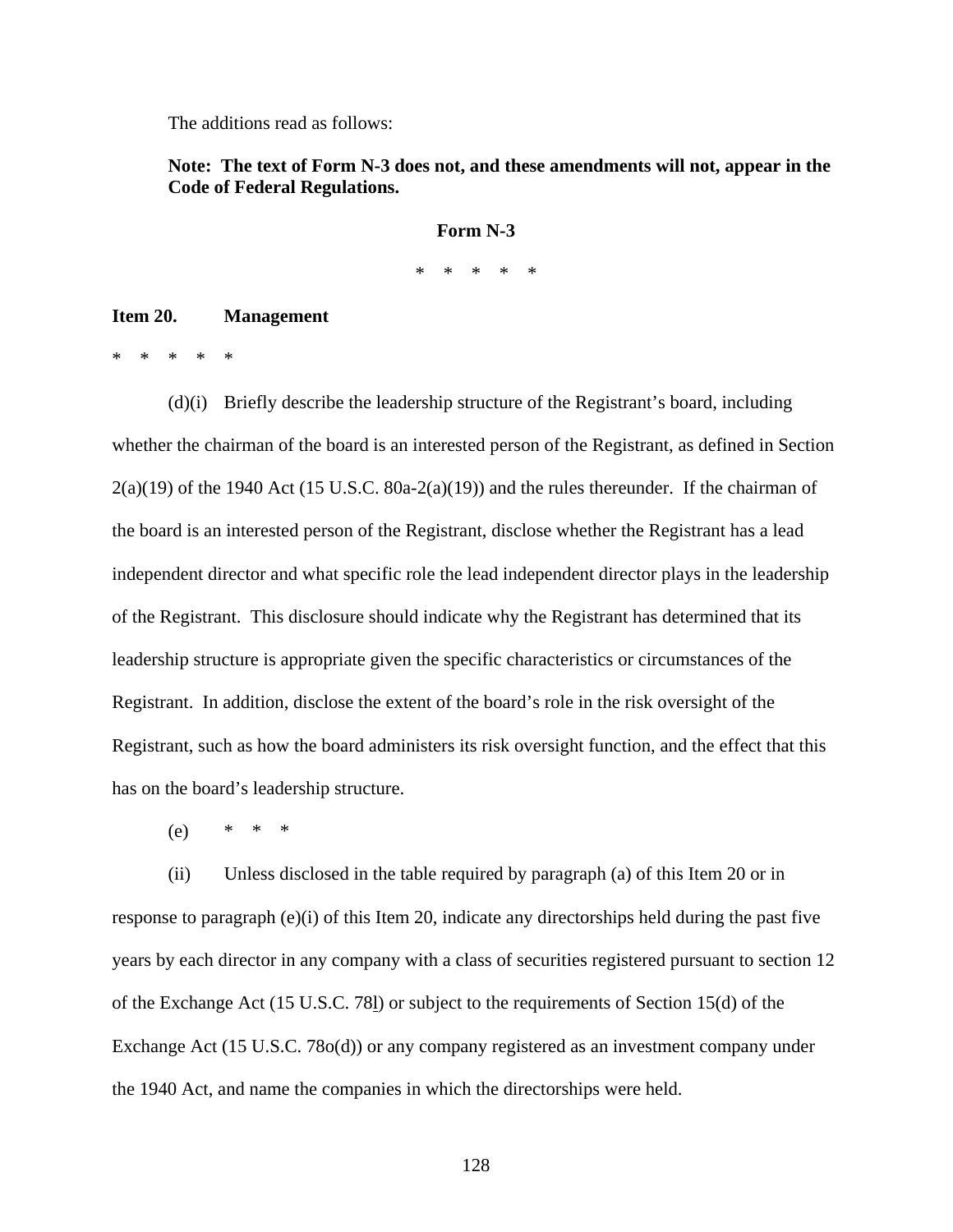The additions read as follows:

**Note: The text of Form N-3 does not, and these amendments will not, appear in the Code of Federal Regulations.**

**Form N-3**

\*  \*  \*  \*  \*

**Item 20. Management**

\*  \*  \*  \*  \*

(d)(i) Briefly describe the leadership structure of the Registrant's board, including whether the chairman of the board is an interested person of the Registrant, as defined in Section 2(a)(19) of the 1940 Act (15 U.S.C. 80a-2(a)(19)) and the rules thereunder. If the chairman of the board is an interested person of the Registrant, disclose whether the Registrant has a lead independent director and what specific role the lead independent director plays in the leadership of the Registrant. This disclosure should indicate why the Registrant has determined that its leadership structure is appropriate given the specific characteristics or circumstances of the Registrant. In addition, disclose the extent of the board's role in the risk oversight of the Registrant, such as how the board administers its risk oversight function, and the effect that this has on the board's leadership structure.

(e) \*  \*  \*

(ii) Unless disclosed in the table required by paragraph (a) of this Item 20 or in response to paragraph (e)(i) of this Item 20, indicate any directorships held during the past five years by each director in any company with a class of securities registered pursuant to section 12 of the Exchange Act (15 U.S.C. 78l) or subject to the requirements of Section 15(d) of the Exchange Act (15 U.S.C. 78o(d)) or any company registered as an investment company under the 1940 Act, and name the companies in which the directorships were held.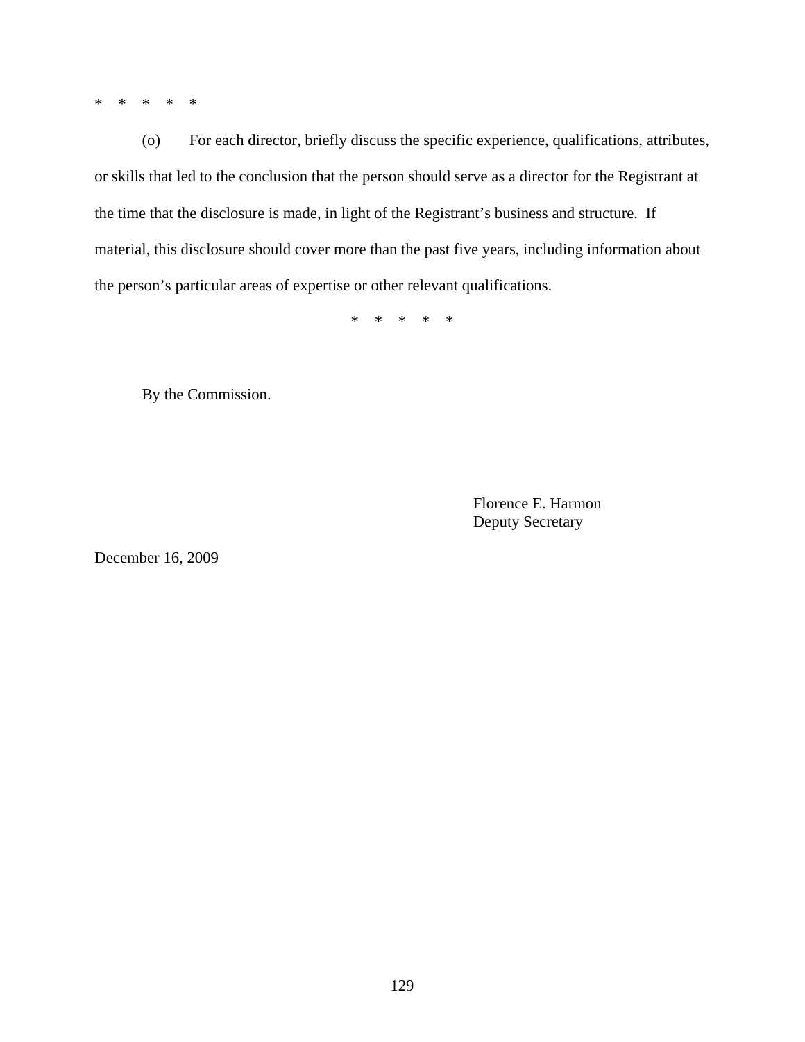\*    \*    \*    \*    \*

(o) For each director, briefly discuss the specific experience, qualifications, attributes, or skills that led to the conclusion that the person should serve as a director for the Registrant at the time that the disclosure is made, in light of the Registrant's business and structure. If material, this disclosure should cover more than the past five years, including information about the person's particular areas of expertise or other relevant qualifications.

\*    \*    \*    \*    \*

By the Commission.

Florence E. Harmon
Deputy Secretary

December 16, 2009